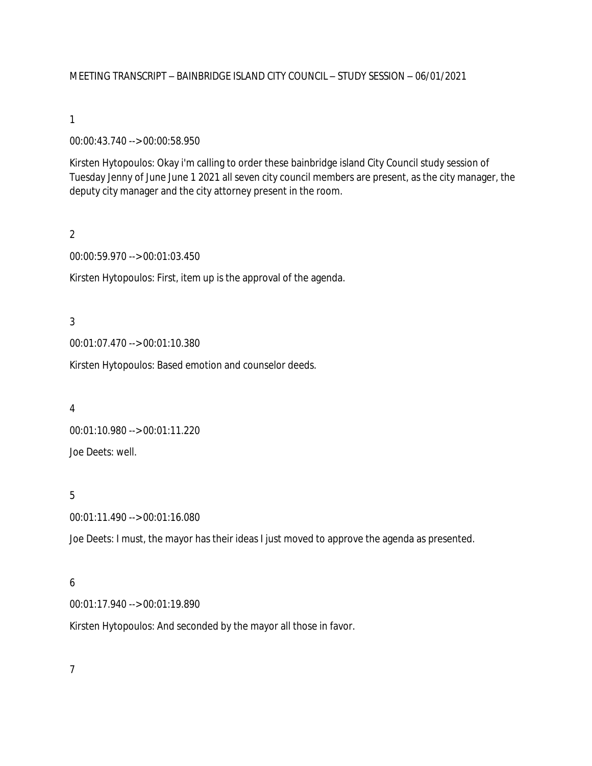MEETING TRANSCRIPT – BAINBRIDGE ISLAND CITY COUNCIL – STUDY SESSION – 06/01/2021

1

00:00:43.740 --> 00:00:58.950

Kirsten Hytopoulos: Okay i'm calling to order these bainbridge island City Council study session of Tuesday Jenny of June June 1 2021 all seven city council members are present, as the city manager, the deputy city manager and the city attorney present in the room.

2

00:00:59.970 --> 00:01:03.450

Kirsten Hytopoulos: First, item up is the approval of the agenda.

3

00:01:07.470 --> 00:01:10.380

Kirsten Hytopoulos: Based emotion and counselor deeds.

4

00:01:10.980 --> 00:01:11.220

Joe Deets: well.

5

00:01:11.490 --> 00:01:16.080

Joe Deets: I must, the mayor has their ideas I just moved to approve the agenda as presented.

6

00:01:17.940 --> 00:01:19.890

Kirsten Hytopoulos: And seconded by the mayor all those in favor.

7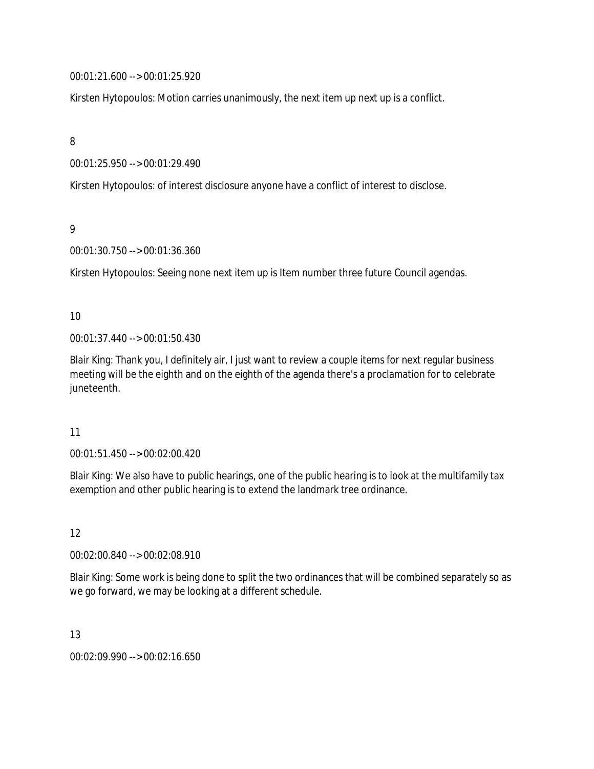00:01:21.600 --> 00:01:25.920

Kirsten Hytopoulos: Motion carries unanimously, the next item up next up is a conflict.

8

00:01:25.950 --> 00:01:29.490

Kirsten Hytopoulos: of interest disclosure anyone have a conflict of interest to disclose.

9

00:01:30.750 --> 00:01:36.360

Kirsten Hytopoulos: Seeing none next item up is Item number three future Council agendas.

10

00:01:37.440 --> 00:01:50.430

Blair King: Thank you, I definitely air, I just want to review a couple items for next regular business meeting will be the eighth and on the eighth of the agenda there's a proclamation for to celebrate juneteenth.

11

00:01:51.450 --> 00:02:00.420

Blair King: We also have to public hearings, one of the public hearing is to look at the multifamily tax exemption and other public hearing is to extend the landmark tree ordinance.

12

00:02:00.840 --> 00:02:08.910

Blair King: Some work is being done to split the two ordinances that will be combined separately so as we go forward, we may be looking at a different schedule.

13

00:02:09.990 --> 00:02:16.650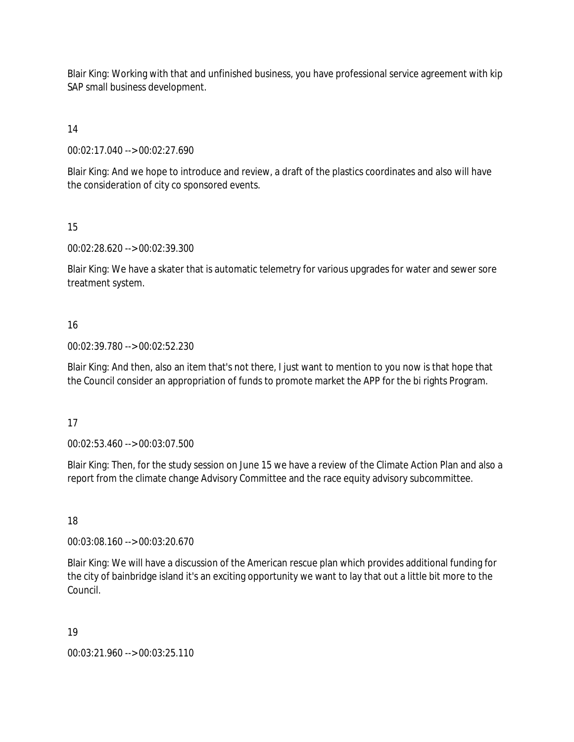Blair King: Working with that and unfinished business, you have professional service agreement with kip SAP small business development.

14

00:02:17.040 --> 00:02:27.690

Blair King: And we hope to introduce and review, a draft of the plastics coordinates and also will have the consideration of city co sponsored events.

15

00:02:28.620 --> 00:02:39.300

Blair King: We have a skater that is automatic telemetry for various upgrades for water and sewer sore treatment system.

16

00:02:39.780 --> 00:02:52.230

Blair King: And then, also an item that's not there, I just want to mention to you now is that hope that the Council consider an appropriation of funds to promote market the APP for the bi rights Program.

17

00:02:53.460 --> 00:03:07.500

Blair King: Then, for the study session on June 15 we have a review of the Climate Action Plan and also a report from the climate change Advisory Committee and the race equity advisory subcommittee.

18

00:03:08.160 --> 00:03:20.670

Blair King: We will have a discussion of the American rescue plan which provides additional funding for the city of bainbridge island it's an exciting opportunity we want to lay that out a little bit more to the Council.

19

00:03:21.960 --> 00:03:25.110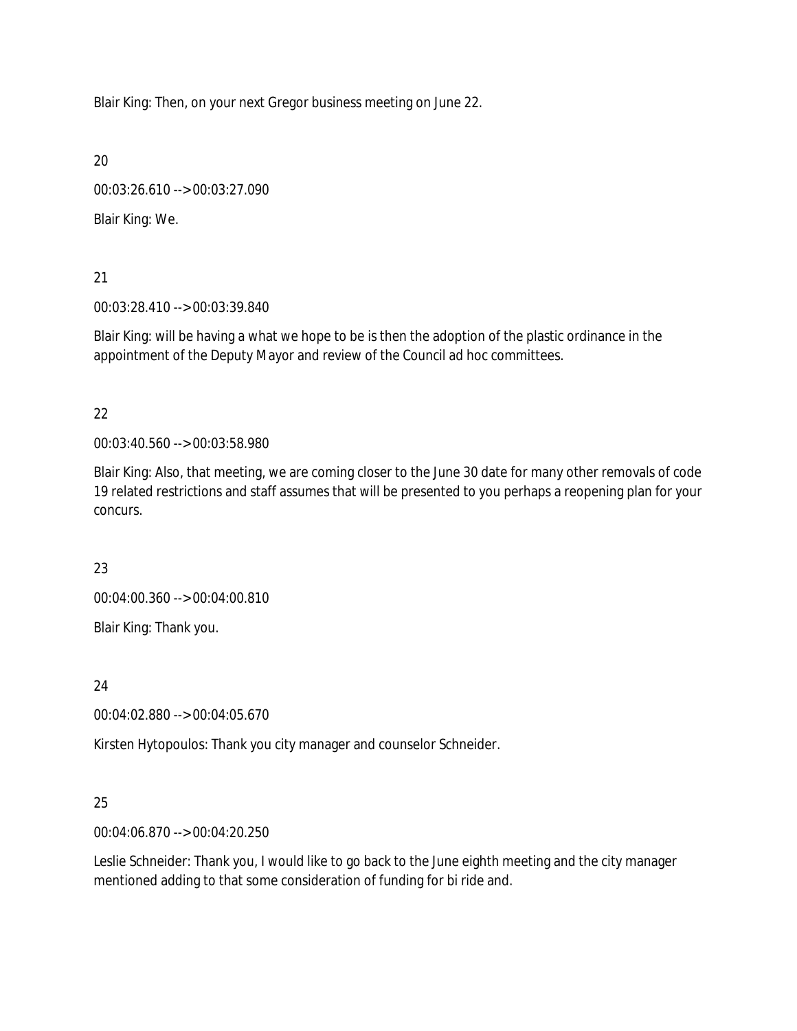Blair King: Then, on your next Gregor business meeting on June 22.

20

00:03:26.610 --> 00:03:27.090

Blair King: We.

21

00:03:28.410 --> 00:03:39.840

Blair King: will be having a what we hope to be is then the adoption of the plastic ordinance in the appointment of the Deputy Mayor and review of the Council ad hoc committees.

22

00:03:40.560 --> 00:03:58.980

Blair King: Also, that meeting, we are coming closer to the June 30 date for many other removals of code 19 related restrictions and staff assumes that will be presented to you perhaps a reopening plan for your concurs.

23

00:04:00.360 --> 00:04:00.810

Blair King: Thank you.

24

00:04:02.880 --> 00:04:05.670

Kirsten Hytopoulos: Thank you city manager and counselor Schneider.

25

00:04:06.870 --> 00:04:20.250

Leslie Schneider: Thank you, I would like to go back to the June eighth meeting and the city manager mentioned adding to that some consideration of funding for bi ride and.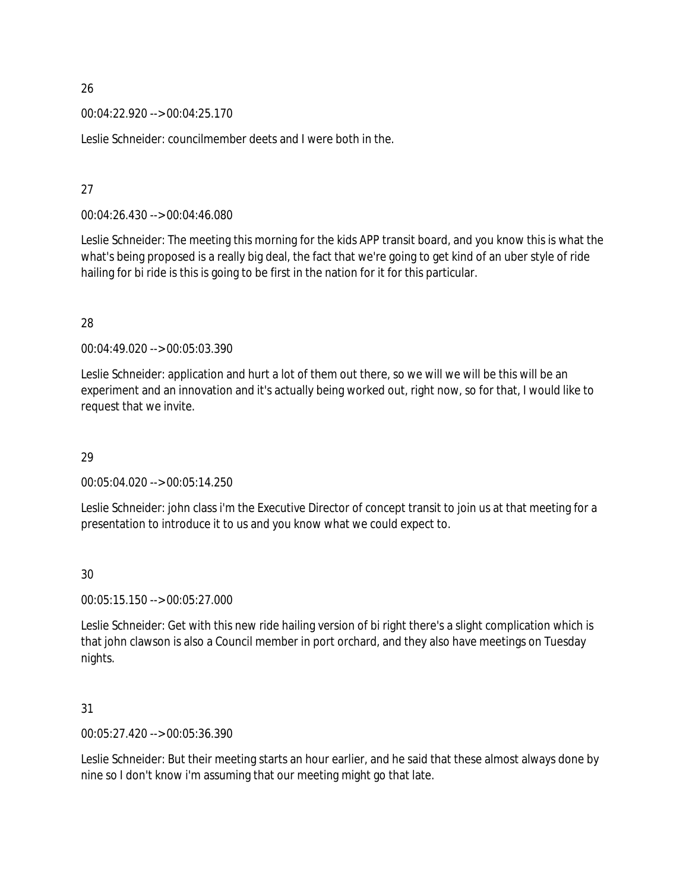26

00:04:22.920 --> 00:04:25.170

Leslie Schneider: councilmember deets and I were both in the.

27

00:04:26.430 --> 00:04:46.080

Leslie Schneider: The meeting this morning for the kids APP transit board, and you know this is what the what's being proposed is a really big deal, the fact that we're going to get kind of an uber style of ride hailing for bi ride is this is going to be first in the nation for it for this particular.

28

00:04:49.020 --> 00:05:03.390

Leslie Schneider: application and hurt a lot of them out there, so we will we will be this will be an experiment and an innovation and it's actually being worked out, right now, so for that, I would like to request that we invite.

29

00:05:04.020 --> 00:05:14.250

Leslie Schneider: john class i'm the Executive Director of concept transit to join us at that meeting for a presentation to introduce it to us and you know what we could expect to.

30

00:05:15.150 --> 00:05:27.000

Leslie Schneider: Get with this new ride hailing version of bi right there's a slight complication which is that john clawson is also a Council member in port orchard, and they also have meetings on Tuesday nights.

31

00:05:27.420 --> 00:05:36.390

Leslie Schneider: But their meeting starts an hour earlier, and he said that these almost always done by nine so I don't know i'm assuming that our meeting might go that late.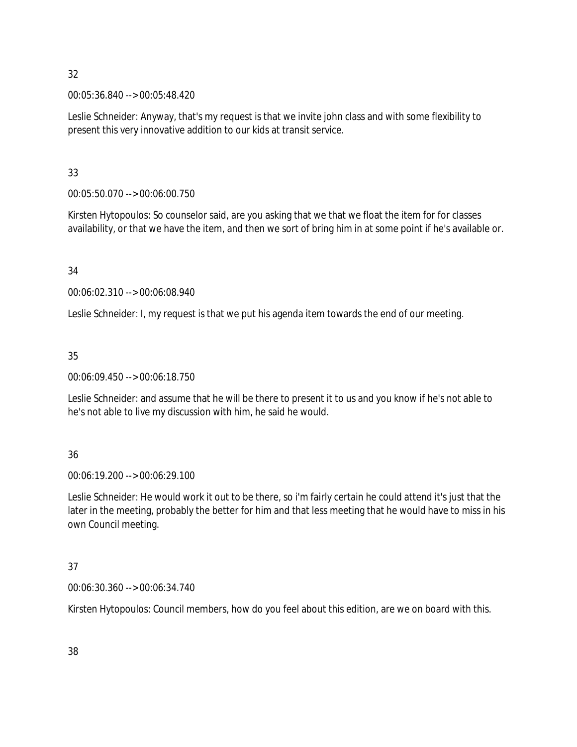32

00:05:36.840 --> 00:05:48.420

Leslie Schneider: Anyway, that's my request is that we invite john class and with some flexibility to present this very innovative addition to our kids at transit service.

33

00:05:50.070 --> 00:06:00.750

Kirsten Hytopoulos: So counselor said, are you asking that we that we float the item for for classes availability, or that we have the item, and then we sort of bring him in at some point if he's available or.

34

00:06:02.310 --> 00:06:08.940

Leslie Schneider: I, my request is that we put his agenda item towards the end of our meeting.

35

00:06:09.450 --> 00:06:18.750

Leslie Schneider: and assume that he will be there to present it to us and you know if he's not able to he's not able to live my discussion with him, he said he would.

36

00:06:19.200 --> 00:06:29.100

Leslie Schneider: He would work it out to be there, so i'm fairly certain he could attend it's just that the later in the meeting, probably the better for him and that less meeting that he would have to miss in his own Council meeting.

37

00:06:30.360 --> 00:06:34.740

Kirsten Hytopoulos: Council members, how do you feel about this edition, are we on board with this.

38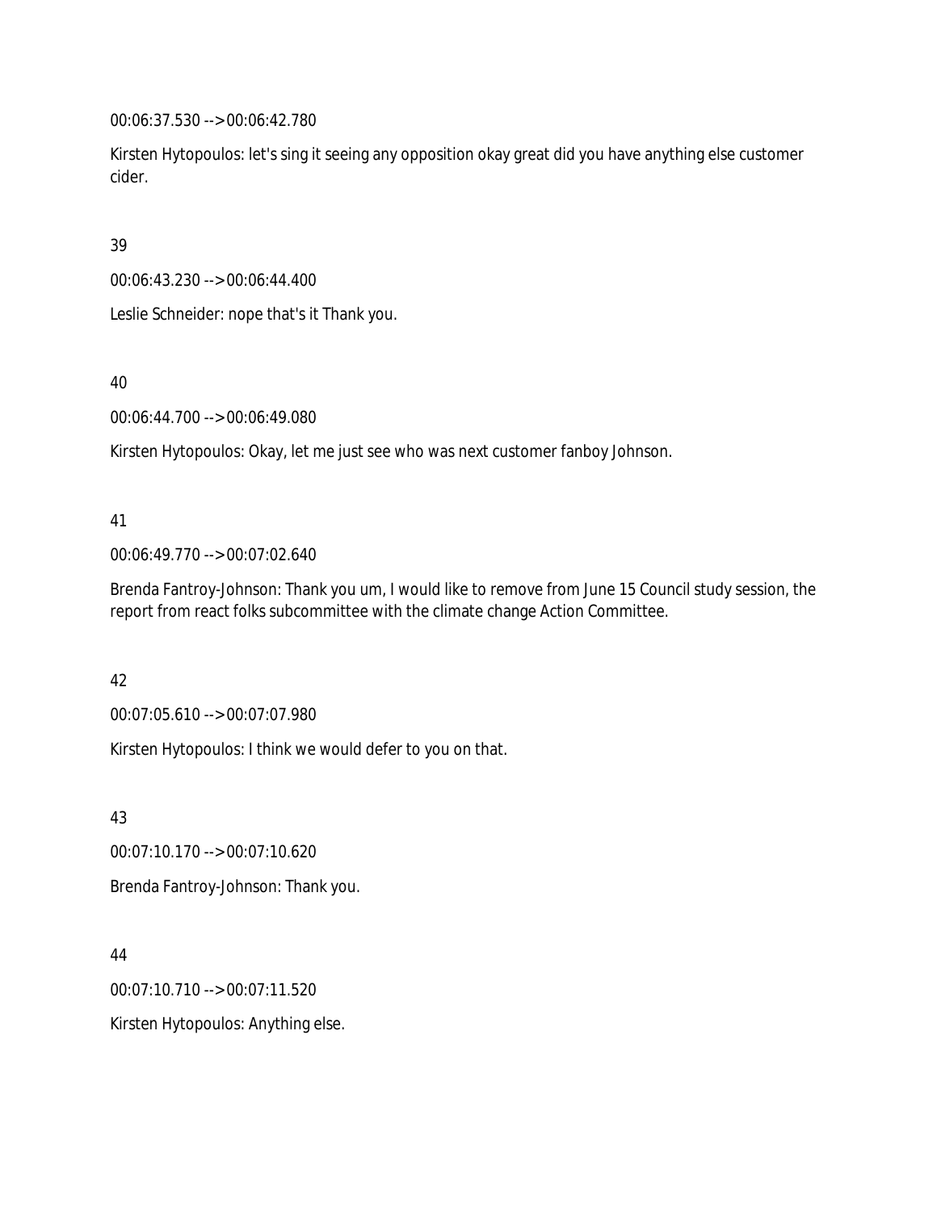00:06:37.530 --> 00:06:42.780

Kirsten Hytopoulos: let's sing it seeing any opposition okay great did you have anything else customer cider.

39

00:06:43.230 --> 00:06:44.400

Leslie Schneider: nope that's it Thank you.

40

00:06:44.700 --> 00:06:49.080

Kirsten Hytopoulos: Okay, let me just see who was next customer fanboy Johnson.

41

00:06:49.770 --> 00:07:02.640

Brenda Fantroy-Johnson: Thank you um, I would like to remove from June 15 Council study session, the report from react folks subcommittee with the climate change Action Committee.

42

00:07:05.610 --> 00:07:07.980

Kirsten Hytopoulos: I think we would defer to you on that.

43

00:07:10.170 --> 00:07:10.620

Brenda Fantroy-Johnson: Thank you.

44

00:07:10.710 --> 00:07:11.520

Kirsten Hytopoulos: Anything else.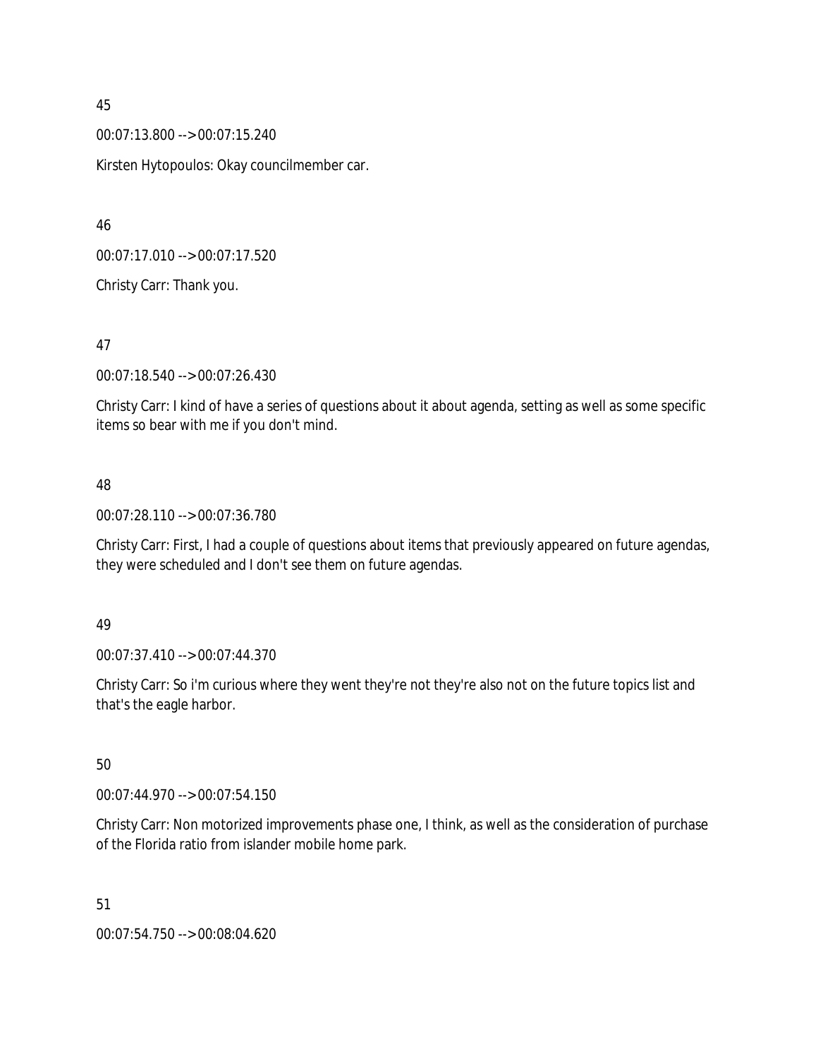45

00:07:13.800 --> 00:07:15.240

Kirsten Hytopoulos: Okay councilmember car.

46

00:07:17.010 --> 00:07:17.520

Christy Carr: Thank you.

47

00:07:18.540 --> 00:07:26.430

Christy Carr: I kind of have a series of questions about it about agenda, setting as well as some specific items so bear with me if you don't mind.

48

00:07:28.110 --> 00:07:36.780

Christy Carr: First, I had a couple of questions about items that previously appeared on future agendas, they were scheduled and I don't see them on future agendas.

49

00:07:37.410 --> 00:07:44.370

Christy Carr: So i'm curious where they went they're not they're also not on the future topics list and that's the eagle harbor.

50

00:07:44.970 --> 00:07:54.150

Christy Carr: Non motorized improvements phase one, I think, as well as the consideration of purchase of the Florida ratio from islander mobile home park.

51

00:07:54.750 --> 00:08:04.620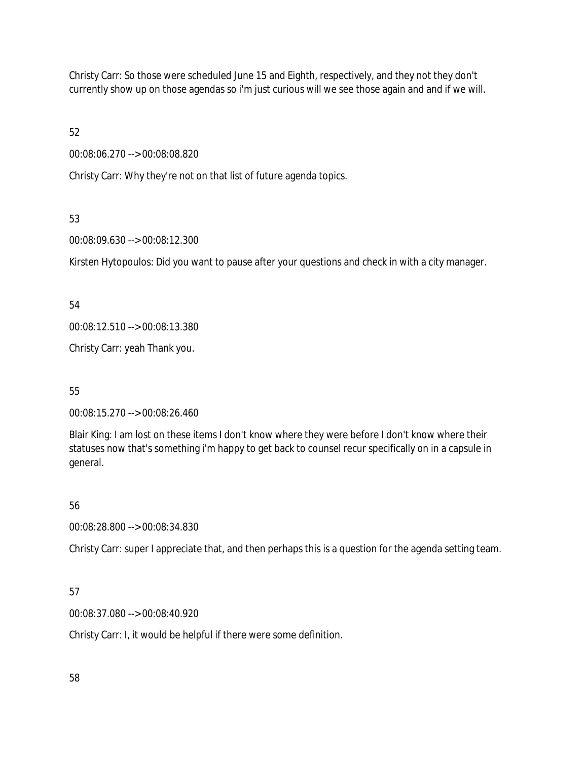Christy Carr: So those were scheduled June 15 and Eighth, respectively, and they not they don't currently show up on those agendas so i'm just curious will we see those again and and if we will.

52

00:08:06.270 --> 00:08:08.820

Christy Carr: Why they're not on that list of future agenda topics.

53

00:08:09.630 --> 00:08:12.300

Kirsten Hytopoulos: Did you want to pause after your questions and check in with a city manager.

54

00:08:12.510 --> 00:08:13.380

Christy Carr: yeah Thank you.

55

00:08:15.270 --> 00:08:26.460

Blair King: I am lost on these items I don't know where they were before I don't know where their statuses now that's something i'm happy to get back to counsel recur specifically on in a capsule in general.

56

00:08:28.800 --> 00:08:34.830

Christy Carr: super I appreciate that, and then perhaps this is a question for the agenda setting team.

57

00:08:37.080 --> 00:08:40.920

Christy Carr: I, it would be helpful if there were some definition.

58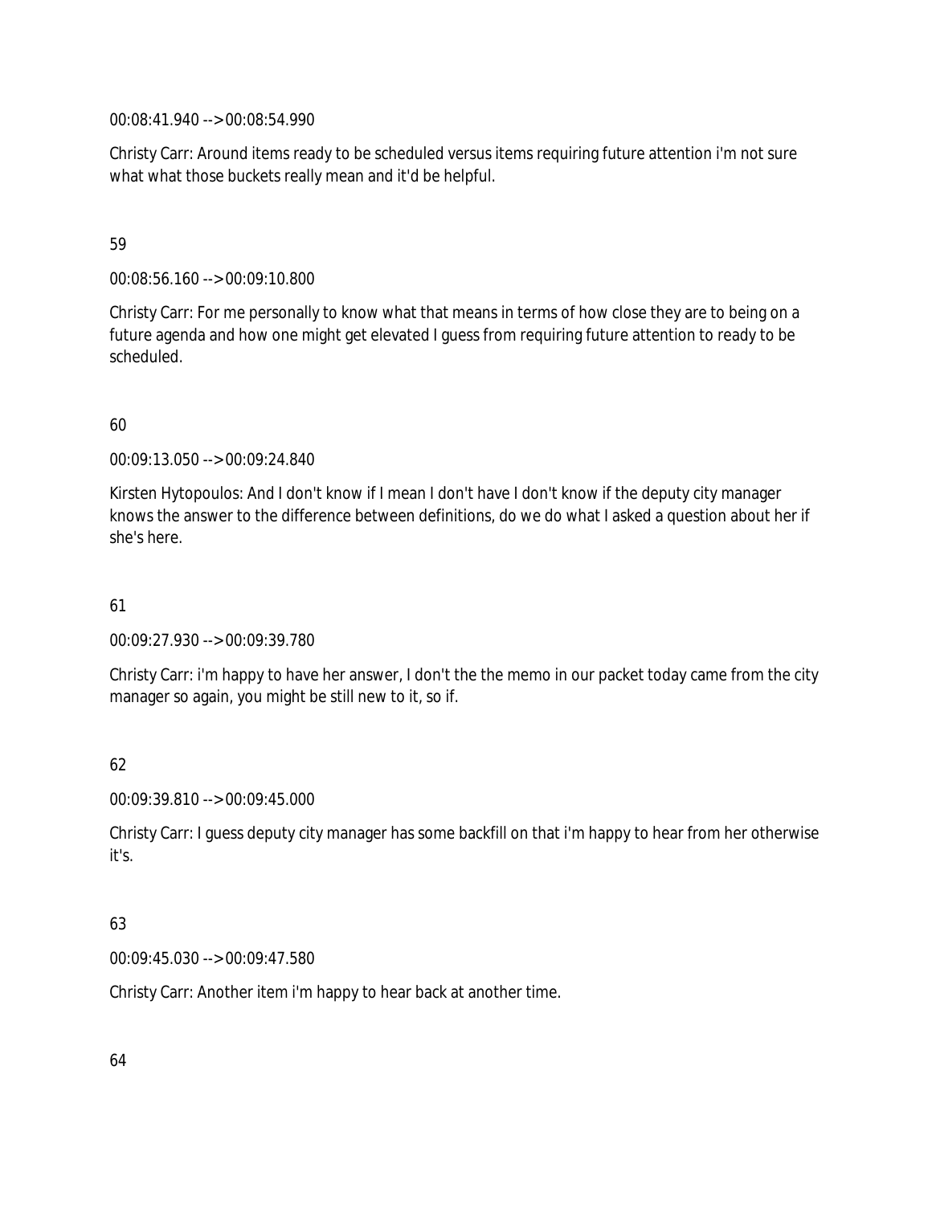00:08:41.940 --> 00:08:54.990

Christy Carr: Around items ready to be scheduled versus items requiring future attention i'm not sure what what those buckets really mean and it'd be helpful.

59

00:08:56.160 --> 00:09:10.800

Christy Carr: For me personally to know what that means in terms of how close they are to being on a future agenda and how one might get elevated I guess from requiring future attention to ready to be scheduled.

60

00:09:13.050 --> 00:09:24.840

Kirsten Hytopoulos: And I don't know if I mean I don't have I don't know if the deputy city manager knows the answer to the difference between definitions, do we do what I asked a question about her if she's here.

61

00:09:27.930 --> 00:09:39.780

Christy Carr: i'm happy to have her answer, I don't the the memo in our packet today came from the city manager so again, you might be still new to it, so if.

62

00:09:39.810 --> 00:09:45.000

Christy Carr: I guess deputy city manager has some backfill on that i'm happy to hear from her otherwise it's.

63

00:09:45.030 --> 00:09:47.580

Christy Carr: Another item i'm happy to hear back at another time.

64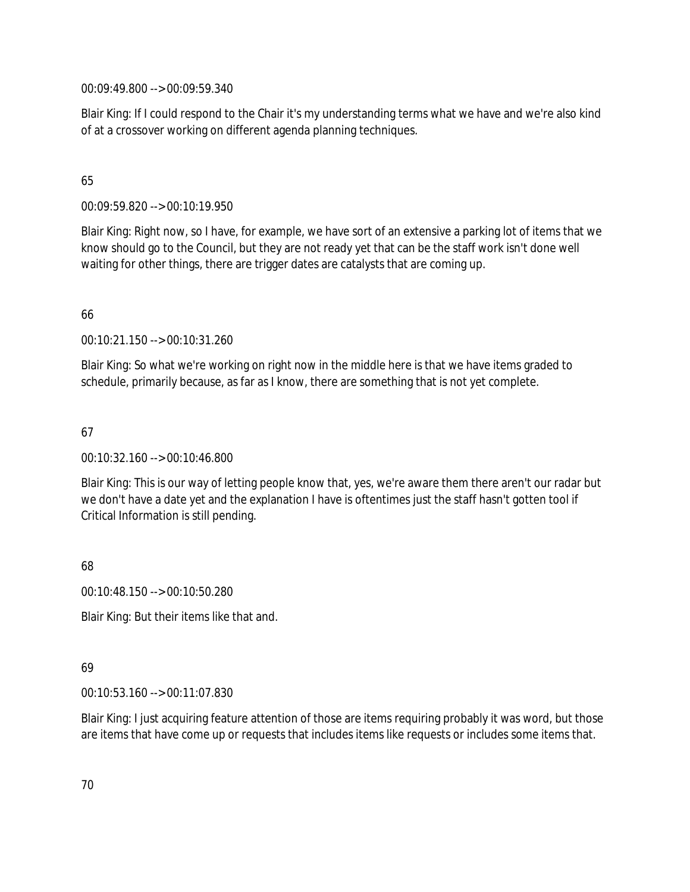00:09:49.800 --> 00:09:59.340

Blair King: If I could respond to the Chair it's my understanding terms what we have and we're also kind of at a crossover working on different agenda planning techniques.

65

00:09:59.820 --> 00:10:19.950

Blair King: Right now, so I have, for example, we have sort of an extensive a parking lot of items that we know should go to the Council, but they are not ready yet that can be the staff work isn't done well waiting for other things, there are trigger dates are catalysts that are coming up.

66

00:10:21.150 --> 00:10:31.260

Blair King: So what we're working on right now in the middle here is that we have items graded to schedule, primarily because, as far as I know, there are something that is not yet complete.

67

00:10:32.160 --> 00:10:46.800

Blair King: This is our way of letting people know that, yes, we're aware them there aren't our radar but we don't have a date yet and the explanation I have is oftentimes just the staff hasn't gotten tool if Critical Information is still pending.

68

00:10:48.150 --> 00:10:50.280

Blair King: But their items like that and.

69

00:10:53.160 --> 00:11:07.830

Blair King: I just acquiring feature attention of those are items requiring probably it was word, but those are items that have come up or requests that includes items like requests or includes some items that.

70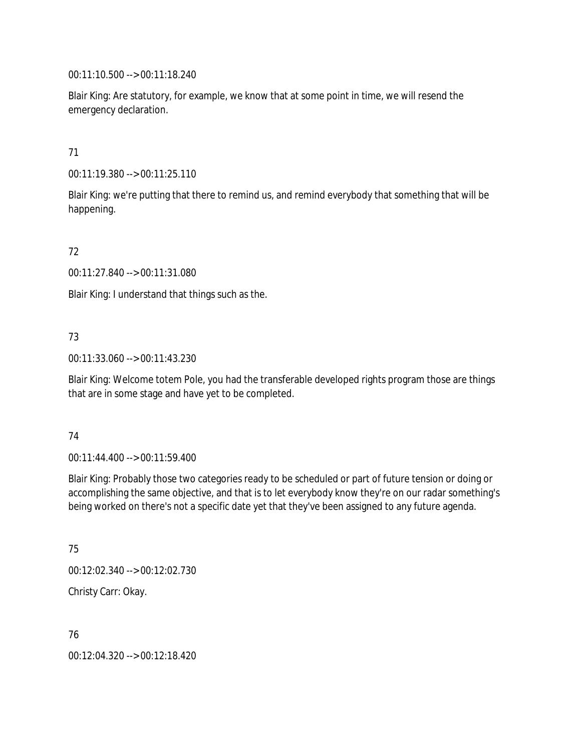00:11:10.500 --> 00:11:18.240

Blair King: Are statutory, for example, we know that at some point in time, we will resend the emergency declaration.

71

00:11:19.380 --> 00:11:25.110

Blair King: we're putting that there to remind us, and remind everybody that something that will be happening.

72

00:11:27.840 --> 00:11:31.080

Blair King: I understand that things such as the.

73

00:11:33.060 --> 00:11:43.230

Blair King: Welcome totem Pole, you had the transferable developed rights program those are things that are in some stage and have yet to be completed.

74

00:11:44.400 --> 00:11:59.400

Blair King: Probably those two categories ready to be scheduled or part of future tension or doing or accomplishing the same objective, and that is to let everybody know they're on our radar something's being worked on there's not a specific date yet that they've been assigned to any future agenda.

75

00:12:02.340 --> 00:12:02.730

Christy Carr: Okay.

76

00:12:04.320 --> 00:12:18.420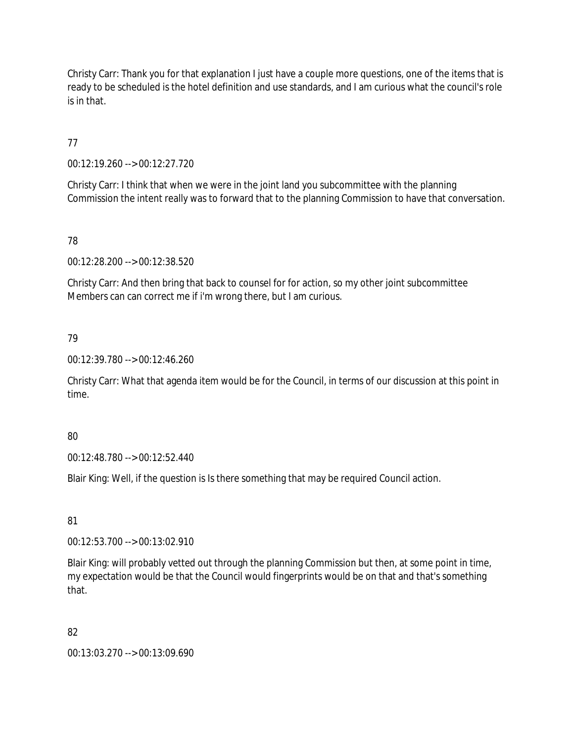Christy Carr: Thank you for that explanation I just have a couple more questions, one of the items that is ready to be scheduled is the hotel definition and use standards, and I am curious what the council's role is in that.

77

00:12:19.260 --> 00:12:27.720

Christy Carr: I think that when we were in the joint land you subcommittee with the planning Commission the intent really was to forward that to the planning Commission to have that conversation.

78

00:12:28.200 --> 00:12:38.520

Christy Carr: And then bring that back to counsel for for action, so my other joint subcommittee Members can can correct me if i'm wrong there, but I am curious.

79

00:12:39.780 --> 00:12:46.260

Christy Carr: What that agenda item would be for the Council, in terms of our discussion at this point in time.

80

00:12:48.780 --> 00:12:52.440

Blair King: Well, if the question is Is there something that may be required Council action.

81

00:12:53.700 --> 00:13:02.910

Blair King: will probably vetted out through the planning Commission but then, at some point in time, my expectation would be that the Council would fingerprints would be on that and that's something that.

82

00:13:03.270 --> 00:13:09.690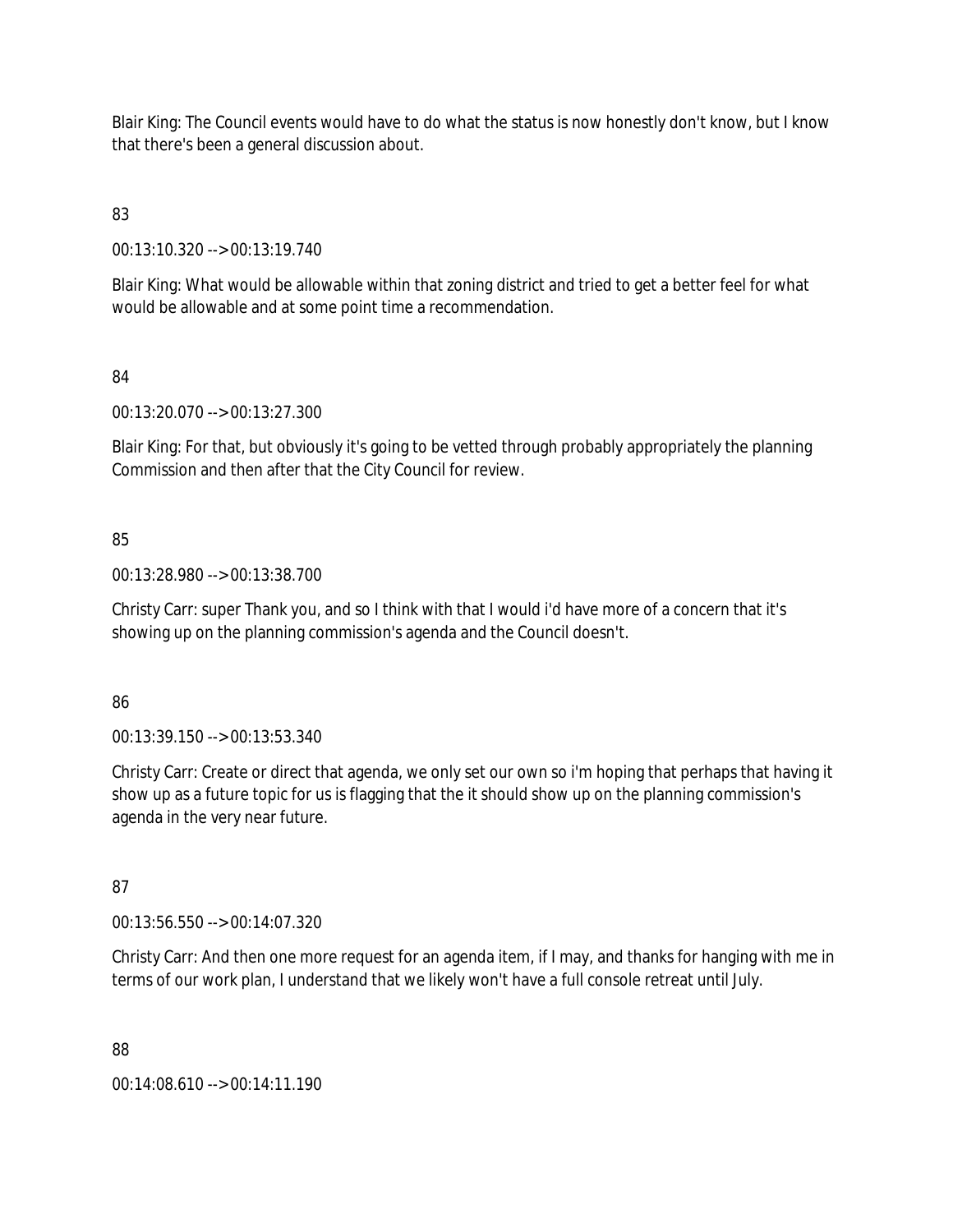Blair King: The Council events would have to do what the status is now honestly don't know, but I know that there's been a general discussion about.

83

00:13:10.320 --> 00:13:19.740

Blair King: What would be allowable within that zoning district and tried to get a better feel for what would be allowable and at some point time a recommendation.

84

00:13:20.070 --> 00:13:27.300

Blair King: For that, but obviously it's going to be vetted through probably appropriately the planning Commission and then after that the City Council for review.

85

00:13:28.980 --> 00:13:38.700

Christy Carr: super Thank you, and so I think with that I would i'd have more of a concern that it's showing up on the planning commission's agenda and the Council doesn't.

86

00:13:39.150 --> 00:13:53.340

Christy Carr: Create or direct that agenda, we only set our own so i'm hoping that perhaps that having it show up as a future topic for us is flagging that the it should show up on the planning commission's agenda in the very near future.

87

00:13:56.550 --> 00:14:07.320

Christy Carr: And then one more request for an agenda item, if I may, and thanks for hanging with me in terms of our work plan, I understand that we likely won't have a full console retreat until July.

88

00:14:08.610 --> 00:14:11.190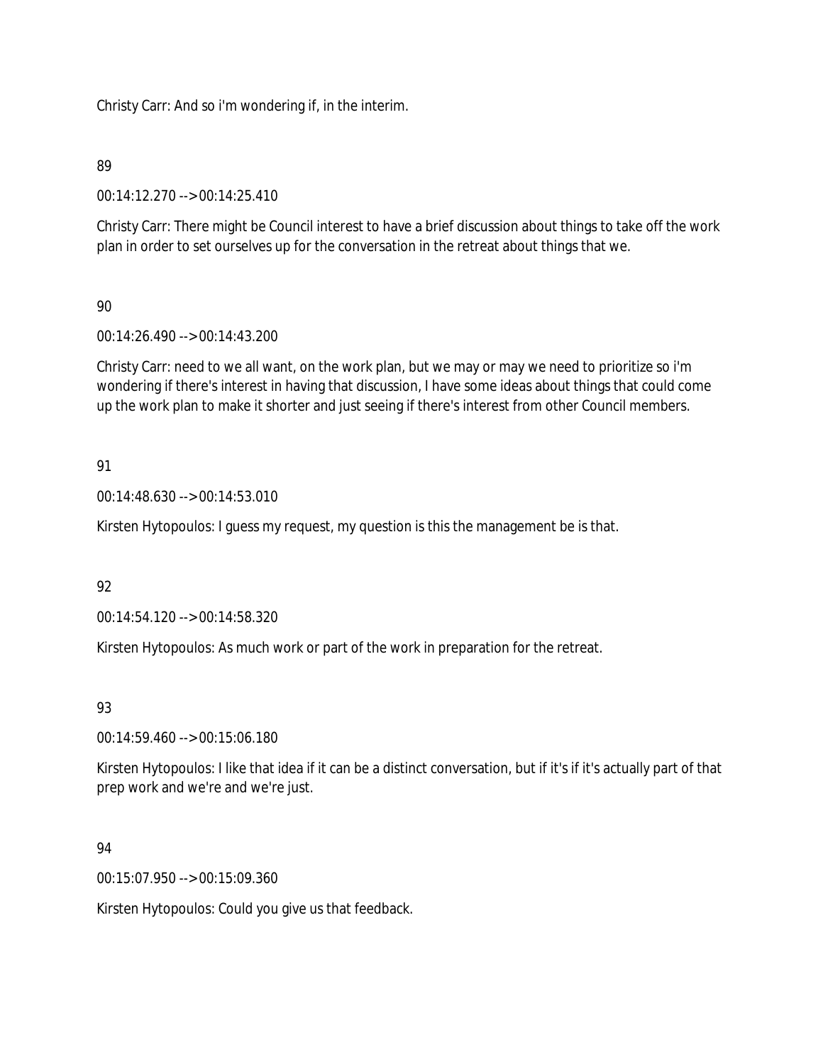Christy Carr: And so i'm wondering if, in the interim.

89

00:14:12.270 --> 00:14:25.410

Christy Carr: There might be Council interest to have a brief discussion about things to take off the work plan in order to set ourselves up for the conversation in the retreat about things that we.

90

00:14:26.490 --> 00:14:43.200

Christy Carr: need to we all want, on the work plan, but we may or may we need to prioritize so i'm wondering if there's interest in having that discussion, I have some ideas about things that could come up the work plan to make it shorter and just seeing if there's interest from other Council members.

91

00:14:48.630 --> 00:14:53.010

Kirsten Hytopoulos: I guess my request, my question is this the management be is that.

92

00:14:54.120 --> 00:14:58.320

Kirsten Hytopoulos: As much work or part of the work in preparation for the retreat.

93

00:14:59.460 --> 00:15:06.180

Kirsten Hytopoulos: I like that idea if it can be a distinct conversation, but if it's if it's actually part of that prep work and we're and we're just.

94

00:15:07.950 --> 00:15:09.360

Kirsten Hytopoulos: Could you give us that feedback.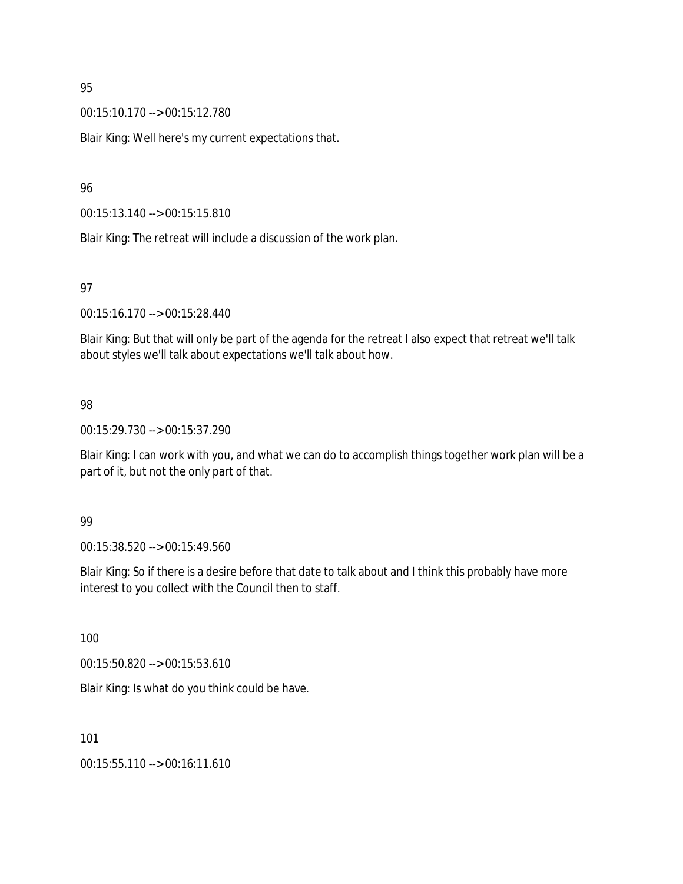95

00:15:10.170 --> 00:15:12.780

Blair King: Well here's my current expectations that.

96

00:15:13.140 --> 00:15:15.810

Blair King: The retreat will include a discussion of the work plan.

97

00:15:16.170 --> 00:15:28.440

Blair King: But that will only be part of the agenda for the retreat I also expect that retreat we'll talk about styles we'll talk about expectations we'll talk about how.

98

00:15:29.730 --> 00:15:37.290

Blair King: I can work with you, and what we can do to accomplish things together work plan will be a part of it, but not the only part of that.

99

00:15:38.520 --> 00:15:49.560

Blair King: So if there is a desire before that date to talk about and I think this probably have more interest to you collect with the Council then to staff.

100

00:15:50.820 --> 00:15:53.610

Blair King: Is what do you think could be have.

101

00:15:55.110 --> 00:16:11.610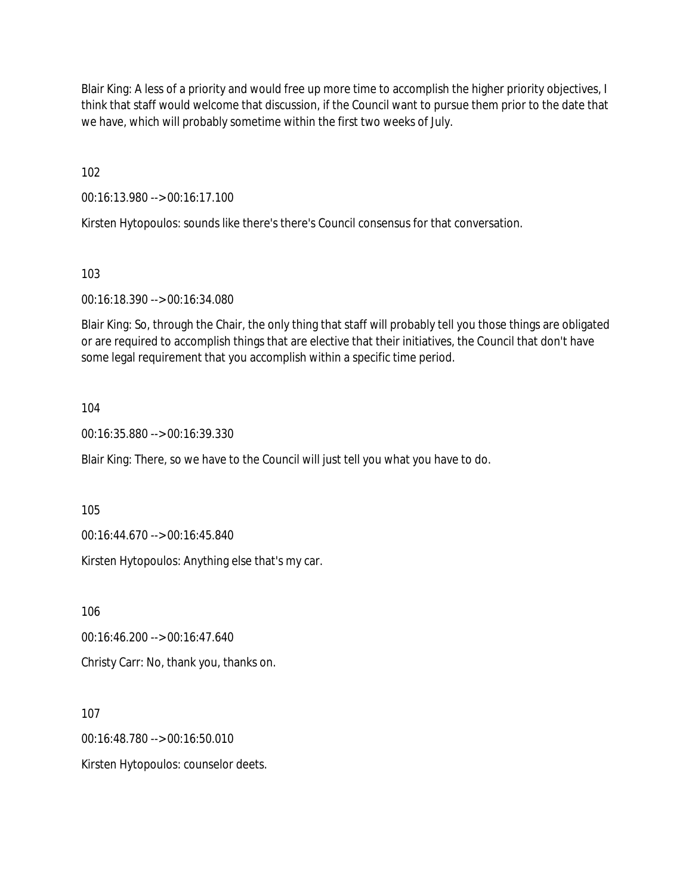Blair King: A less of a priority and would free up more time to accomplish the higher priority objectives, I think that staff would welcome that discussion, if the Council want to pursue them prior to the date that we have, which will probably sometime within the first two weeks of July.

102

00:16:13.980 --> 00:16:17.100

Kirsten Hytopoulos: sounds like there's there's Council consensus for that conversation.

103

00:16:18.390 --> 00:16:34.080

Blair King: So, through the Chair, the only thing that staff will probably tell you those things are obligated or are required to accomplish things that are elective that their initiatives, the Council that don't have some legal requirement that you accomplish within a specific time period.

104

00:16:35.880 --> 00:16:39.330

Blair King: There, so we have to the Council will just tell you what you have to do.

105

00:16:44.670 --> 00:16:45.840

Kirsten Hytopoulos: Anything else that's my car.

106

00:16:46.200 --> 00:16:47.640

Christy Carr: No, thank you, thanks on.

107

00:16:48.780 --> 00:16:50.010

Kirsten Hytopoulos: counselor deets.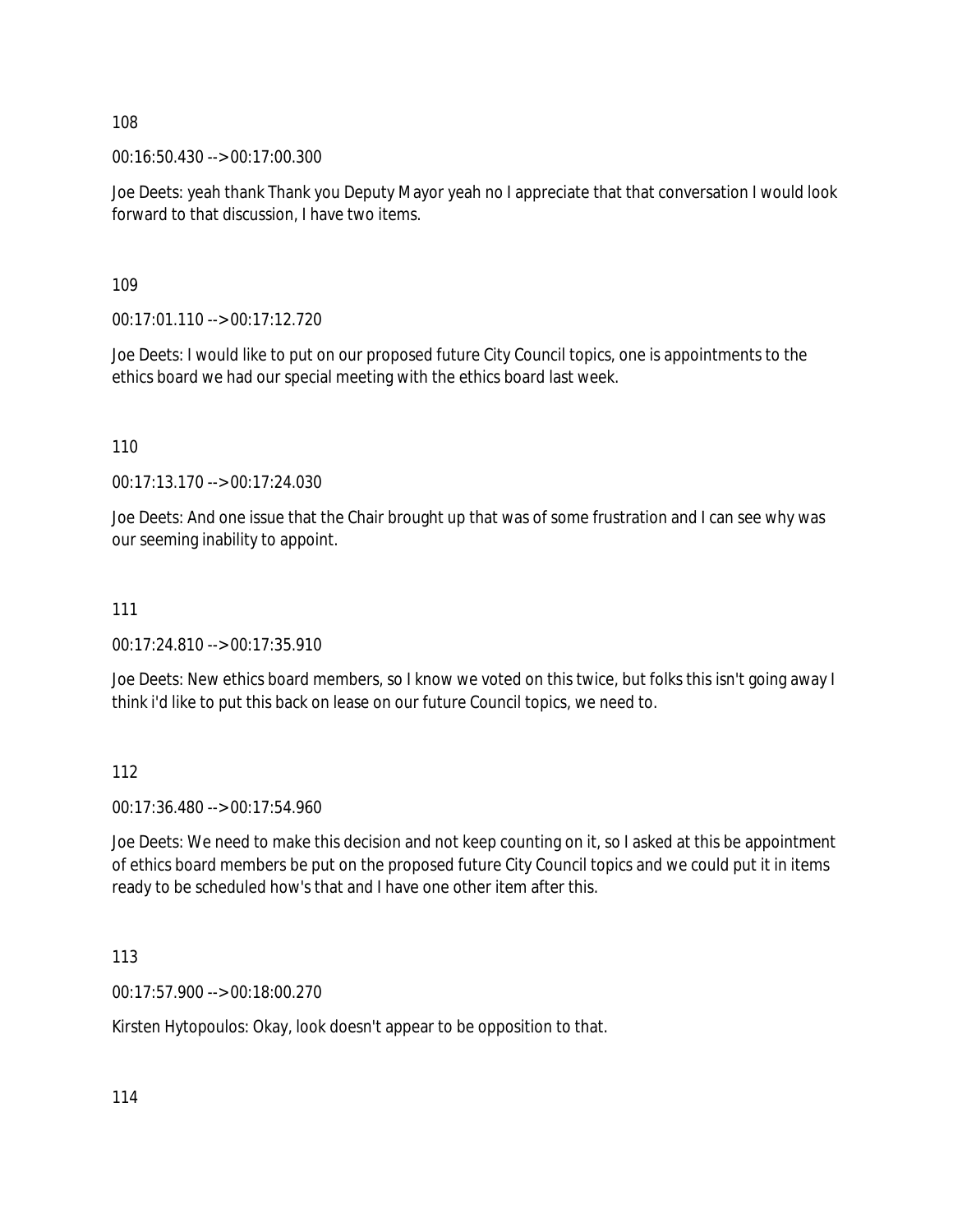108

00:16:50.430 --> 00:17:00.300

Joe Deets: yeah thank Thank you Deputy Mayor yeah no I appreciate that that conversation I would look forward to that discussion, I have two items.

109

00:17:01.110 --> 00:17:12.720

Joe Deets: I would like to put on our proposed future City Council topics, one is appointments to the ethics board we had our special meeting with the ethics board last week.

110

00:17:13.170 --> 00:17:24.030

Joe Deets: And one issue that the Chair brought up that was of some frustration and I can see why was our seeming inability to appoint.

111

00:17:24.810 --> 00:17:35.910

Joe Deets: New ethics board members, so I know we voted on this twice, but folks this isn't going away I think i'd like to put this back on lease on our future Council topics, we need to.

112

00:17:36.480 --> 00:17:54.960

Joe Deets: We need to make this decision and not keep counting on it, so I asked at this be appointment of ethics board members be put on the proposed future City Council topics and we could put it in items ready to be scheduled how's that and I have one other item after this.

113

00:17:57.900 --> 00:18:00.270

Kirsten Hytopoulos: Okay, look doesn't appear to be opposition to that.

114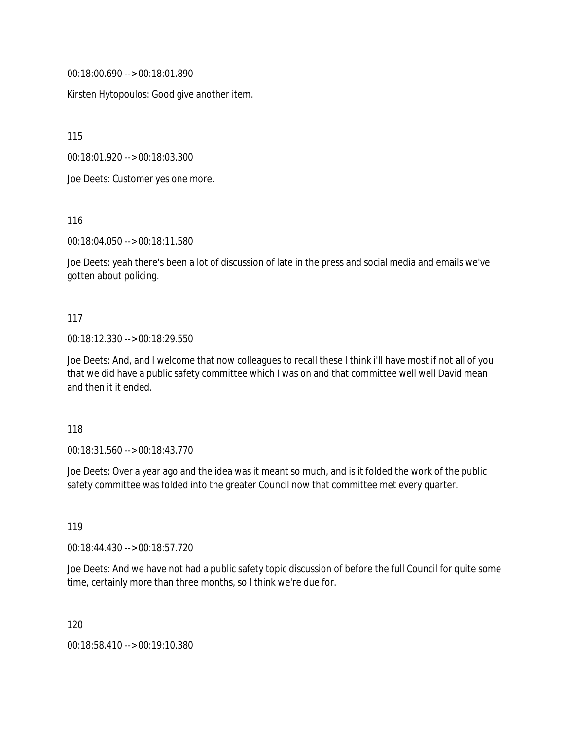00:18:00.690 --> 00:18:01.890

Kirsten Hytopoulos: Good give another item.

115

00:18:01.920 --> 00:18:03.300

Joe Deets: Customer yes one more.

116

00:18:04.050 --> 00:18:11.580

Joe Deets: yeah there's been a lot of discussion of late in the press and social media and emails we've gotten about policing.

117

00:18:12.330 --> 00:18:29.550

Joe Deets: And, and I welcome that now colleagues to recall these I think i'll have most if not all of you that we did have a public safety committee which I was on and that committee well well David mean and then it it ended.

118

00:18:31.560 --> 00:18:43.770

Joe Deets: Over a year ago and the idea was it meant so much, and is it folded the work of the public safety committee was folded into the greater Council now that committee met every quarter.

119

00:18:44.430 --> 00:18:57.720

Joe Deets: And we have not had a public safety topic discussion of before the full Council for quite some time, certainly more than three months, so I think we're due for.

120

00:18:58.410 --> 00:19:10.380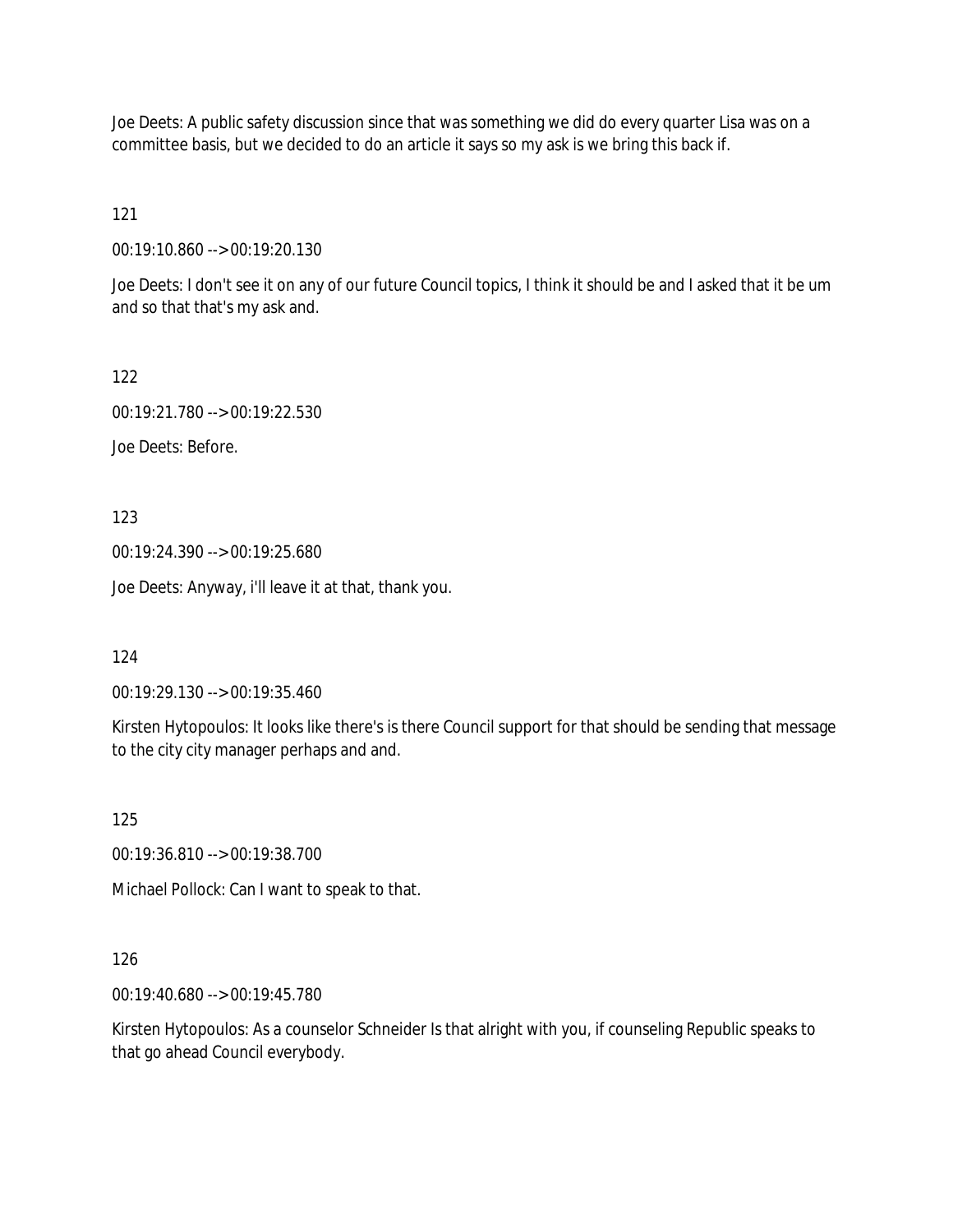Joe Deets: A public safety discussion since that was something we did do every quarter Lisa was on a committee basis, but we decided to do an article it says so my ask is we bring this back if.

121

00:19:10.860 --> 00:19:20.130

Joe Deets: I don't see it on any of our future Council topics, I think it should be and I asked that it be um and so that that's my ask and.

122

00:19:21.780 --> 00:19:22.530

Joe Deets: Before.

123

00:19:24.390 --> 00:19:25.680

Joe Deets: Anyway, i'll leave it at that, thank you.

124

00:19:29.130 --> 00:19:35.460

Kirsten Hytopoulos: It looks like there's is there Council support for that should be sending that message to the city city manager perhaps and and.

125

00:19:36.810 --> 00:19:38.700

Michael Pollock: Can I want to speak to that.

126

00:19:40.680 --> 00:19:45.780

Kirsten Hytopoulos: As a counselor Schneider Is that alright with you, if counseling Republic speaks to that go ahead Council everybody.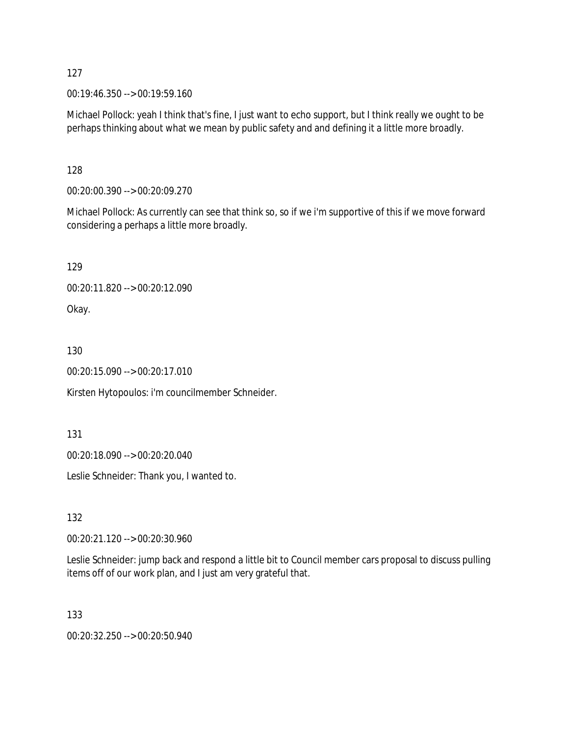127

00:19:46.350 --> 00:19:59.160

Michael Pollock: yeah I think that's fine, I just want to echo support, but I think really we ought to be perhaps thinking about what we mean by public safety and and defining it a little more broadly.

128

00:20:00.390 --> 00:20:09.270

Michael Pollock: As currently can see that think so, so if we i'm supportive of this if we move forward considering a perhaps a little more broadly.

129

00:20:11.820 --> 00:20:12.090

Okay.

130

00:20:15.090 --> 00:20:17.010

Kirsten Hytopoulos: i'm councilmember Schneider.

131

00:20:18.090 --> 00:20:20.040

Leslie Schneider: Thank you, I wanted to.

132

00:20:21.120 --> 00:20:30.960

Leslie Schneider: jump back and respond a little bit to Council member cars proposal to discuss pulling items off of our work plan, and I just am very grateful that.

133

00:20:32.250 --> 00:20:50.940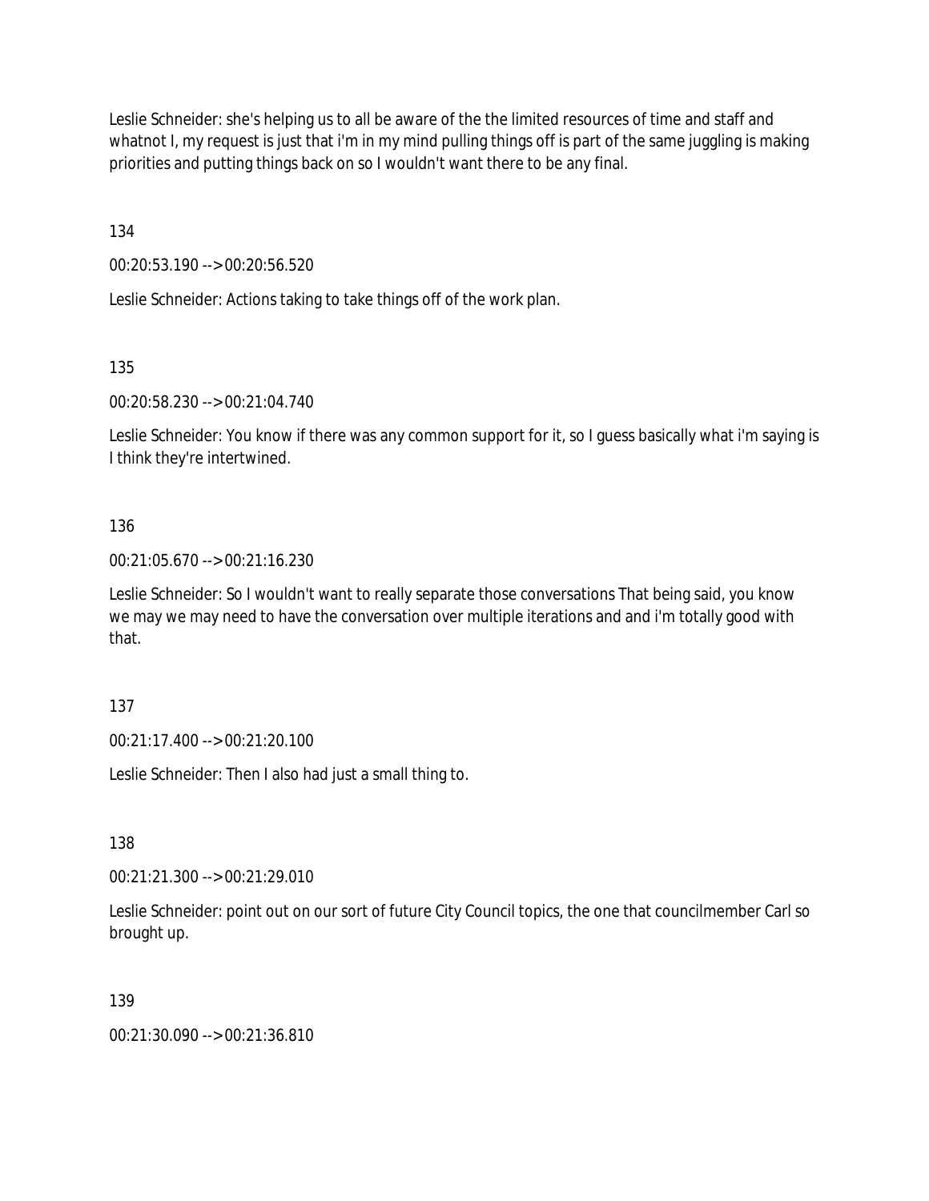Leslie Schneider: she's helping us to all be aware of the the limited resources of time and staff and whatnot I, my request is just that i'm in my mind pulling things off is part of the same juggling is making priorities and putting things back on so I wouldn't want there to be any final.

134

00:20:53.190 --> 00:20:56.520

Leslie Schneider: Actions taking to take things off of the work plan.

135

00:20:58.230 --> 00:21:04.740

Leslie Schneider: You know if there was any common support for it, so I guess basically what i'm saying is I think they're intertwined.

136

00:21:05.670 --> 00:21:16.230

Leslie Schneider: So I wouldn't want to really separate those conversations That being said, you know we may we may need to have the conversation over multiple iterations and and i'm totally good with that.

137

00:21:17.400 --> 00:21:20.100

Leslie Schneider: Then I also had just a small thing to.

138

00:21:21.300 --> 00:21:29.010

Leslie Schneider: point out on our sort of future City Council topics, the one that councilmember Carl so brought up.

139

00:21:30.090 --> 00:21:36.810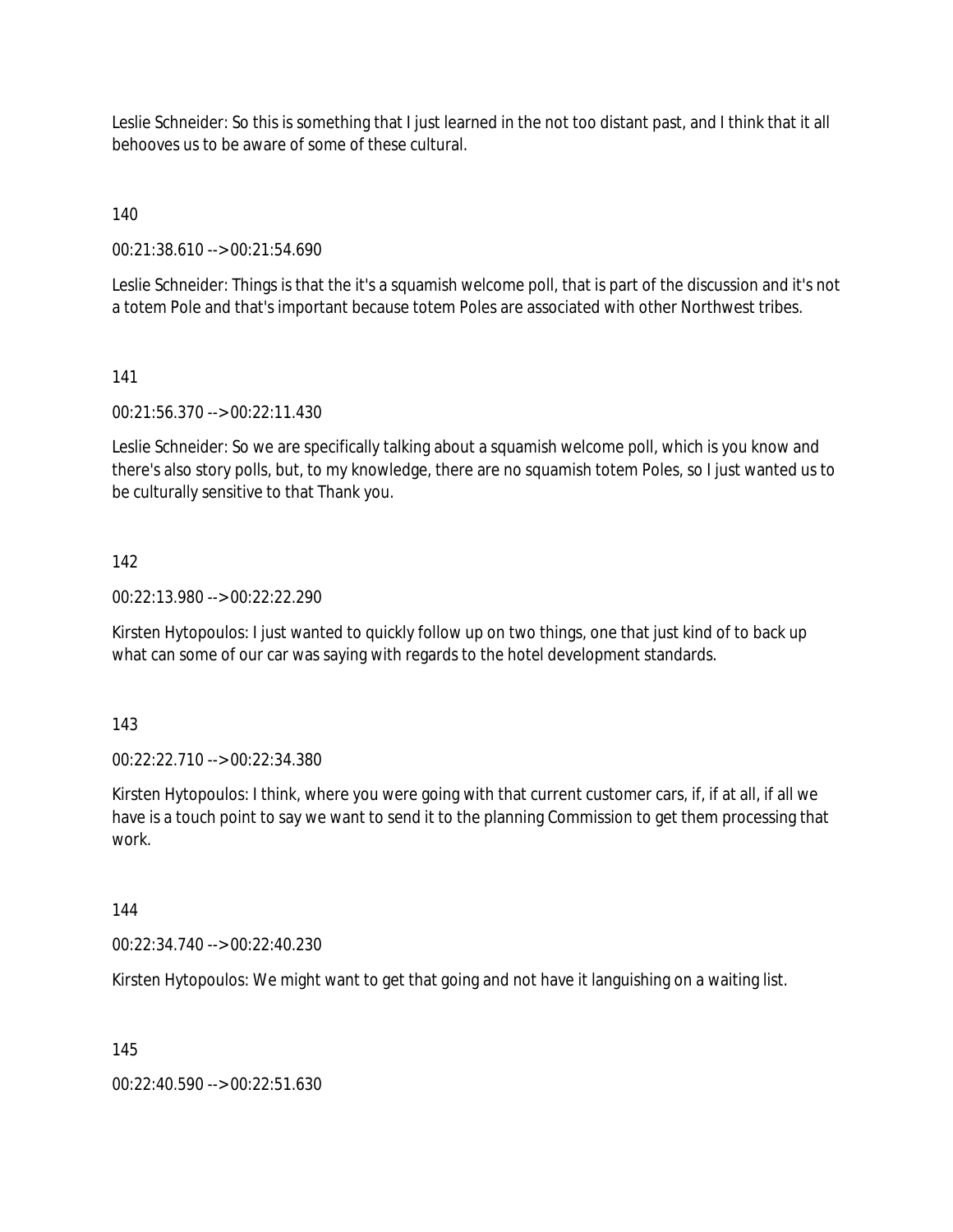Leslie Schneider: So this is something that I just learned in the not too distant past, and I think that it all behooves us to be aware of some of these cultural.

140

00:21:38.610 --> 00:21:54.690

Leslie Schneider: Things is that the it's a squamish welcome poll, that is part of the discussion and it's not a totem Pole and that's important because totem Poles are associated with other Northwest tribes.

141

00:21:56.370 --> 00:22:11.430

Leslie Schneider: So we are specifically talking about a squamish welcome poll, which is you know and there's also story polls, but, to my knowledge, there are no squamish totem Poles, so I just wanted us to be culturally sensitive to that Thank you.

142

00:22:13.980 --> 00:22:22.290

Kirsten Hytopoulos: I just wanted to quickly follow up on two things, one that just kind of to back up what can some of our car was saying with regards to the hotel development standards.

143

00:22:22.710 --> 00:22:34.380

Kirsten Hytopoulos: I think, where you were going with that current customer cars, if, if at all, if all we have is a touch point to say we want to send it to the planning Commission to get them processing that work.

144

00:22:34.740 --> 00:22:40.230

Kirsten Hytopoulos: We might want to get that going and not have it languishing on a waiting list.

145

00:22:40.590 --> 00:22:51.630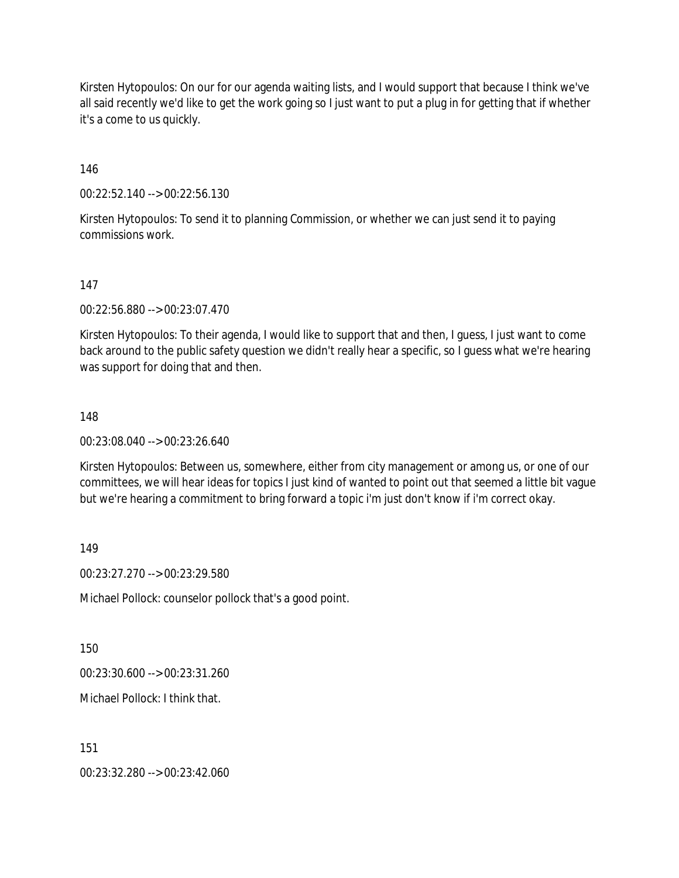Kirsten Hytopoulos: On our for our agenda waiting lists, and I would support that because I think we've all said recently we'd like to get the work going so I just want to put a plug in for getting that if whether it's a come to us quickly.

146

00:22:52.140 --> 00:22:56.130

Kirsten Hytopoulos: To send it to planning Commission, or whether we can just send it to paying commissions work.

147

00:22:56.880 --> 00:23:07.470

Kirsten Hytopoulos: To their agenda, I would like to support that and then, I guess, I just want to come back around to the public safety question we didn't really hear a specific, so I guess what we're hearing was support for doing that and then.

148

00:23:08.040 --> 00:23:26.640

Kirsten Hytopoulos: Between us, somewhere, either from city management or among us, or one of our committees, we will hear ideas for topics I just kind of wanted to point out that seemed a little bit vague but we're hearing a commitment to bring forward a topic i'm just don't know if i'm correct okay.

149

00:23:27.270 --> 00:23:29.580

Michael Pollock: counselor pollock that's a good point.

150

00:23:30.600 --> 00:23:31.260

Michael Pollock: I think that.

151

00:23:32.280 --> 00:23:42.060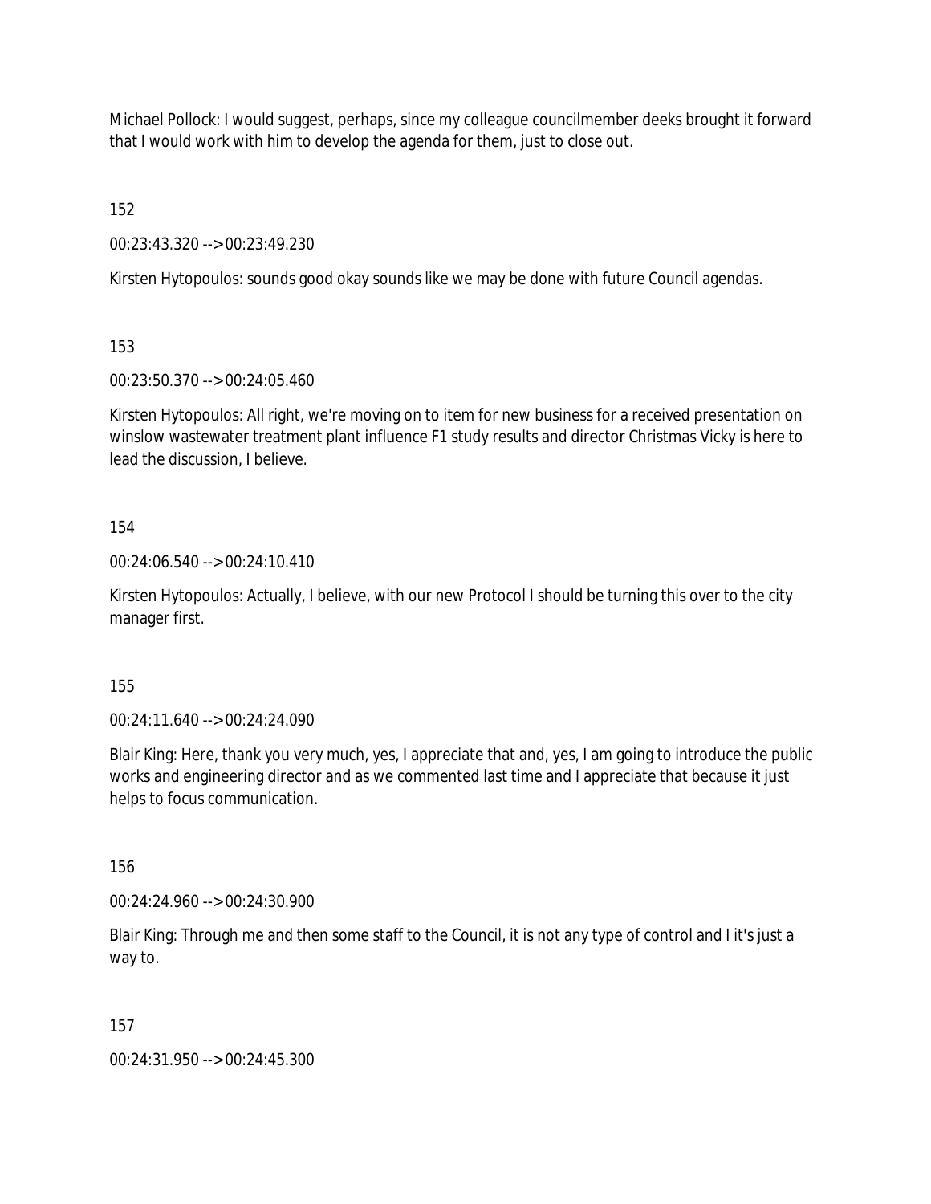Michael Pollock: I would suggest, perhaps, since my colleague councilmember deeks brought it forward that I would work with him to develop the agenda for them, just to close out.

152

00:23:43.320 --> 00:23:49.230

Kirsten Hytopoulos: sounds good okay sounds like we may be done with future Council agendas.

153

00:23:50.370 --> 00:24:05.460

Kirsten Hytopoulos: All right, we're moving on to item for new business for a received presentation on winslow wastewater treatment plant influence F1 study results and director Christmas Vicky is here to lead the discussion, I believe.

154

00:24:06.540 --> 00:24:10.410

Kirsten Hytopoulos: Actually, I believe, with our new Protocol I should be turning this over to the city manager first.

155

00:24:11.640 --> 00:24:24.090

Blair King: Here, thank you very much, yes, I appreciate that and, yes, I am going to introduce the public works and engineering director and as we commented last time and I appreciate that because it just helps to focus communication.

156

00:24:24.960 --> 00:24:30.900

Blair King: Through me and then some staff to the Council, it is not any type of control and I it's just a way to.

157

00:24:31.950 --> 00:24:45.300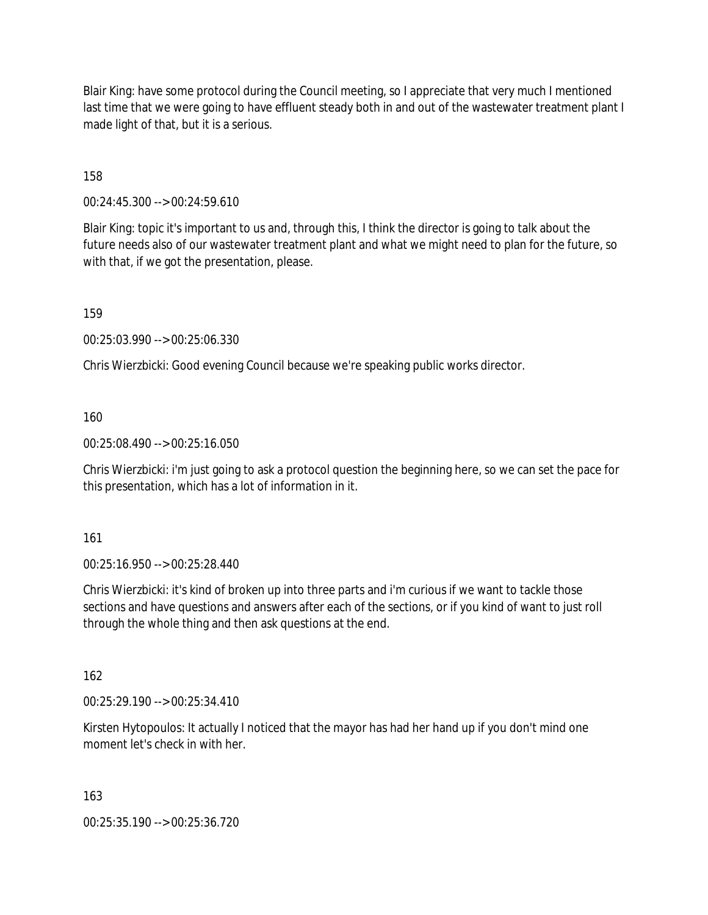Blair King: have some protocol during the Council meeting, so I appreciate that very much I mentioned last time that we were going to have effluent steady both in and out of the wastewater treatment plant I made light of that, but it is a serious.

158

00:24:45.300 --> 00:24:59.610

Blair King: topic it's important to us and, through this, I think the director is going to talk about the future needs also of our wastewater treatment plant and what we might need to plan for the future, so with that, if we got the presentation, please.

159

00:25:03.990 --> 00:25:06.330

Chris Wierzbicki: Good evening Council because we're speaking public works director.

160

00:25:08.490 --> 00:25:16.050

Chris Wierzbicki: i'm just going to ask a protocol question the beginning here, so we can set the pace for this presentation, which has a lot of information in it.

161

00:25:16.950 --> 00:25:28.440

Chris Wierzbicki: it's kind of broken up into three parts and i'm curious if we want to tackle those sections and have questions and answers after each of the sections, or if you kind of want to just roll through the whole thing and then ask questions at the end.

162

00:25:29.190 --> 00:25:34.410

Kirsten Hytopoulos: It actually I noticed that the mayor has had her hand up if you don't mind one moment let's check in with her.

163

00:25:35.190 --> 00:25:36.720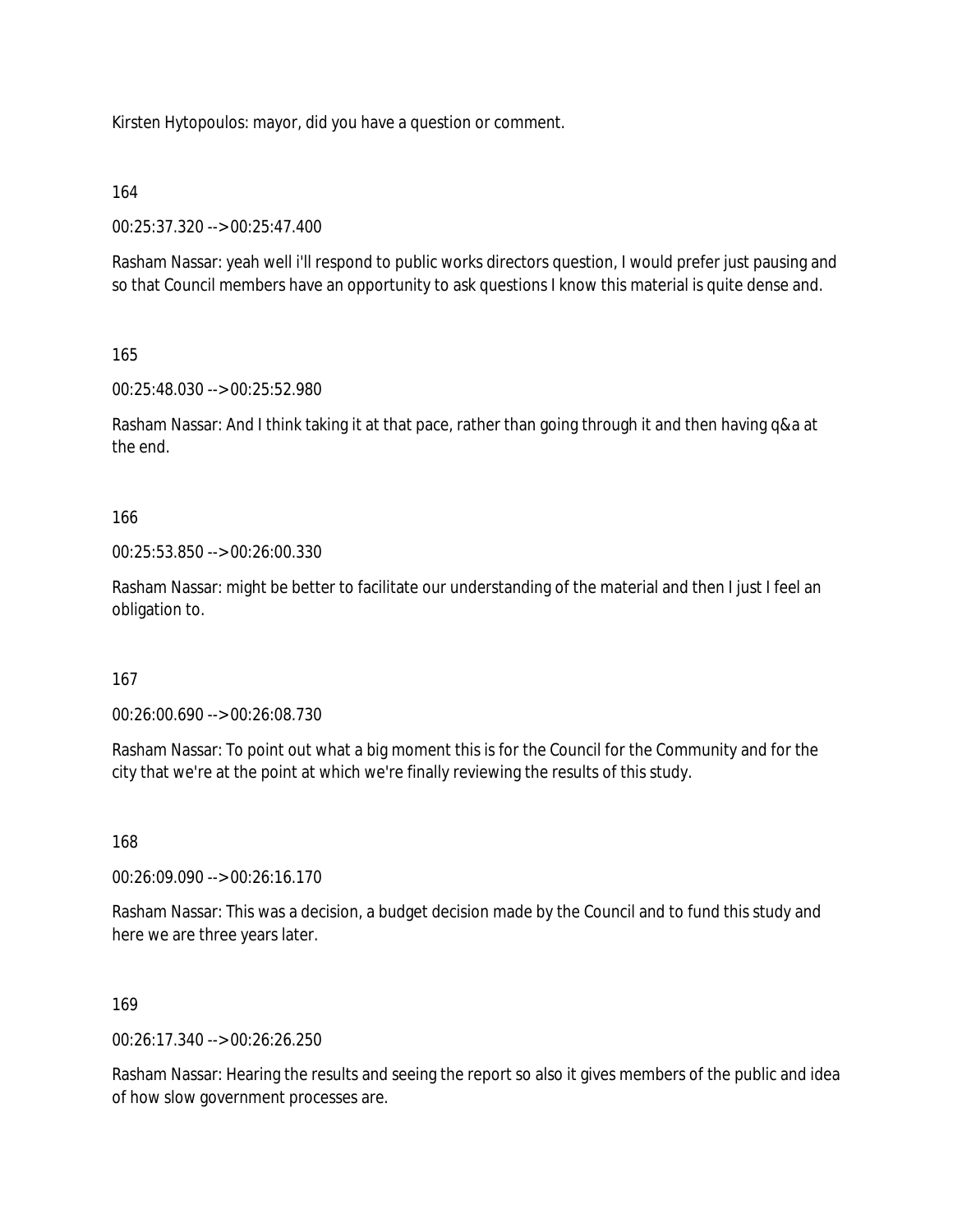Kirsten Hytopoulos: mayor, did you have a question or comment.

164

00:25:37.320 --> 00:25:47.400

Rasham Nassar: yeah well i'll respond to public works directors question, I would prefer just pausing and so that Council members have an opportunity to ask questions I know this material is quite dense and.

165

00:25:48.030 --> 00:25:52.980

Rasham Nassar: And I think taking it at that pace, rather than going through it and then having q&a at the end.

166

00:25:53.850 --> 00:26:00.330

Rasham Nassar: might be better to facilitate our understanding of the material and then I just I feel an obligation to.

167

00:26:00.690 --> 00:26:08.730

Rasham Nassar: To point out what a big moment this is for the Council for the Community and for the city that we're at the point at which we're finally reviewing the results of this study.

168

00:26:09.090 --> 00:26:16.170

Rasham Nassar: This was a decision, a budget decision made by the Council and to fund this study and here we are three years later.

169

00:26:17.340 --> 00:26:26.250

Rasham Nassar: Hearing the results and seeing the report so also it gives members of the public and idea of how slow government processes are.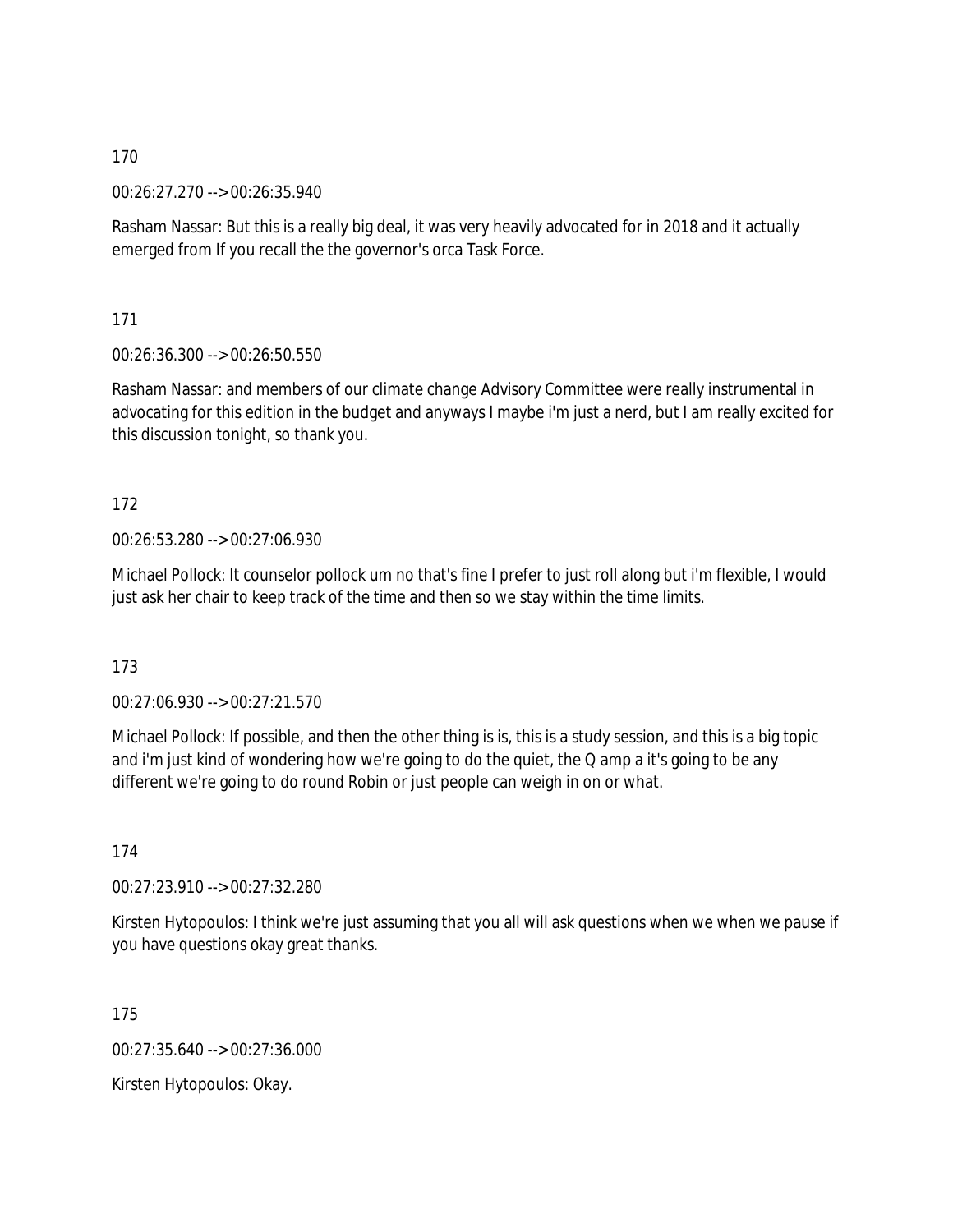170

00:26:27.270 --> 00:26:35.940

Rasham Nassar: But this is a really big deal, it was very heavily advocated for in 2018 and it actually emerged from If you recall the the governor's orca Task Force.

171

00:26:36.300 --> 00:26:50.550

Rasham Nassar: and members of our climate change Advisory Committee were really instrumental in advocating for this edition in the budget and anyways I maybe i'm just a nerd, but I am really excited for this discussion tonight, so thank you.

172

00:26:53.280 --> 00:27:06.930

Michael Pollock: It counselor pollock um no that's fine I prefer to just roll along but i'm flexible, I would just ask her chair to keep track of the time and then so we stay within the time limits.

173

00:27:06.930 --> 00:27:21.570

Michael Pollock: If possible, and then the other thing is is, this is a study session, and this is a big topic and i'm just kind of wondering how we're going to do the quiet, the Q amp a it's going to be any different we're going to do round Robin or just people can weigh in on or what.

174

00:27:23.910 --> 00:27:32.280

Kirsten Hytopoulos: I think we're just assuming that you all will ask questions when we when we pause if you have questions okay great thanks.

175

00:27:35.640 --> 00:27:36.000

Kirsten Hytopoulos: Okay.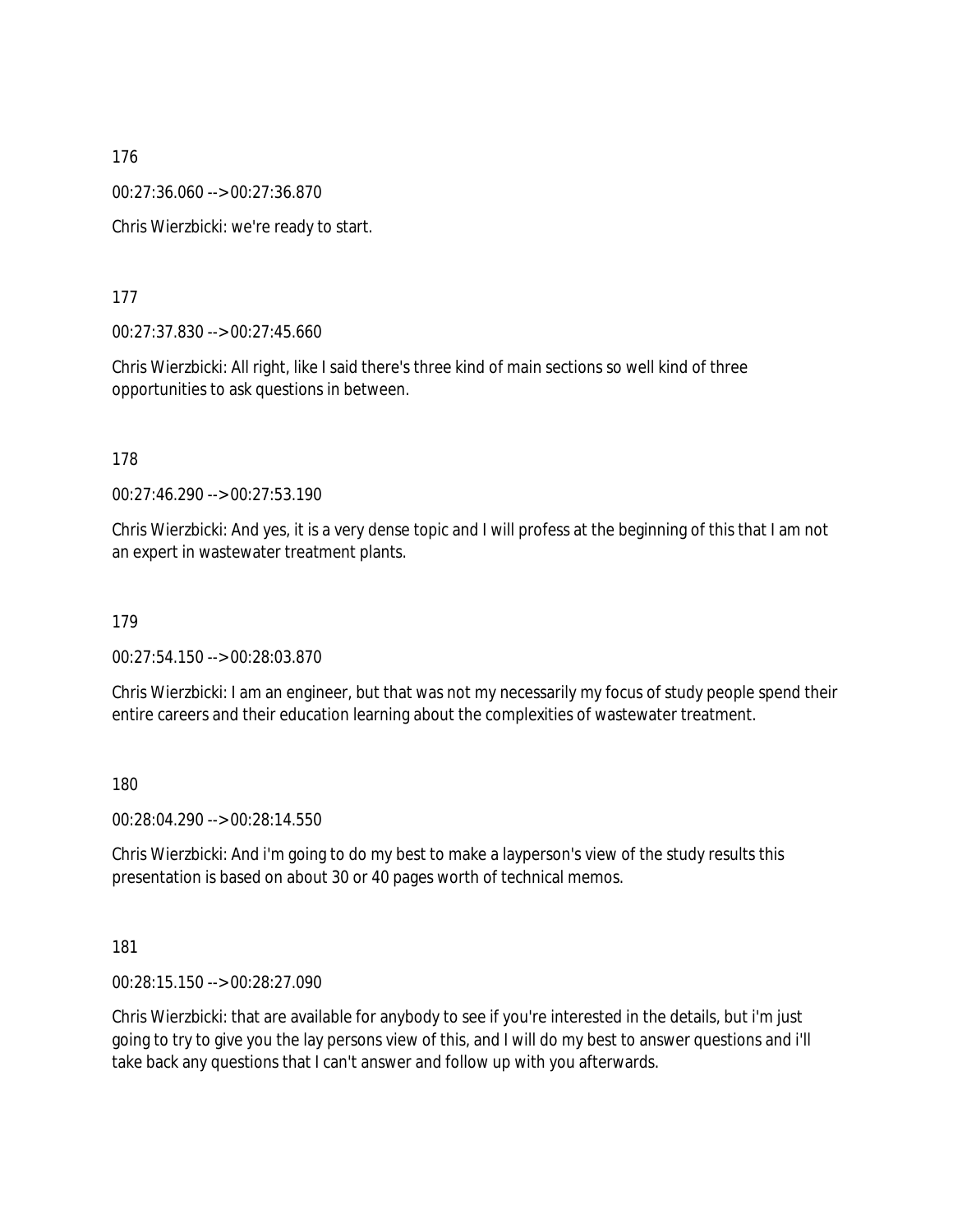176

00:27:36.060 --> 00:27:36.870

Chris Wierzbicki: we're ready to start.

177

00:27:37.830 --> 00:27:45.660

Chris Wierzbicki: All right, like I said there's three kind of main sections so well kind of three opportunities to ask questions in between.

178

00:27:46.290 --> 00:27:53.190

Chris Wierzbicki: And yes, it is a very dense topic and I will profess at the beginning of this that I am not an expert in wastewater treatment plants.

179

00:27:54.150 --> 00:28:03.870

Chris Wierzbicki: I am an engineer, but that was not my necessarily my focus of study people spend their entire careers and their education learning about the complexities of wastewater treatment.

180

00:28:04.290 --> 00:28:14.550

Chris Wierzbicki: And i'm going to do my best to make a layperson's view of the study results this presentation is based on about 30 or 40 pages worth of technical memos.

181

00:28:15.150 --> 00:28:27.090

Chris Wierzbicki: that are available for anybody to see if you're interested in the details, but i'm just going to try to give you the lay persons view of this, and I will do my best to answer questions and i'll take back any questions that I can't answer and follow up with you afterwards.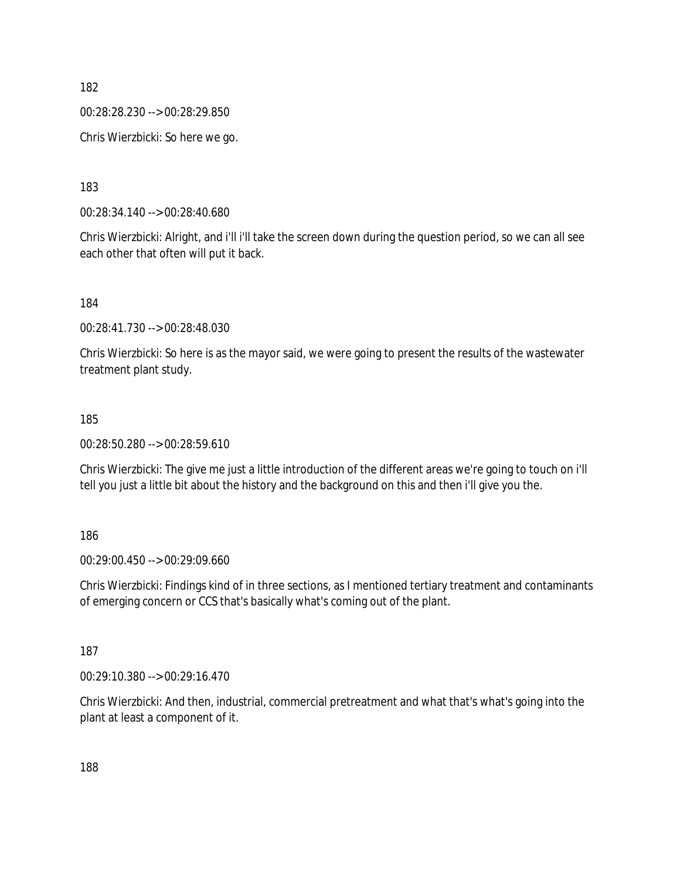182

00:28:28.230 --> 00:28:29.850

Chris Wierzbicki: So here we go.

183

00:28:34.140 --> 00:28:40.680

Chris Wierzbicki: Alright, and i'll i'll take the screen down during the question period, so we can all see each other that often will put it back.

184

00:28:41.730 --> 00:28:48.030

Chris Wierzbicki: So here is as the mayor said, we were going to present the results of the wastewater treatment plant study.

185

00:28:50.280 --> 00:28:59.610

Chris Wierzbicki: The give me just a little introduction of the different areas we're going to touch on i'll tell you just a little bit about the history and the background on this and then i'll give you the.

186

00:29:00.450 --> 00:29:09.660

Chris Wierzbicki: Findings kind of in three sections, as I mentioned tertiary treatment and contaminants of emerging concern or CCS that's basically what's coming out of the plant.

187

00:29:10.380 --> 00:29:16.470

Chris Wierzbicki: And then, industrial, commercial pretreatment and what that's what's going into the plant at least a component of it.

188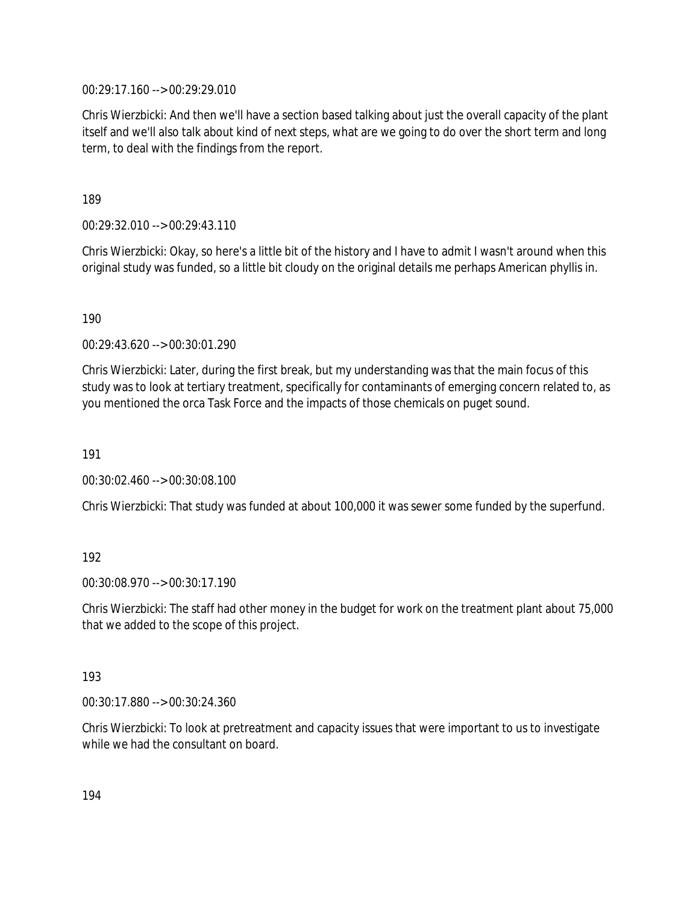00:29:17.160 --> 00:29:29.010

Chris Wierzbicki: And then we'll have a section based talking about just the overall capacity of the plant itself and we'll also talk about kind of next steps, what are we going to do over the short term and long term, to deal with the findings from the report.

189

00:29:32.010 --> 00:29:43.110

Chris Wierzbicki: Okay, so here's a little bit of the history and I have to admit I wasn't around when this original study was funded, so a little bit cloudy on the original details me perhaps American phyllis in.

190

00:29:43.620 --> 00:30:01.290

Chris Wierzbicki: Later, during the first break, but my understanding was that the main focus of this study was to look at tertiary treatment, specifically for contaminants of emerging concern related to, as you mentioned the orca Task Force and the impacts of those chemicals on puget sound.

191

00:30:02.460 --> 00:30:08.100

Chris Wierzbicki: That study was funded at about 100,000 it was sewer some funded by the superfund.

192

00:30:08.970 --> 00:30:17.190

Chris Wierzbicki: The staff had other money in the budget for work on the treatment plant about 75,000 that we added to the scope of this project.

193

00:30:17.880 --> 00:30:24.360

Chris Wierzbicki: To look at pretreatment and capacity issues that were important to us to investigate while we had the consultant on board.

194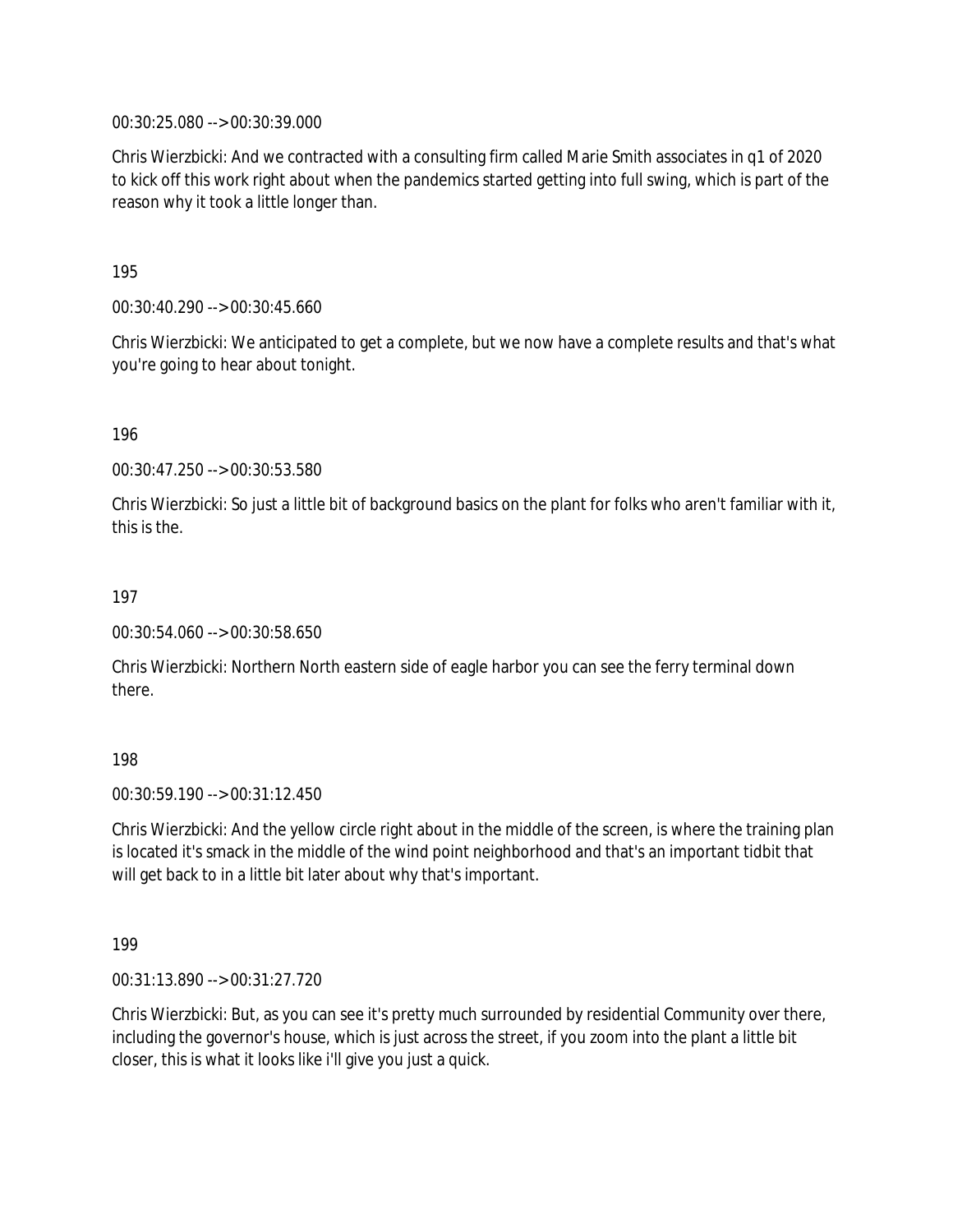00:30:25.080 --> 00:30:39.000

Chris Wierzbicki: And we contracted with a consulting firm called Marie Smith associates in q1 of 2020 to kick off this work right about when the pandemics started getting into full swing, which is part of the reason why it took a little longer than.

195

00:30:40.290 --> 00:30:45.660

Chris Wierzbicki: We anticipated to get a complete, but we now have a complete results and that's what you're going to hear about tonight.

196

00:30:47.250 --> 00:30:53.580

Chris Wierzbicki: So just a little bit of background basics on the plant for folks who aren't familiar with it, this is the.

197

00:30:54.060 --> 00:30:58.650

Chris Wierzbicki: Northern North eastern side of eagle harbor you can see the ferry terminal down there.

198

00:30:59.190 --> 00:31:12.450

Chris Wierzbicki: And the yellow circle right about in the middle of the screen, is where the training plan is located it's smack in the middle of the wind point neighborhood and that's an important tidbit that will get back to in a little bit later about why that's important.

199

00:31:13.890 --> 00:31:27.720

Chris Wierzbicki: But, as you can see it's pretty much surrounded by residential Community over there, including the governor's house, which is just across the street, if you zoom into the plant a little bit closer, this is what it looks like i'll give you just a quick.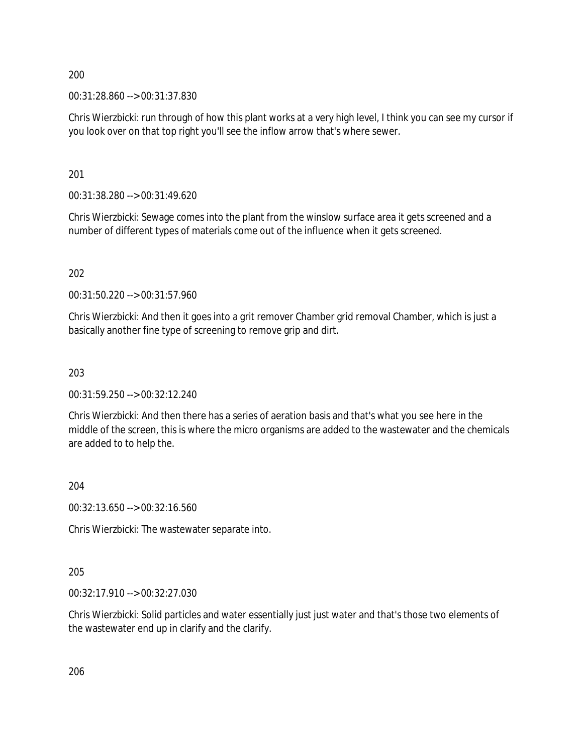200

00:31:28.860 --> 00:31:37.830

Chris Wierzbicki: run through of how this plant works at a very high level, I think you can see my cursor if you look over on that top right you'll see the inflow arrow that's where sewer.

201

00:31:38.280 --> 00:31:49.620

Chris Wierzbicki: Sewage comes into the plant from the winslow surface area it gets screened and a number of different types of materials come out of the influence when it gets screened.

202

00:31:50.220 --> 00:31:57.960

Chris Wierzbicki: And then it goes into a grit remover Chamber grid removal Chamber, which is just a basically another fine type of screening to remove grip and dirt.

203

00:31:59.250 --> 00:32:12.240

Chris Wierzbicki: And then there has a series of aeration basis and that's what you see here in the middle of the screen, this is where the micro organisms are added to the wastewater and the chemicals are added to to help the.

204

00:32:13.650 --> 00:32:16.560

Chris Wierzbicki: The wastewater separate into.

205

00:32:17.910 --> 00:32:27.030

Chris Wierzbicki: Solid particles and water essentially just just water and that's those two elements of the wastewater end up in clarify and the clarify.

206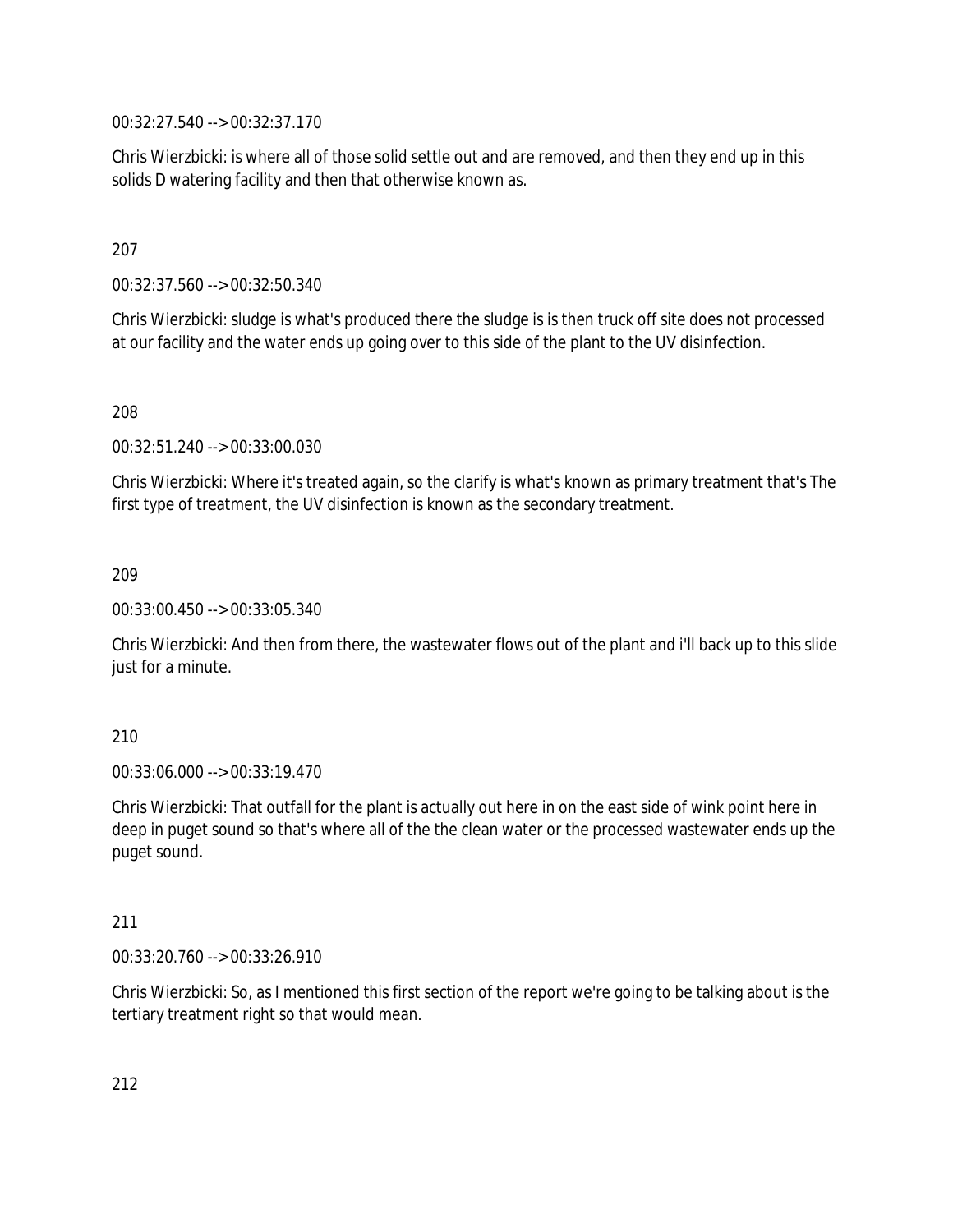00:32:27.540 --> 00:32:37.170

Chris Wierzbicki: is where all of those solid settle out and are removed, and then they end up in this solids D watering facility and then that otherwise known as.

207

00:32:37.560 --> 00:32:50.340

Chris Wierzbicki: sludge is what's produced there the sludge is is then truck off site does not processed at our facility and the water ends up going over to this side of the plant to the UV disinfection.

208

00:32:51.240 --> 00:33:00.030

Chris Wierzbicki: Where it's treated again, so the clarify is what's known as primary treatment that's The first type of treatment, the UV disinfection is known as the secondary treatment.

209

00:33:00.450 --> 00:33:05.340

Chris Wierzbicki: And then from there, the wastewater flows out of the plant and i'll back up to this slide just for a minute.

210

00:33:06.000 --> 00:33:19.470

Chris Wierzbicki: That outfall for the plant is actually out here in on the east side of wink point here in deep in puget sound so that's where all of the the clean water or the processed wastewater ends up the puget sound.

211

00:33:20.760 --> 00:33:26.910

Chris Wierzbicki: So, as I mentioned this first section of the report we're going to be talking about is the tertiary treatment right so that would mean.

212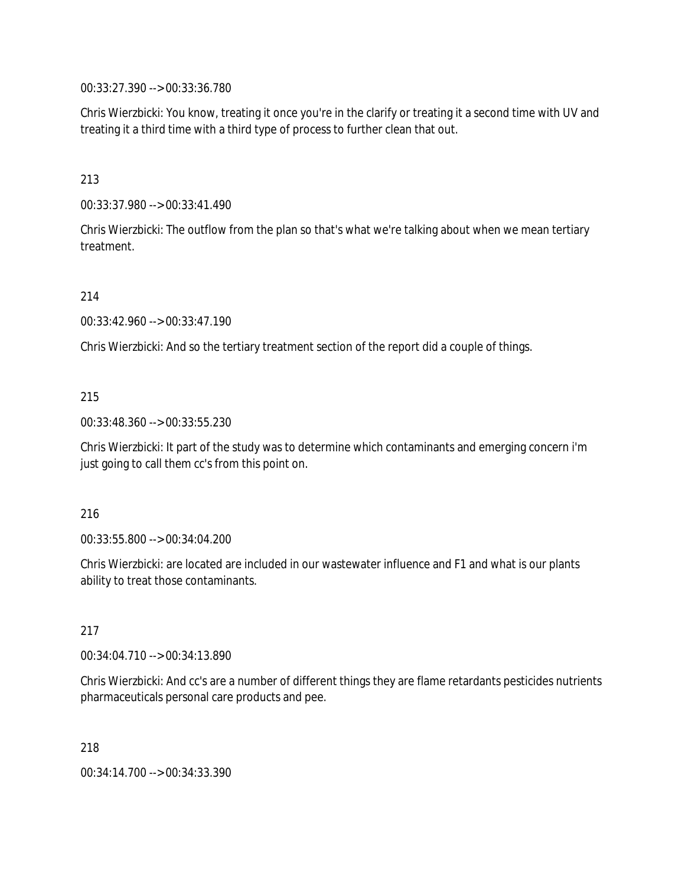00:33:27.390 --> 00:33:36.780

Chris Wierzbicki: You know, treating it once you're in the clarify or treating it a second time with UV and treating it a third time with a third type of process to further clean that out.

213

00:33:37.980 --> 00:33:41.490

Chris Wierzbicki: The outflow from the plan so that's what we're talking about when we mean tertiary treatment.

214

00:33:42.960 --> 00:33:47.190

Chris Wierzbicki: And so the tertiary treatment section of the report did a couple of things.

215

00:33:48.360 --> 00:33:55.230

Chris Wierzbicki: It part of the study was to determine which contaminants and emerging concern i'm just going to call them cc's from this point on.

216

00:33:55.800 --> 00:34:04.200

Chris Wierzbicki: are located are included in our wastewater influence and F1 and what is our plants ability to treat those contaminants.

217

00:34:04.710 --> 00:34:13.890

Chris Wierzbicki: And cc's are a number of different things they are flame retardants pesticides nutrients pharmaceuticals personal care products and pee.

218

00:34:14.700 --> 00:34:33.390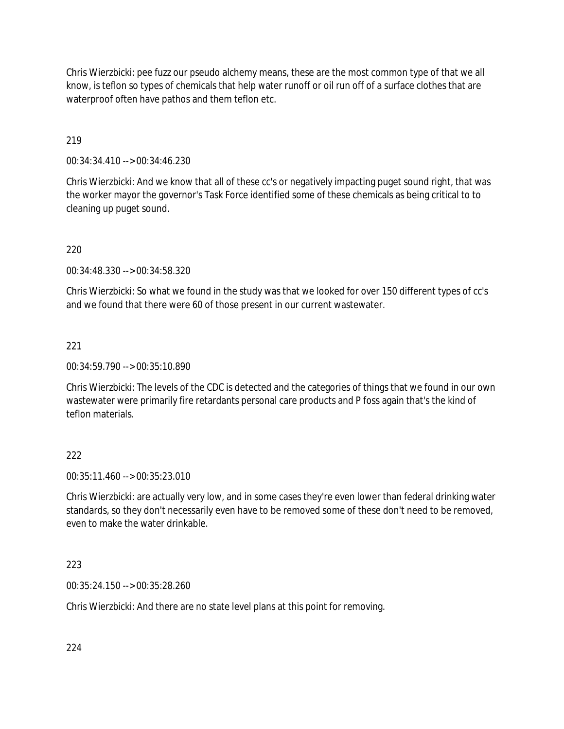Chris Wierzbicki: pee fuzz our pseudo alchemy means, these are the most common type of that we all know, is teflon so types of chemicals that help water runoff or oil run off of a surface clothes that are waterproof often have pathos and them teflon etc.

219

00:34:34.410 --> 00:34:46.230

Chris Wierzbicki: And we know that all of these cc's or negatively impacting puget sound right, that was the worker mayor the governor's Task Force identified some of these chemicals as being critical to to cleaning up puget sound.

220

00:34:48.330 --> 00:34:58.320

Chris Wierzbicki: So what we found in the study was that we looked for over 150 different types of cc's and we found that there were 60 of those present in our current wastewater.

221

00:34:59.790 --> 00:35:10.890

Chris Wierzbicki: The levels of the CDC is detected and the categories of things that we found in our own wastewater were primarily fire retardants personal care products and P foss again that's the kind of teflon materials.

222

00:35:11.460 --> 00:35:23.010

Chris Wierzbicki: are actually very low, and in some cases they're even lower than federal drinking water standards, so they don't necessarily even have to be removed some of these don't need to be removed, even to make the water drinkable.

223

00:35:24.150 --> 00:35:28.260

Chris Wierzbicki: And there are no state level plans at this point for removing.

224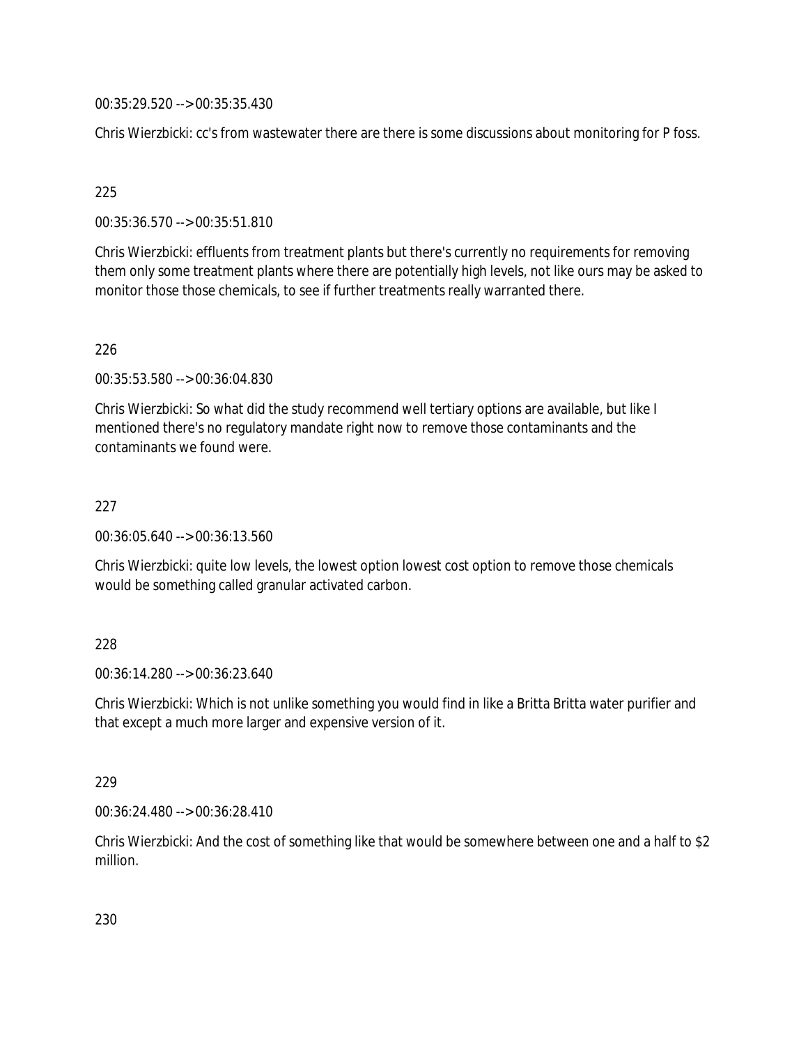00:35:29.520 --> 00:35:35.430

Chris Wierzbicki: cc's from wastewater there are there is some discussions about monitoring for P foss.

225

00:35:36.570 --> 00:35:51.810

Chris Wierzbicki: effluents from treatment plants but there's currently no requirements for removing them only some treatment plants where there are potentially high levels, not like ours may be asked to monitor those those chemicals, to see if further treatments really warranted there.

226

00:35:53.580 --> 00:36:04.830

Chris Wierzbicki: So what did the study recommend well tertiary options are available, but like I mentioned there's no regulatory mandate right now to remove those contaminants and the contaminants we found were.

227

00:36:05.640 --> 00:36:13.560

Chris Wierzbicki: quite low levels, the lowest option lowest cost option to remove those chemicals would be something called granular activated carbon.

228

00:36:14.280 --> 00:36:23.640

Chris Wierzbicki: Which is not unlike something you would find in like a Britta Britta water purifier and that except a much more larger and expensive version of it.

229

00:36:24.480 --> 00:36:28.410

Chris Wierzbicki: And the cost of something like that would be somewhere between one and a half to $2 million.

230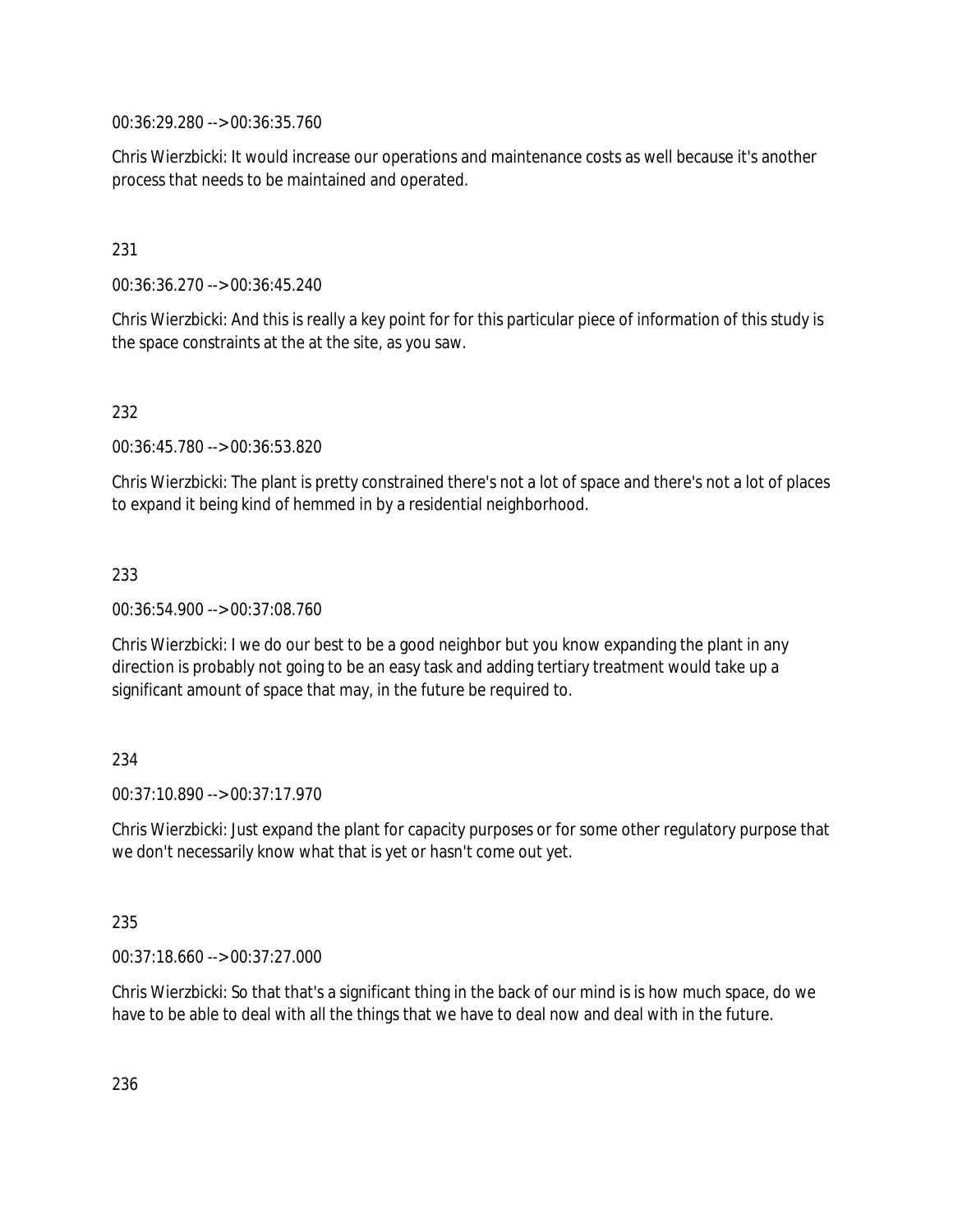00:36:29.280 --> 00:36:35.760

Chris Wierzbicki: It would increase our operations and maintenance costs as well because it's another process that needs to be maintained and operated.

231

00:36:36.270 --> 00:36:45.240

Chris Wierzbicki: And this is really a key point for for this particular piece of information of this study is the space constraints at the at the site, as you saw.

232

00:36:45.780 --> 00:36:53.820

Chris Wierzbicki: The plant is pretty constrained there's not a lot of space and there's not a lot of places to expand it being kind of hemmed in by a residential neighborhood.

233

00:36:54.900 --> 00:37:08.760

Chris Wierzbicki: I we do our best to be a good neighbor but you know expanding the plant in any direction is probably not going to be an easy task and adding tertiary treatment would take up a significant amount of space that may, in the future be required to.

234

00:37:10.890 --> 00:37:17.970

Chris Wierzbicki: Just expand the plant for capacity purposes or for some other regulatory purpose that we don't necessarily know what that is yet or hasn't come out yet.

235

00:37:18.660 --> 00:37:27.000

Chris Wierzbicki: So that that's a significant thing in the back of our mind is is how much space, do we have to be able to deal with all the things that we have to deal now and deal with in the future.

236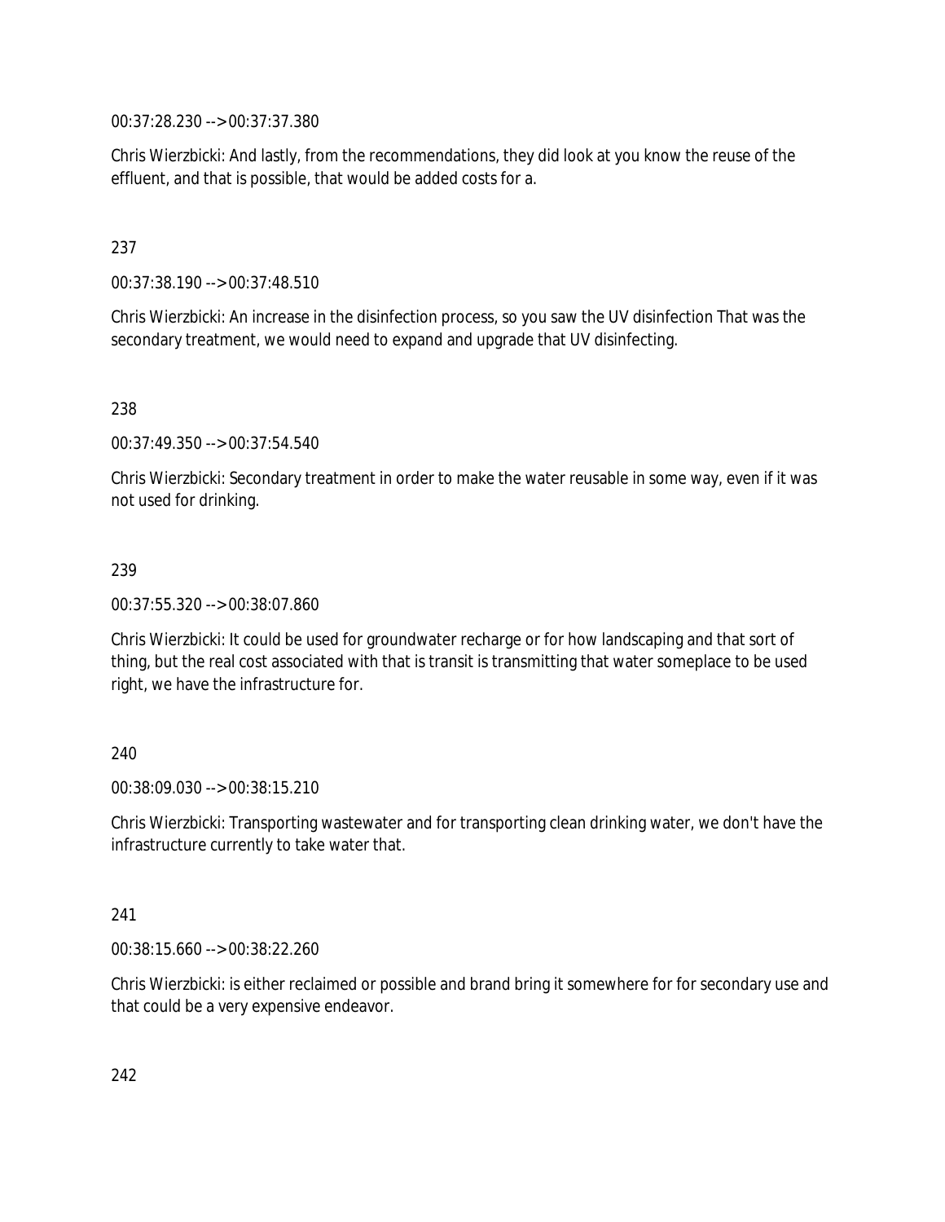00:37:28.230 --> 00:37:37.380

Chris Wierzbicki: And lastly, from the recommendations, they did look at you know the reuse of the effluent, and that is possible, that would be added costs for a.

237

00:37:38.190 --> 00:37:48.510

Chris Wierzbicki: An increase in the disinfection process, so you saw the UV disinfection That was the secondary treatment, we would need to expand and upgrade that UV disinfecting.

238

00:37:49.350 --> 00:37:54.540

Chris Wierzbicki: Secondary treatment in order to make the water reusable in some way, even if it was not used for drinking.

239

00:37:55.320 --> 00:38:07.860

Chris Wierzbicki: It could be used for groundwater recharge or for how landscaping and that sort of thing, but the real cost associated with that is transit is transmitting that water someplace to be used right, we have the infrastructure for.

240

00:38:09.030 --> 00:38:15.210

Chris Wierzbicki: Transporting wastewater and for transporting clean drinking water, we don't have the infrastructure currently to take water that.

241

00:38:15.660 --> 00:38:22.260

Chris Wierzbicki: is either reclaimed or possible and brand bring it somewhere for for secondary use and that could be a very expensive endeavor.

242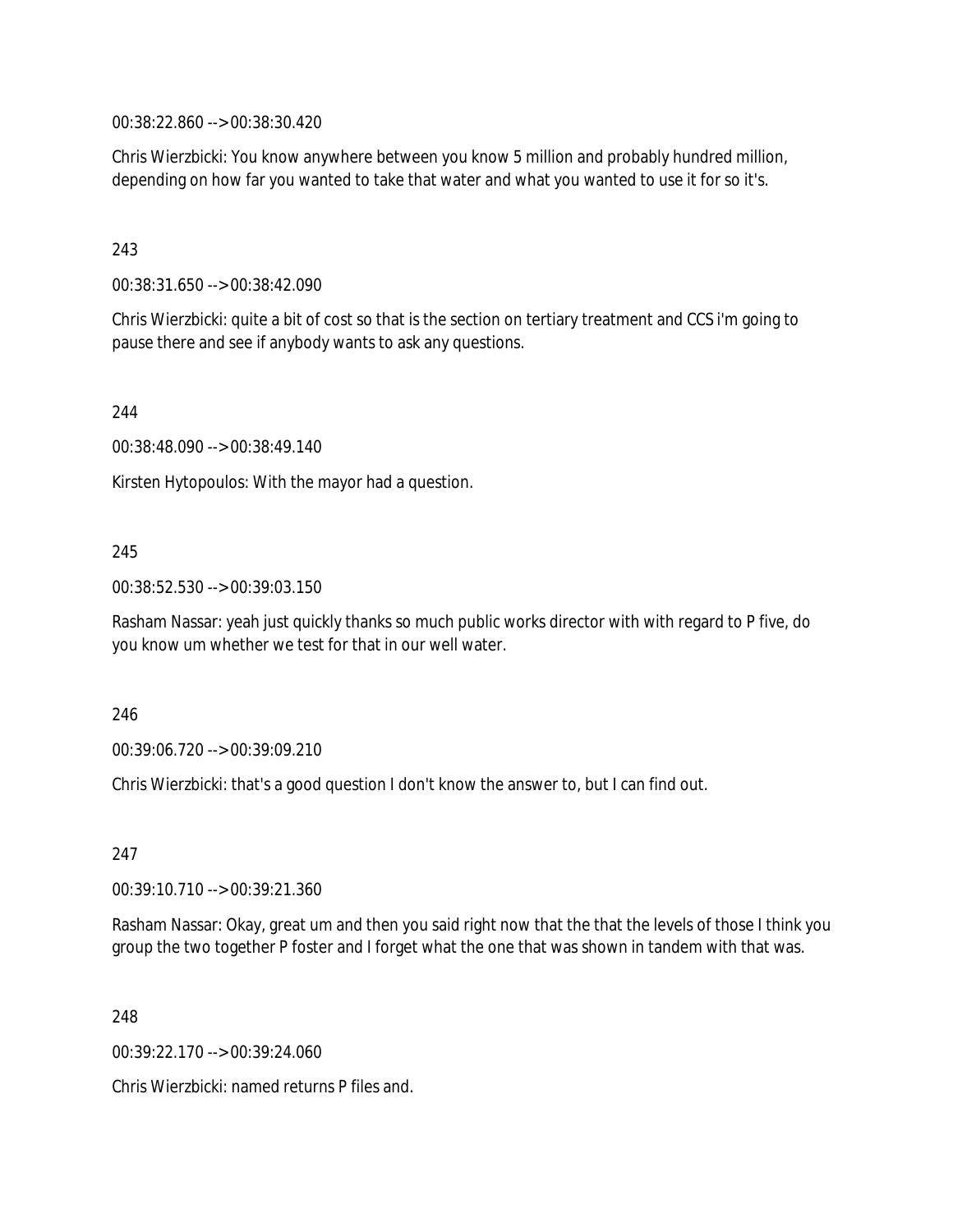00:38:22.860 --> 00:38:30.420

Chris Wierzbicki: You know anywhere between you know 5 million and probably hundred million, depending on how far you wanted to take that water and what you wanted to use it for so it's.

243

00:38:31.650 --> 00:38:42.090

Chris Wierzbicki: quite a bit of cost so that is the section on tertiary treatment and CCS i'm going to pause there and see if anybody wants to ask any questions.

244

00:38:48.090 --> 00:38:49.140

Kirsten Hytopoulos: With the mayor had a question.

245

00:38:52.530 --> 00:39:03.150

Rasham Nassar: yeah just quickly thanks so much public works director with with regard to P five, do you know um whether we test for that in our well water.

246

00:39:06.720 --> 00:39:09.210

Chris Wierzbicki: that's a good question I don't know the answer to, but I can find out.

247

00:39:10.710 --> 00:39:21.360

Rasham Nassar: Okay, great um and then you said right now that the that the levels of those I think you group the two together P foster and I forget what the one that was shown in tandem with that was.

248

00:39:22.170 --> 00:39:24.060

Chris Wierzbicki: named returns P files and.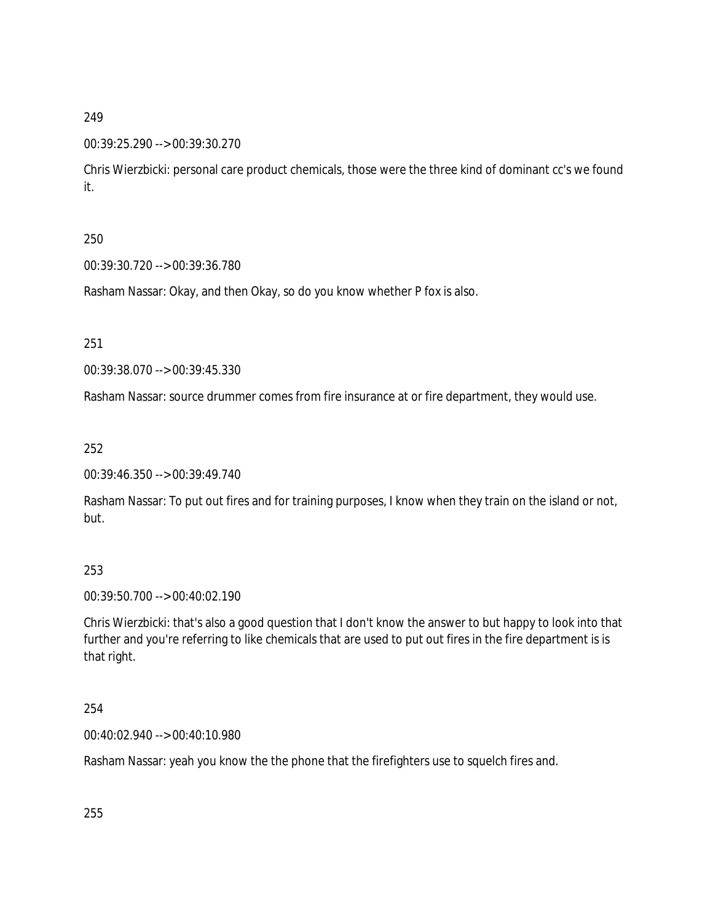249

00:39:25.290 --> 00:39:30.270

Chris Wierzbicki: personal care product chemicals, those were the three kind of dominant cc's we found it.

250

00:39:30.720 --> 00:39:36.780

Rasham Nassar: Okay, and then Okay, so do you know whether P fox is also.

251

00:39:38.070 --> 00:39:45.330

Rasham Nassar: source drummer comes from fire insurance at or fire department, they would use.

252

00:39:46.350 --> 00:39:49.740

Rasham Nassar: To put out fires and for training purposes, I know when they train on the island or not, but.

253

00:39:50.700 --> 00:40:02.190

Chris Wierzbicki: that's also a good question that I don't know the answer to but happy to look into that further and you're referring to like chemicals that are used to put out fires in the fire department is is that right.

254

00:40:02.940 --> 00:40:10.980

Rasham Nassar: yeah you know the the phone that the firefighters use to squelch fires and.

255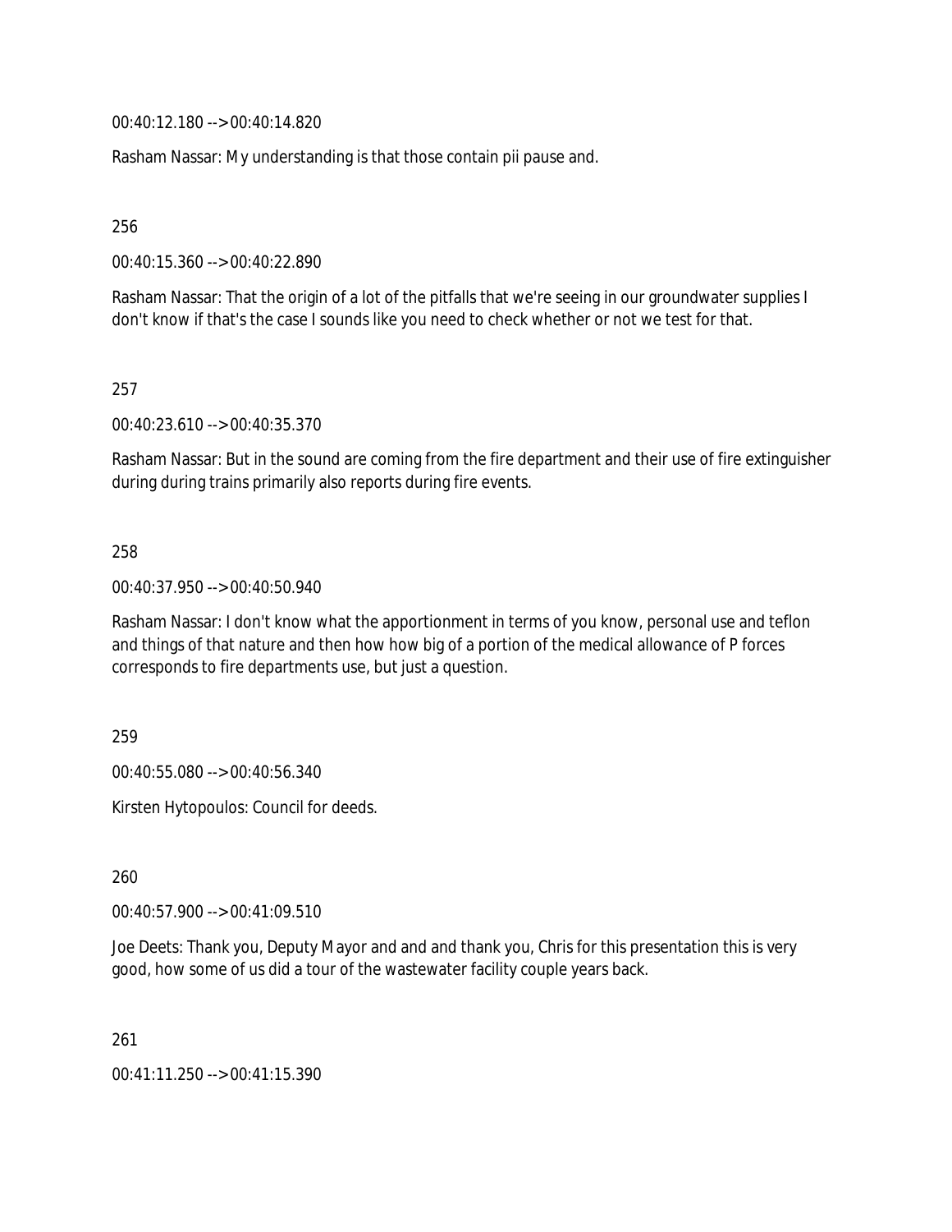00:40:12.180 --> 00:40:14.820

Rasham Nassar: My understanding is that those contain pii pause and.

256

00:40:15.360 --> 00:40:22.890

Rasham Nassar: That the origin of a lot of the pitfalls that we're seeing in our groundwater supplies I don't know if that's the case I sounds like you need to check whether or not we test for that.

257

00:40:23.610 --> 00:40:35.370

Rasham Nassar: But in the sound are coming from the fire department and their use of fire extinguisher during during trains primarily also reports during fire events.

258

00:40:37.950 --> 00:40:50.940

Rasham Nassar: I don't know what the apportionment in terms of you know, personal use and teflon and things of that nature and then how how big of a portion of the medical allowance of P forces corresponds to fire departments use, but just a question.

259

00:40:55.080 --> 00:40:56.340

Kirsten Hytopoulos: Council for deeds.

260

00:40:57.900 --> 00:41:09.510

Joe Deets: Thank you, Deputy Mayor and and and thank you, Chris for this presentation this is very good, how some of us did a tour of the wastewater facility couple years back.

261

00:41:11.250 --> 00:41:15.390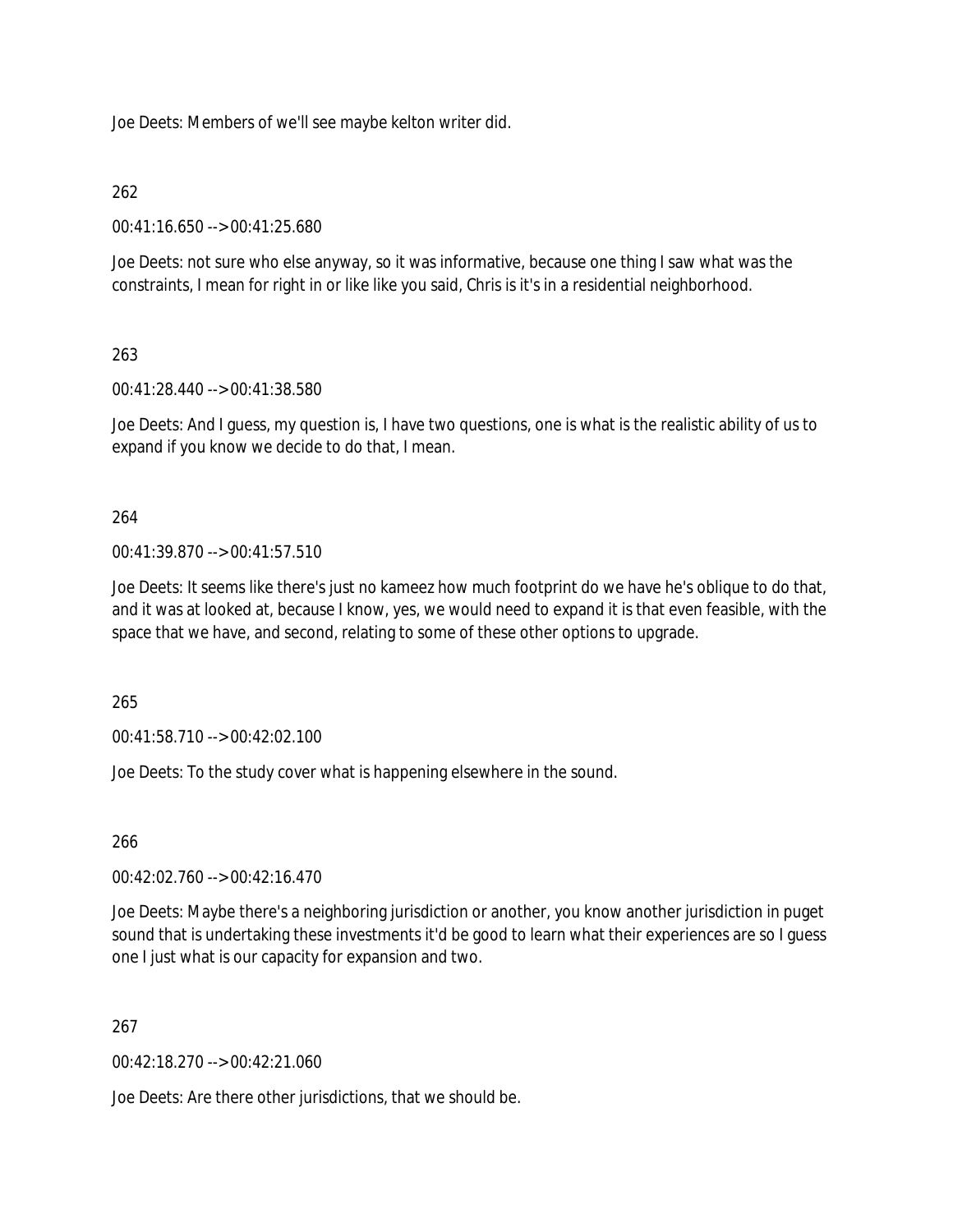Joe Deets: Members of we'll see maybe kelton writer did.

262

00:41:16.650 --> 00:41:25.680

Joe Deets: not sure who else anyway, so it was informative, because one thing I saw what was the constraints, I mean for right in or like like you said, Chris is it's in a residential neighborhood.

263

00:41:28.440 --> 00:41:38.580

Joe Deets: And I guess, my question is, I have two questions, one is what is the realistic ability of us to expand if you know we decide to do that, I mean.

264

00:41:39.870 --> 00:41:57.510

Joe Deets: It seems like there's just no kameez how much footprint do we have he's oblique to do that, and it was at looked at, because I know, yes, we would need to expand it is that even feasible, with the space that we have, and second, relating to some of these other options to upgrade.

265

00:41:58.710 --> 00:42:02.100

Joe Deets: To the study cover what is happening elsewhere in the sound.

266

00:42:02.760 --> 00:42:16.470

Joe Deets: Maybe there's a neighboring jurisdiction or another, you know another jurisdiction in puget sound that is undertaking these investments it'd be good to learn what their experiences are so I guess one I just what is our capacity for expansion and two.

267

00:42:18.270 --> 00:42:21.060

Joe Deets: Are there other jurisdictions, that we should be.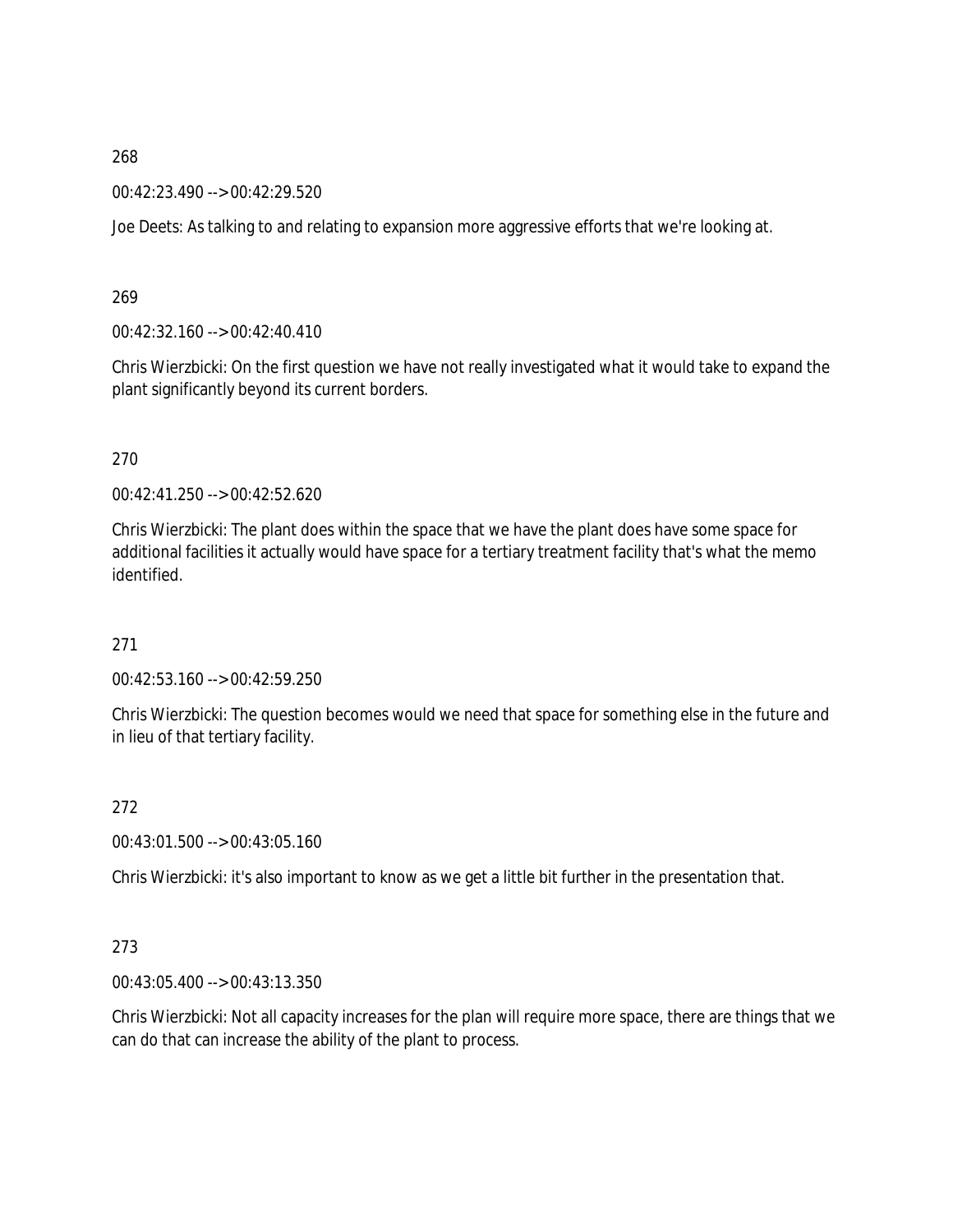268

00:42:23.490 --> 00:42:29.520

Joe Deets: As talking to and relating to expansion more aggressive efforts that we're looking at.

269

00:42:32.160 --> 00:42:40.410

Chris Wierzbicki: On the first question we have not really investigated what it would take to expand the plant significantly beyond its current borders.

270

00:42:41.250 --> 00:42:52.620

Chris Wierzbicki: The plant does within the space that we have the plant does have some space for additional facilities it actually would have space for a tertiary treatment facility that's what the memo identified.

271

00:42:53.160 --> 00:42:59.250

Chris Wierzbicki: The question becomes would we need that space for something else in the future and in lieu of that tertiary facility.

272

00:43:01.500 --> 00:43:05.160

Chris Wierzbicki: it's also important to know as we get a little bit further in the presentation that.

273

00:43:05.400 --> 00:43:13.350

Chris Wierzbicki: Not all capacity increases for the plan will require more space, there are things that we can do that can increase the ability of the plant to process.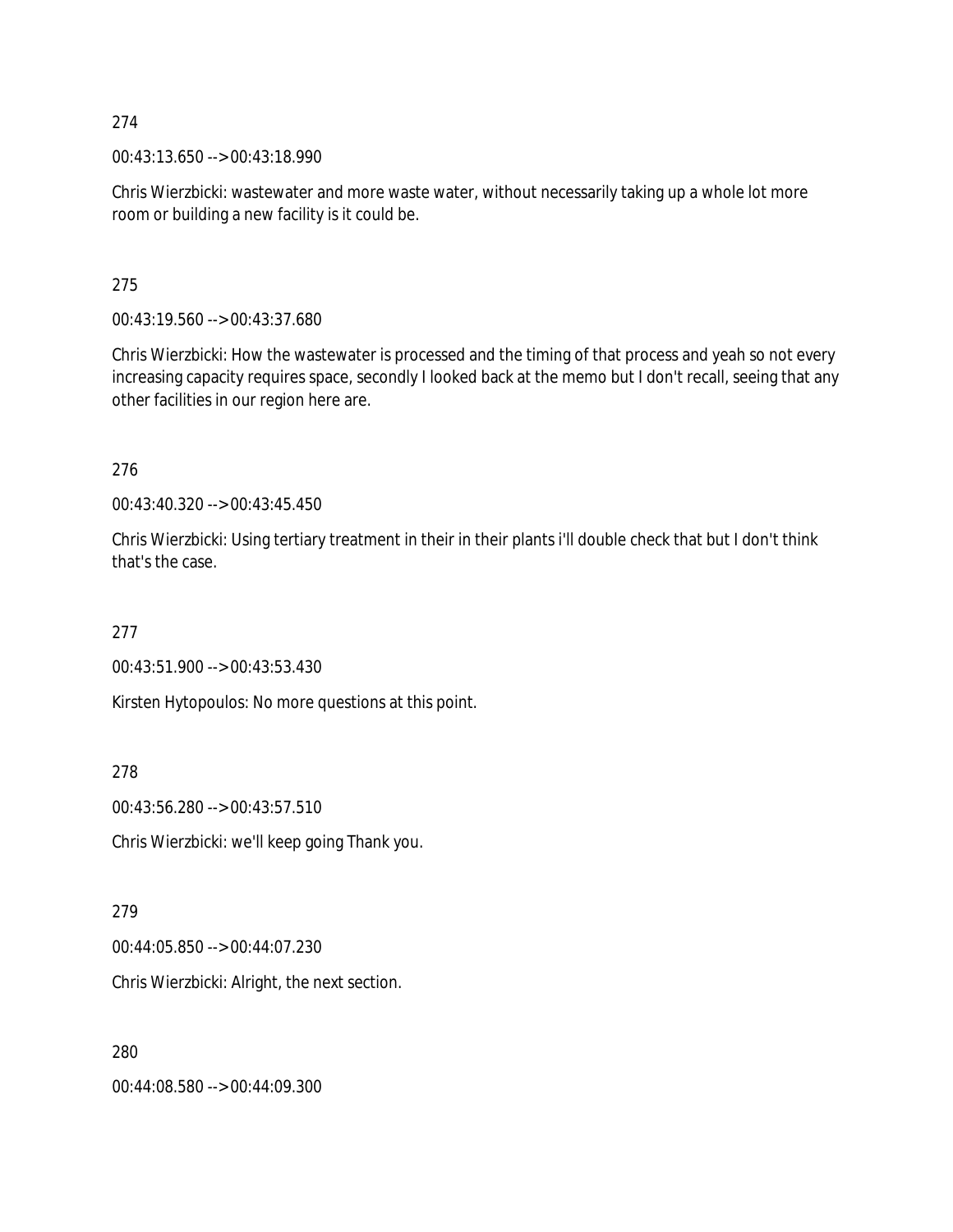274

00:43:13.650 --> 00:43:18.990

Chris Wierzbicki: wastewater and more waste water, without necessarily taking up a whole lot more room or building a new facility is it could be.

275

00:43:19.560 --> 00:43:37.680

Chris Wierzbicki: How the wastewater is processed and the timing of that process and yeah so not every increasing capacity requires space, secondly I looked back at the memo but I don't recall, seeing that any other facilities in our region here are.

276

00:43:40.320 --> 00:43:45.450

Chris Wierzbicki: Using tertiary treatment in their in their plants i'll double check that but I don't think that's the case.

277

00:43:51.900 --> 00:43:53.430

Kirsten Hytopoulos: No more questions at this point.

278

00:43:56.280 --> 00:43:57.510

Chris Wierzbicki: we'll keep going Thank you.

279

00:44:05.850 --> 00:44:07.230

Chris Wierzbicki: Alright, the next section.

280

00:44:08.580 --> 00:44:09.300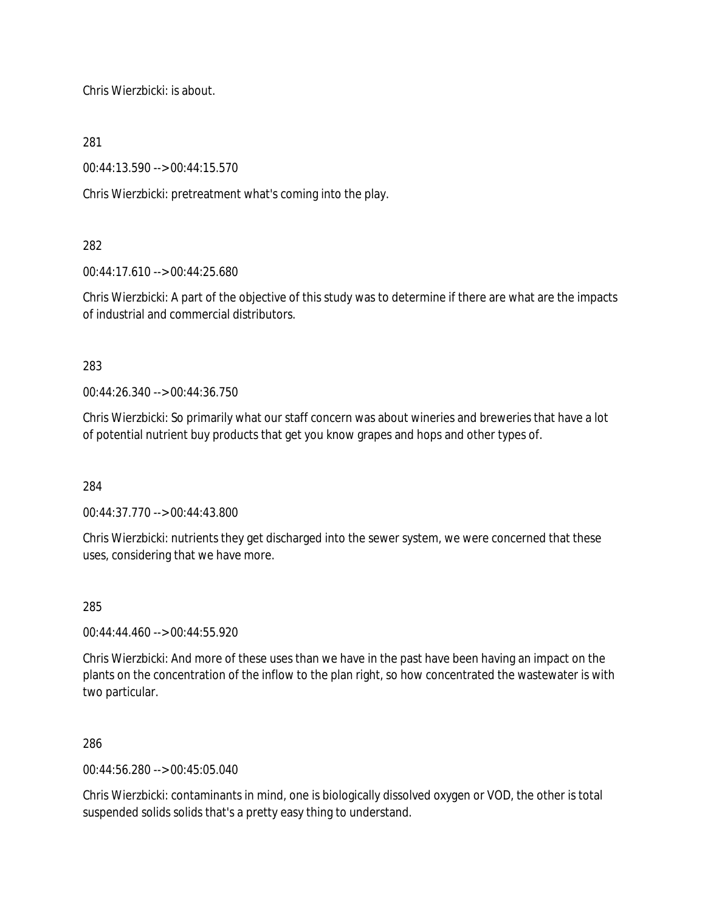Chris Wierzbicki: is about.

281

00:44:13.590 --> 00:44:15.570

Chris Wierzbicki: pretreatment what's coming into the play.

282

00:44:17.610 --> 00:44:25.680

Chris Wierzbicki: A part of the objective of this study was to determine if there are what are the impacts of industrial and commercial distributors.

283

00:44:26.340 --> 00:44:36.750

Chris Wierzbicki: So primarily what our staff concern was about wineries and breweries that have a lot of potential nutrient buy products that get you know grapes and hops and other types of.

284

00:44:37.770 --> 00:44:43.800

Chris Wierzbicki: nutrients they get discharged into the sewer system, we were concerned that these uses, considering that we have more.

285

00:44:44.460 --> 00:44:55.920

Chris Wierzbicki: And more of these uses than we have in the past have been having an impact on the plants on the concentration of the inflow to the plan right, so how concentrated the wastewater is with two particular.

286

00:44:56.280 --> 00:45:05.040

Chris Wierzbicki: contaminants in mind, one is biologically dissolved oxygen or VOD, the other is total suspended solids solids that's a pretty easy thing to understand.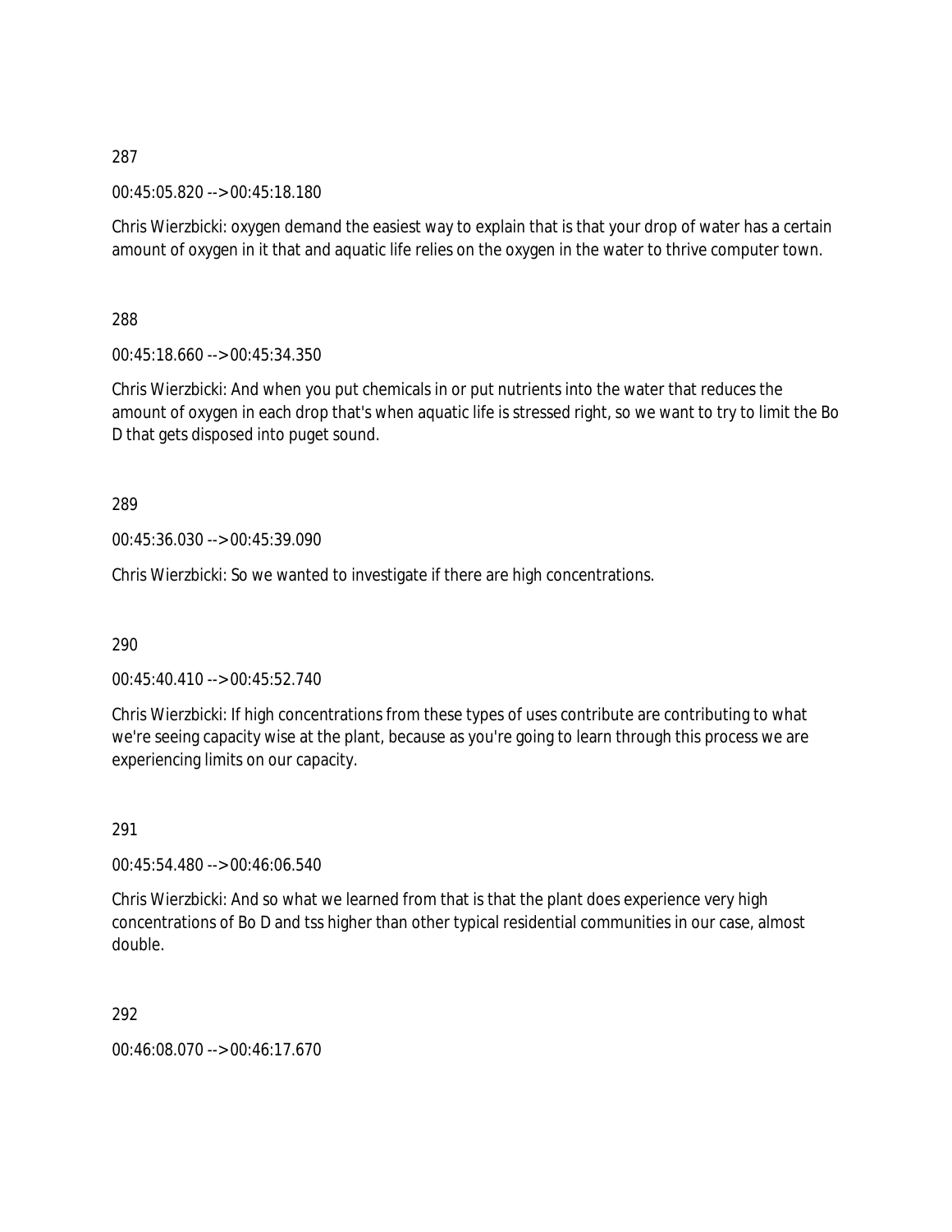287

00:45:05.820 --> 00:45:18.180

Chris Wierzbicki: oxygen demand the easiest way to explain that is that your drop of water has a certain amount of oxygen in it that and aquatic life relies on the oxygen in the water to thrive computer town.

288

00:45:18.660 --> 00:45:34.350

Chris Wierzbicki: And when you put chemicals in or put nutrients into the water that reduces the amount of oxygen in each drop that's when aquatic life is stressed right, so we want to try to limit the Bo D that gets disposed into puget sound.

289

00:45:36.030 --> 00:45:39.090

Chris Wierzbicki: So we wanted to investigate if there are high concentrations.

290

00:45:40.410 --> 00:45:52.740

Chris Wierzbicki: If high concentrations from these types of uses contribute are contributing to what we're seeing capacity wise at the plant, because as you're going to learn through this process we are experiencing limits on our capacity.

291

00:45:54.480 --> 00:46:06.540

Chris Wierzbicki: And so what we learned from that is that the plant does experience very high concentrations of Bo D and tss higher than other typical residential communities in our case, almost double.

292

00:46:08.070 --> 00:46:17.670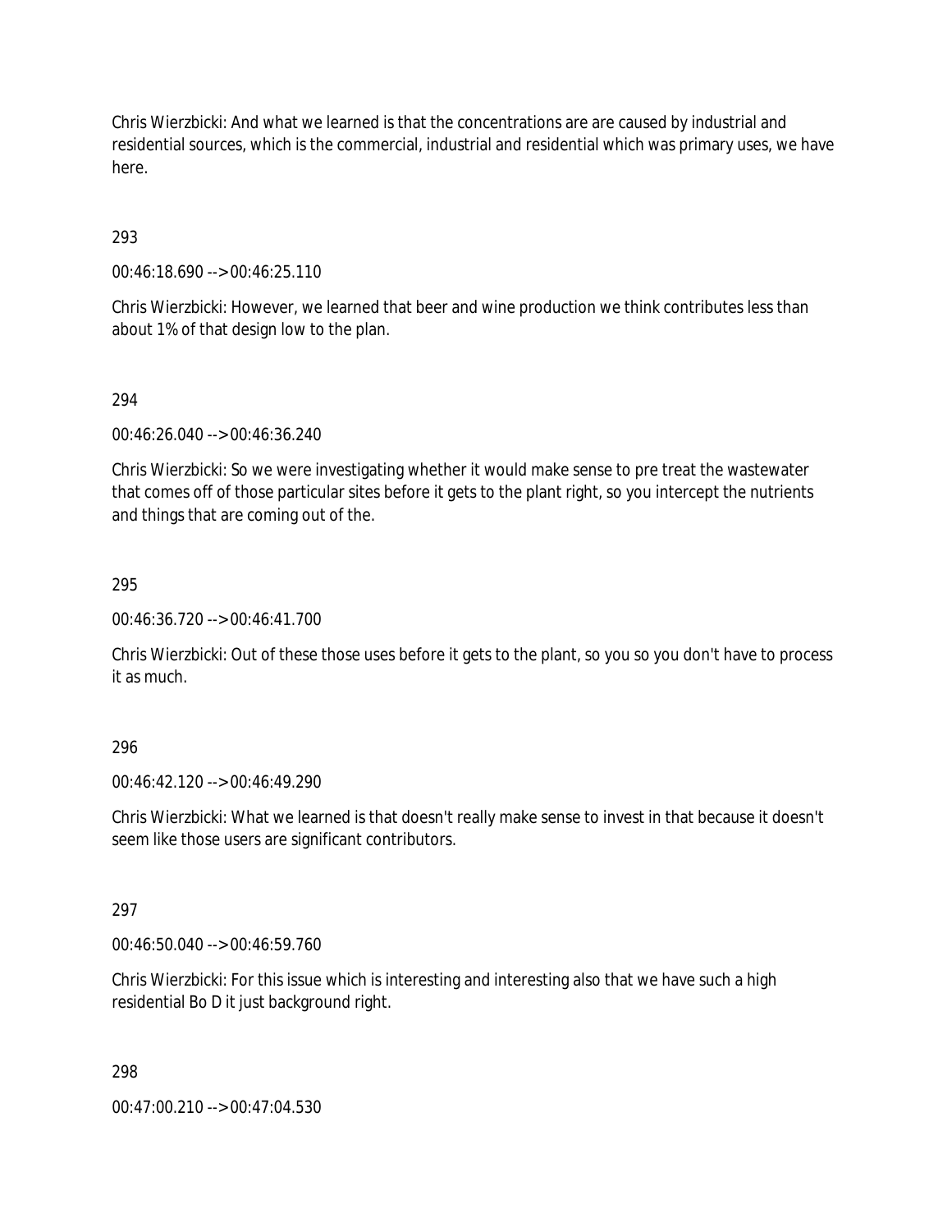Chris Wierzbicki: And what we learned is that the concentrations are are caused by industrial and residential sources, which is the commercial, industrial and residential which was primary uses, we have here.

293

00:46:18.690 --> 00:46:25.110

Chris Wierzbicki: However, we learned that beer and wine production we think contributes less than about 1% of that design low to the plan.

294

00:46:26.040 --> 00:46:36.240

Chris Wierzbicki: So we were investigating whether it would make sense to pre treat the wastewater that comes off of those particular sites before it gets to the plant right, so you intercept the nutrients and things that are coming out of the.

295

00:46:36.720 --> 00:46:41.700

Chris Wierzbicki: Out of these those uses before it gets to the plant, so you so you don't have to process it as much.

296

00:46:42.120 --> 00:46:49.290

Chris Wierzbicki: What we learned is that doesn't really make sense to invest in that because it doesn't seem like those users are significant contributors.

297

00:46:50.040 --> 00:46:59.760

Chris Wierzbicki: For this issue which is interesting and interesting also that we have such a high residential Bo D it just background right.

298

00:47:00.210 --> 00:47:04.530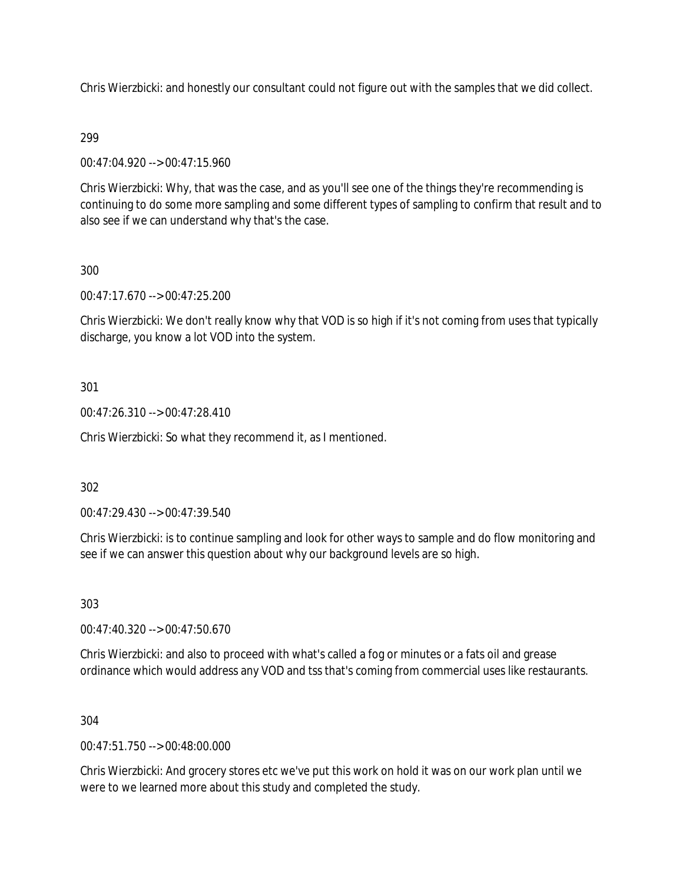Chris Wierzbicki: and honestly our consultant could not figure out with the samples that we did collect.

299

00:47:04.920 --> 00:47:15.960

Chris Wierzbicki: Why, that was the case, and as you'll see one of the things they're recommending is continuing to do some more sampling and some different types of sampling to confirm that result and to also see if we can understand why that's the case.

300

00:47:17.670 --> 00:47:25.200

Chris Wierzbicki: We don't really know why that VOD is so high if it's not coming from uses that typically discharge, you know a lot VOD into the system.

301

00:47:26.310 --> 00:47:28.410

Chris Wierzbicki: So what they recommend it, as I mentioned.

302

00:47:29.430 --> 00:47:39.540

Chris Wierzbicki: is to continue sampling and look for other ways to sample and do flow monitoring and see if we can answer this question about why our background levels are so high.

303

00:47:40.320 --> 00:47:50.670

Chris Wierzbicki: and also to proceed with what's called a fog or minutes or a fats oil and grease ordinance which would address any VOD and tss that's coming from commercial uses like restaurants.

304

00:47:51.750 --> 00:48:00.000

Chris Wierzbicki: And grocery stores etc we've put this work on hold it was on our work plan until we were to we learned more about this study and completed the study.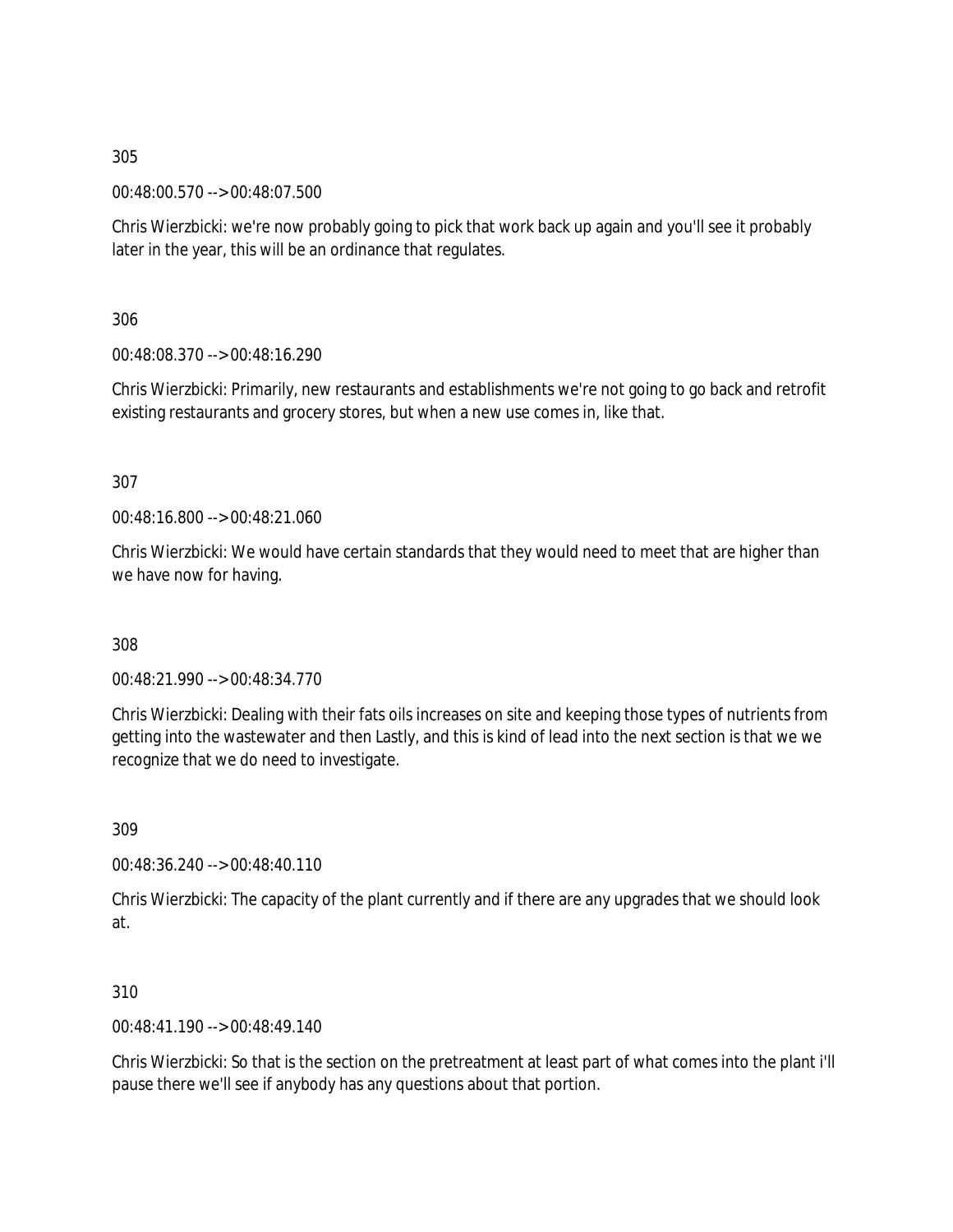305

00:48:00.570 --> 00:48:07.500

Chris Wierzbicki: we're now probably going to pick that work back up again and you'll see it probably later in the year, this will be an ordinance that regulates.

306

00:48:08.370 --> 00:48:16.290

Chris Wierzbicki: Primarily, new restaurants and establishments we're not going to go back and retrofit existing restaurants and grocery stores, but when a new use comes in, like that.

307

00:48:16.800 --> 00:48:21.060

Chris Wierzbicki: We would have certain standards that they would need to meet that are higher than we have now for having.

308

00:48:21.990 --> 00:48:34.770

Chris Wierzbicki: Dealing with their fats oils increases on site and keeping those types of nutrients from getting into the wastewater and then Lastly, and this is kind of lead into the next section is that we we recognize that we do need to investigate.

309

00:48:36.240 --> 00:48:40.110

Chris Wierzbicki: The capacity of the plant currently and if there are any upgrades that we should look at.

310

00:48:41.190 --> 00:48:49.140

Chris Wierzbicki: So that is the section on the pretreatment at least part of what comes into the plant i'll pause there we'll see if anybody has any questions about that portion.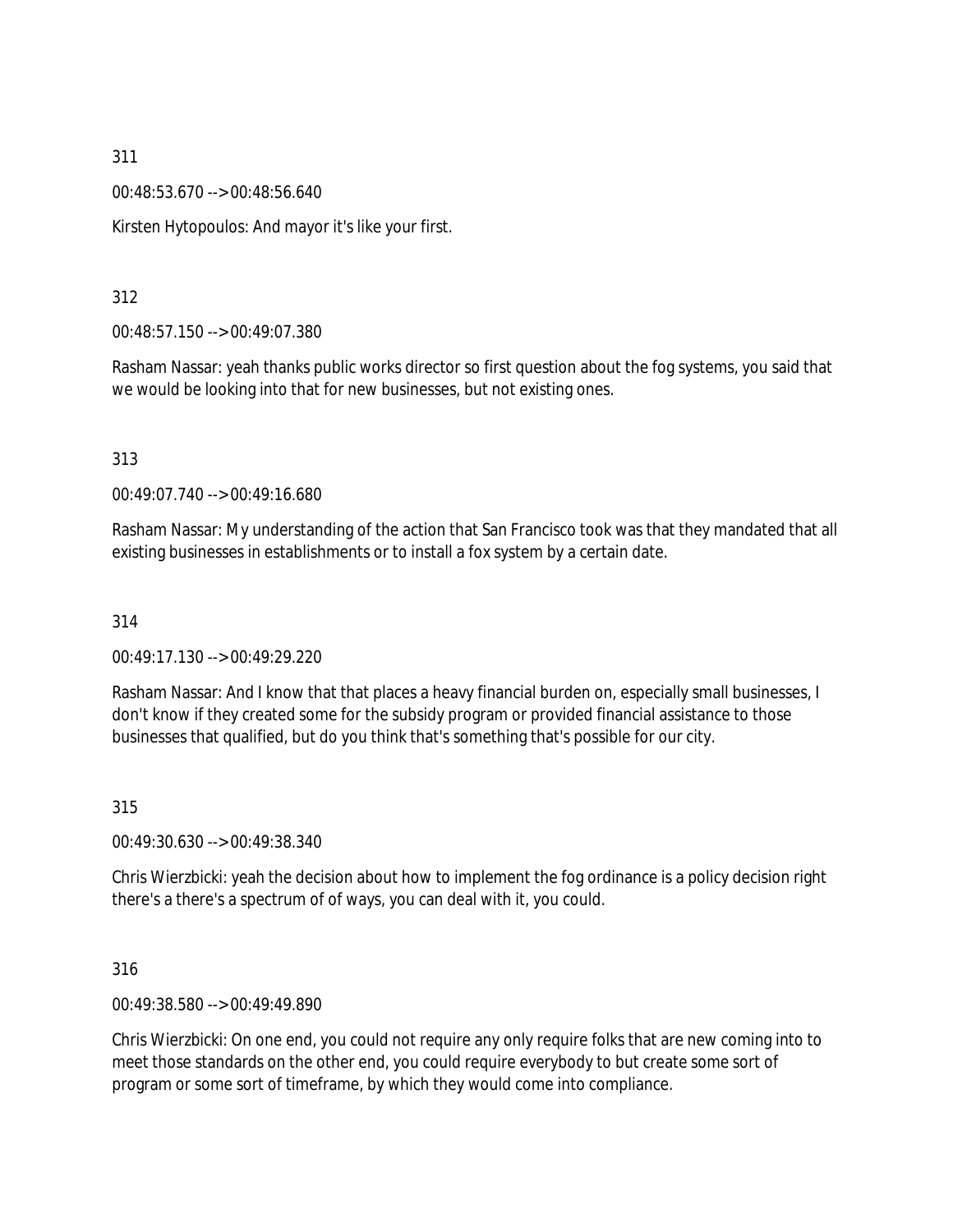311

00:48:53.670 --> 00:48:56.640

Kirsten Hytopoulos: And mayor it's like your first.

312

00:48:57.150 --> 00:49:07.380

Rasham Nassar: yeah thanks public works director so first question about the fog systems, you said that we would be looking into that for new businesses, but not existing ones.

313

00:49:07.740 --> 00:49:16.680

Rasham Nassar: My understanding of the action that San Francisco took was that they mandated that all existing businesses in establishments or to install a fox system by a certain date.

314

00:49:17.130 --> 00:49:29.220

Rasham Nassar: And I know that that places a heavy financial burden on, especially small businesses, I don't know if they created some for the subsidy program or provided financial assistance to those businesses that qualified, but do you think that's something that's possible for our city.

315

00:49:30.630 --> 00:49:38.340

Chris Wierzbicki: yeah the decision about how to implement the fog ordinance is a policy decision right there's a there's a spectrum of of ways, you can deal with it, you could.

316

00:49:38.580 --> 00:49:49.890

Chris Wierzbicki: On one end, you could not require any only require folks that are new coming into to meet those standards on the other end, you could require everybody to but create some sort of program or some sort of timeframe, by which they would come into compliance.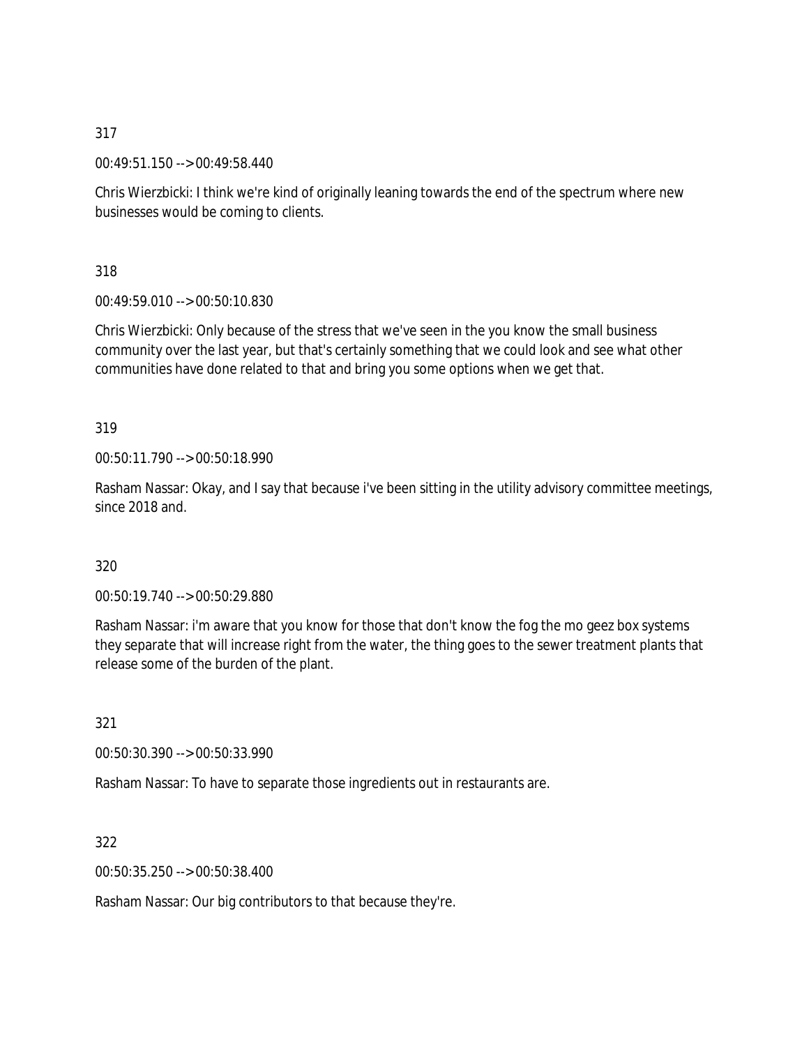317

00:49:51.150 --> 00:49:58.440

Chris Wierzbicki: I think we're kind of originally leaning towards the end of the spectrum where new businesses would be coming to clients.

318

00:49:59.010 --> 00:50:10.830

Chris Wierzbicki: Only because of the stress that we've seen in the you know the small business community over the last year, but that's certainly something that we could look and see what other communities have done related to that and bring you some options when we get that.

319

00:50:11.790 --> 00:50:18.990

Rasham Nassar: Okay, and I say that because i've been sitting in the utility advisory committee meetings, since 2018 and.

320

00:50:19.740 --> 00:50:29.880

Rasham Nassar: i'm aware that you know for those that don't know the fog the mo geez box systems they separate that will increase right from the water, the thing goes to the sewer treatment plants that release some of the burden of the plant.

321

00:50:30.390 --> 00:50:33.990

Rasham Nassar: To have to separate those ingredients out in restaurants are.

322

00:50:35.250 --> 00:50:38.400

Rasham Nassar: Our big contributors to that because they're.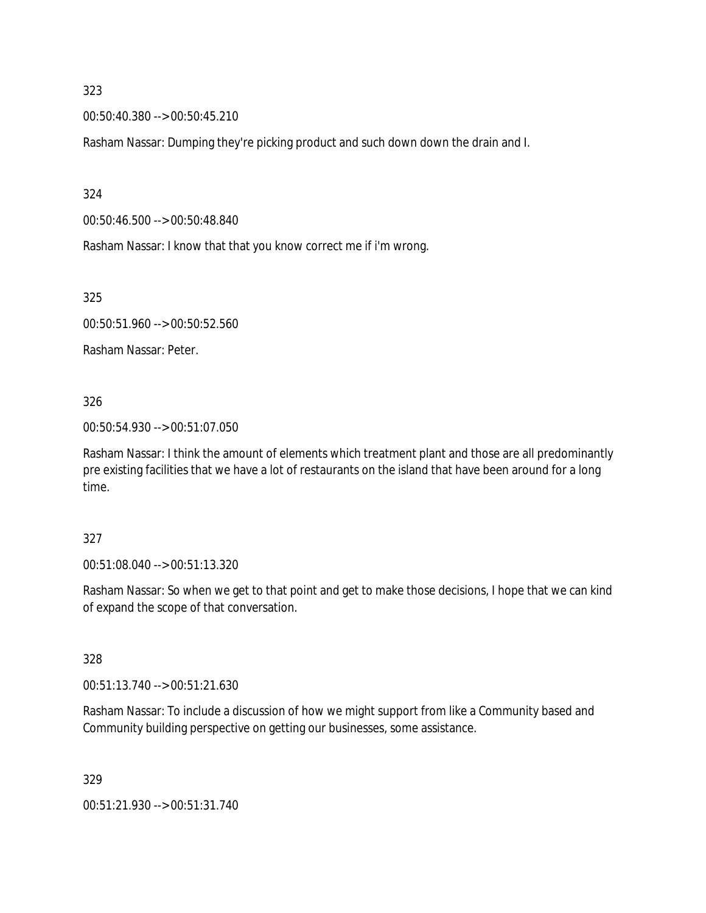323

00:50:40.380 --> 00:50:45.210

Rasham Nassar: Dumping they're picking product and such down down the drain and I.

324

00:50:46.500 --> 00:50:48.840

Rasham Nassar: I know that that you know correct me if i'm wrong.

325

00:50:51.960 --> 00:50:52.560

Rasham Nassar: Peter.

326

00:50:54.930 --> 00:51:07.050

Rasham Nassar: I think the amount of elements which treatment plant and those are all predominantly pre existing facilities that we have a lot of restaurants on the island that have been around for a long time.

327

00:51:08.040 --> 00:51:13.320

Rasham Nassar: So when we get to that point and get to make those decisions, I hope that we can kind of expand the scope of that conversation.

328

00:51:13.740 --> 00:51:21.630

Rasham Nassar: To include a discussion of how we might support from like a Community based and Community building perspective on getting our businesses, some assistance.

329

00:51:21.930 --> 00:51:31.740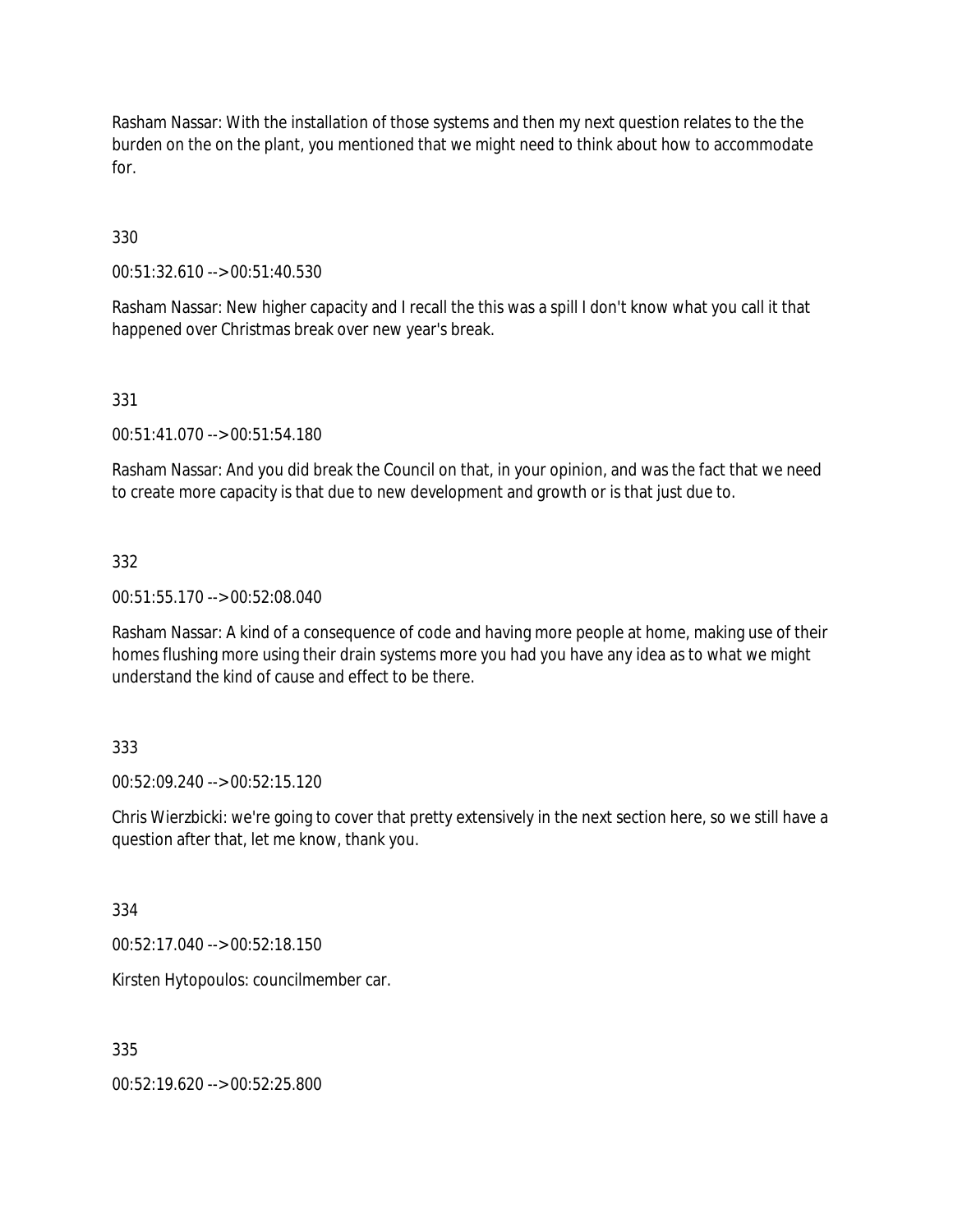Rasham Nassar: With the installation of those systems and then my next question relates to the the burden on the on the plant, you mentioned that we might need to think about how to accommodate for.

330

00:51:32.610 --> 00:51:40.530

Rasham Nassar: New higher capacity and I recall the this was a spill I don't know what you call it that happened over Christmas break over new year's break.

331

00:51:41.070 --> 00:51:54.180

Rasham Nassar: And you did break the Council on that, in your opinion, and was the fact that we need to create more capacity is that due to new development and growth or is that just due to.

332

00:51:55.170 --> 00:52:08.040

Rasham Nassar: A kind of a consequence of code and having more people at home, making use of their homes flushing more using their drain systems more you had you have any idea as to what we might understand the kind of cause and effect to be there.

333

00:52:09.240 --> 00:52:15.120

Chris Wierzbicki: we're going to cover that pretty extensively in the next section here, so we still have a question after that, let me know, thank you.

334

00:52:17.040 --> 00:52:18.150

Kirsten Hytopoulos: councilmember car.

335

00:52:19.620 --> 00:52:25.800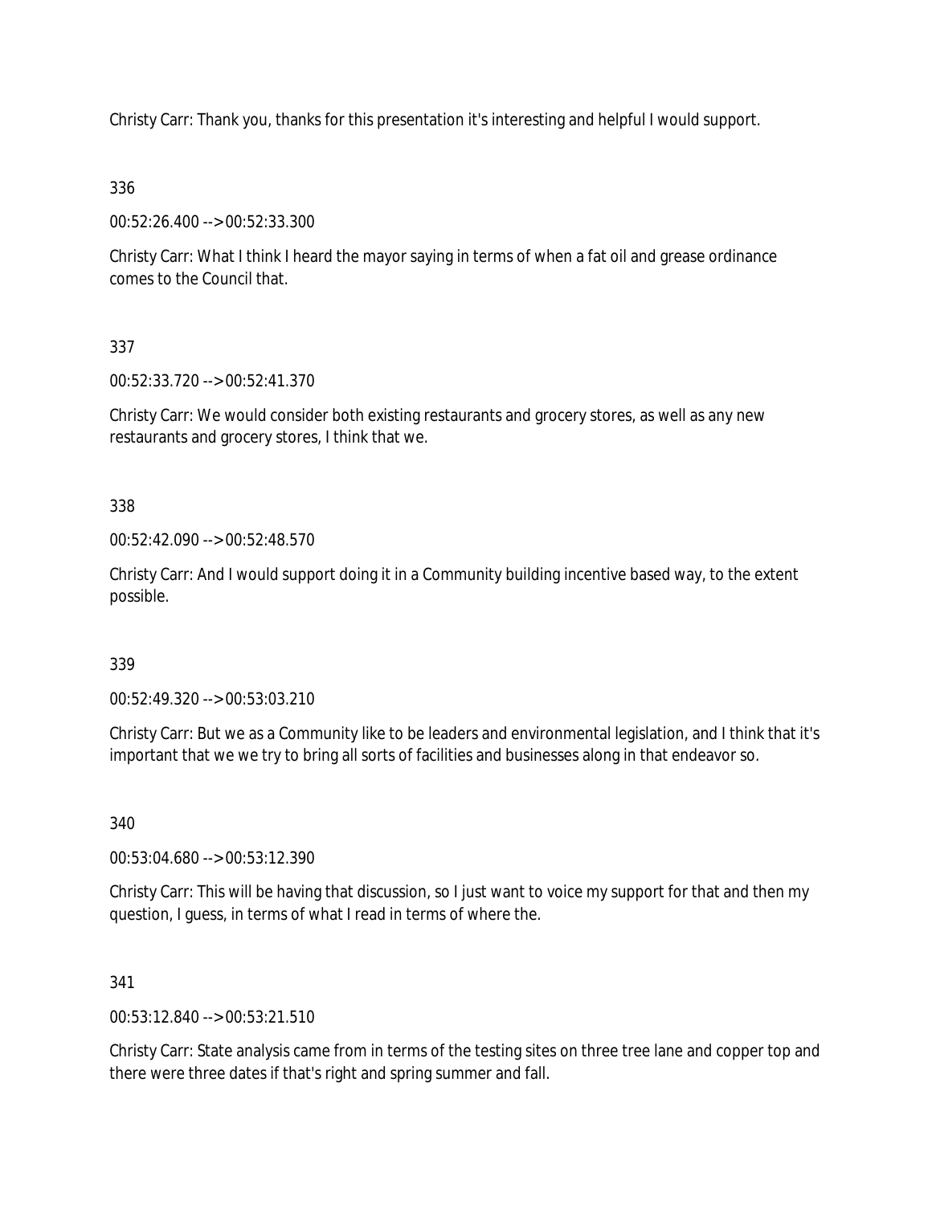Christy Carr: Thank you, thanks for this presentation it's interesting and helpful I would support.

336

00:52:26.400 --> 00:52:33.300

Christy Carr: What I think I heard the mayor saying in terms of when a fat oil and grease ordinance comes to the Council that.

337

00:52:33.720 --> 00:52:41.370

Christy Carr: We would consider both existing restaurants and grocery stores, as well as any new restaurants and grocery stores, I think that we.

338

00:52:42.090 --> 00:52:48.570

Christy Carr: And I would support doing it in a Community building incentive based way, to the extent possible.

339

00:52:49.320 --> 00:53:03.210

Christy Carr: But we as a Community like to be leaders and environmental legislation, and I think that it's important that we we try to bring all sorts of facilities and businesses along in that endeavor so.

340

00:53:04.680 --> 00:53:12.390

Christy Carr: This will be having that discussion, so I just want to voice my support for that and then my question, I guess, in terms of what I read in terms of where the.

341

00:53:12.840 --> 00:53:21.510

Christy Carr: State analysis came from in terms of the testing sites on three tree lane and copper top and there were three dates if that's right and spring summer and fall.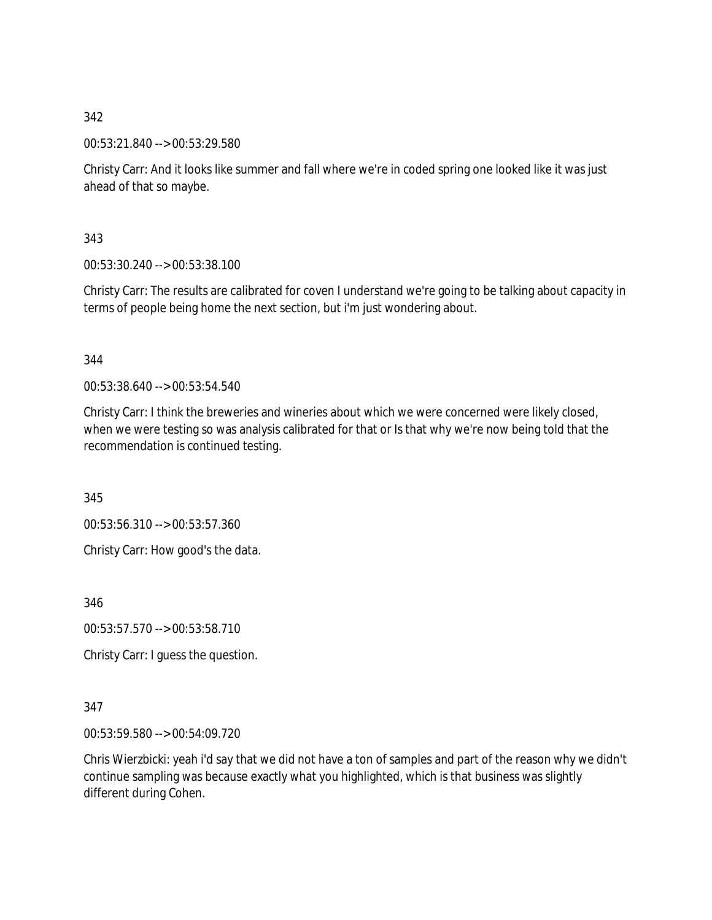342

00:53:21.840 --> 00:53:29.580

Christy Carr: And it looks like summer and fall where we're in coded spring one looked like it was just ahead of that so maybe.

343

00:53:30.240 --> 00:53:38.100

Christy Carr: The results are calibrated for coven I understand we're going to be talking about capacity in terms of people being home the next section, but i'm just wondering about.

344

00:53:38.640 --> 00:53:54.540

Christy Carr: I think the breweries and wineries about which we were concerned were likely closed, when we were testing so was analysis calibrated for that or Is that why we're now being told that the recommendation is continued testing.

345

00:53:56.310 --> 00:53:57.360

Christy Carr: How good's the data.

346

00:53:57.570 --> 00:53:58.710

Christy Carr: I guess the question.

347

00:53:59.580 --> 00:54:09.720

Chris Wierzbicki: yeah i'd say that we did not have a ton of samples and part of the reason why we didn't continue sampling was because exactly what you highlighted, which is that business was slightly different during Cohen.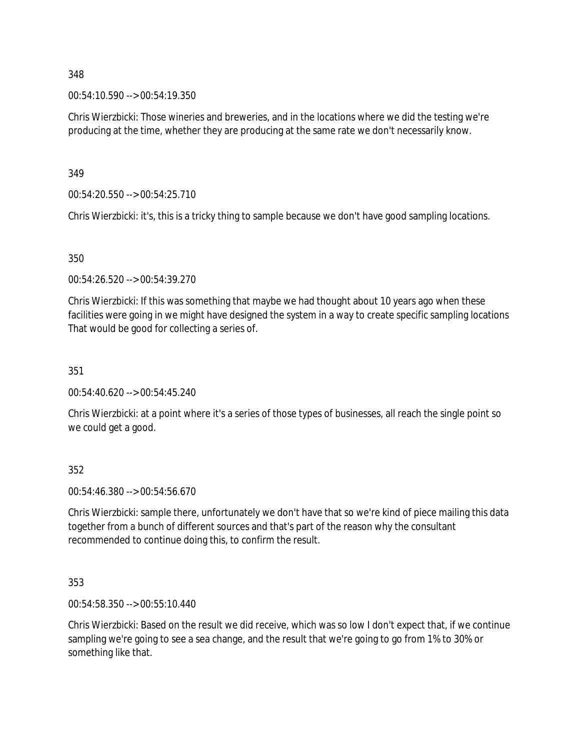348

00:54:10.590 --> 00:54:19.350

Chris Wierzbicki: Those wineries and breweries, and in the locations where we did the testing we're producing at the time, whether they are producing at the same rate we don't necessarily know.

349

00:54:20.550 --> 00:54:25.710

Chris Wierzbicki: it's, this is a tricky thing to sample because we don't have good sampling locations.

350

00:54:26.520 --> 00:54:39.270

Chris Wierzbicki: If this was something that maybe we had thought about 10 years ago when these facilities were going in we might have designed the system in a way to create specific sampling locations That would be good for collecting a series of.

351

00:54:40.620 --> 00:54:45.240

Chris Wierzbicki: at a point where it's a series of those types of businesses, all reach the single point so we could get a good.

352

00:54:46.380 --> 00:54:56.670

Chris Wierzbicki: sample there, unfortunately we don't have that so we're kind of piece mailing this data together from a bunch of different sources and that's part of the reason why the consultant recommended to continue doing this, to confirm the result.

353

00:54:58.350 --> 00:55:10.440

Chris Wierzbicki: Based on the result we did receive, which was so low I don't expect that, if we continue sampling we're going to see a sea change, and the result that we're going to go from 1% to 30% or something like that.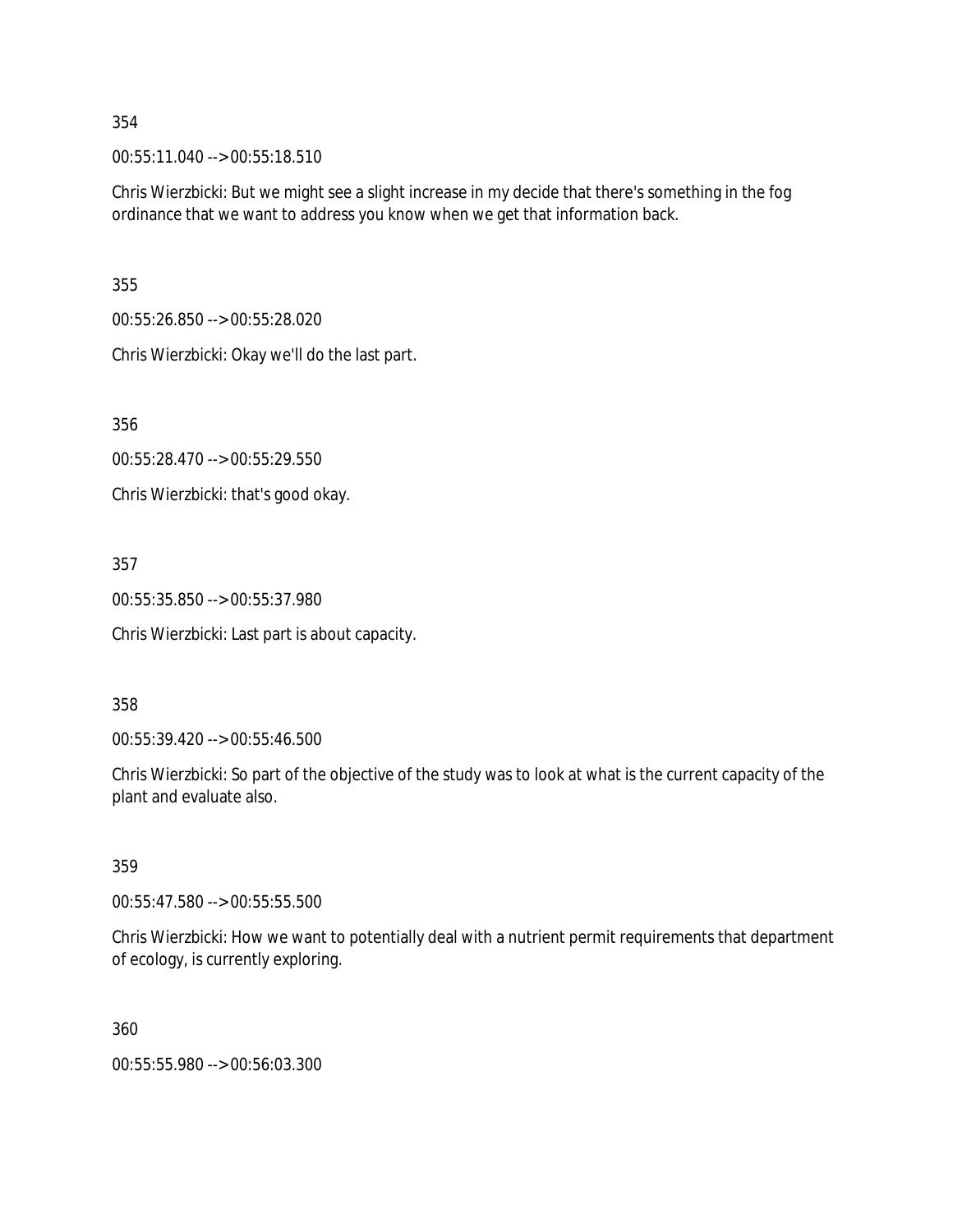354

00:55:11.040 --> 00:55:18.510

Chris Wierzbicki: But we might see a slight increase in my decide that there's something in the fog ordinance that we want to address you know when we get that information back.

355

00:55:26.850 --> 00:55:28.020

Chris Wierzbicki: Okay we'll do the last part.

356

00:55:28.470 --> 00:55:29.550

Chris Wierzbicki: that's good okay.

357

00:55:35.850 --> 00:55:37.980

Chris Wierzbicki: Last part is about capacity.

358

00:55:39.420 --> 00:55:46.500

Chris Wierzbicki: So part of the objective of the study was to look at what is the current capacity of the plant and evaluate also.

359

00:55:47.580 --> 00:55:55.500

Chris Wierzbicki: How we want to potentially deal with a nutrient permit requirements that department of ecology, is currently exploring.

360

00:55:55.980 --> 00:56:03.300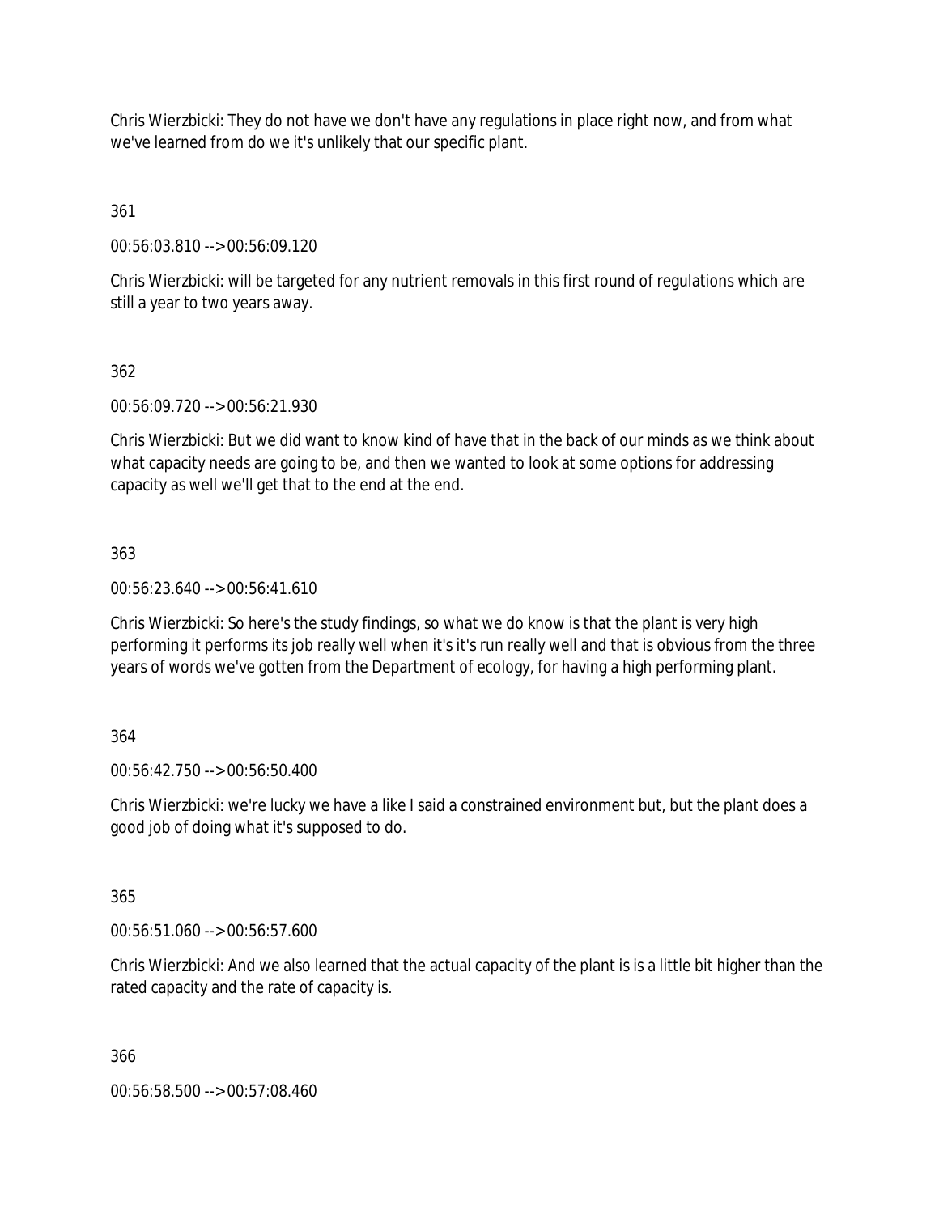Chris Wierzbicki: They do not have we don't have any regulations in place right now, and from what we've learned from do we it's unlikely that our specific plant.

361

00:56:03.810 --> 00:56:09.120

Chris Wierzbicki: will be targeted for any nutrient removals in this first round of regulations which are still a year to two years away.

362

00:56:09.720 --> 00:56:21.930

Chris Wierzbicki: But we did want to know kind of have that in the back of our minds as we think about what capacity needs are going to be, and then we wanted to look at some options for addressing capacity as well we'll get that to the end at the end.

363

00:56:23.640 --> 00:56:41.610

Chris Wierzbicki: So here's the study findings, so what we do know is that the plant is very high performing it performs its job really well when it's it's run really well and that is obvious from the three years of words we've gotten from the Department of ecology, for having a high performing plant.

364

00:56:42.750 --> 00:56:50.400

Chris Wierzbicki: we're lucky we have a like I said a constrained environment but, but the plant does a good job of doing what it's supposed to do.

365

00:56:51.060 --> 00:56:57.600

Chris Wierzbicki: And we also learned that the actual capacity of the plant is is a little bit higher than the rated capacity and the rate of capacity is.

366

00:56:58.500 --> 00:57:08.460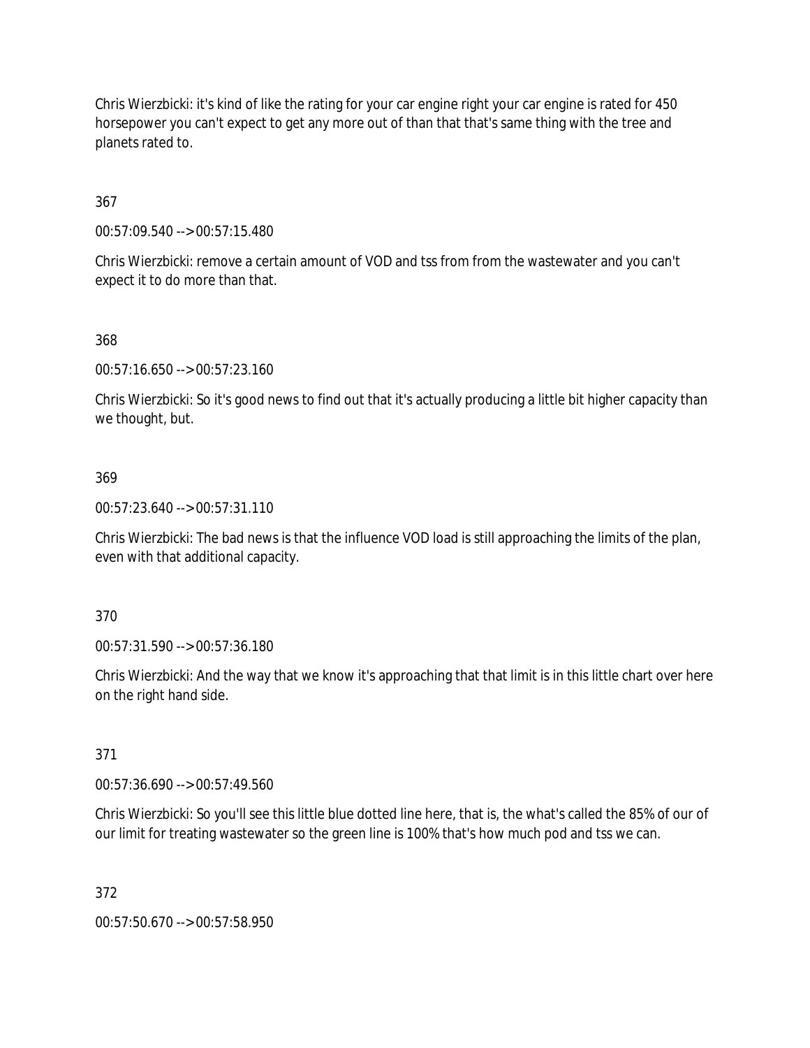Chris Wierzbicki: it's kind of like the rating for your car engine right your car engine is rated for 450 horsepower you can't expect to get any more out of than that that's same thing with the tree and planets rated to.

367

00:57:09.540 --> 00:57:15.480

Chris Wierzbicki: remove a certain amount of VOD and tss from from the wastewater and you can't expect it to do more than that.

368

00:57:16.650 --> 00:57:23.160

Chris Wierzbicki: So it's good news to find out that it's actually producing a little bit higher capacity than we thought, but.

369

00:57:23.640 --> 00:57:31.110

Chris Wierzbicki: The bad news is that the influence VOD load is still approaching the limits of the plan, even with that additional capacity.

370

00:57:31.590 --> 00:57:36.180

Chris Wierzbicki: And the way that we know it's approaching that that limit is in this little chart over here on the right hand side.

371

00:57:36.690 --> 00:57:49.560

Chris Wierzbicki: So you'll see this little blue dotted line here, that is, the what's called the 85% of our of our limit for treating wastewater so the green line is 100% that's how much pod and tss we can.

372

00:57:50.670 --> 00:57:58.950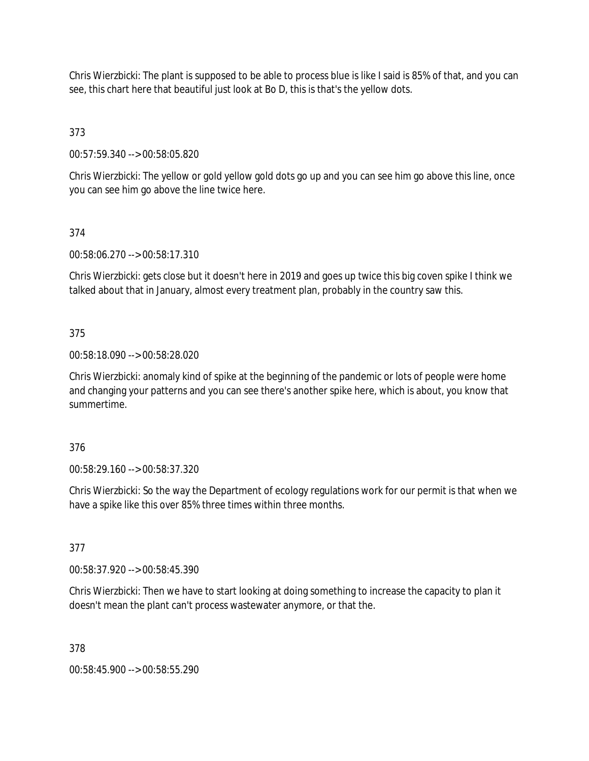Chris Wierzbicki: The plant is supposed to be able to process blue is like I said is 85% of that, and you can see, this chart here that beautiful just look at Bo D, this is that's the yellow dots.

373

00:57:59.340 --> 00:58:05.820

Chris Wierzbicki: The yellow or gold yellow gold dots go up and you can see him go above this line, once you can see him go above the line twice here.

374

00:58:06.270 --> 00:58:17.310

Chris Wierzbicki: gets close but it doesn't here in 2019 and goes up twice this big coven spike I think we talked about that in January, almost every treatment plan, probably in the country saw this.

375

00:58:18.090 --> 00:58:28.020

Chris Wierzbicki: anomaly kind of spike at the beginning of the pandemic or lots of people were home and changing your patterns and you can see there's another spike here, which is about, you know that summertime.

376

00:58:29.160 --> 00:58:37.320

Chris Wierzbicki: So the way the Department of ecology regulations work for our permit is that when we have a spike like this over 85% three times within three months.

377

00:58:37.920 --> 00:58:45.390

Chris Wierzbicki: Then we have to start looking at doing something to increase the capacity to plan it doesn't mean the plant can't process wastewater anymore, or that the.

378

00:58:45.900 --> 00:58:55.290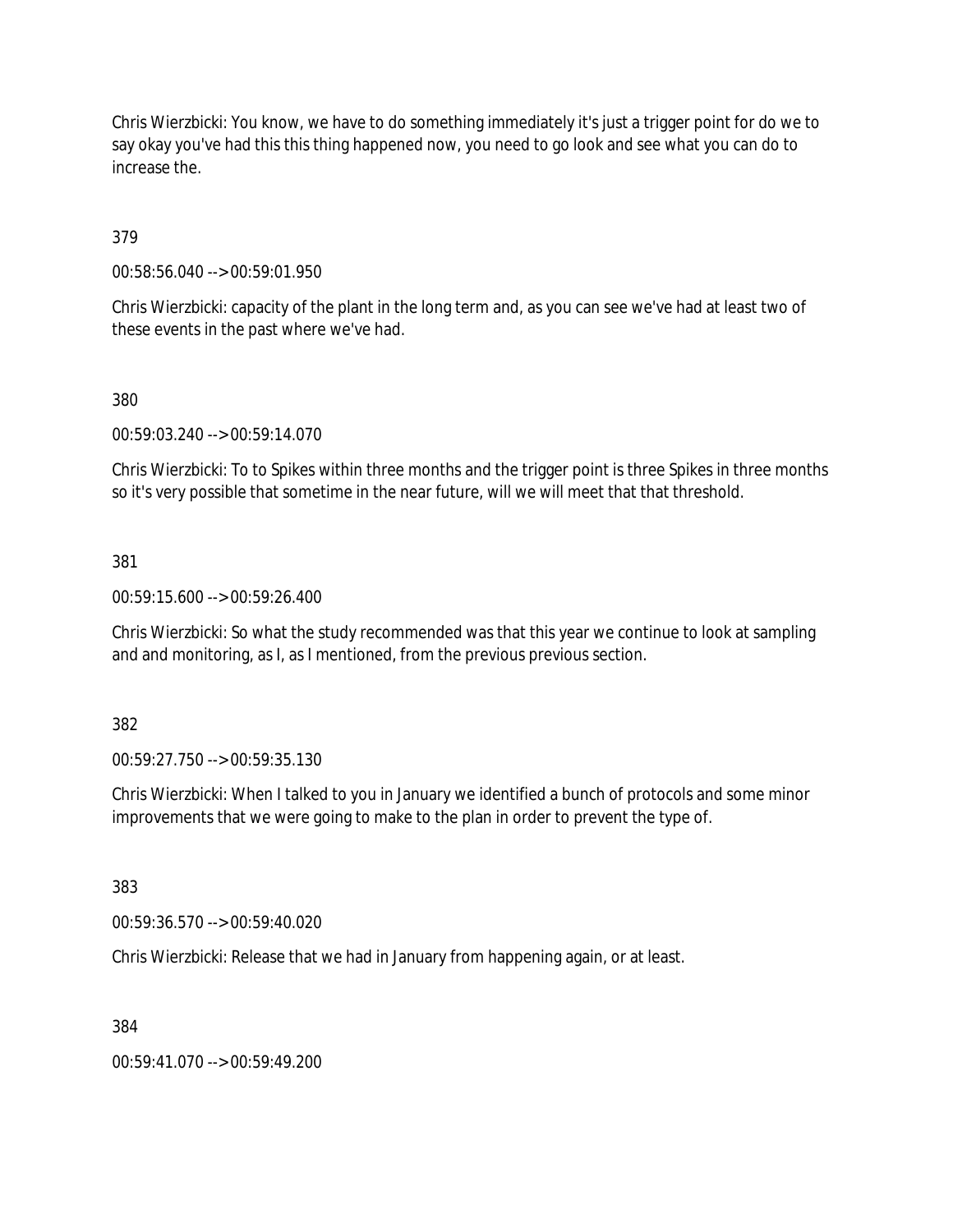Chris Wierzbicki: You know, we have to do something immediately it's just a trigger point for do we to say okay you've had this this thing happened now, you need to go look and see what you can do to increase the.

379

00:58:56.040 --> 00:59:01.950

Chris Wierzbicki: capacity of the plant in the long term and, as you can see we've had at least two of these events in the past where we've had.

380

00:59:03.240 --> 00:59:14.070

Chris Wierzbicki: To to Spikes within three months and the trigger point is three Spikes in three months so it's very possible that sometime in the near future, will we will meet that that threshold.

381

00:59:15.600 --> 00:59:26.400

Chris Wierzbicki: So what the study recommended was that this year we continue to look at sampling and and monitoring, as I, as I mentioned, from the previous previous section.

382

00:59:27.750 --> 00:59:35.130

Chris Wierzbicki: When I talked to you in January we identified a bunch of protocols and some minor improvements that we were going to make to the plan in order to prevent the type of.

383

00:59:36.570 --> 00:59:40.020

Chris Wierzbicki: Release that we had in January from happening again, or at least.

384

00:59:41.070 --> 00:59:49.200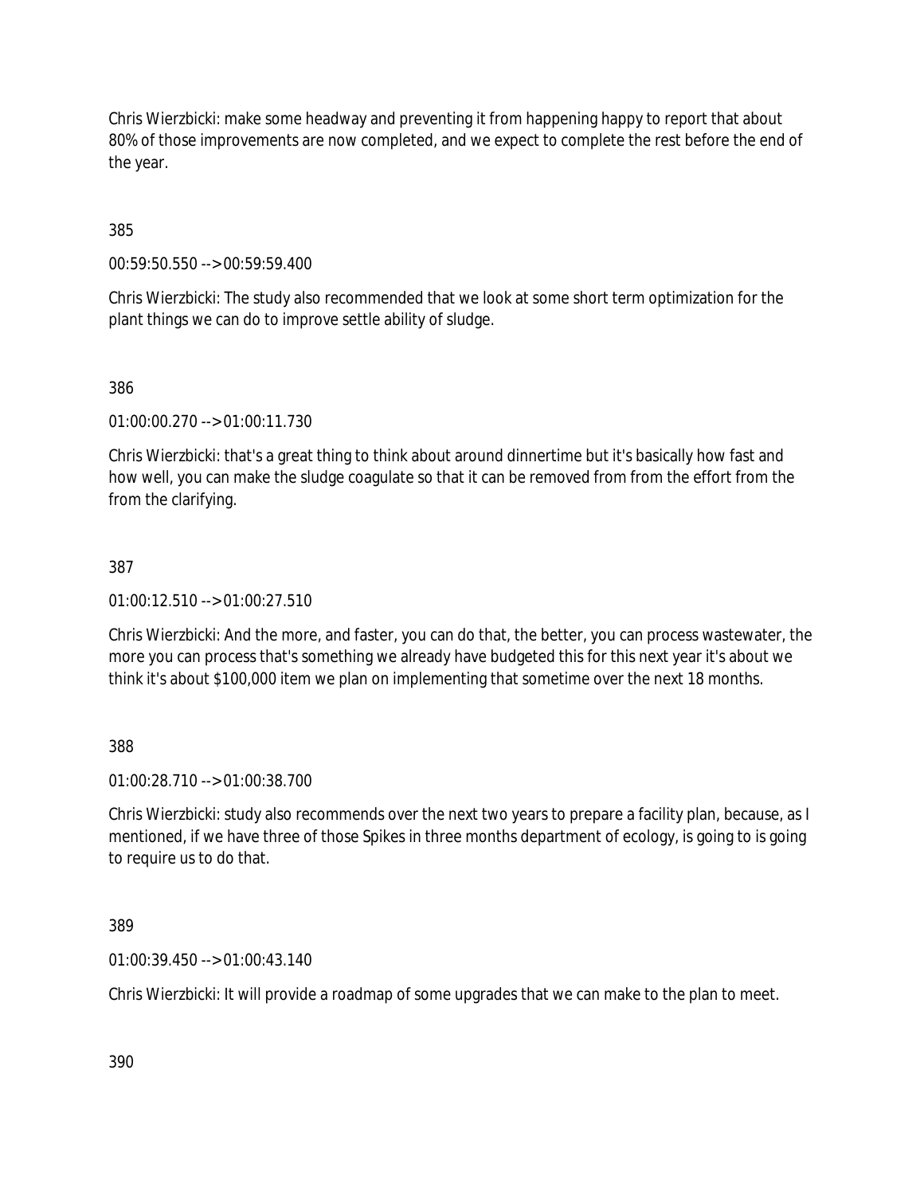Chris Wierzbicki: make some headway and preventing it from happening happy to report that about 80% of those improvements are now completed, and we expect to complete the rest before the end of the year.

385

00:59:50.550 --> 00:59:59.400

Chris Wierzbicki: The study also recommended that we look at some short term optimization for the plant things we can do to improve settle ability of sludge.

386

01:00:00.270 --> 01:00:11.730

Chris Wierzbicki: that's a great thing to think about around dinnertime but it's basically how fast and how well, you can make the sludge coagulate so that it can be removed from from the effort from the from the clarifying.

387

01:00:12.510 --> 01:00:27.510

Chris Wierzbicki: And the more, and faster, you can do that, the better, you can process wastewater, the more you can process that's something we already have budgeted this for this next year it's about we think it's about $100,000 item we plan on implementing that sometime over the next 18 months.

388

01:00:28.710 --> 01:00:38.700

Chris Wierzbicki: study also recommends over the next two years to prepare a facility plan, because, as I mentioned, if we have three of those Spikes in three months department of ecology, is going to is going to require us to do that.

389

01:00:39.450 --> 01:00:43.140

Chris Wierzbicki: It will provide a roadmap of some upgrades that we can make to the plan to meet.

390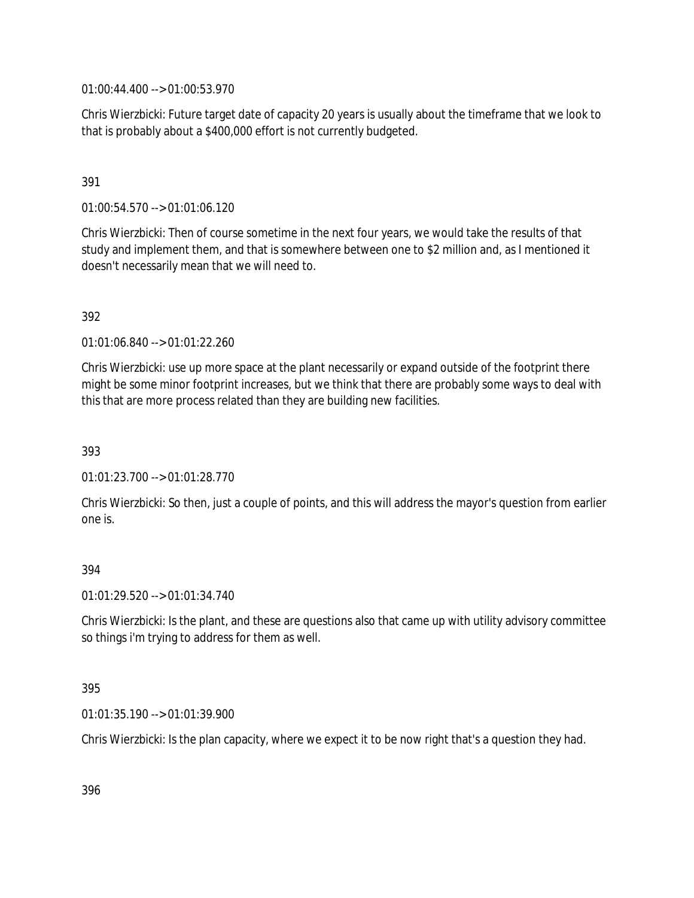01:00:44.400 --> 01:00:53.970

Chris Wierzbicki: Future target date of capacity 20 years is usually about the timeframe that we look to that is probably about a $400,000 effort is not currently budgeted.

391

01:00:54.570 --> 01:01:06.120

Chris Wierzbicki: Then of course sometime in the next four years, we would take the results of that study and implement them, and that is somewhere between one to $2 million and, as I mentioned it doesn't necessarily mean that we will need to.

392

01:01:06.840 --> 01:01:22.260

Chris Wierzbicki: use up more space at the plant necessarily or expand outside of the footprint there might be some minor footprint increases, but we think that there are probably some ways to deal with this that are more process related than they are building new facilities.

393

01:01:23.700 --> 01:01:28.770

Chris Wierzbicki: So then, just a couple of points, and this will address the mayor's question from earlier one is.

394

01:01:29.520 --> 01:01:34.740

Chris Wierzbicki: Is the plant, and these are questions also that came up with utility advisory committee so things i'm trying to address for them as well.

395

01:01:35.190 --> 01:01:39.900

Chris Wierzbicki: Is the plan capacity, where we expect it to be now right that's a question they had.

396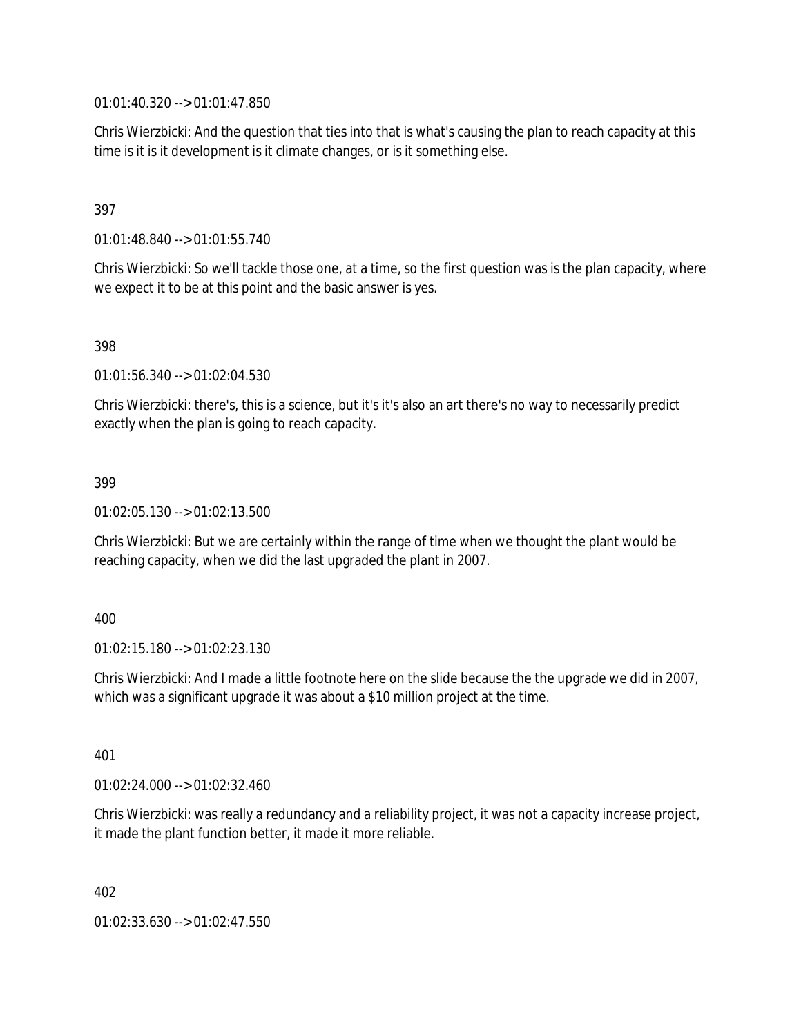01:01:40.320 --> 01:01:47.850

Chris Wierzbicki: And the question that ties into that is what's causing the plan to reach capacity at this time is it is it development is it climate changes, or is it something else.

397

01:01:48.840 --> 01:01:55.740

Chris Wierzbicki: So we'll tackle those one, at a time, so the first question was is the plan capacity, where we expect it to be at this point and the basic answer is yes.

398

01:01:56.340 --> 01:02:04.530

Chris Wierzbicki: there's, this is a science, but it's it's also an art there's no way to necessarily predict exactly when the plan is going to reach capacity.

399

01:02:05.130 --> 01:02:13.500

Chris Wierzbicki: But we are certainly within the range of time when we thought the plant would be reaching capacity, when we did the last upgraded the plant in 2007.

400

01:02:15.180 --> 01:02:23.130

Chris Wierzbicki: And I made a little footnote here on the slide because the the upgrade we did in 2007, which was a significant upgrade it was about a $10 million project at the time.

401

01:02:24.000 --> 01:02:32.460

Chris Wierzbicki: was really a redundancy and a reliability project, it was not a capacity increase project, it made the plant function better, it made it more reliable.

402

01:02:33.630 --> 01:02:47.550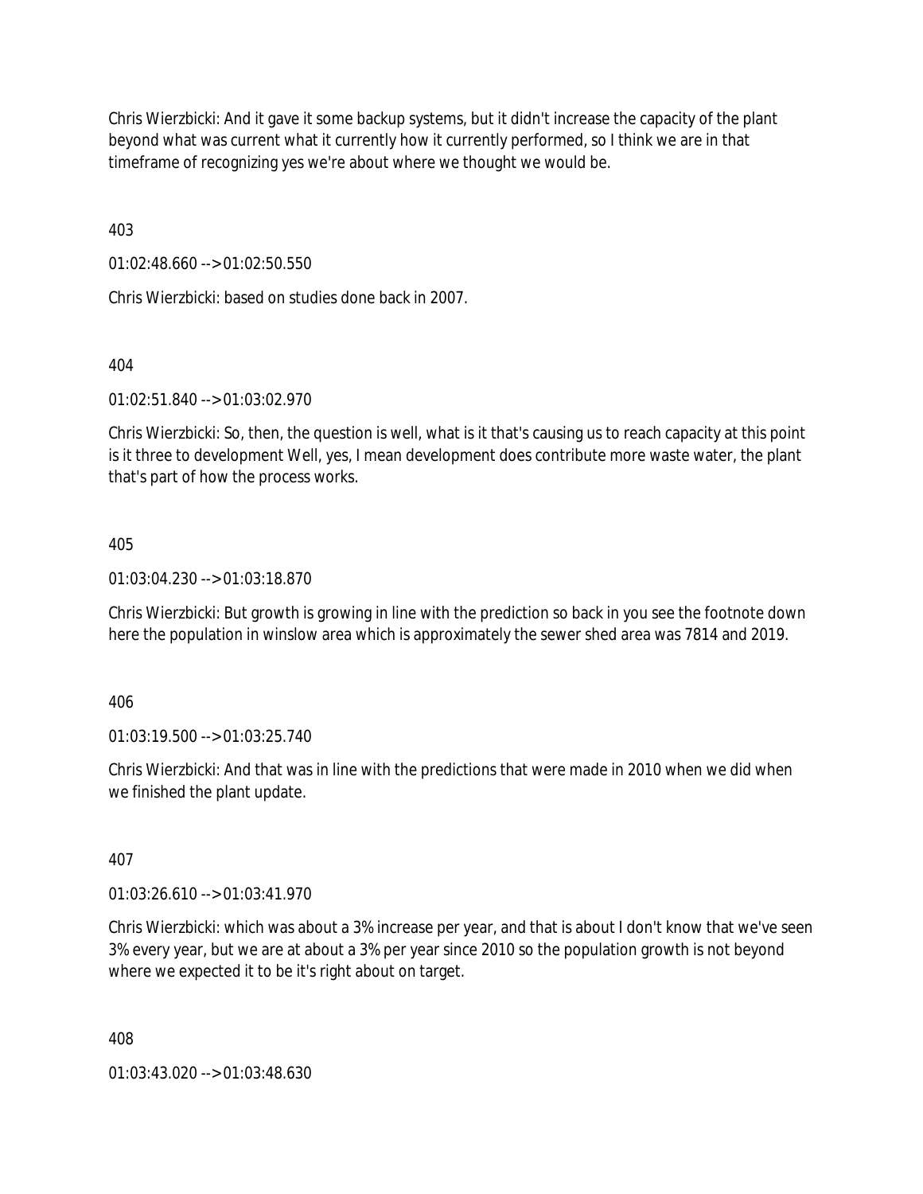Chris Wierzbicki: And it gave it some backup systems, but it didn't increase the capacity of the plant beyond what was current what it currently how it currently performed, so I think we are in that timeframe of recognizing yes we're about where we thought we would be.

403

01:02:48.660 --> 01:02:50.550

Chris Wierzbicki: based on studies done back in 2007.

404

01:02:51.840 --> 01:03:02.970

Chris Wierzbicki: So, then, the question is well, what is it that's causing us to reach capacity at this point is it three to development Well, yes, I mean development does contribute more waste water, the plant that's part of how the process works.

405

01:03:04.230 --> 01:03:18.870

Chris Wierzbicki: But growth is growing in line with the prediction so back in you see the footnote down here the population in winslow area which is approximately the sewer shed area was 7814 and 2019.

406

01:03:19.500 --> 01:03:25.740

Chris Wierzbicki: And that was in line with the predictions that were made in 2010 when we did when we finished the plant update.

407

01:03:26.610 --> 01:03:41.970

Chris Wierzbicki: which was about a 3% increase per year, and that is about I don't know that we've seen 3% every year, but we are at about a 3% per year since 2010 so the population growth is not beyond where we expected it to be it's right about on target.

408

01:03:43.020 --> 01:03:48.630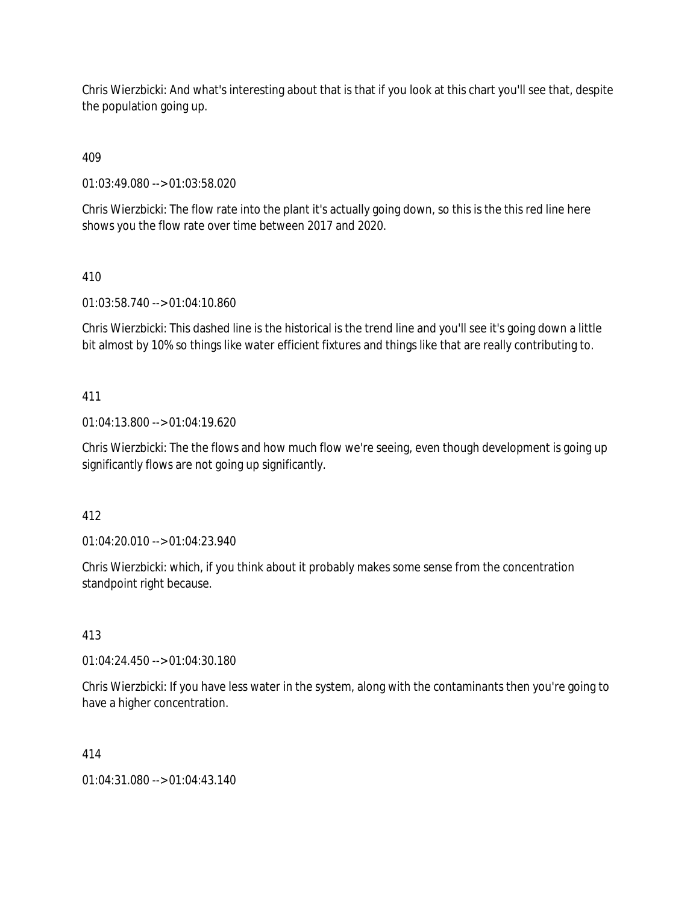Chris Wierzbicki: And what's interesting about that is that if you look at this chart you'll see that, despite the population going up.

409

01:03:49.080 --> 01:03:58.020

Chris Wierzbicki: The flow rate into the plant it's actually going down, so this is the this red line here shows you the flow rate over time between 2017 and 2020.

410

01:03:58.740 --> 01:04:10.860

Chris Wierzbicki: This dashed line is the historical is the trend line and you'll see it's going down a little bit almost by 10% so things like water efficient fixtures and things like that are really contributing to.

411

01:04:13.800 --> 01:04:19.620

Chris Wierzbicki: The the flows and how much flow we're seeing, even though development is going up significantly flows are not going up significantly.

412

01:04:20.010 --> 01:04:23.940

Chris Wierzbicki: which, if you think about it probably makes some sense from the concentration standpoint right because.

413

01:04:24.450 --> 01:04:30.180

Chris Wierzbicki: If you have less water in the system, along with the contaminants then you're going to have a higher concentration.

414

01:04:31.080 --> 01:04:43.140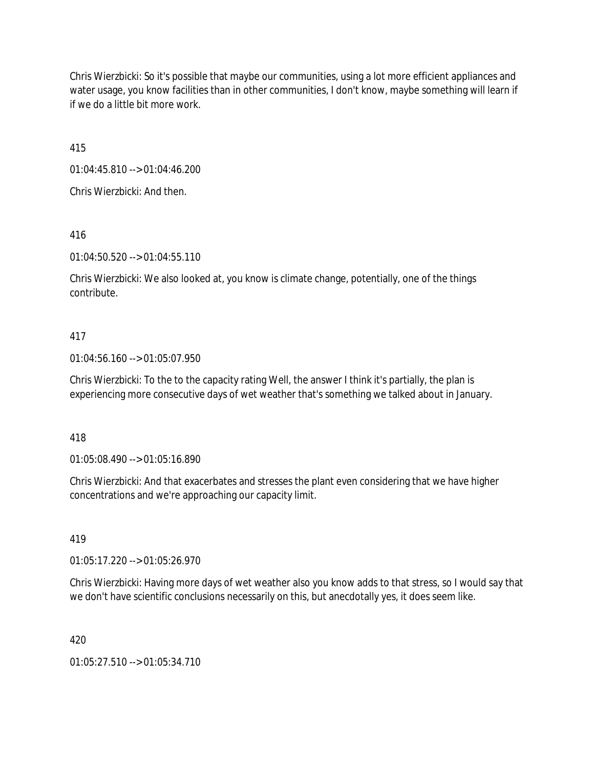Chris Wierzbicki: So it's possible that maybe our communities, using a lot more efficient appliances and water usage, you know facilities than in other communities, I don't know, maybe something will learn if if we do a little bit more work.

415

01:04:45.810 --> 01:04:46.200

Chris Wierzbicki: And then.

416

01:04:50.520 --> 01:04:55.110

Chris Wierzbicki: We also looked at, you know is climate change, potentially, one of the things contribute.

417

01:04:56.160 --> 01:05:07.950

Chris Wierzbicki: To the to the capacity rating Well, the answer I think it's partially, the plan is experiencing more consecutive days of wet weather that's something we talked about in January.

418

01:05:08.490 --> 01:05:16.890

Chris Wierzbicki: And that exacerbates and stresses the plant even considering that we have higher concentrations and we're approaching our capacity limit.

419

01:05:17.220 --> 01:05:26.970

Chris Wierzbicki: Having more days of wet weather also you know adds to that stress, so I would say that we don't have scientific conclusions necessarily on this, but anecdotally yes, it does seem like.

420

01:05:27.510 --> 01:05:34.710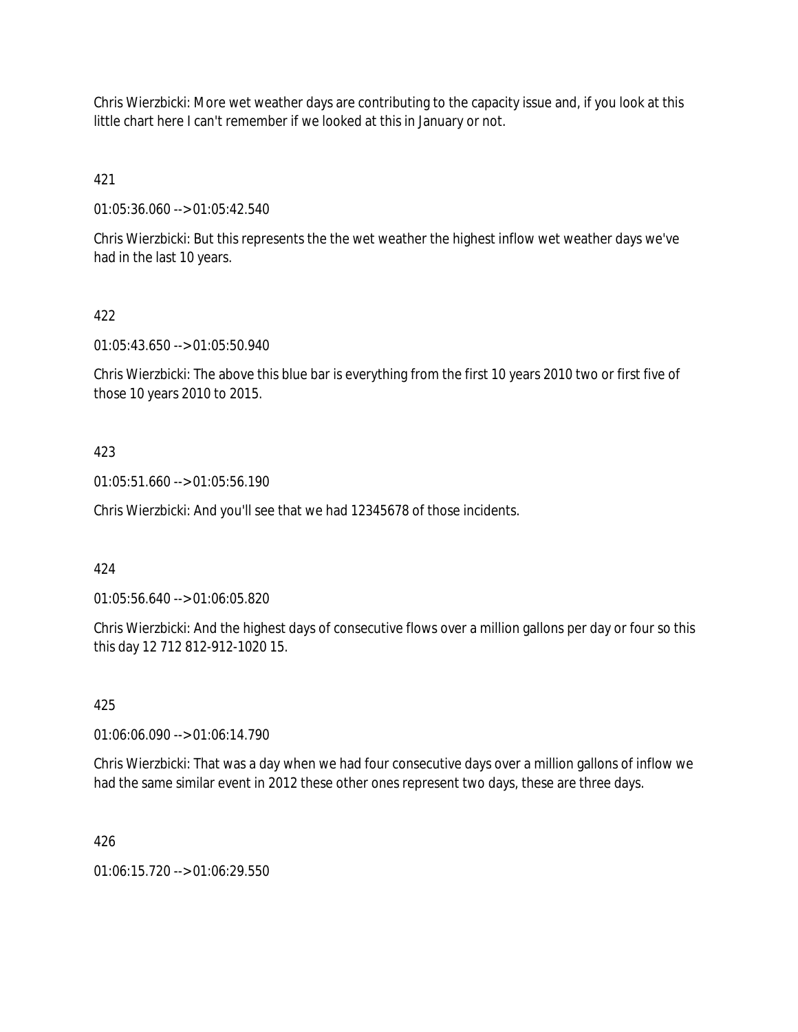Chris Wierzbicki: More wet weather days are contributing to the capacity issue and, if you look at this little chart here I can't remember if we looked at this in January or not.

421

01:05:36.060 --> 01:05:42.540

Chris Wierzbicki: But this represents the the wet weather the highest inflow wet weather days we've had in the last 10 years.

422

01:05:43.650 --> 01:05:50.940

Chris Wierzbicki: The above this blue bar is everything from the first 10 years 2010 two or first five of those 10 years 2010 to 2015.

423

01:05:51.660 --> 01:05:56.190

Chris Wierzbicki: And you'll see that we had 12345678 of those incidents.

424

01:05:56.640 --> 01:06:05.820

Chris Wierzbicki: And the highest days of consecutive flows over a million gallons per day or four so this this day 12 712 812-912-1020 15.

425

01:06:06.090 --> 01:06:14.790

Chris Wierzbicki: That was a day when we had four consecutive days over a million gallons of inflow we had the same similar event in 2012 these other ones represent two days, these are three days.

426

01:06:15.720 --> 01:06:29.550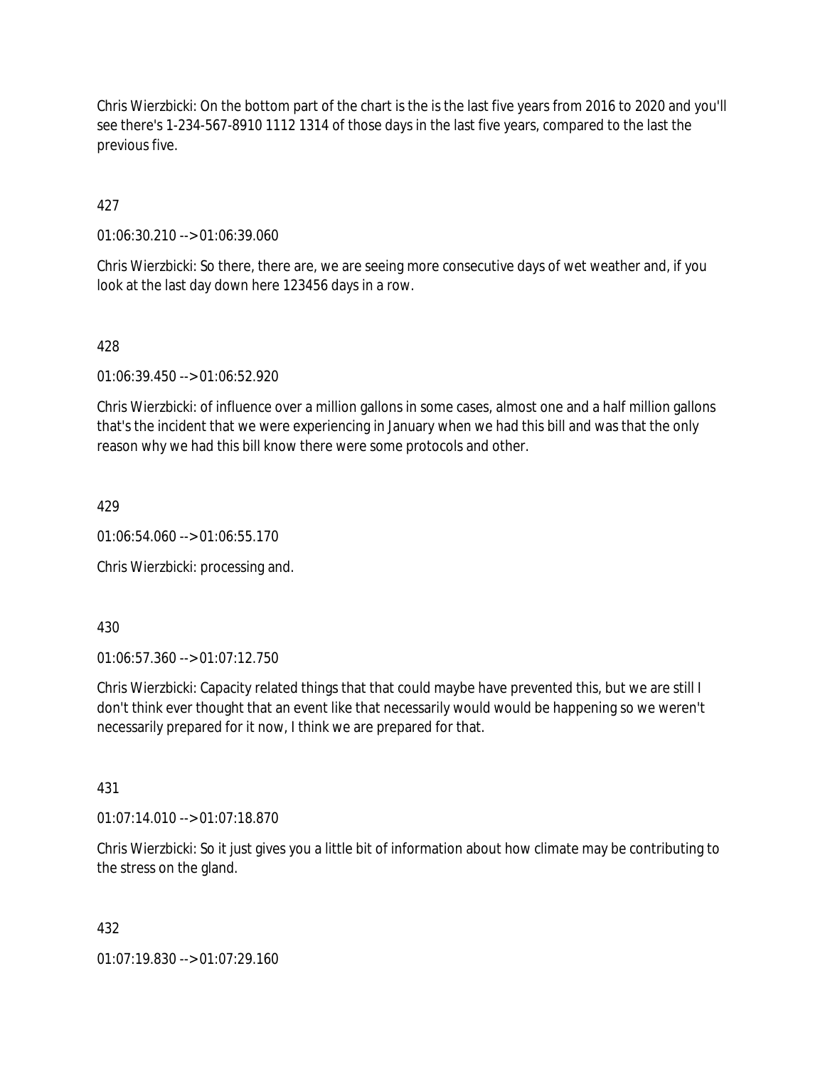Chris Wierzbicki: On the bottom part of the chart is the is the last five years from 2016 to 2020 and you'll see there's 1-234-567-8910 1112 1314 of those days in the last five years, compared to the last the previous five.

427

01:06:30.210 --> 01:06:39.060

Chris Wierzbicki: So there, there are, we are seeing more consecutive days of wet weather and, if you look at the last day down here 123456 days in a row.

428

01:06:39.450 --> 01:06:52.920

Chris Wierzbicki: of influence over a million gallons in some cases, almost one and a half million gallons that's the incident that we were experiencing in January when we had this bill and was that the only reason why we had this bill know there were some protocols and other.

429

01:06:54.060 --> 01:06:55.170

Chris Wierzbicki: processing and.

430

01:06:57.360 --> 01:07:12.750

Chris Wierzbicki: Capacity related things that that could maybe have prevented this, but we are still I don't think ever thought that an event like that necessarily would would be happening so we weren't necessarily prepared for it now, I think we are prepared for that.

431

01:07:14.010 --> 01:07:18.870

Chris Wierzbicki: So it just gives you a little bit of information about how climate may be contributing to the stress on the gland.

432

01:07:19.830 --> 01:07:29.160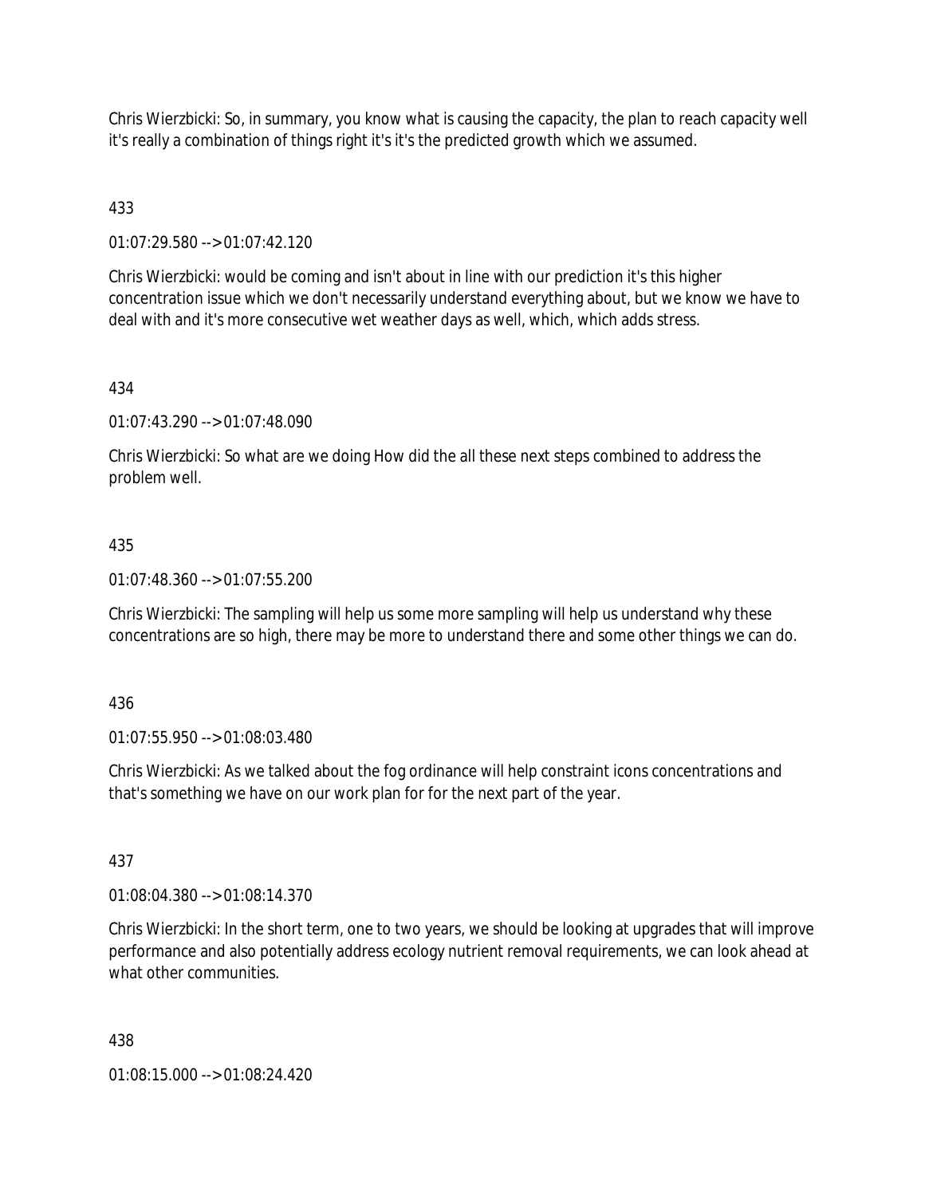Chris Wierzbicki: So, in summary, you know what is causing the capacity, the plan to reach capacity well it's really a combination of things right it's it's the predicted growth which we assumed.

433

01:07:29.580 --> 01:07:42.120

Chris Wierzbicki: would be coming and isn't about in line with our prediction it's this higher concentration issue which we don't necessarily understand everything about, but we know we have to deal with and it's more consecutive wet weather days as well, which, which adds stress.

434

01:07:43.290 --> 01:07:48.090

Chris Wierzbicki: So what are we doing How did the all these next steps combined to address the problem well.

435

01:07:48.360 --> 01:07:55.200

Chris Wierzbicki: The sampling will help us some more sampling will help us understand why these concentrations are so high, there may be more to understand there and some other things we can do.

436

01:07:55.950 --> 01:08:03.480

Chris Wierzbicki: As we talked about the fog ordinance will help constraint icons concentrations and that's something we have on our work plan for for the next part of the year.

437

01:08:04.380 --> 01:08:14.370

Chris Wierzbicki: In the short term, one to two years, we should be looking at upgrades that will improve performance and also potentially address ecology nutrient removal requirements, we can look ahead at what other communities.

438

01:08:15.000 --> 01:08:24.420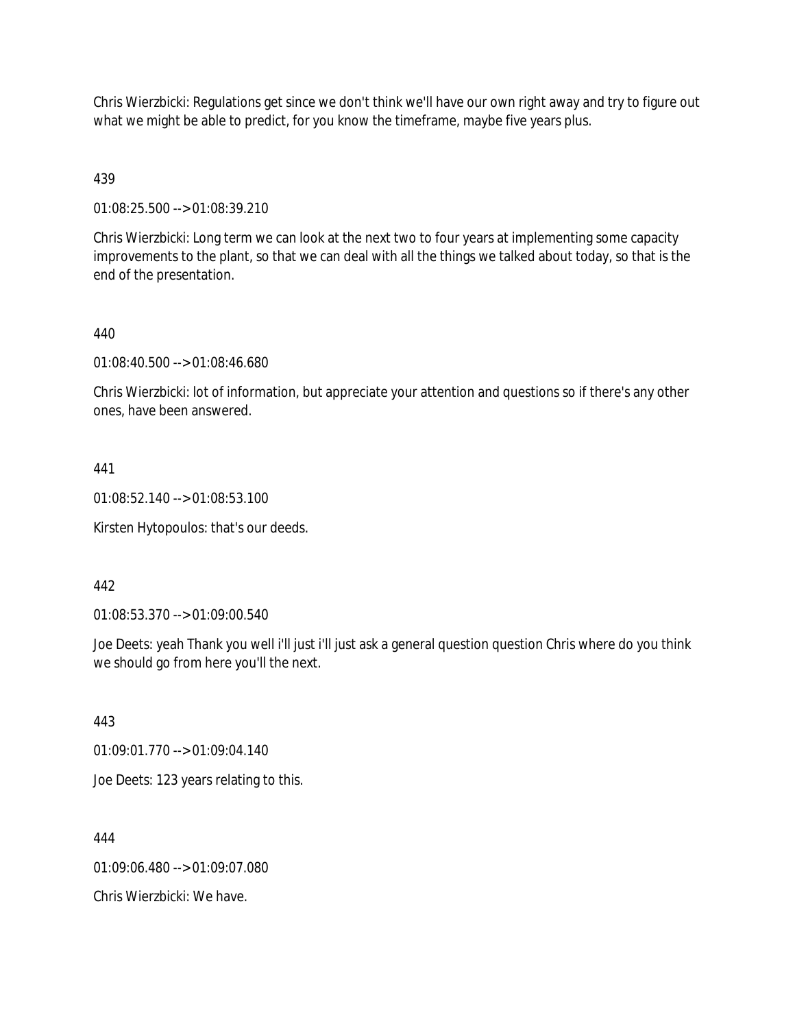Chris Wierzbicki: Regulations get since we don't think we'll have our own right away and try to figure out what we might be able to predict, for you know the timeframe, maybe five years plus.

439

01:08:25.500 --> 01:08:39.210

Chris Wierzbicki: Long term we can look at the next two to four years at implementing some capacity improvements to the plant, so that we can deal with all the things we talked about today, so that is the end of the presentation.

440

01:08:40.500 --> 01:08:46.680

Chris Wierzbicki: lot of information, but appreciate your attention and questions so if there's any other ones, have been answered.

441

01:08:52.140 --> 01:08:53.100

Kirsten Hytopoulos: that's our deeds.

442

01:08:53.370 --> 01:09:00.540

Joe Deets: yeah Thank you well i'll just i'll just ask a general question question Chris where do you think we should go from here you'll the next.

443

01:09:01.770 --> 01:09:04.140

Joe Deets: 123 years relating to this.

444

01:09:06.480 --> 01:09:07.080

Chris Wierzbicki: We have.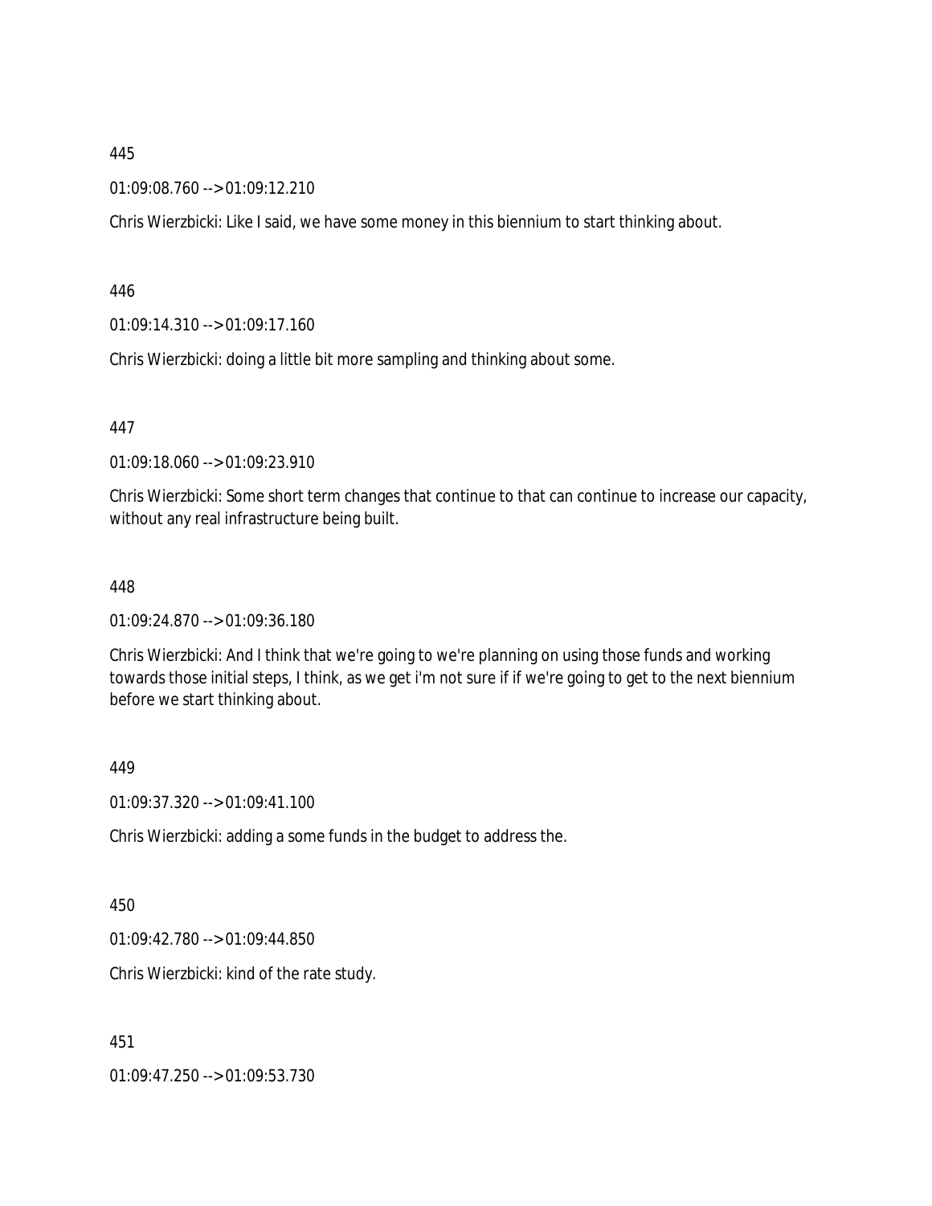445

01:09:08.760 --> 01:09:12.210

Chris Wierzbicki: Like I said, we have some money in this biennium to start thinking about.

446

01:09:14.310 --> 01:09:17.160

Chris Wierzbicki: doing a little bit more sampling and thinking about some.

447

01:09:18.060 --> 01:09:23.910

Chris Wierzbicki: Some short term changes that continue to that can continue to increase our capacity, without any real infrastructure being built.

448

01:09:24.870 --> 01:09:36.180

Chris Wierzbicki: And I think that we're going to we're planning on using those funds and working towards those initial steps, I think, as we get i'm not sure if if we're going to get to the next biennium before we start thinking about.

449

01:09:37.320 --> 01:09:41.100

Chris Wierzbicki: adding a some funds in the budget to address the.

450

01:09:42.780 --> 01:09:44.850

Chris Wierzbicki: kind of the rate study.

451

01:09:47.250 --> 01:09:53.730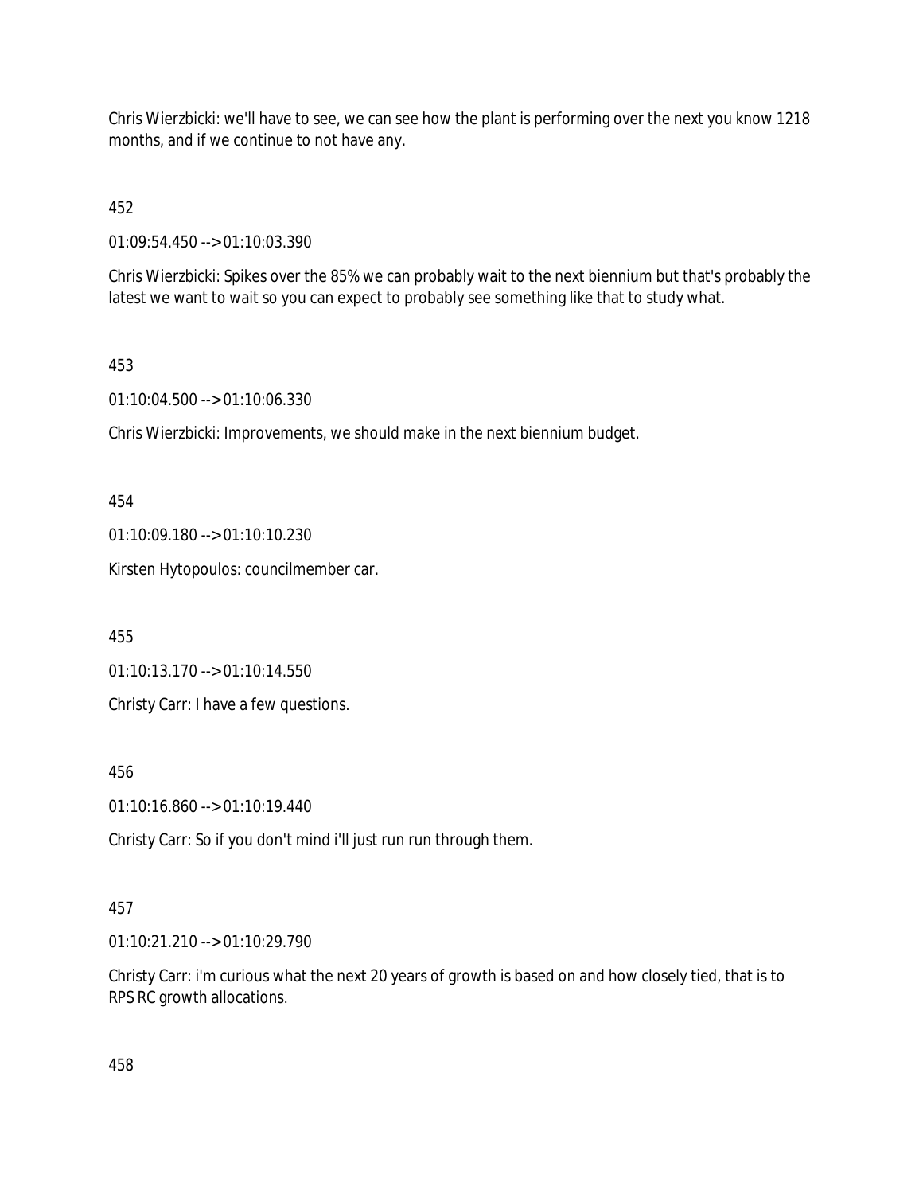Chris Wierzbicki: we'll have to see, we can see how the plant is performing over the next you know 1218 months, and if we continue to not have any.

452

01:09:54.450 --> 01:10:03.390

Chris Wierzbicki: Spikes over the 85% we can probably wait to the next biennium but that's probably the latest we want to wait so you can expect to probably see something like that to study what.

453

01:10:04.500 --> 01:10:06.330

Chris Wierzbicki: Improvements, we should make in the next biennium budget.

454

01:10:09.180 --> 01:10:10.230

Kirsten Hytopoulos: councilmember car.

455

01:10:13.170 --> 01:10:14.550

Christy Carr: I have a few questions.

456

01:10:16.860 --> 01:10:19.440

Christy Carr: So if you don't mind i'll just run run through them.

457

01:10:21.210 --> 01:10:29.790

Christy Carr: i'm curious what the next 20 years of growth is based on and how closely tied, that is to RPS RC growth allocations.

458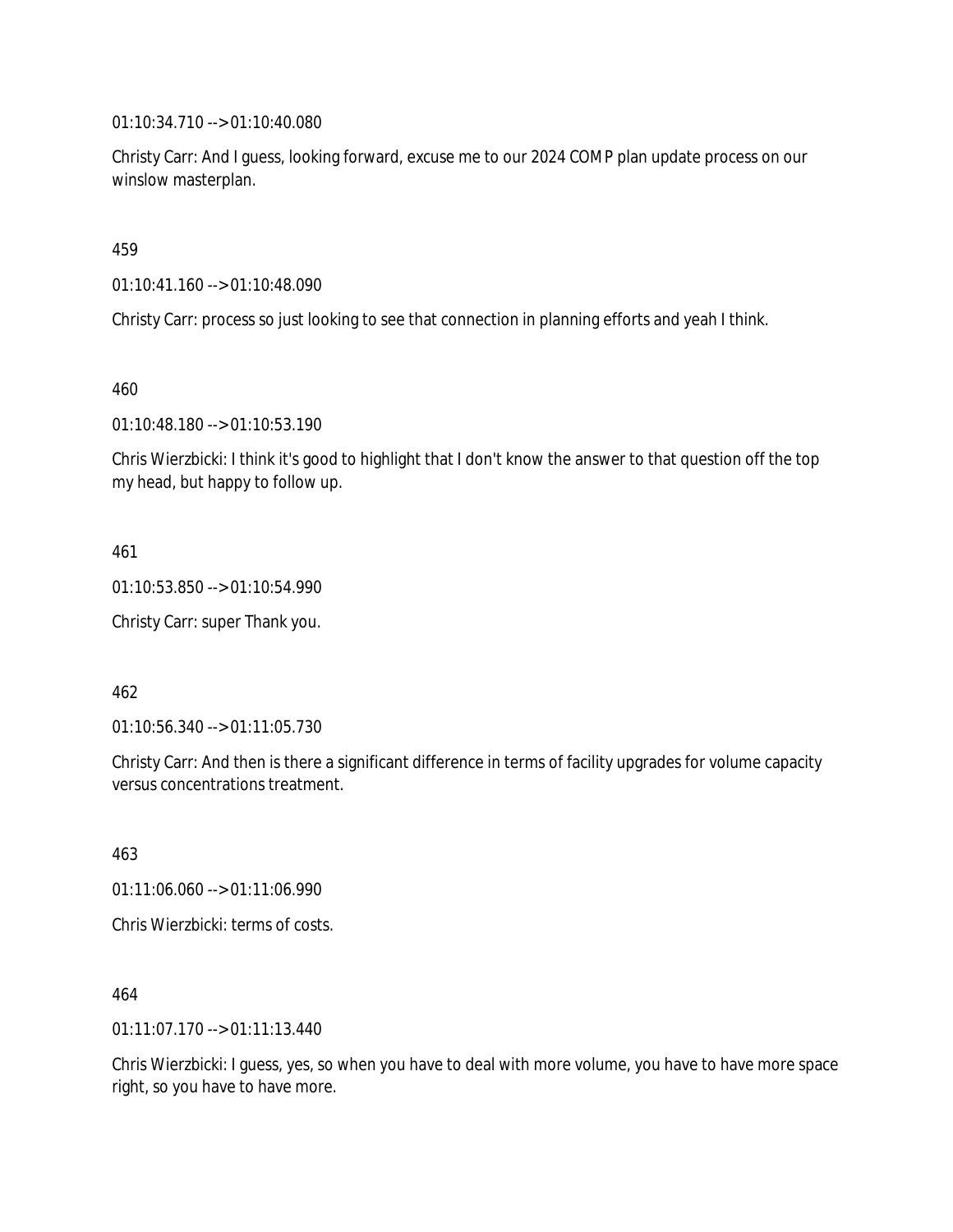01:10:34.710 --> 01:10:40.080

Christy Carr: And I guess, looking forward, excuse me to our 2024 COMP plan update process on our winslow masterplan.

459

01:10:41.160 --> 01:10:48.090

Christy Carr: process so just looking to see that connection in planning efforts and yeah I think.

460

01:10:48.180 --> 01:10:53.190

Chris Wierzbicki: I think it's good to highlight that I don't know the answer to that question off the top my head, but happy to follow up.

461

01:10:53.850 --> 01:10:54.990

Christy Carr: super Thank you.

462

01:10:56.340 --> 01:11:05.730

Christy Carr: And then is there a significant difference in terms of facility upgrades for volume capacity versus concentrations treatment.

463

01:11:06.060 --> 01:11:06.990

Chris Wierzbicki: terms of costs.

464

01:11:07.170 --> 01:11:13.440

Chris Wierzbicki: I guess, yes, so when you have to deal with more volume, you have to have more space right, so you have to have more.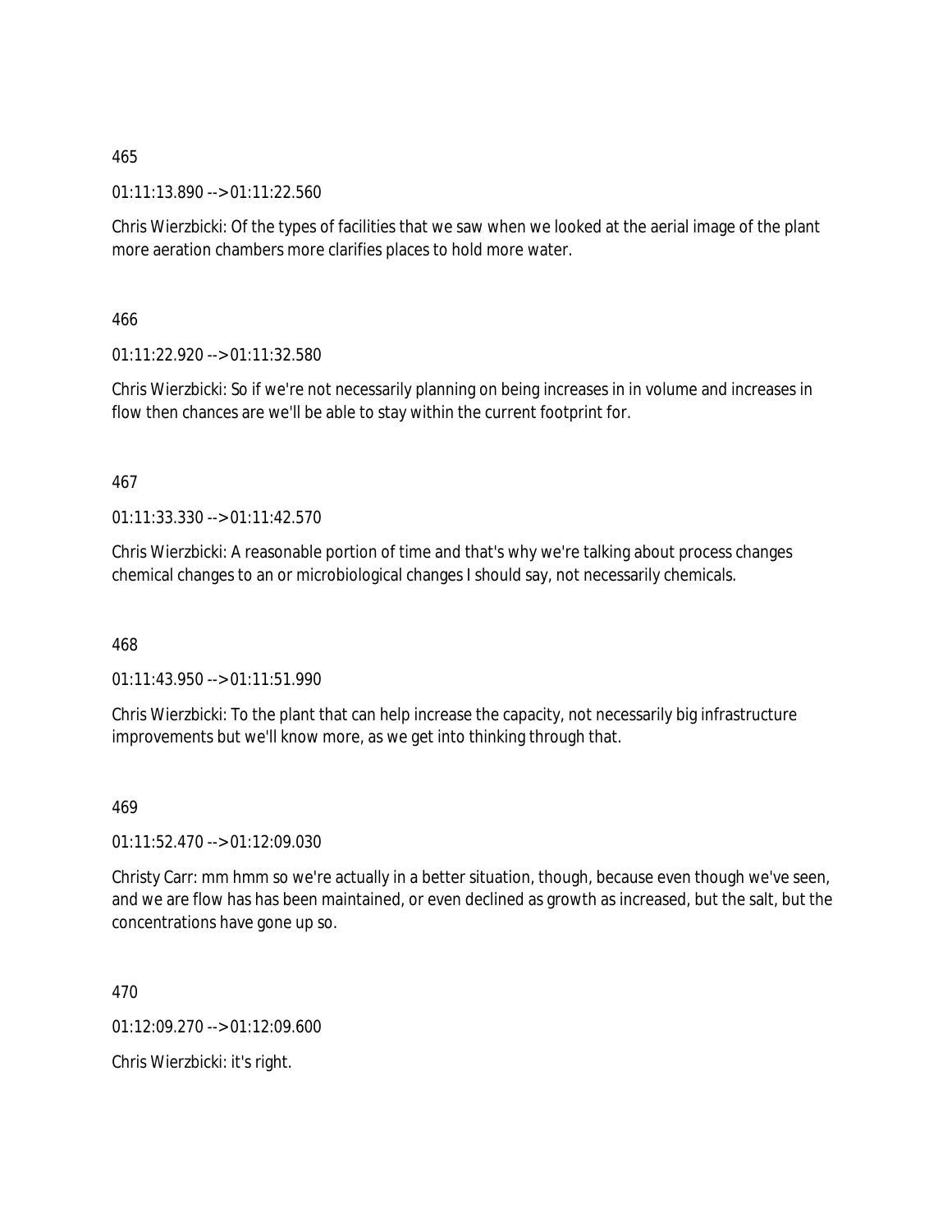465

01:11:13.890 --> 01:11:22.560

Chris Wierzbicki: Of the types of facilities that we saw when we looked at the aerial image of the plant more aeration chambers more clarifies places to hold more water.

466

01:11:22.920 --> 01:11:32.580

Chris Wierzbicki: So if we're not necessarily planning on being increases in in volume and increases in flow then chances are we'll be able to stay within the current footprint for.

467

01:11:33.330 --> 01:11:42.570

Chris Wierzbicki: A reasonable portion of time and that's why we're talking about process changes chemical changes to an or microbiological changes I should say, not necessarily chemicals.

468

01:11:43.950 --> 01:11:51.990

Chris Wierzbicki: To the plant that can help increase the capacity, not necessarily big infrastructure improvements but we'll know more, as we get into thinking through that.

469

01:11:52.470 --> 01:12:09.030

Christy Carr: mm hmm so we're actually in a better situation, though, because even though we've seen, and we are flow has has been maintained, or even declined as growth as increased, but the salt, but the concentrations have gone up so.

470

01:12:09.270 --> 01:12:09.600

Chris Wierzbicki: it's right.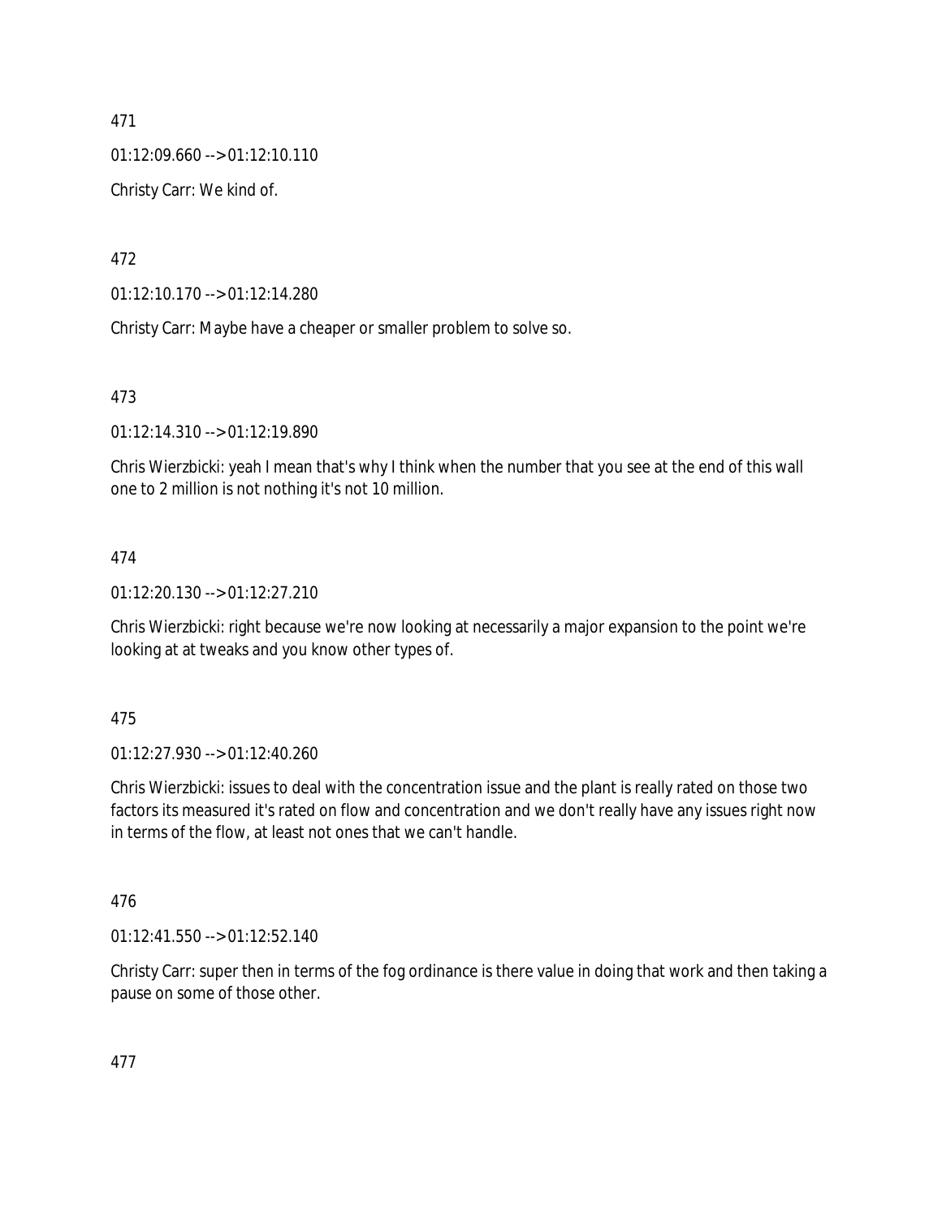471

01:12:09.660 --> 01:12:10.110

Christy Carr: We kind of.

472

01:12:10.170 --> 01:12:14.280

Christy Carr: Maybe have a cheaper or smaller problem to solve so.

473

01:12:14.310 --> 01:12:19.890

Chris Wierzbicki: yeah I mean that's why I think when the number that you see at the end of this wall one to 2 million is not nothing it's not 10 million.

474

01:12:20.130 --> 01:12:27.210

Chris Wierzbicki: right because we're now looking at necessarily a major expansion to the point we're looking at at tweaks and you know other types of.

475

01:12:27.930 --> 01:12:40.260

Chris Wierzbicki: issues to deal with the concentration issue and the plant is really rated on those two factors its measured it's rated on flow and concentration and we don't really have any issues right now in terms of the flow, at least not ones that we can't handle.

476

01:12:41.550 --> 01:12:52.140

Christy Carr: super then in terms of the fog ordinance is there value in doing that work and then taking a pause on some of those other.

477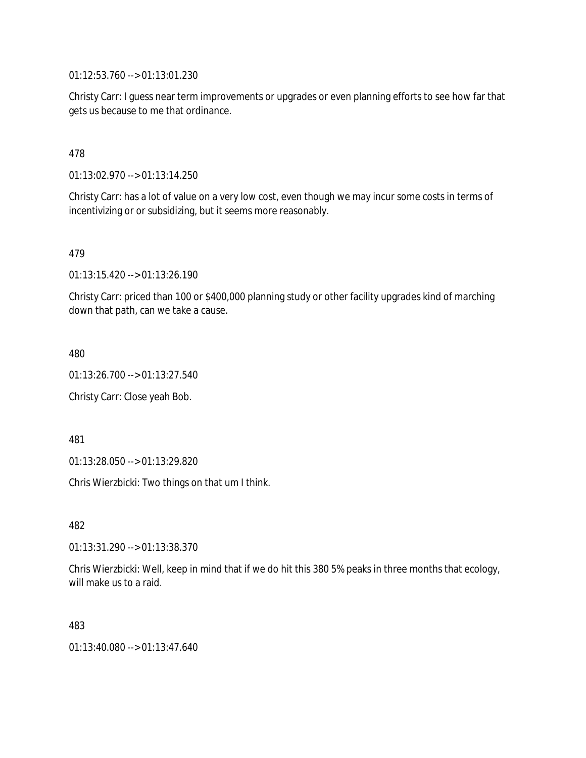01:12:53.760 --> 01:13:01.230

Christy Carr: I guess near term improvements or upgrades or even planning efforts to see how far that gets us because to me that ordinance.

478

01:13:02.970 --> 01:13:14.250

Christy Carr: has a lot of value on a very low cost, even though we may incur some costs in terms of incentivizing or or subsidizing, but it seems more reasonably.

479

01:13:15.420 --> 01:13:26.190

Christy Carr: priced than 100 or $400,000 planning study or other facility upgrades kind of marching down that path, can we take a cause.

480

01:13:26.700 --> 01:13:27.540

Christy Carr: Close yeah Bob.

481

01:13:28.050 --> 01:13:29.820

Chris Wierzbicki: Two things on that um I think.

482

01:13:31.290 --> 01:13:38.370

Chris Wierzbicki: Well, keep in mind that if we do hit this 380 5% peaks in three months that ecology, will make us to a raid.

483

01:13:40.080 --> 01:13:47.640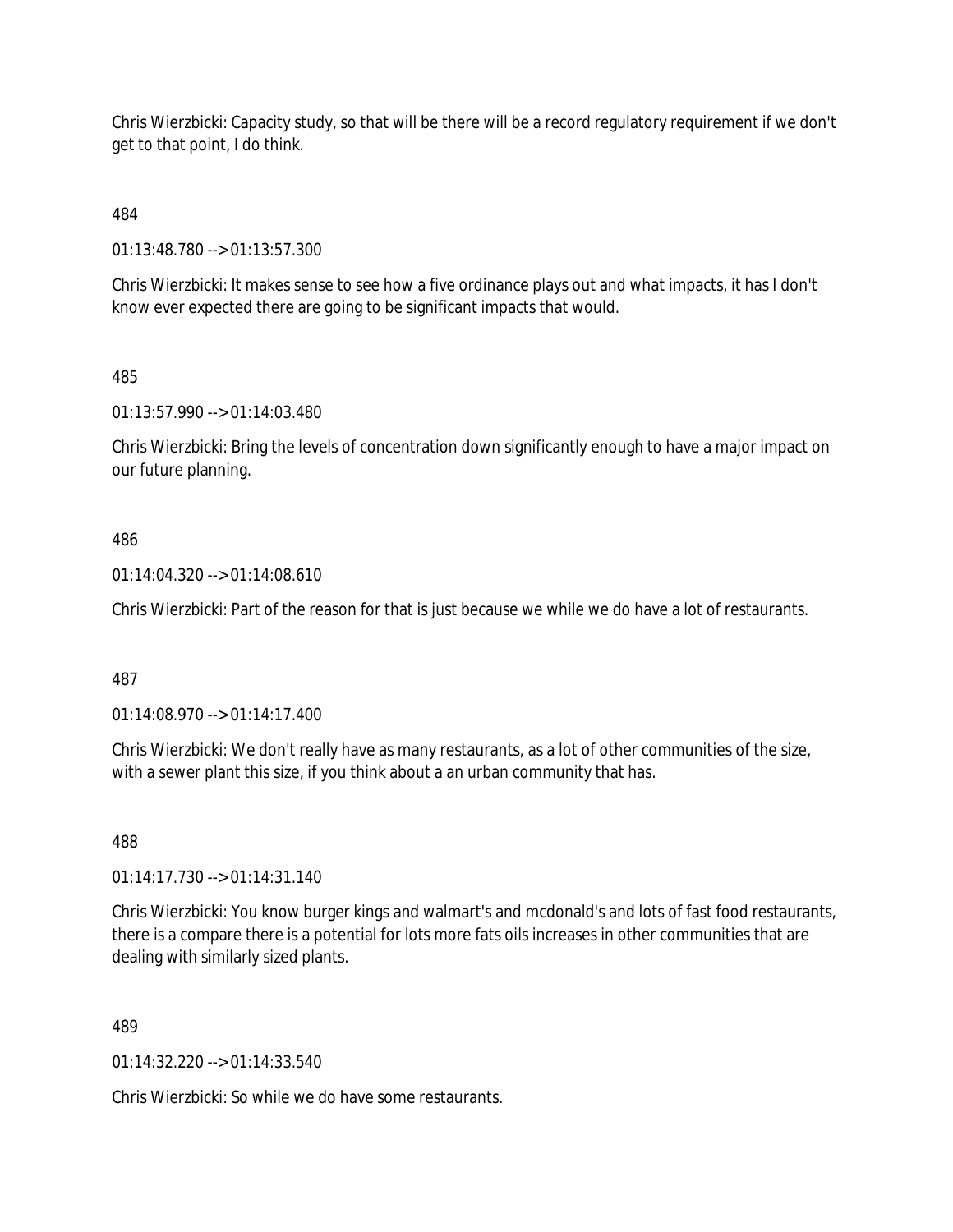Chris Wierzbicki: Capacity study, so that will be there will be a record regulatory requirement if we don't get to that point, I do think.

484

01:13:48.780 --> 01:13:57.300

Chris Wierzbicki: It makes sense to see how a five ordinance plays out and what impacts, it has I don't know ever expected there are going to be significant impacts that would.

485

01:13:57.990 --> 01:14:03.480

Chris Wierzbicki: Bring the levels of concentration down significantly enough to have a major impact on our future planning.

486

01:14:04.320 --> 01:14:08.610

Chris Wierzbicki: Part of the reason for that is just because we while we do have a lot of restaurants.

487

01:14:08.970 --> 01:14:17.400

Chris Wierzbicki: We don't really have as many restaurants, as a lot of other communities of the size, with a sewer plant this size, if you think about a an urban community that has.

488

01:14:17.730 --> 01:14:31.140

Chris Wierzbicki: You know burger kings and walmart's and mcdonald's and lots of fast food restaurants, there is a compare there is a potential for lots more fats oils increases in other communities that are dealing with similarly sized plants.

489

01:14:32.220 --> 01:14:33.540

Chris Wierzbicki: So while we do have some restaurants.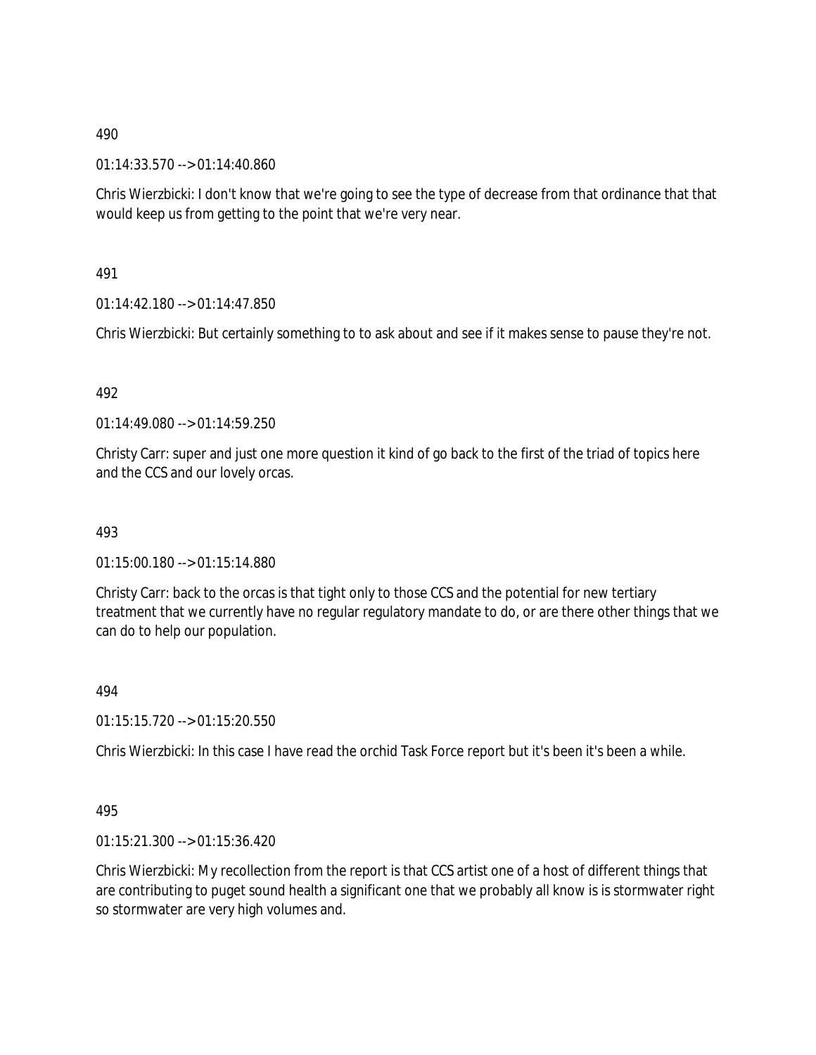490

01:14:33.570 --> 01:14:40.860

Chris Wierzbicki: I don't know that we're going to see the type of decrease from that ordinance that that would keep us from getting to the point that we're very near.

491

01:14:42.180 --> 01:14:47.850

Chris Wierzbicki: But certainly something to to ask about and see if it makes sense to pause they're not.

492

01:14:49.080 --> 01:14:59.250

Christy Carr: super and just one more question it kind of go back to the first of the triad of topics here and the CCS and our lovely orcas.

493

01:15:00.180 --> 01:15:14.880

Christy Carr: back to the orcas is that tight only to those CCS and the potential for new tertiary treatment that we currently have no regular regulatory mandate to do, or are there other things that we can do to help our population.

494

01:15:15.720 --> 01:15:20.550

Chris Wierzbicki: In this case I have read the orchid Task Force report but it's been it's been a while.

495

01:15:21.300 --> 01:15:36.420

Chris Wierzbicki: My recollection from the report is that CCS artist one of a host of different things that are contributing to puget sound health a significant one that we probably all know is is stormwater right so stormwater are very high volumes and.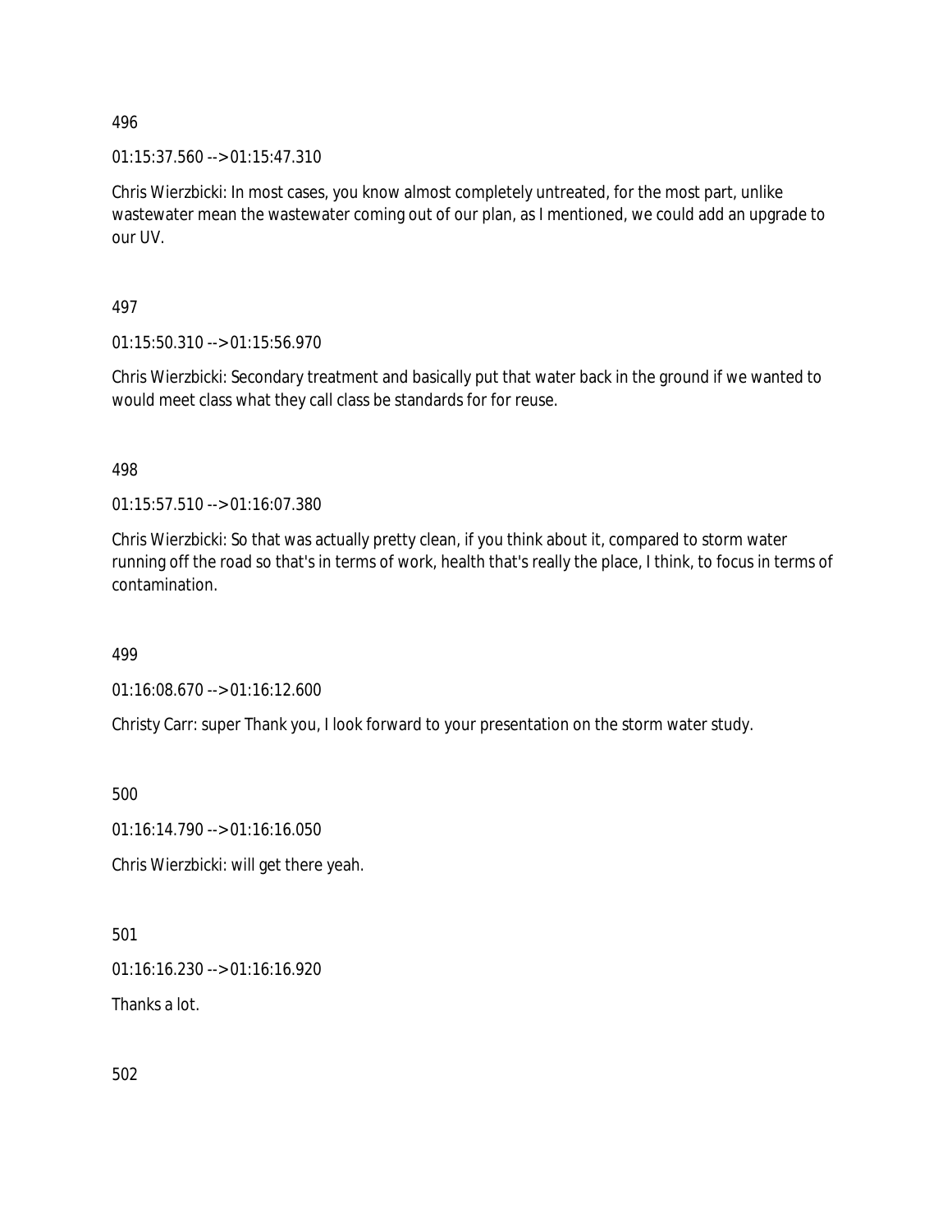496

01:15:37.560 --> 01:15:47.310

Chris Wierzbicki: In most cases, you know almost completely untreated, for the most part, unlike wastewater mean the wastewater coming out of our plan, as I mentioned, we could add an upgrade to our UV.

497

01:15:50.310 --> 01:15:56.970

Chris Wierzbicki: Secondary treatment and basically put that water back in the ground if we wanted to would meet class what they call class be standards for for reuse.

498

01:15:57.510 --> 01:16:07.380

Chris Wierzbicki: So that was actually pretty clean, if you think about it, compared to storm water running off the road so that's in terms of work, health that's really the place, I think, to focus in terms of contamination.

499

01:16:08.670 --> 01:16:12.600

Christy Carr: super Thank you, I look forward to your presentation on the storm water study.

500

01:16:14.790 --> 01:16:16.050

Chris Wierzbicki: will get there yeah.

501

01:16:16.230 --> 01:16:16.920

Thanks a lot.

502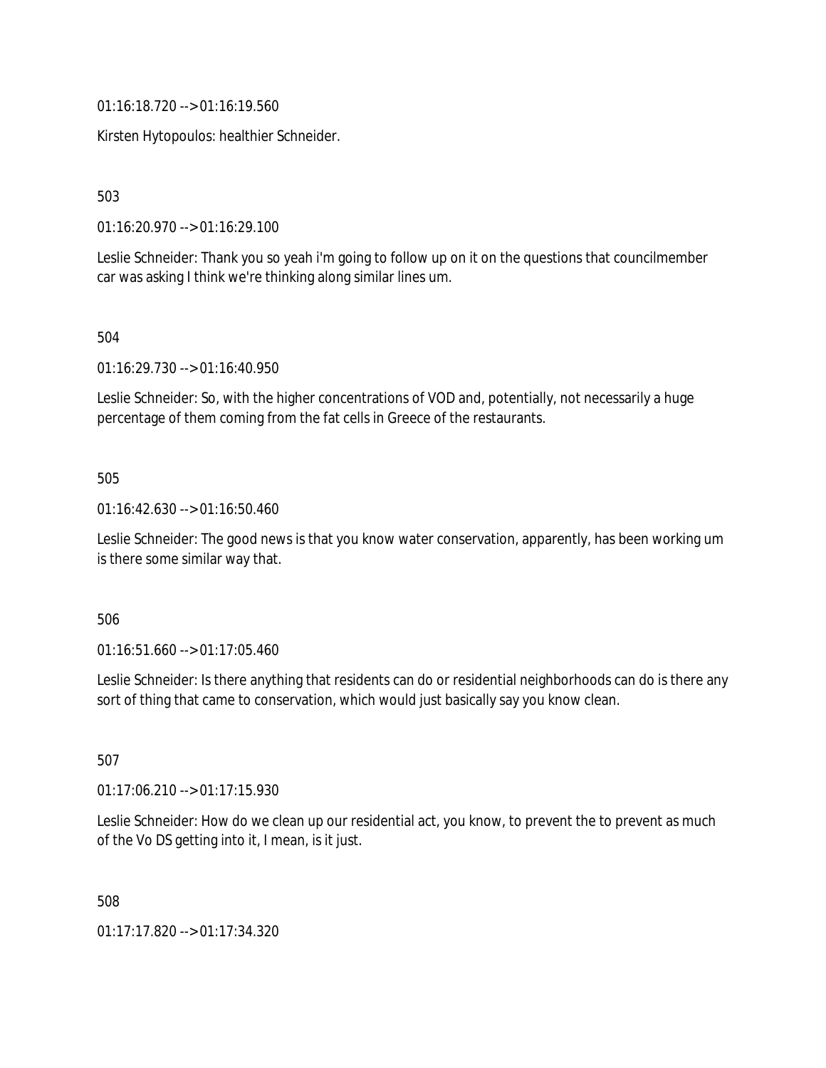01:16:18.720 --> 01:16:19.560

Kirsten Hytopoulos: healthier Schneider.

503

01:16:20.970 --> 01:16:29.100

Leslie Schneider: Thank you so yeah i'm going to follow up on it on the questions that councilmember car was asking I think we're thinking along similar lines um.

504

01:16:29.730 --> 01:16:40.950

Leslie Schneider: So, with the higher concentrations of VOD and, potentially, not necessarily a huge percentage of them coming from the fat cells in Greece of the restaurants.

505

01:16:42.630 --> 01:16:50.460

Leslie Schneider: The good news is that you know water conservation, apparently, has been working um is there some similar way that.

506

01:16:51.660 --> 01:17:05.460

Leslie Schneider: Is there anything that residents can do or residential neighborhoods can do is there any sort of thing that came to conservation, which would just basically say you know clean.

507

01:17:06.210 --> 01:17:15.930

Leslie Schneider: How do we clean up our residential act, you know, to prevent the to prevent as much of the Vo DS getting into it, I mean, is it just.

508

01:17:17.820 --> 01:17:34.320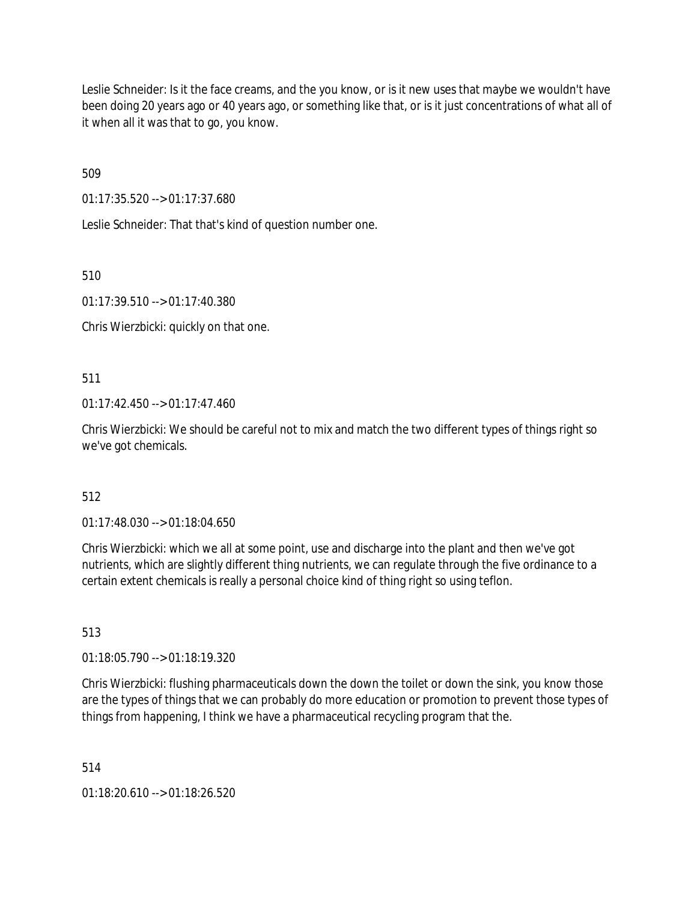Leslie Schneider: Is it the face creams, and the you know, or is it new uses that maybe we wouldn't have been doing 20 years ago or 40 years ago, or something like that, or is it just concentrations of what all of it when all it was that to go, you know.

509

01:17:35.520 --> 01:17:37.680

Leslie Schneider: That that's kind of question number one.

510

01:17:39.510 --> 01:17:40.380

Chris Wierzbicki: quickly on that one.

511

01:17:42.450 --> 01:17:47.460

Chris Wierzbicki: We should be careful not to mix and match the two different types of things right so we've got chemicals.

512

01:17:48.030 --> 01:18:04.650

Chris Wierzbicki: which we all at some point, use and discharge into the plant and then we've got nutrients, which are slightly different thing nutrients, we can regulate through the five ordinance to a certain extent chemicals is really a personal choice kind of thing right so using teflon.

513

01:18:05.790 --> 01:18:19.320

Chris Wierzbicki: flushing pharmaceuticals down the down the toilet or down the sink, you know those are the types of things that we can probably do more education or promotion to prevent those types of things from happening, I think we have a pharmaceutical recycling program that the.

514

01:18:20.610 --> 01:18:26.520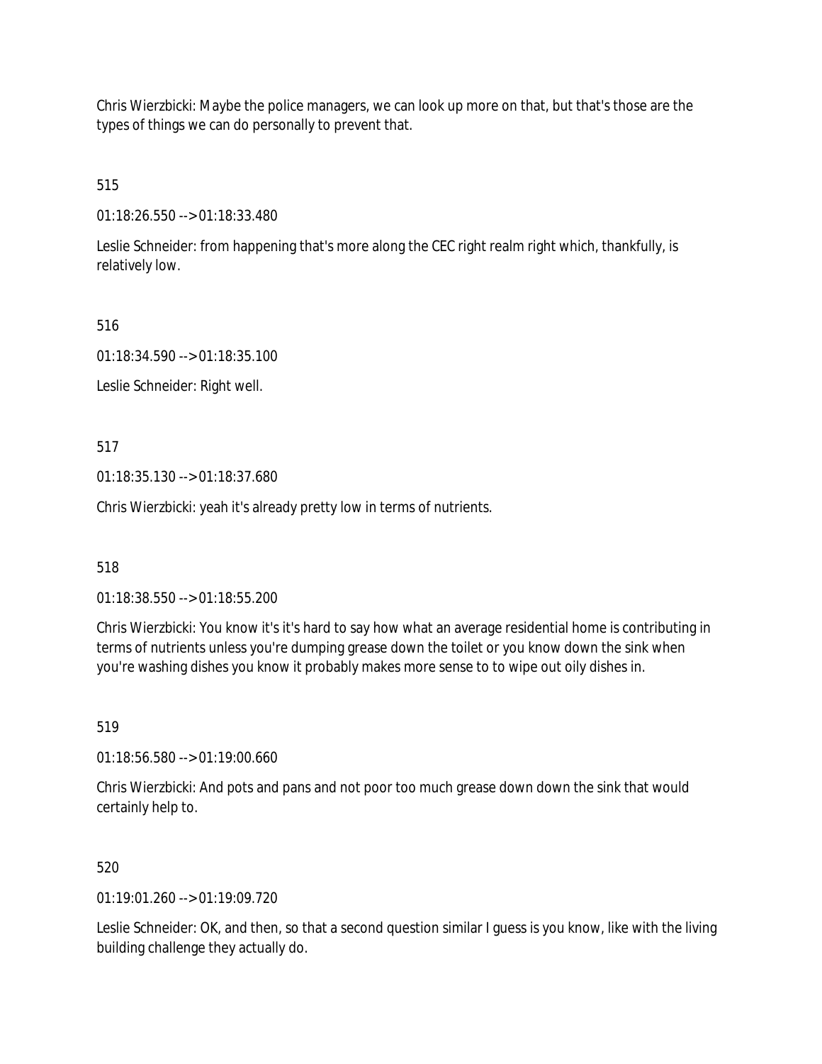Chris Wierzbicki: Maybe the police managers, we can look up more on that, but that's those are the types of things we can do personally to prevent that.

515

01:18:26.550 --> 01:18:33.480

Leslie Schneider: from happening that's more along the CEC right realm right which, thankfully, is relatively low.

516

01:18:34.590 --> 01:18:35.100

Leslie Schneider: Right well.

517

01:18:35.130 --> 01:18:37.680

Chris Wierzbicki: yeah it's already pretty low in terms of nutrients.

518

01:18:38.550 --> 01:18:55.200

Chris Wierzbicki: You know it's it's hard to say how what an average residential home is contributing in terms of nutrients unless you're dumping grease down the toilet or you know down the sink when you're washing dishes you know it probably makes more sense to to wipe out oily dishes in.

519

01:18:56.580 --> 01:19:00.660

Chris Wierzbicki: And pots and pans and not poor too much grease down down the sink that would certainly help to.

520

01:19:01.260 --> 01:19:09.720

Leslie Schneider: OK, and then, so that a second question similar I guess is you know, like with the living building challenge they actually do.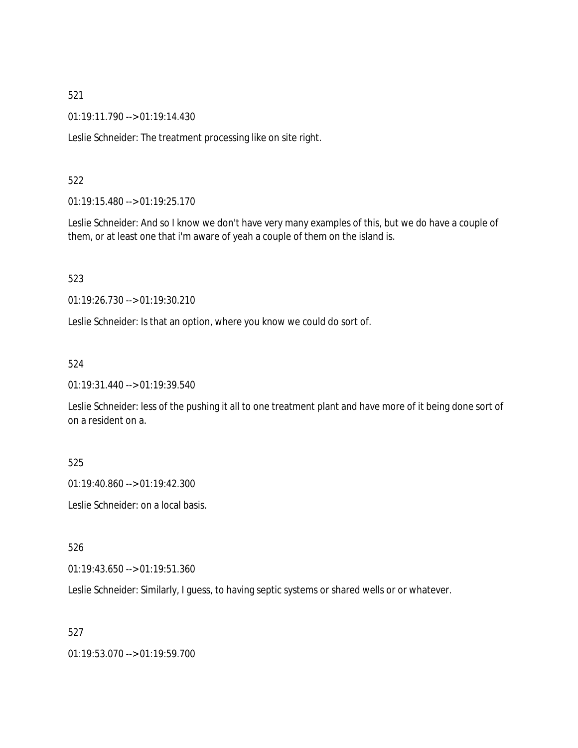521

01:19:11.790 --> 01:19:14.430

Leslie Schneider: The treatment processing like on site right.

522

01:19:15.480 --> 01:19:25.170

Leslie Schneider: And so I know we don't have very many examples of this, but we do have a couple of them, or at least one that i'm aware of yeah a couple of them on the island is.

523

01:19:26.730 --> 01:19:30.210

Leslie Schneider: Is that an option, where you know we could do sort of.

524

01:19:31.440 --> 01:19:39.540

Leslie Schneider: less of the pushing it all to one treatment plant and have more of it being done sort of on a resident on a.

525

01:19:40.860 --> 01:19:42.300

Leslie Schneider: on a local basis.

526

01:19:43.650 --> 01:19:51.360

Leslie Schneider: Similarly, I guess, to having septic systems or shared wells or or whatever.

527

01:19:53.070 --> 01:19:59.700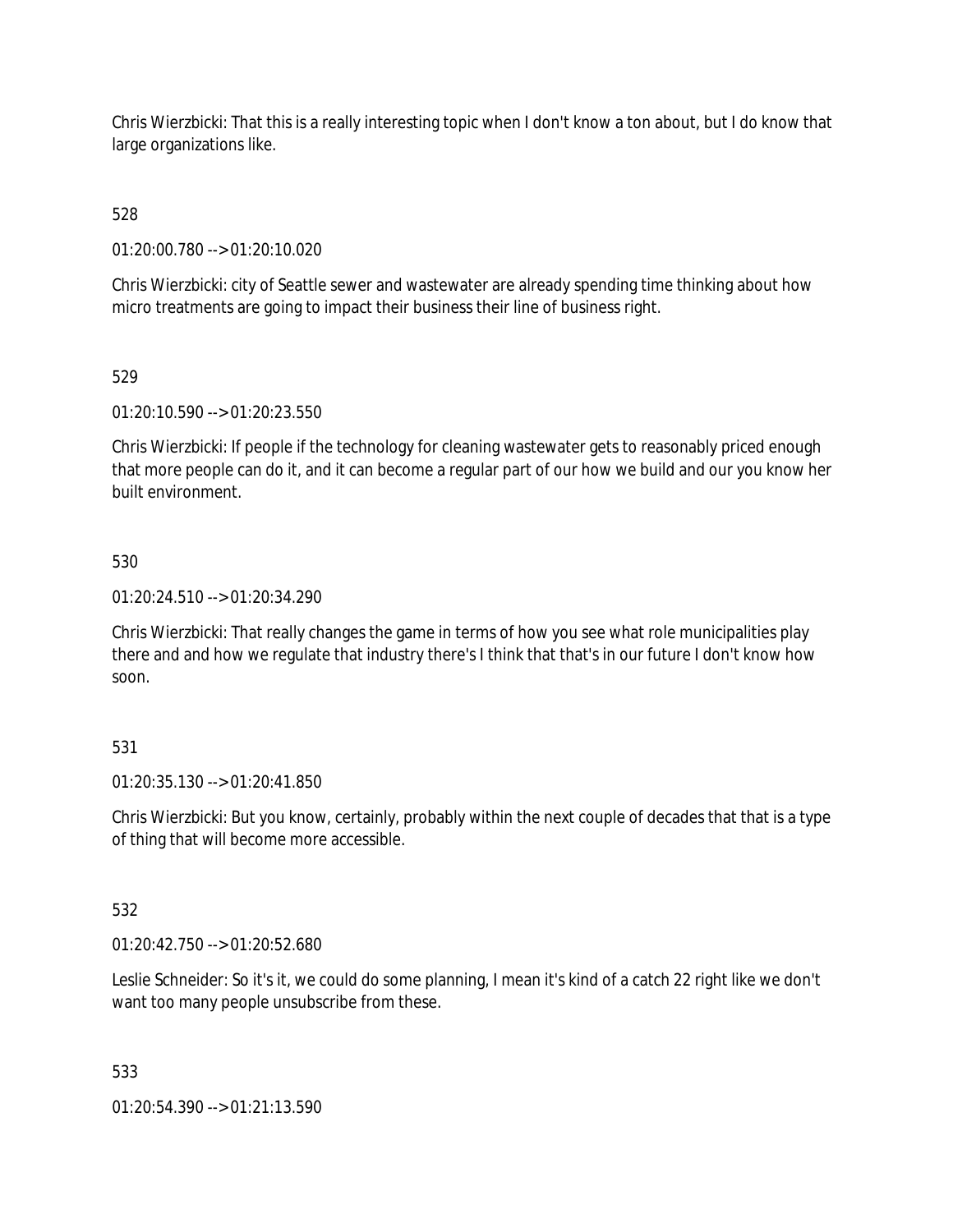Chris Wierzbicki: That this is a really interesting topic when I don't know a ton about, but I do know that large organizations like.

528

01:20:00.780 --> 01:20:10.020

Chris Wierzbicki: city of Seattle sewer and wastewater are already spending time thinking about how micro treatments are going to impact their business their line of business right.

529

01:20:10.590 --> 01:20:23.550

Chris Wierzbicki: If people if the technology for cleaning wastewater gets to reasonably priced enough that more people can do it, and it can become a regular part of our how we build and our you know her built environment.

530

01:20:24.510 --> 01:20:34.290

Chris Wierzbicki: That really changes the game in terms of how you see what role municipalities play there and and how we regulate that industry there's I think that that's in our future I don't know how soon.

531

01:20:35.130 --> 01:20:41.850

Chris Wierzbicki: But you know, certainly, probably within the next couple of decades that that is a type of thing that will become more accessible.

532

01:20:42.750 --> 01:20:52.680

Leslie Schneider: So it's it, we could do some planning, I mean it's kind of a catch 22 right like we don't want too many people unsubscribe from these.

533

01:20:54.390 --> 01:21:13.590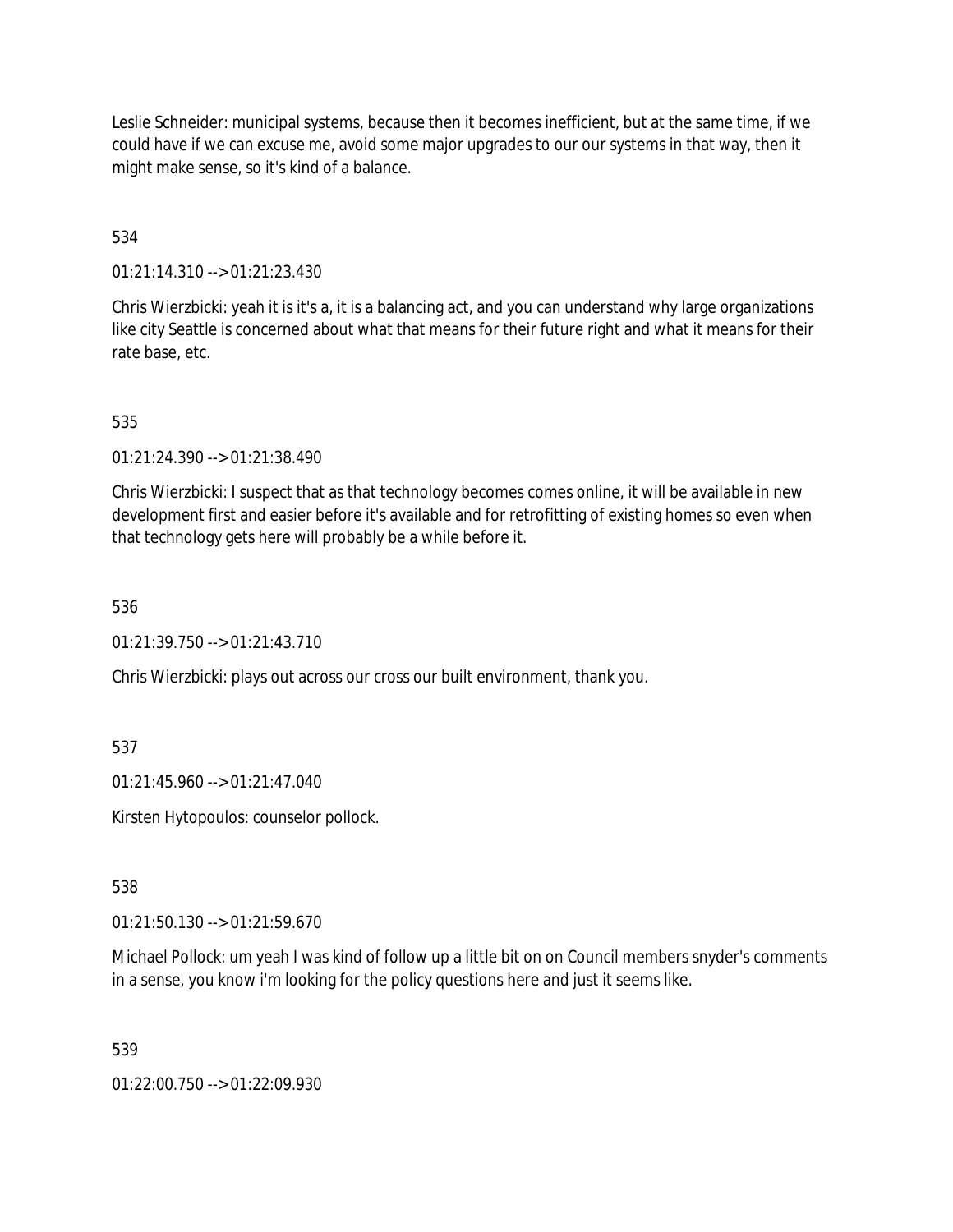Leslie Schneider: municipal systems, because then it becomes inefficient, but at the same time, if we could have if we can excuse me, avoid some major upgrades to our our systems in that way, then it might make sense, so it's kind of a balance.

534

01:21:14.310 --> 01:21:23.430

Chris Wierzbicki: yeah it is it's a, it is a balancing act, and you can understand why large organizations like city Seattle is concerned about what that means for their future right and what it means for their rate base, etc.

535

01:21:24.390 --> 01:21:38.490

Chris Wierzbicki: I suspect that as that technology becomes comes online, it will be available in new development first and easier before it's available and for retrofitting of existing homes so even when that technology gets here will probably be a while before it.

536

01:21:39.750 --> 01:21:43.710

Chris Wierzbicki: plays out across our cross our built environment, thank you.

537

01:21:45.960 --> 01:21:47.040

Kirsten Hytopoulos: counselor pollock.

538

01:21:50.130 --> 01:21:59.670

Michael Pollock: um yeah I was kind of follow up a little bit on on Council members snyder's comments in a sense, you know i'm looking for the policy questions here and just it seems like.

539

01:22:00.750 --> 01:22:09.930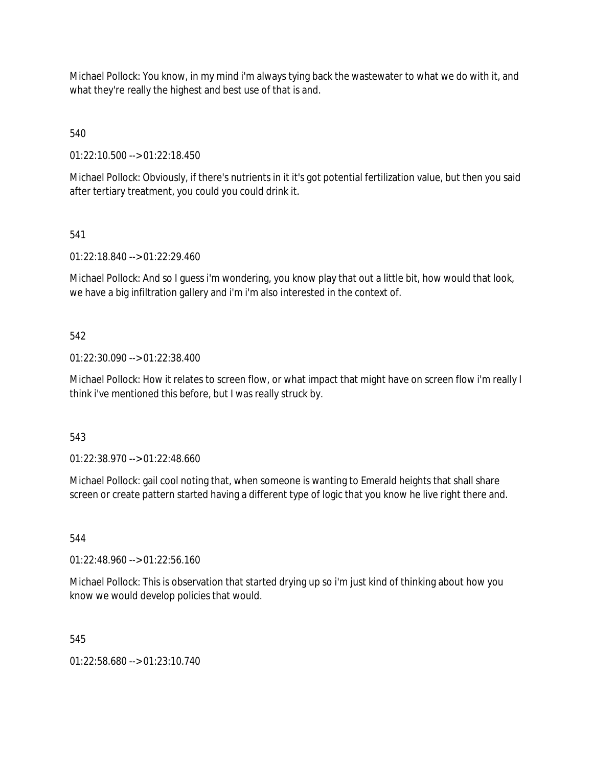Michael Pollock: You know, in my mind i'm always tying back the wastewater to what we do with it, and what they're really the highest and best use of that is and.

540

01:22:10.500 --> 01:22:18.450

Michael Pollock: Obviously, if there's nutrients in it it's got potential fertilization value, but then you said after tertiary treatment, you could you could drink it.

541

01:22:18.840 --> 01:22:29.460

Michael Pollock: And so I guess i'm wondering, you know play that out a little bit, how would that look, we have a big infiltration gallery and i'm i'm also interested in the context of.

542

01:22:30.090 --> 01:22:38.400

Michael Pollock: How it relates to screen flow, or what impact that might have on screen flow i'm really I think i've mentioned this before, but I was really struck by.

543

01:22:38.970 --> 01:22:48.660

Michael Pollock: gail cool noting that, when someone is wanting to Emerald heights that shall share screen or create pattern started having a different type of logic that you know he live right there and.

544

01:22:48.960 --> 01:22:56.160

Michael Pollock: This is observation that started drying up so i'm just kind of thinking about how you know we would develop policies that would.

545

01:22:58.680 --> 01:23:10.740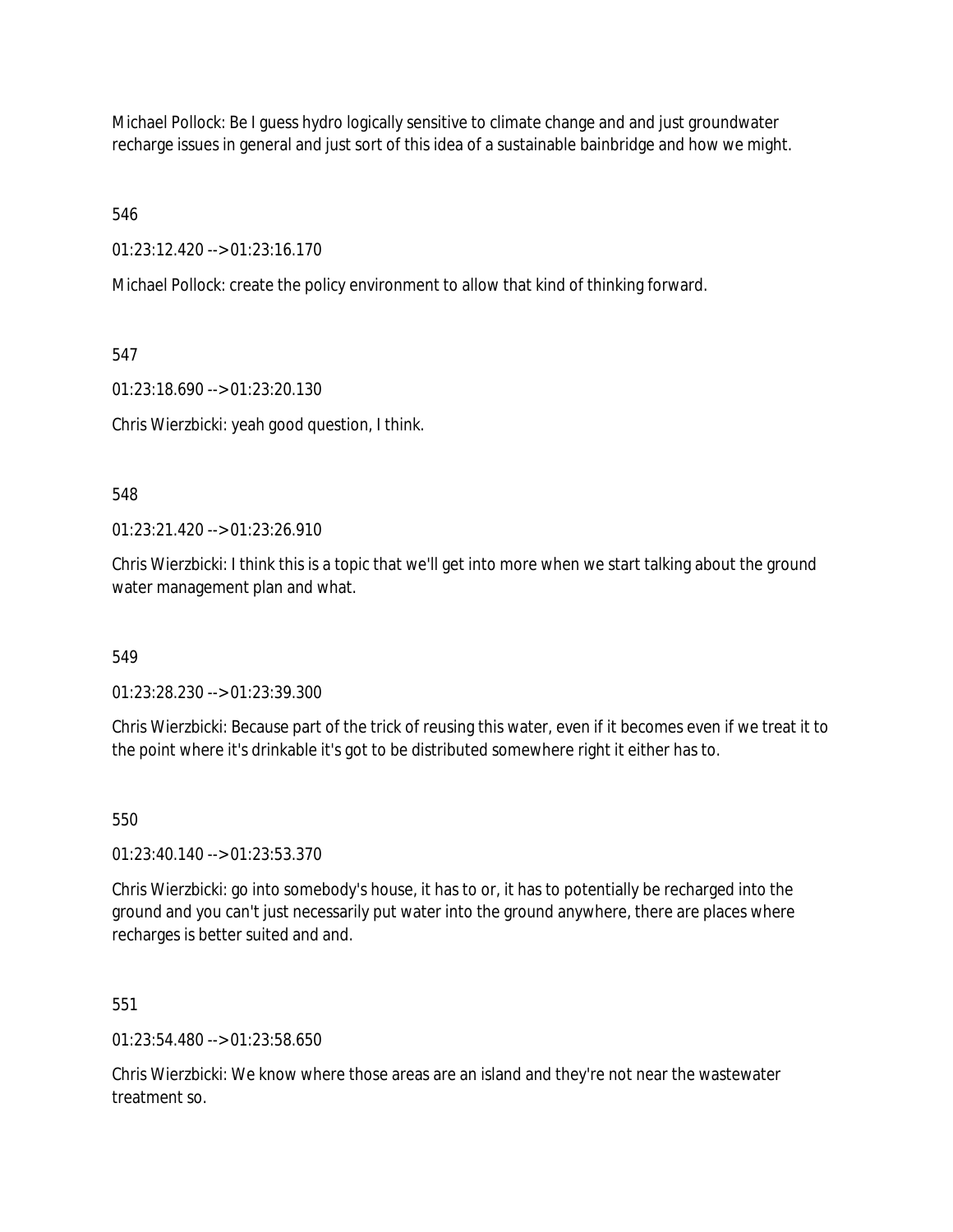Michael Pollock: Be I guess hydro logically sensitive to climate change and and just groundwater recharge issues in general and just sort of this idea of a sustainable bainbridge and how we might.

546

01:23:12.420 --> 01:23:16.170

Michael Pollock: create the policy environment to allow that kind of thinking forward.

547

01:23:18.690 --> 01:23:20.130

Chris Wierzbicki: yeah good question, I think.

548

01:23:21.420 --> 01:23:26.910

Chris Wierzbicki: I think this is a topic that we'll get into more when we start talking about the ground water management plan and what.

549

01:23:28.230 --> 01:23:39.300

Chris Wierzbicki: Because part of the trick of reusing this water, even if it becomes even if we treat it to the point where it's drinkable it's got to be distributed somewhere right it either has to.

550

01:23:40.140 --> 01:23:53.370

Chris Wierzbicki: go into somebody's house, it has to or, it has to potentially be recharged into the ground and you can't just necessarily put water into the ground anywhere, there are places where recharges is better suited and and.

551

01:23:54.480 --> 01:23:58.650

Chris Wierzbicki: We know where those areas are an island and they're not near the wastewater treatment so.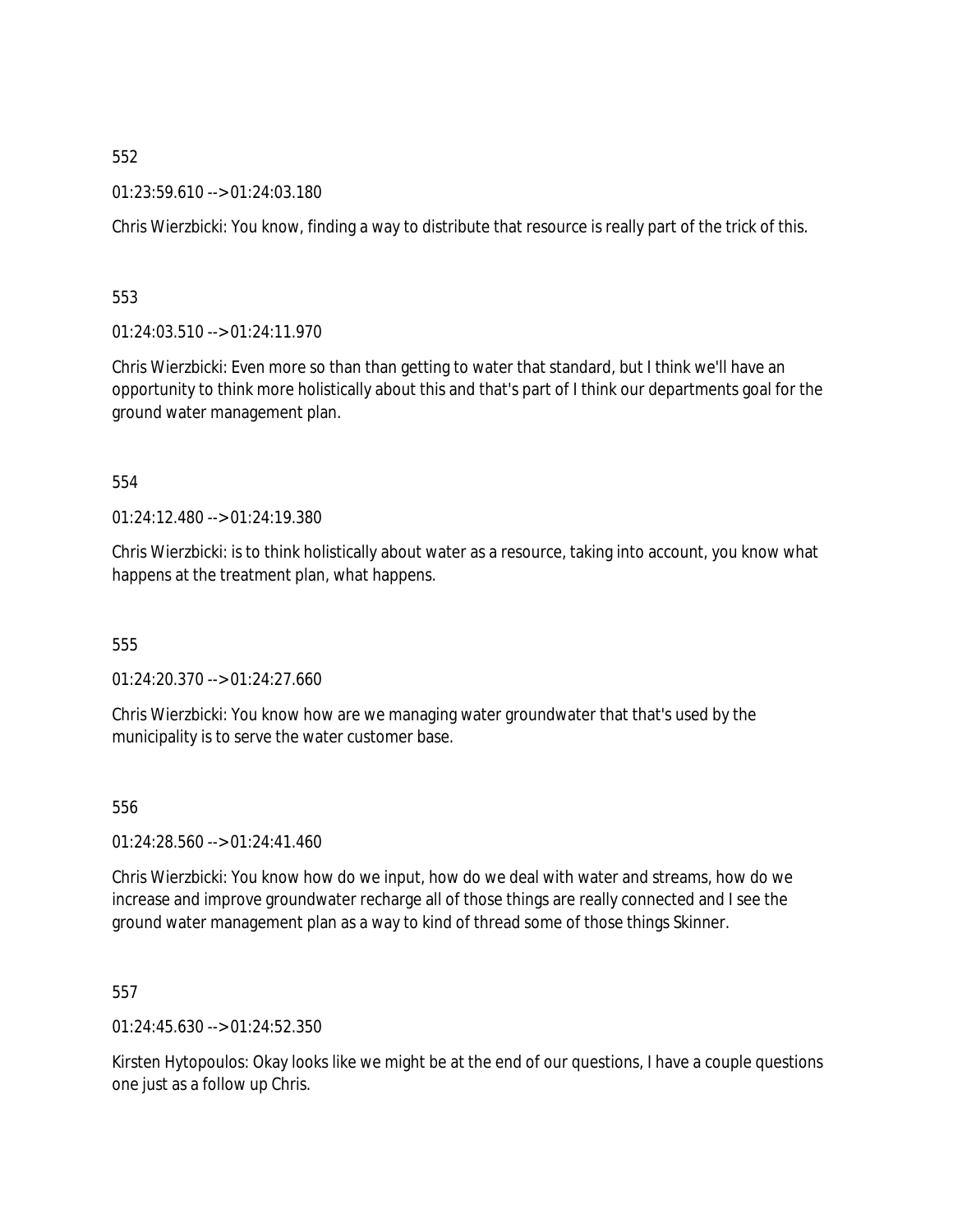552

01:23:59.610 --> 01:24:03.180

Chris Wierzbicki: You know, finding a way to distribute that resource is really part of the trick of this.

553

01:24:03.510 --> 01:24:11.970

Chris Wierzbicki: Even more so than than getting to water that standard, but I think we'll have an opportunity to think more holistically about this and that's part of I think our departments goal for the ground water management plan.

554

01:24:12.480 --> 01:24:19.380

Chris Wierzbicki: is to think holistically about water as a resource, taking into account, you know what happens at the treatment plan, what happens.

555

01:24:20.370 --> 01:24:27.660

Chris Wierzbicki: You know how are we managing water groundwater that that's used by the municipality is to serve the water customer base.

556

01:24:28.560 --> 01:24:41.460

Chris Wierzbicki: You know how do we input, how do we deal with water and streams, how do we increase and improve groundwater recharge all of those things are really connected and I see the ground water management plan as a way to kind of thread some of those things Skinner.

557

01:24:45.630 --> 01:24:52.350

Kirsten Hytopoulos: Okay looks like we might be at the end of our questions, I have a couple questions one just as a follow up Chris.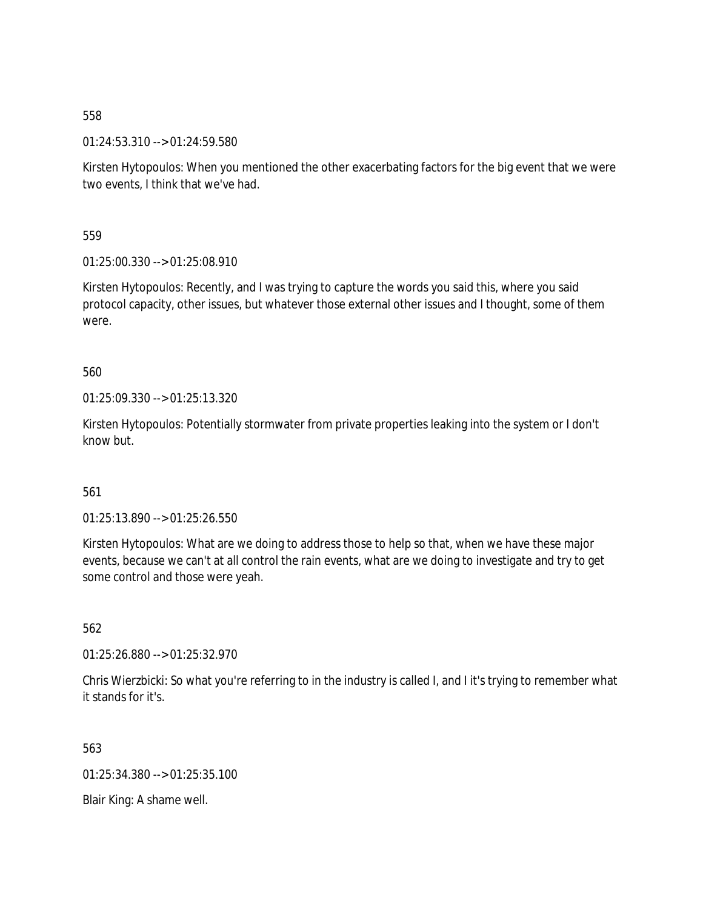558

01:24:53.310 --> 01:24:59.580

Kirsten Hytopoulos: When you mentioned the other exacerbating factors for the big event that we were two events, I think that we've had.

559

01:25:00.330 --> 01:25:08.910

Kirsten Hytopoulos: Recently, and I was trying to capture the words you said this, where you said protocol capacity, other issues, but whatever those external other issues and I thought, some of them were.

560

01:25:09.330 --> 01:25:13.320

Kirsten Hytopoulos: Potentially stormwater from private properties leaking into the system or I don't know but.

561

01:25:13.890 --> 01:25:26.550

Kirsten Hytopoulos: What are we doing to address those to help so that, when we have these major events, because we can't at all control the rain events, what are we doing to investigate and try to get some control and those were yeah.

562

01:25:26.880 --> 01:25:32.970

Chris Wierzbicki: So what you're referring to in the industry is called I, and I it's trying to remember what it stands for it's.

563

01:25:34.380 --> 01:25:35.100

Blair King: A shame well.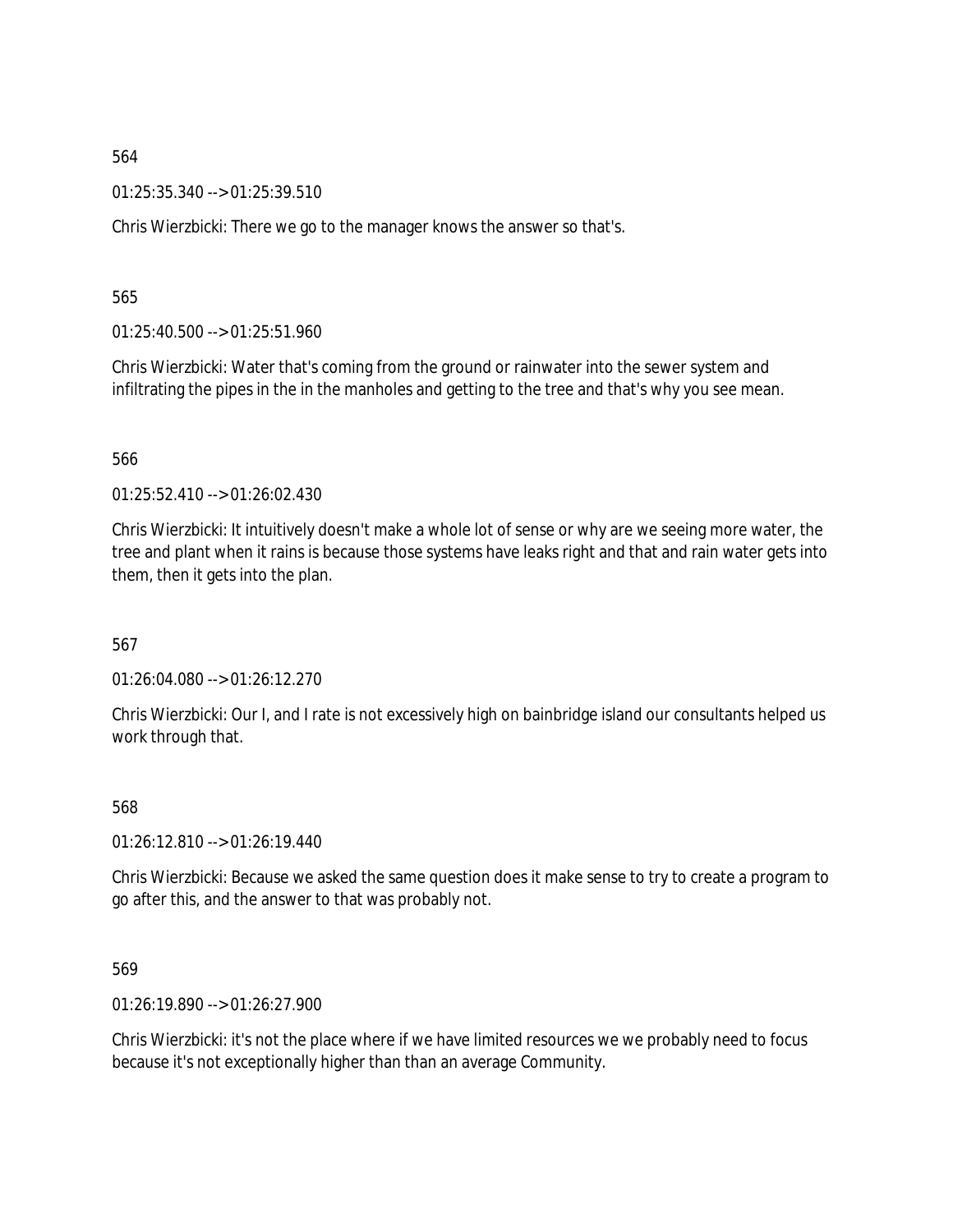564

01:25:35.340 --> 01:25:39.510

Chris Wierzbicki: There we go to the manager knows the answer so that's.

565

01:25:40.500 --> 01:25:51.960

Chris Wierzbicki: Water that's coming from the ground or rainwater into the sewer system and infiltrating the pipes in the in the manholes and getting to the tree and that's why you see mean.

566

01:25:52.410 --> 01:26:02.430

Chris Wierzbicki: It intuitively doesn't make a whole lot of sense or why are we seeing more water, the tree and plant when it rains is because those systems have leaks right and that and rain water gets into them, then it gets into the plan.

567

01:26:04.080 --> 01:26:12.270

Chris Wierzbicki: Our I, and I rate is not excessively high on bainbridge island our consultants helped us work through that.

568

01:26:12.810 --> 01:26:19.440

Chris Wierzbicki: Because we asked the same question does it make sense to try to create a program to go after this, and the answer to that was probably not.

569

01:26:19.890 --> 01:26:27.900

Chris Wierzbicki: it's not the place where if we have limited resources we we probably need to focus because it's not exceptionally higher than than an average Community.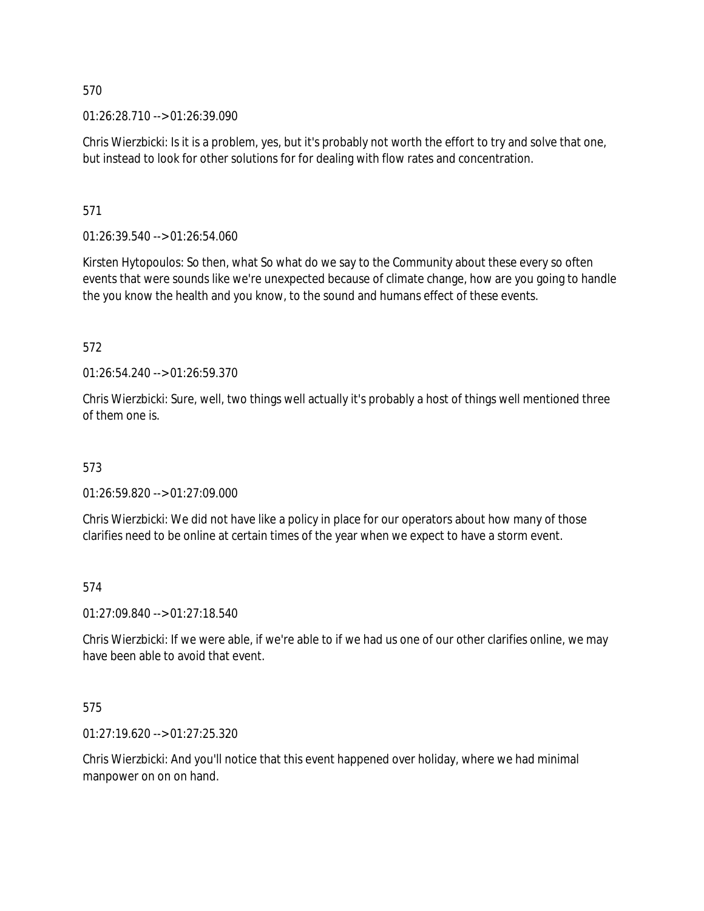570

01:26:28.710 --> 01:26:39.090

Chris Wierzbicki: Is it is a problem, yes, but it's probably not worth the effort to try and solve that one, but instead to look for other solutions for for dealing with flow rates and concentration.

571

01:26:39.540 --> 01:26:54.060

Kirsten Hytopoulos: So then, what So what do we say to the Community about these every so often events that were sounds like we're unexpected because of climate change, how are you going to handle the you know the health and you know, to the sound and humans effect of these events.

572

01:26:54.240 --> 01:26:59.370

Chris Wierzbicki: Sure, well, two things well actually it's probably a host of things well mentioned three of them one is.

573

01:26:59.820 --> 01:27:09.000

Chris Wierzbicki: We did not have like a policy in place for our operators about how many of those clarifies need to be online at certain times of the year when we expect to have a storm event.

574

01:27:09.840 --> 01:27:18.540

Chris Wierzbicki: If we were able, if we're able to if we had us one of our other clarifies online, we may have been able to avoid that event.

575

01:27:19.620 --> 01:27:25.320

Chris Wierzbicki: And you'll notice that this event happened over holiday, where we had minimal manpower on on on hand.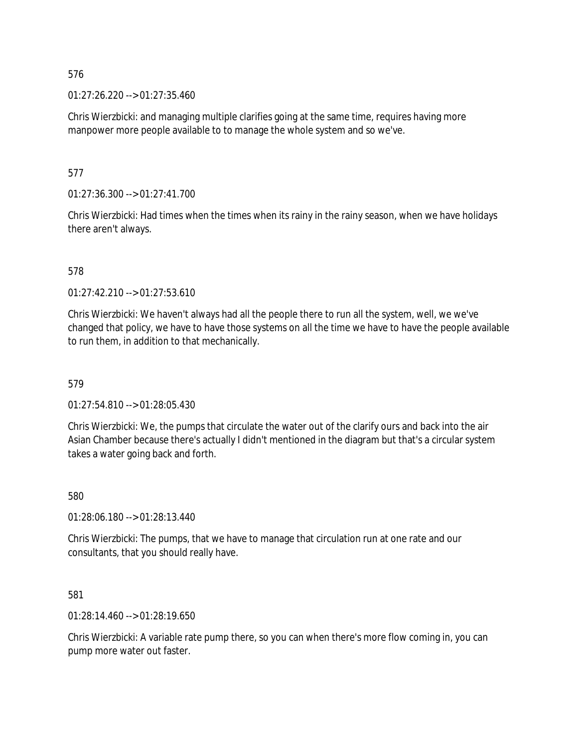576

01:27:26.220 --> 01:27:35.460

Chris Wierzbicki: and managing multiple clarifies going at the same time, requires having more manpower more people available to to manage the whole system and so we've.

577

01:27:36.300 --> 01:27:41.700

Chris Wierzbicki: Had times when the times when its rainy in the rainy season, when we have holidays there aren't always.

578

01:27:42.210 --> 01:27:53.610

Chris Wierzbicki: We haven't always had all the people there to run all the system, well, we we've changed that policy, we have to have those systems on all the time we have to have the people available to run them, in addition to that mechanically.

579

01:27:54.810 --> 01:28:05.430

Chris Wierzbicki: We, the pumps that circulate the water out of the clarify ours and back into the air Asian Chamber because there's actually I didn't mentioned in the diagram but that's a circular system takes a water going back and forth.

580

01:28:06.180 --> 01:28:13.440

Chris Wierzbicki: The pumps, that we have to manage that circulation run at one rate and our consultants, that you should really have.

581

01:28:14.460 --> 01:28:19.650

Chris Wierzbicki: A variable rate pump there, so you can when there's more flow coming in, you can pump more water out faster.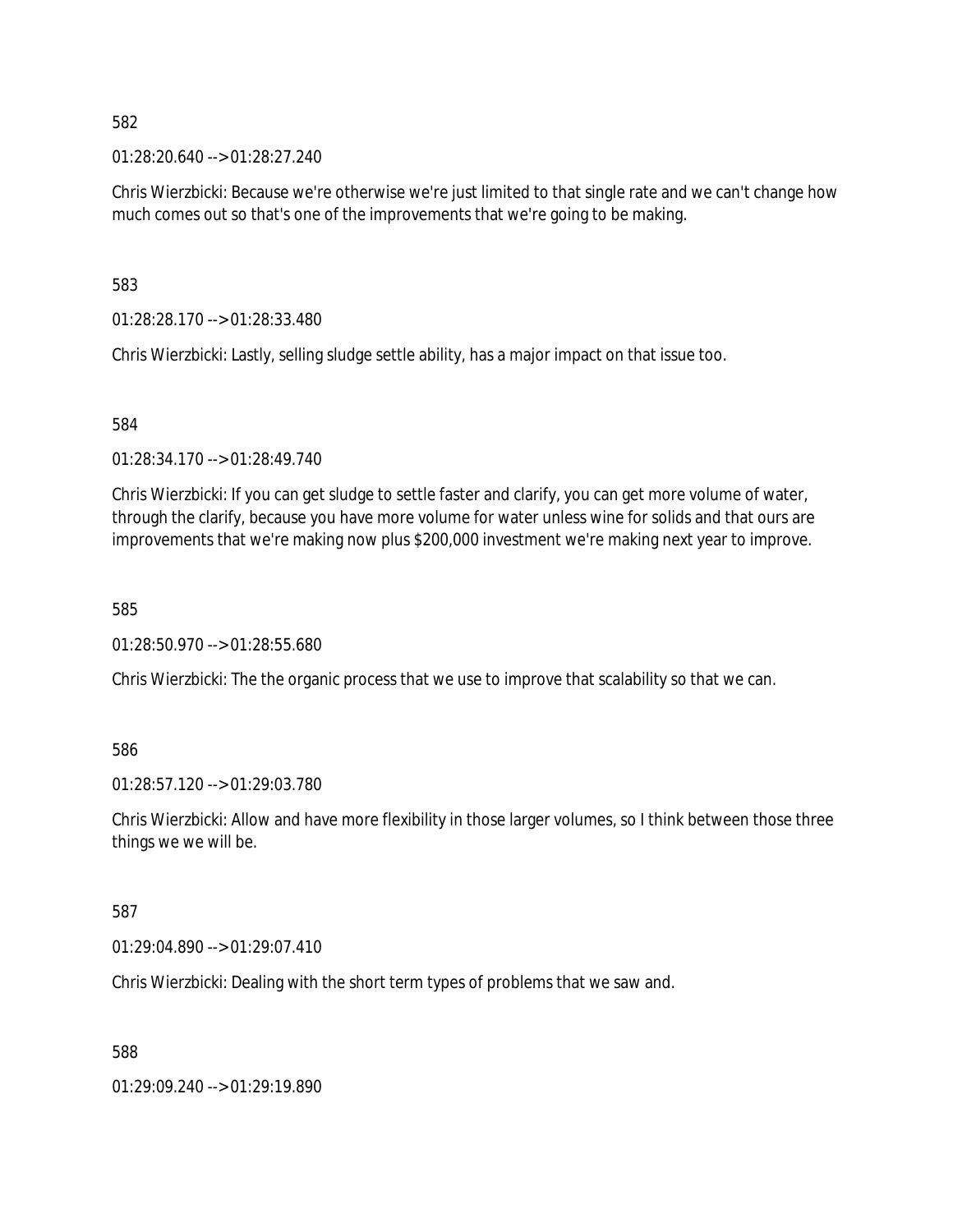582

01:28:20.640 --> 01:28:27.240

Chris Wierzbicki: Because we're otherwise we're just limited to that single rate and we can't change how much comes out so that's one of the improvements that we're going to be making.

583

01:28:28.170 --> 01:28:33.480

Chris Wierzbicki: Lastly, selling sludge settle ability, has a major impact on that issue too.

584

01:28:34.170 --> 01:28:49.740

Chris Wierzbicki: If you can get sludge to settle faster and clarify, you can get more volume of water, through the clarify, because you have more volume for water unless wine for solids and that ours are improvements that we're making now plus $200,000 investment we're making next year to improve.

585

01:28:50.970 --> 01:28:55.680

Chris Wierzbicki: The the organic process that we use to improve that scalability so that we can.

586

01:28:57.120 --> 01:29:03.780

Chris Wierzbicki: Allow and have more flexibility in those larger volumes, so I think between those three things we we will be.

587

01:29:04.890 --> 01:29:07.410

Chris Wierzbicki: Dealing with the short term types of problems that we saw and.

588

01:29:09.240 --> 01:29:19.890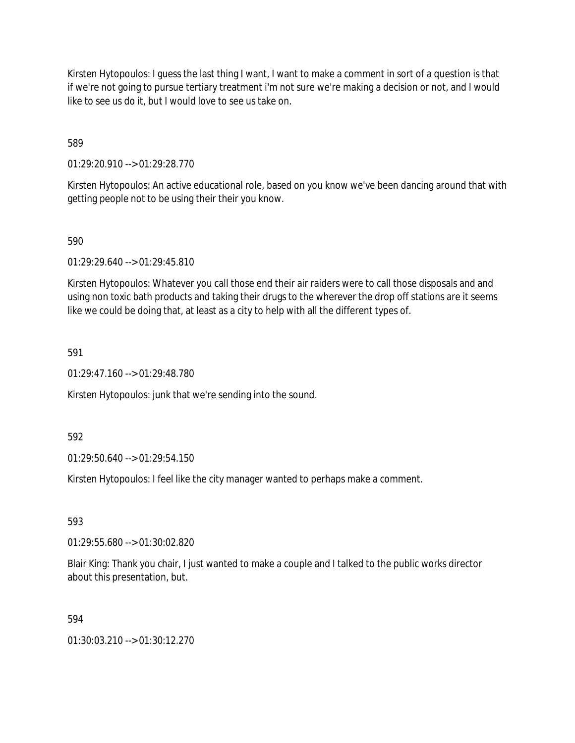Kirsten Hytopoulos: I guess the last thing I want, I want to make a comment in sort of a question is that if we're not going to pursue tertiary treatment i'm not sure we're making a decision or not, and I would like to see us do it, but I would love to see us take on.

589

01:29:20.910 --> 01:29:28.770

Kirsten Hytopoulos: An active educational role, based on you know we've been dancing around that with getting people not to be using their their you know.

590

01:29:29.640 --> 01:29:45.810

Kirsten Hytopoulos: Whatever you call those end their air raiders were to call those disposals and and using non toxic bath products and taking their drugs to the wherever the drop off stations are it seems like we could be doing that, at least as a city to help with all the different types of.

591

01:29:47.160 --> 01:29:48.780

Kirsten Hytopoulos: junk that we're sending into the sound.

592

01:29:50.640 --> 01:29:54.150

Kirsten Hytopoulos: I feel like the city manager wanted to perhaps make a comment.

593

01:29:55.680 --> 01:30:02.820

Blair King: Thank you chair, I just wanted to make a couple and I talked to the public works director about this presentation, but.

594

01:30:03.210 --> 01:30:12.270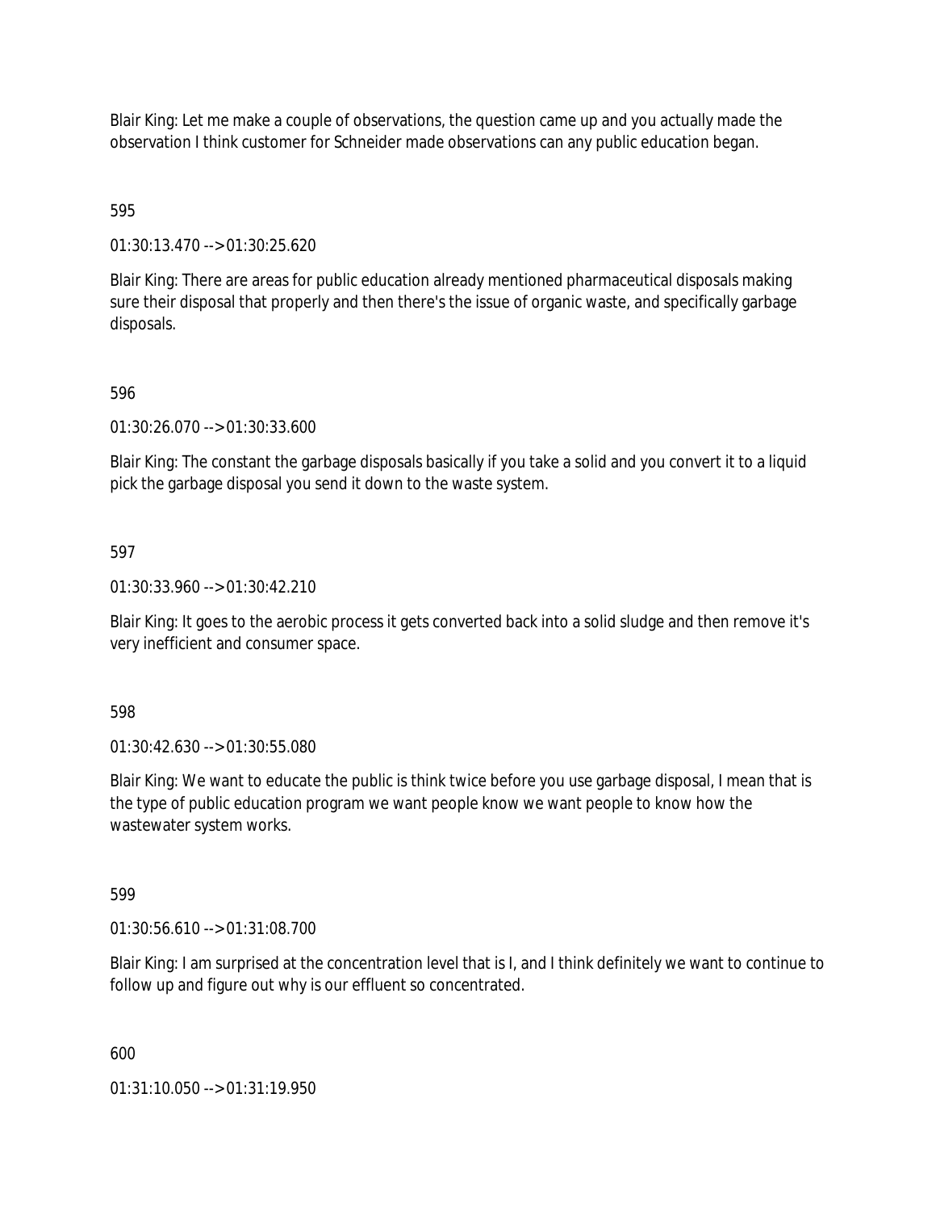Blair King: Let me make a couple of observations, the question came up and you actually made the observation I think customer for Schneider made observations can any public education began.

595

01:30:13.470 --> 01:30:25.620

Blair King: There are areas for public education already mentioned pharmaceutical disposals making sure their disposal that properly and then there's the issue of organic waste, and specifically garbage disposals.

596

01:30:26.070 --> 01:30:33.600

Blair King: The constant the garbage disposals basically if you take a solid and you convert it to a liquid pick the garbage disposal you send it down to the waste system.

597

01:30:33.960 --> 01:30:42.210

Blair King: It goes to the aerobic process it gets converted back into a solid sludge and then remove it's very inefficient and consumer space.

598

01:30:42.630 --> 01:30:55.080

Blair King: We want to educate the public is think twice before you use garbage disposal, I mean that is the type of public education program we want people know we want people to know how the wastewater system works.

599

01:30:56.610 --> 01:31:08.700

Blair King: I am surprised at the concentration level that is I, and I think definitely we want to continue to follow up and figure out why is our effluent so concentrated.

600

01:31:10.050 --> 01:31:19.950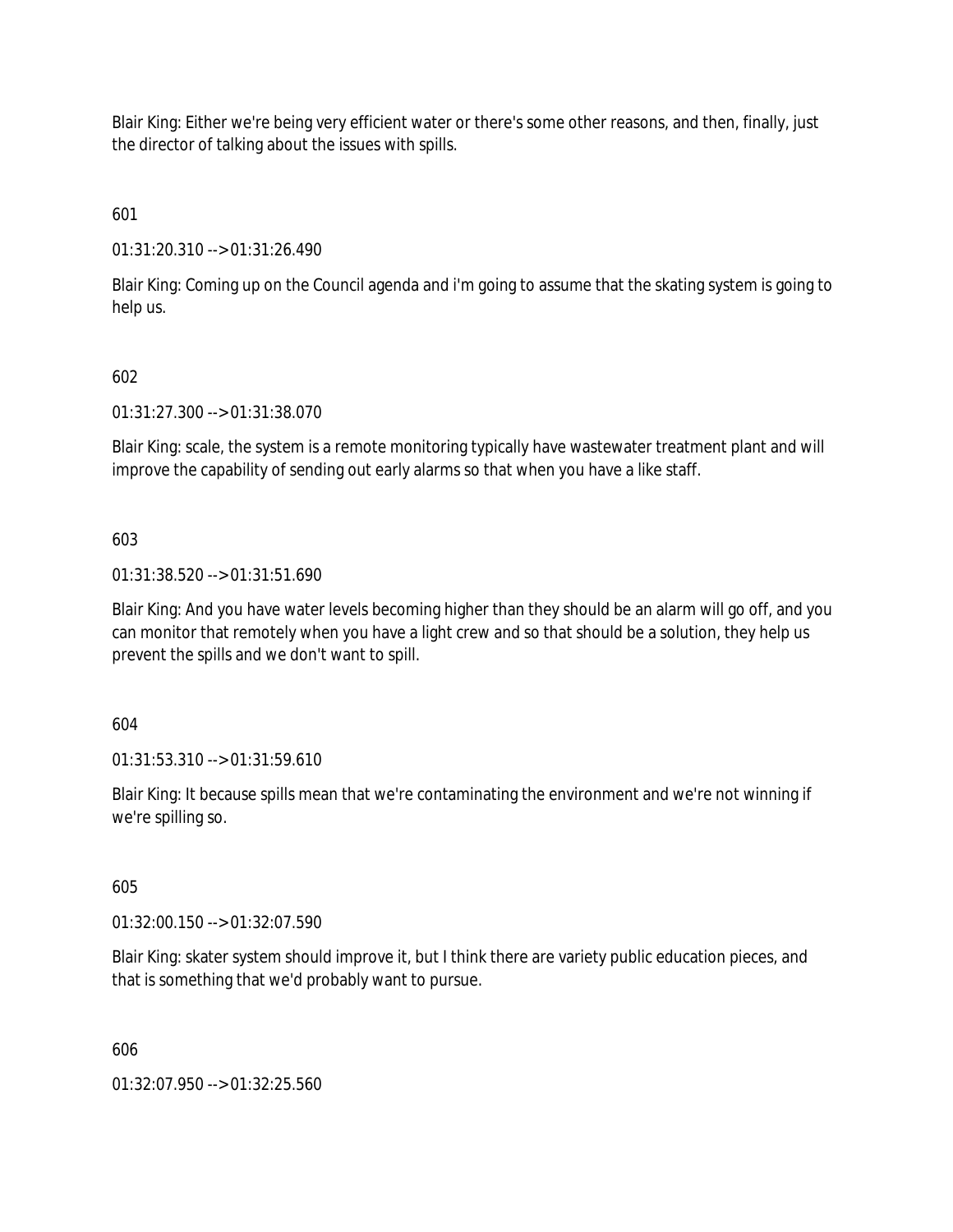Blair King: Either we're being very efficient water or there's some other reasons, and then, finally, just the director of talking about the issues with spills.

601

01:31:20.310 --> 01:31:26.490

Blair King: Coming up on the Council agenda and i'm going to assume that the skating system is going to help us.

602

01:31:27.300 --> 01:31:38.070

Blair King: scale, the system is a remote monitoring typically have wastewater treatment plant and will improve the capability of sending out early alarms so that when you have a like staff.

603

01:31:38.520 --> 01:31:51.690

Blair King: And you have water levels becoming higher than they should be an alarm will go off, and you can monitor that remotely when you have a light crew and so that should be a solution, they help us prevent the spills and we don't want to spill.

604

01:31:53.310 --> 01:31:59.610

Blair King: It because spills mean that we're contaminating the environment and we're not winning if we're spilling so.

605

01:32:00.150 --> 01:32:07.590

Blair King: skater system should improve it, but I think there are variety public education pieces, and that is something that we'd probably want to pursue.

606

01:32:07.950 --> 01:32:25.560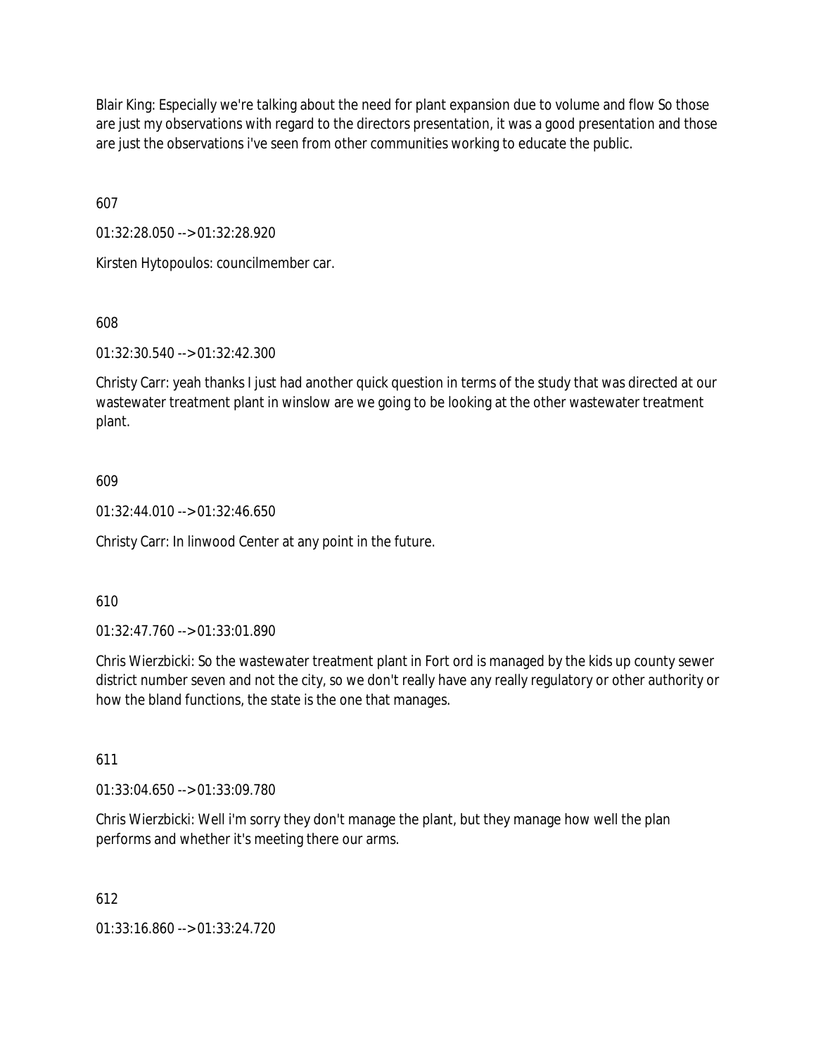Blair King: Especially we're talking about the need for plant expansion due to volume and flow So those are just my observations with regard to the directors presentation, it was a good presentation and those are just the observations i've seen from other communities working to educate the public.

607

01:32:28.050 --> 01:32:28.920

Kirsten Hytopoulos: councilmember car.

608

01:32:30.540 --> 01:32:42.300

Christy Carr: yeah thanks I just had another quick question in terms of the study that was directed at our wastewater treatment plant in winslow are we going to be looking at the other wastewater treatment plant.

609

01:32:44.010 --> 01:32:46.650

Christy Carr: In linwood Center at any point in the future.

610

01:32:47.760 --> 01:33:01.890

Chris Wierzbicki: So the wastewater treatment plant in Fort ord is managed by the kids up county sewer district number seven and not the city, so we don't really have any really regulatory or other authority or how the bland functions, the state is the one that manages.

611

01:33:04.650 --> 01:33:09.780

Chris Wierzbicki: Well i'm sorry they don't manage the plant, but they manage how well the plan performs and whether it's meeting there our arms.

612

01:33:16.860 --> 01:33:24.720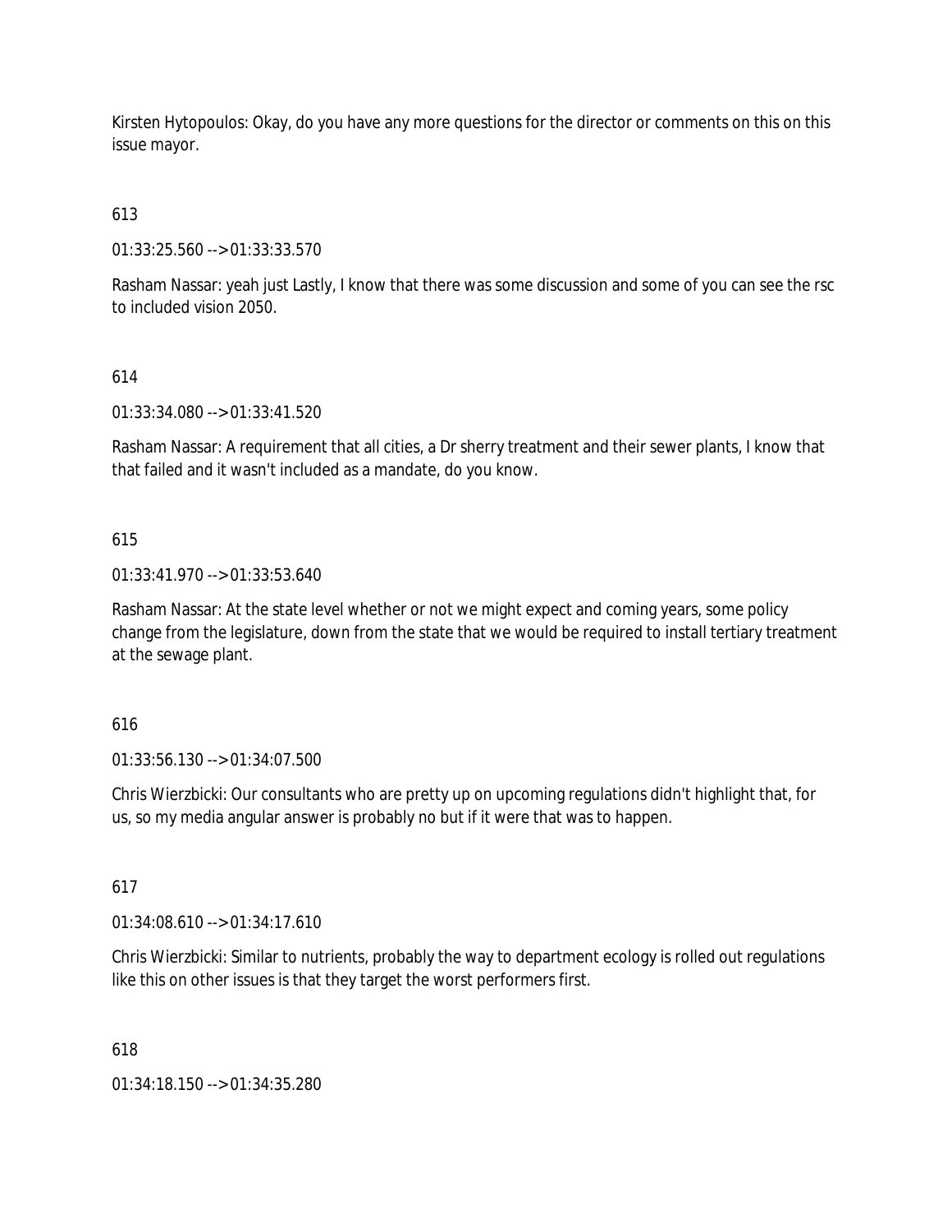Kirsten Hytopoulos: Okay, do you have any more questions for the director or comments on this on this issue mayor.

613

01:33:25.560 --> 01:33:33.570

Rasham Nassar: yeah just Lastly, I know that there was some discussion and some of you can see the rsc to included vision 2050.

614

01:33:34.080 --> 01:33:41.520

Rasham Nassar: A requirement that all cities, a Dr sherry treatment and their sewer plants, I know that that failed and it wasn't included as a mandate, do you know.

615

01:33:41.970 --> 01:33:53.640

Rasham Nassar: At the state level whether or not we might expect and coming years, some policy change from the legislature, down from the state that we would be required to install tertiary treatment at the sewage plant.

616

01:33:56.130 --> 01:34:07.500

Chris Wierzbicki: Our consultants who are pretty up on upcoming regulations didn't highlight that, for us, so my media angular answer is probably no but if it were that was to happen.

617

01:34:08.610 --> 01:34:17.610

Chris Wierzbicki: Similar to nutrients, probably the way to department ecology is rolled out regulations like this on other issues is that they target the worst performers first.

618

01:34:18.150 --> 01:34:35.280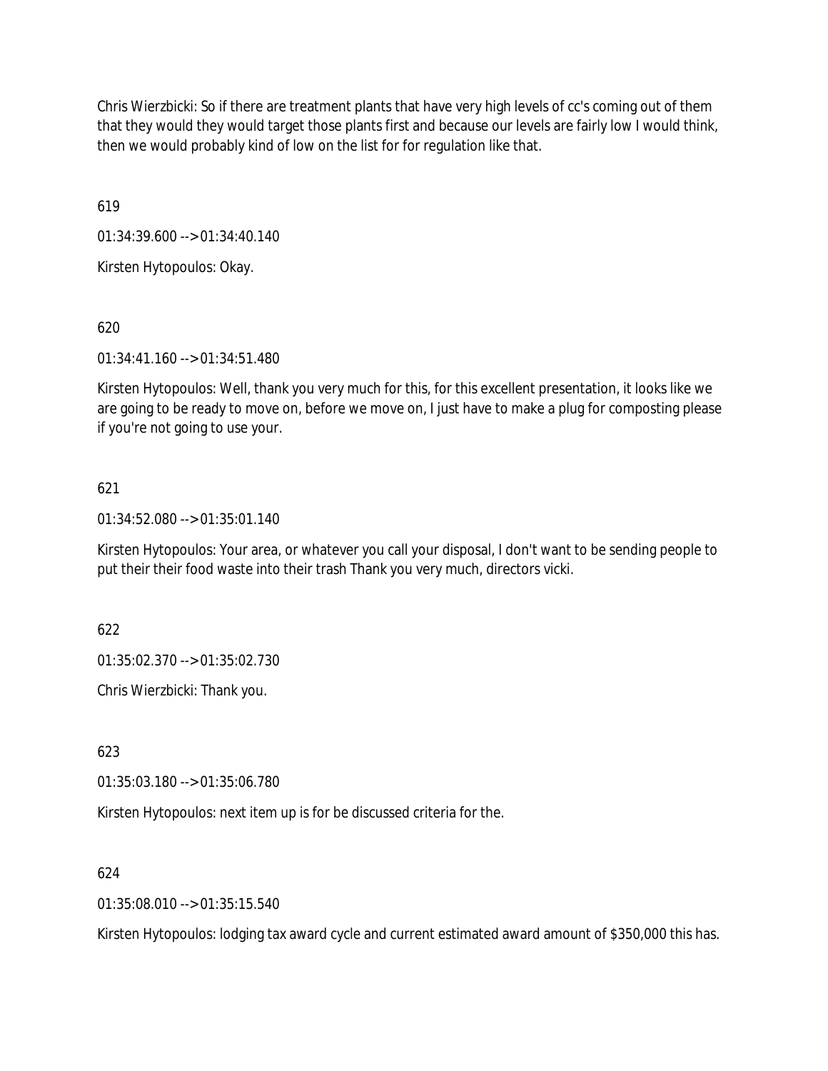Chris Wierzbicki: So if there are treatment plants that have very high levels of cc's coming out of them that they would they would target those plants first and because our levels are fairly low I would think, then we would probably kind of low on the list for for regulation like that.

619

01:34:39.600 --> 01:34:40.140

Kirsten Hytopoulos: Okay.

620

01:34:41.160 --> 01:34:51.480

Kirsten Hytopoulos: Well, thank you very much for this, for this excellent presentation, it looks like we are going to be ready to move on, before we move on, I just have to make a plug for composting please if you're not going to use your.

621

01:34:52.080 --> 01:35:01.140

Kirsten Hytopoulos: Your area, or whatever you call your disposal, I don't want to be sending people to put their their food waste into their trash Thank you very much, directors vicki.

622

01:35:02.370 --> 01:35:02.730

Chris Wierzbicki: Thank you.

623

01:35:03.180 --> 01:35:06.780

Kirsten Hytopoulos: next item up is for be discussed criteria for the.

624

01:35:08.010 --> 01:35:15.540

Kirsten Hytopoulos: lodging tax award cycle and current estimated award amount of $350,000 this has.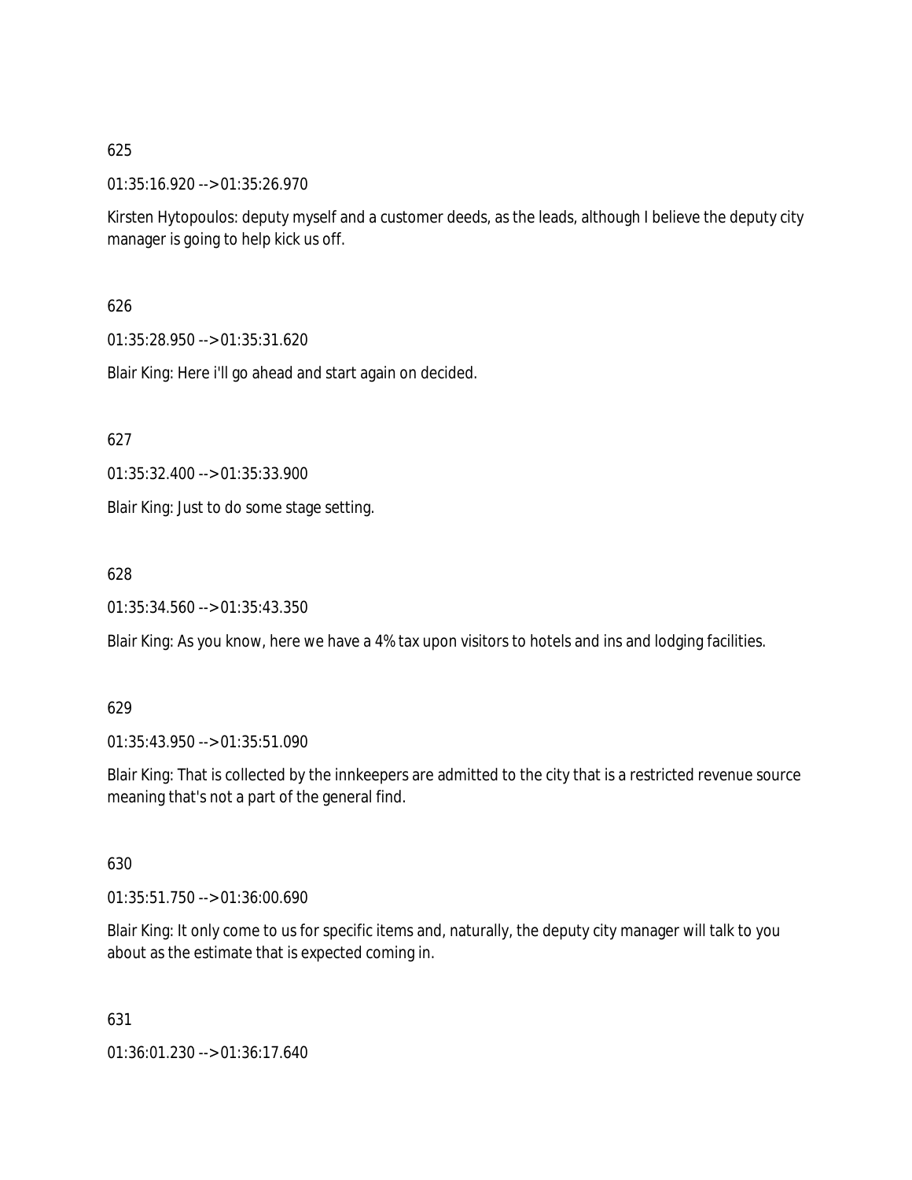625

01:35:16.920 --> 01:35:26.970

Kirsten Hytopoulos: deputy myself and a customer deeds, as the leads, although I believe the deputy city manager is going to help kick us off.

626

01:35:28.950 --> 01:35:31.620

Blair King: Here i'll go ahead and start again on decided.

627

01:35:32.400 --> 01:35:33.900

Blair King: Just to do some stage setting.

628

01:35:34.560 --> 01:35:43.350

Blair King: As you know, here we have a 4% tax upon visitors to hotels and ins and lodging facilities.

629

01:35:43.950 --> 01:35:51.090

Blair King: That is collected by the innkeepers are admitted to the city that is a restricted revenue source meaning that's not a part of the general find.

630

01:35:51.750 --> 01:36:00.690

Blair King: It only come to us for specific items and, naturally, the deputy city manager will talk to you about as the estimate that is expected coming in.

631

01:36:01.230 --> 01:36:17.640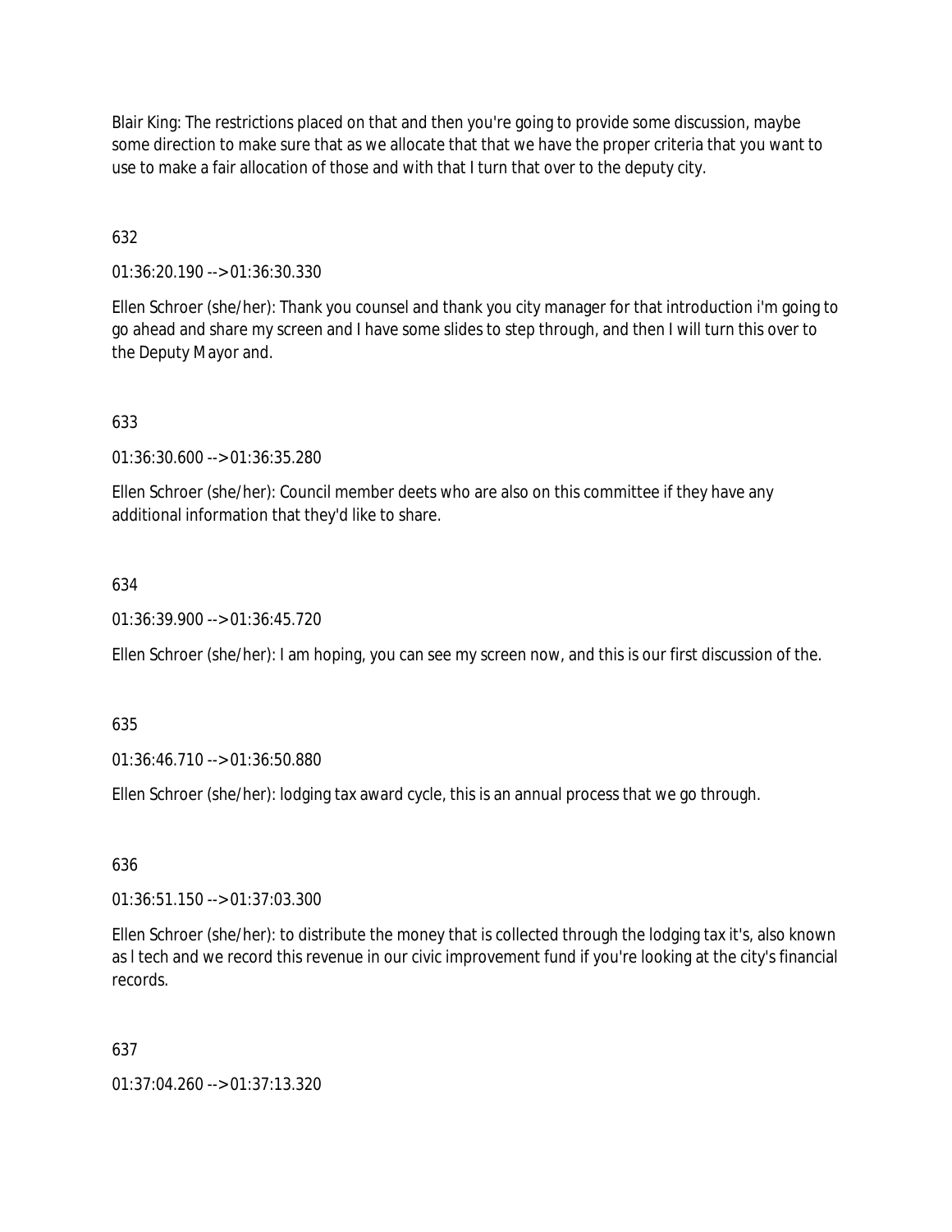Blair King: The restrictions placed on that and then you're going to provide some discussion, maybe some direction to make sure that as we allocate that that we have the proper criteria that you want to use to make a fair allocation of those and with that I turn that over to the deputy city.

632

01:36:20.190 --> 01:36:30.330

Ellen Schroer (she/her): Thank you counsel and thank you city manager for that introduction i'm going to go ahead and share my screen and I have some slides to step through, and then I will turn this over to the Deputy Mayor and.

633

01:36:30.600 --> 01:36:35.280

Ellen Schroer (she/her): Council member deets who are also on this committee if they have any additional information that they'd like to share.

634

01:36:39.900 --> 01:36:45.720

Ellen Schroer (she/her): I am hoping, you can see my screen now, and this is our first discussion of the.

635

01:36:46.710 --> 01:36:50.880

Ellen Schroer (she/her): lodging tax award cycle, this is an annual process that we go through.

636

01:36:51.150 --> 01:37:03.300

Ellen Schroer (she/her): to distribute the money that is collected through the lodging tax it's, also known as l tech and we record this revenue in our civic improvement fund if you're looking at the city's financial records.

637

01:37:04.260 --> 01:37:13.320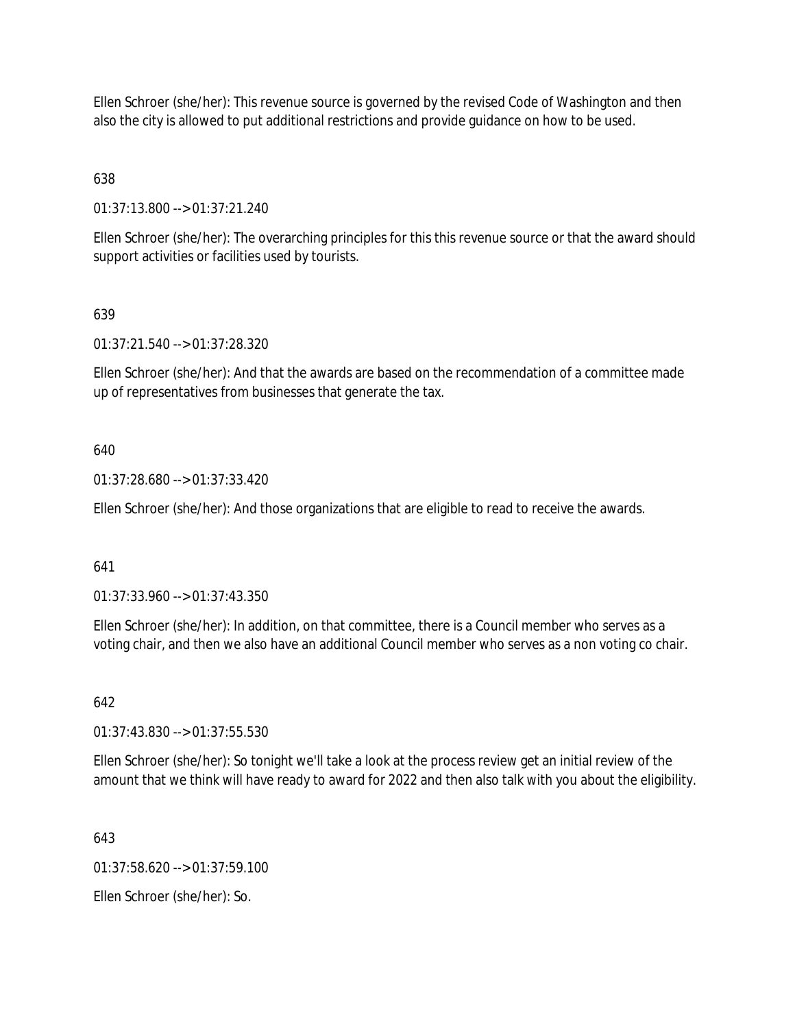Ellen Schroer (she/her): This revenue source is governed by the revised Code of Washington and then also the city is allowed to put additional restrictions and provide guidance on how to be used.

638

01:37:13.800 --> 01:37:21.240

Ellen Schroer (she/her): The overarching principles for this this revenue source or that the award should support activities or facilities used by tourists.

639

01:37:21.540 --> 01:37:28.320

Ellen Schroer (she/her): And that the awards are based on the recommendation of a committee made up of representatives from businesses that generate the tax.

640

01:37:28.680 --> 01:37:33.420

Ellen Schroer (she/her): And those organizations that are eligible to read to receive the awards.

641

01:37:33.960 --> 01:37:43.350

Ellen Schroer (she/her): In addition, on that committee, there is a Council member who serves as a voting chair, and then we also have an additional Council member who serves as a non voting co chair.

642

01:37:43.830 --> 01:37:55.530

Ellen Schroer (she/her): So tonight we'll take a look at the process review get an initial review of the amount that we think will have ready to award for 2022 and then also talk with you about the eligibility.

643

01:37:58.620 --> 01:37:59.100

Ellen Schroer (she/her): So.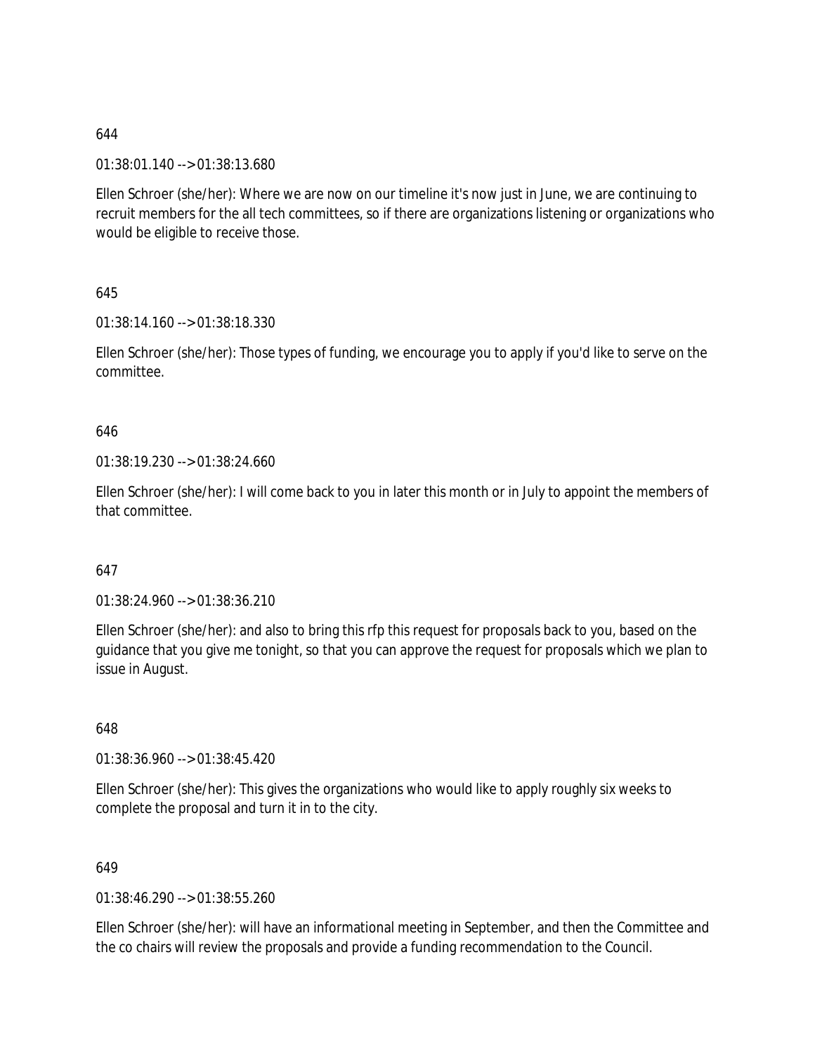644

01:38:01.140 --> 01:38:13.680

Ellen Schroer (she/her): Where we are now on our timeline it's now just in June, we are continuing to recruit members for the all tech committees, so if there are organizations listening or organizations who would be eligible to receive those.

645

01:38:14.160 --> 01:38:18.330

Ellen Schroer (she/her): Those types of funding, we encourage you to apply if you'd like to serve on the committee.

646

01:38:19.230 --> 01:38:24.660

Ellen Schroer (she/her): I will come back to you in later this month or in July to appoint the members of that committee.

647

01:38:24.960 --> 01:38:36.210

Ellen Schroer (she/her): and also to bring this rfp this request for proposals back to you, based on the guidance that you give me tonight, so that you can approve the request for proposals which we plan to issue in August.

648

01:38:36.960 --> 01:38:45.420

Ellen Schroer (she/her): This gives the organizations who would like to apply roughly six weeks to complete the proposal and turn it in to the city.

649

01:38:46.290 --> 01:38:55.260

Ellen Schroer (she/her): will have an informational meeting in September, and then the Committee and the co chairs will review the proposals and provide a funding recommendation to the Council.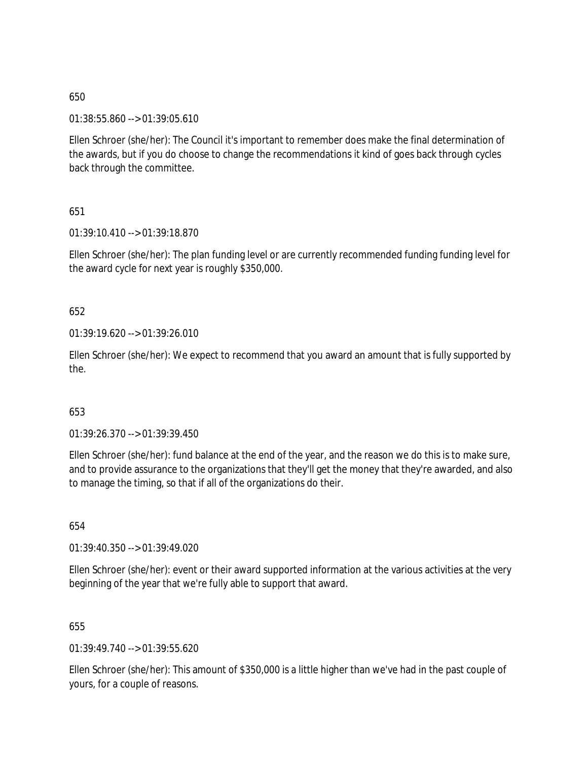650

01:38:55.860 --> 01:39:05.610

Ellen Schroer (she/her): The Council it's important to remember does make the final determination of the awards, but if you do choose to change the recommendations it kind of goes back through cycles back through the committee.

651

01:39:10.410 --> 01:39:18.870

Ellen Schroer (she/her): The plan funding level or are currently recommended funding funding level for the award cycle for next year is roughly $350,000.

652

01:39:19.620 --> 01:39:26.010

Ellen Schroer (she/her): We expect to recommend that you award an amount that is fully supported by the.

653

01:39:26.370 --> 01:39:39.450

Ellen Schroer (she/her): fund balance at the end of the year, and the reason we do this is to make sure, and to provide assurance to the organizations that they'll get the money that they're awarded, and also to manage the timing, so that if all of the organizations do their.

654

01:39:40.350 --> 01:39:49.020

Ellen Schroer (she/her): event or their award supported information at the various activities at the very beginning of the year that we're fully able to support that award.

655

01:39:49.740 --> 01:39:55.620

Ellen Schroer (she/her): This amount of $350,000 is a little higher than we've had in the past couple of yours, for a couple of reasons.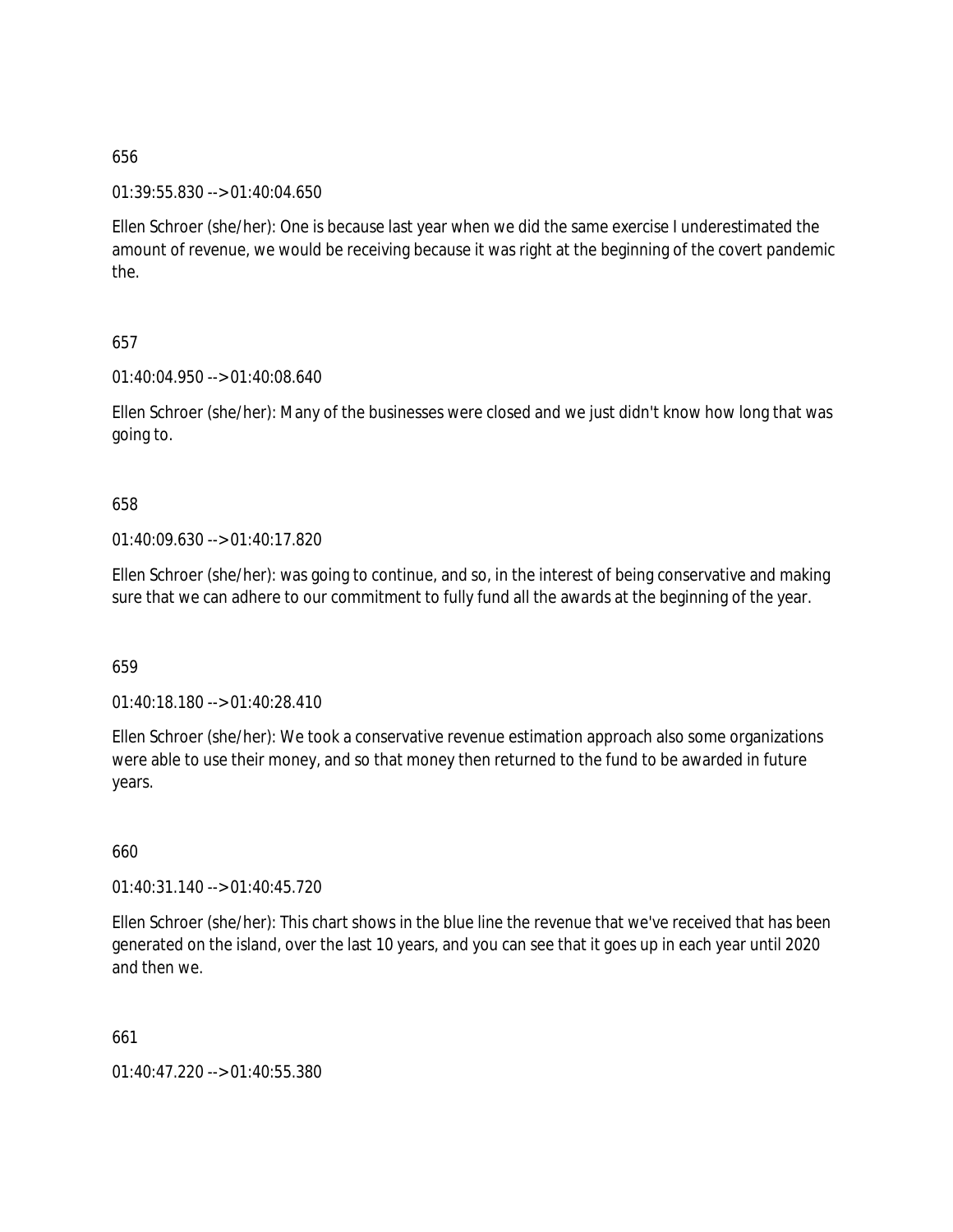656

01:39:55.830 --> 01:40:04.650

Ellen Schroer (she/her): One is because last year when we did the same exercise I underestimated the amount of revenue, we would be receiving because it was right at the beginning of the covert pandemic the.

657

01:40:04.950 --> 01:40:08.640

Ellen Schroer (she/her): Many of the businesses were closed and we just didn't know how long that was going to.

658

01:40:09.630 --> 01:40:17.820

Ellen Schroer (she/her): was going to continue, and so, in the interest of being conservative and making sure that we can adhere to our commitment to fully fund all the awards at the beginning of the year.

659

01:40:18.180 --> 01:40:28.410

Ellen Schroer (she/her): We took a conservative revenue estimation approach also some organizations were able to use their money, and so that money then returned to the fund to be awarded in future years.

660

01:40:31.140 --> 01:40:45.720

Ellen Schroer (she/her): This chart shows in the blue line the revenue that we've received that has been generated on the island, over the last 10 years, and you can see that it goes up in each year until 2020 and then we.

661

01:40:47.220 --> 01:40:55.380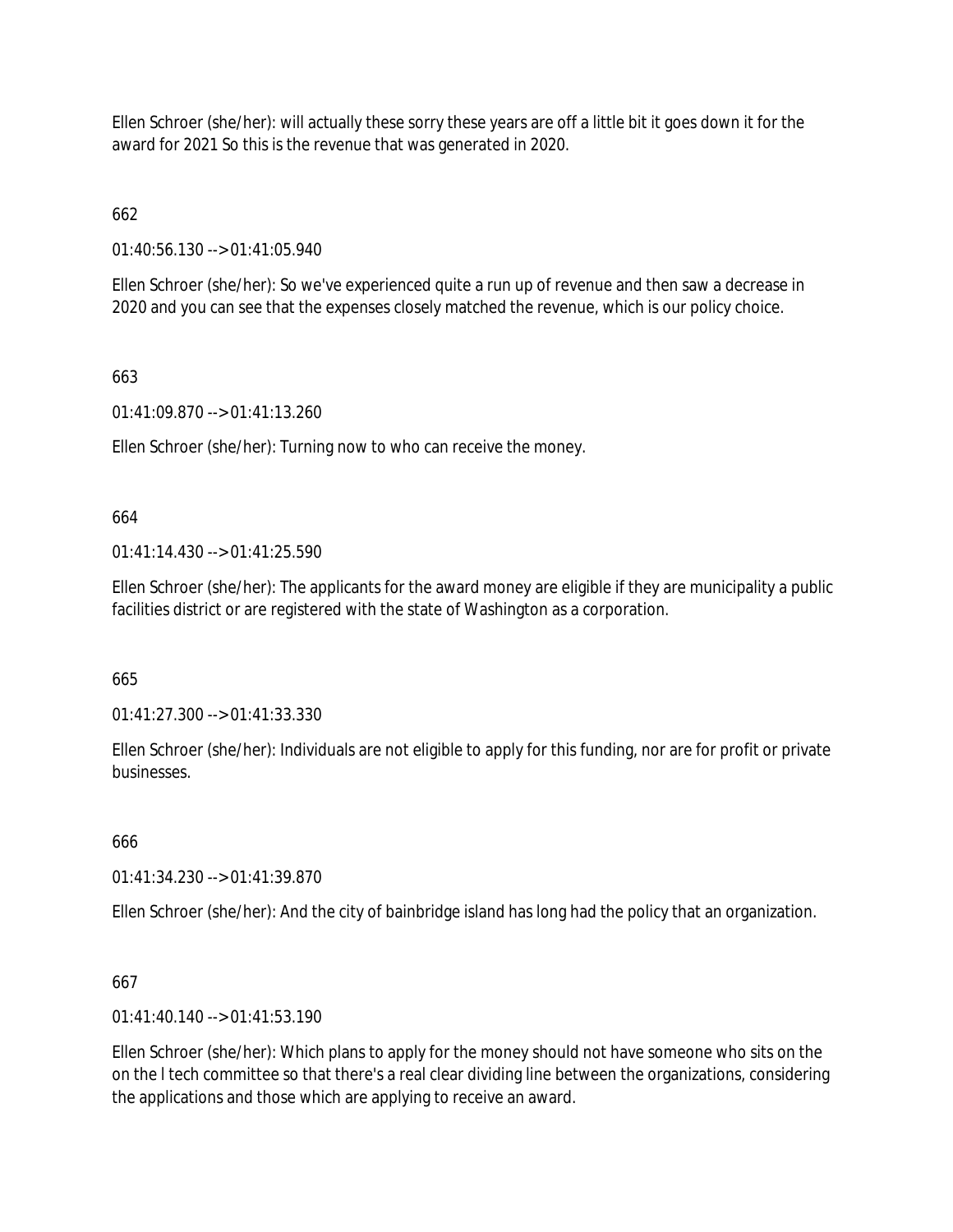Ellen Schroer (she/her): will actually these sorry these years are off a little bit it goes down it for the award for 2021 So this is the revenue that was generated in 2020.

662

01:40:56.130 --> 01:41:05.940

Ellen Schroer (she/her): So we've experienced quite a run up of revenue and then saw a decrease in 2020 and you can see that the expenses closely matched the revenue, which is our policy choice.

663

01:41:09.870 --> 01:41:13.260

Ellen Schroer (she/her): Turning now to who can receive the money.

664

01:41:14.430 --> 01:41:25.590

Ellen Schroer (she/her): The applicants for the award money are eligible if they are municipality a public facilities district or are registered with the state of Washington as a corporation.

665

01:41:27.300 --> 01:41:33.330

Ellen Schroer (she/her): Individuals are not eligible to apply for this funding, nor are for profit or private businesses.

666

01:41:34.230 --> 01:41:39.870

Ellen Schroer (she/her): And the city of bainbridge island has long had the policy that an organization.

667

01:41:40.140 --> 01:41:53.190

Ellen Schroer (she/her): Which plans to apply for the money should not have someone who sits on the on the l tech committee so that there's a real clear dividing line between the organizations, considering the applications and those which are applying to receive an award.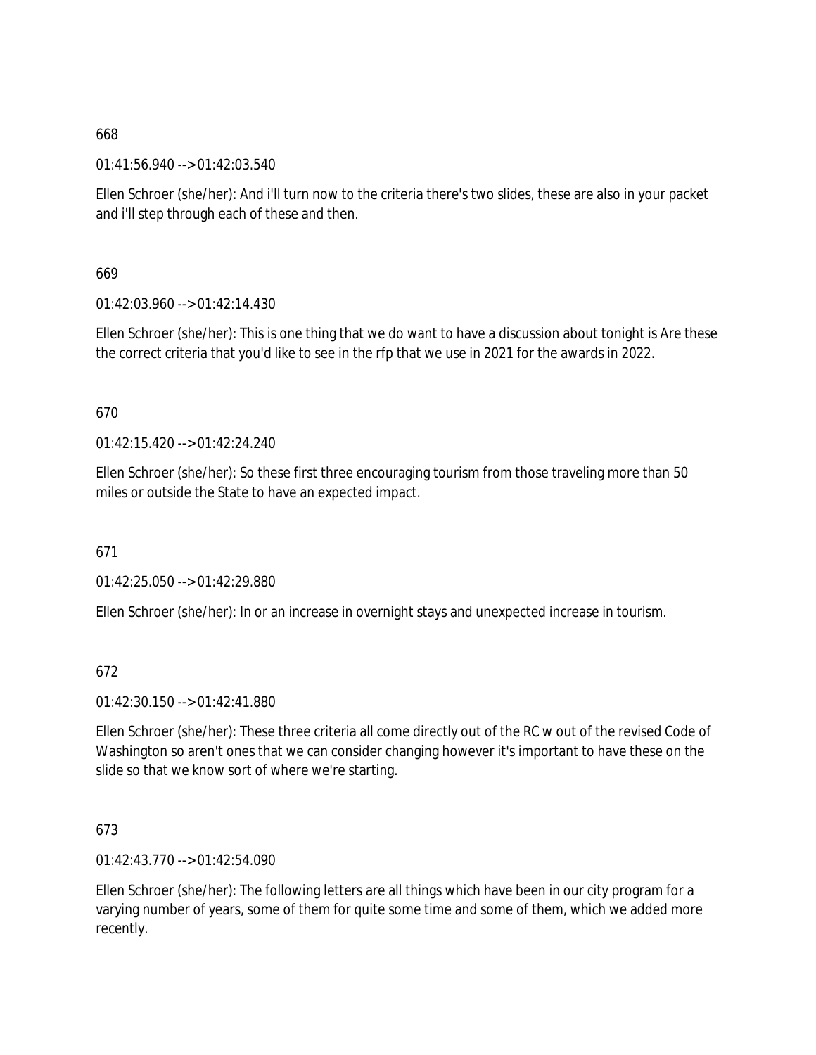668

01:41:56.940 --> 01:42:03.540

Ellen Schroer (she/her): And i'll turn now to the criteria there's two slides, these are also in your packet and i'll step through each of these and then.

669

01:42:03.960 --> 01:42:14.430

Ellen Schroer (she/her): This is one thing that we do want to have a discussion about tonight is Are these the correct criteria that you'd like to see in the rfp that we use in 2021 for the awards in 2022.

670

01:42:15.420 --> 01:42:24.240

Ellen Schroer (she/her): So these first three encouraging tourism from those traveling more than 50 miles or outside the State to have an expected impact.

671

01:42:25.050 --> 01:42:29.880

Ellen Schroer (she/her): In or an increase in overnight stays and unexpected increase in tourism.

672

01:42:30.150 --> 01:42:41.880

Ellen Schroer (she/her): These three criteria all come directly out of the RC w out of the revised Code of Washington so aren't ones that we can consider changing however it's important to have these on the slide so that we know sort of where we're starting.

673

01:42:43.770 --> 01:42:54.090

Ellen Schroer (she/her): The following letters are all things which have been in our city program for a varying number of years, some of them for quite some time and some of them, which we added more recently.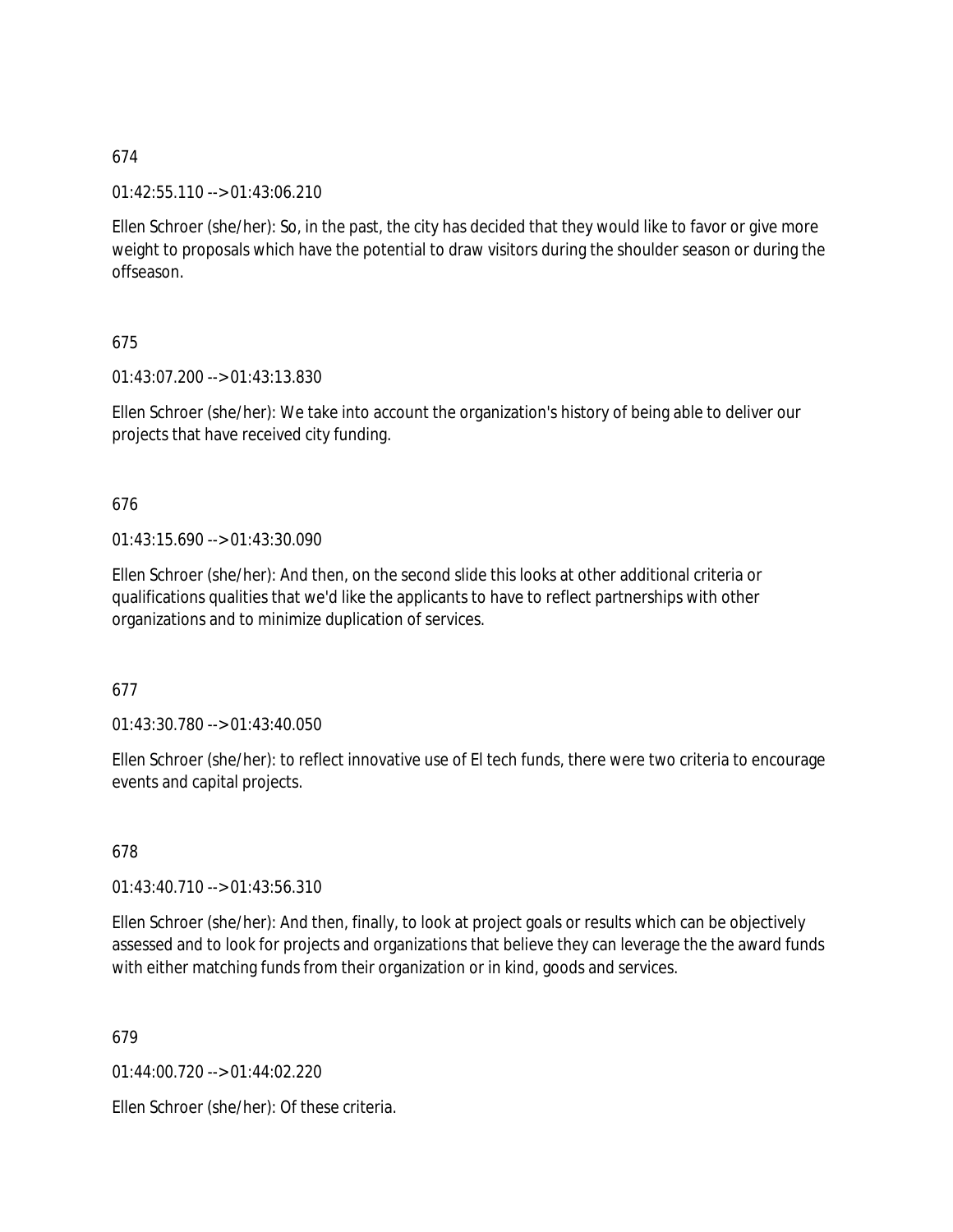674

01:42:55.110 --> 01:43:06.210

Ellen Schroer (she/her): So, in the past, the city has decided that they would like to favor or give more weight to proposals which have the potential to draw visitors during the shoulder season or during the offseason.

675

01:43:07.200 --> 01:43:13.830

Ellen Schroer (she/her): We take into account the organization's history of being able to deliver our projects that have received city funding.

676

01:43:15.690 --> 01:43:30.090

Ellen Schroer (she/her): And then, on the second slide this looks at other additional criteria or qualifications qualities that we'd like the applicants to have to reflect partnerships with other organizations and to minimize duplication of services.

677

01:43:30.780 --> 01:43:40.050

Ellen Schroer (she/her): to reflect innovative use of El tech funds, there were two criteria to encourage events and capital projects.

678

01:43:40.710 --> 01:43:56.310

Ellen Schroer (she/her): And then, finally, to look at project goals or results which can be objectively assessed and to look for projects and organizations that believe they can leverage the the award funds with either matching funds from their organization or in kind, goods and services.

679

01:44:00.720 --> 01:44:02.220

Ellen Schroer (she/her): Of these criteria.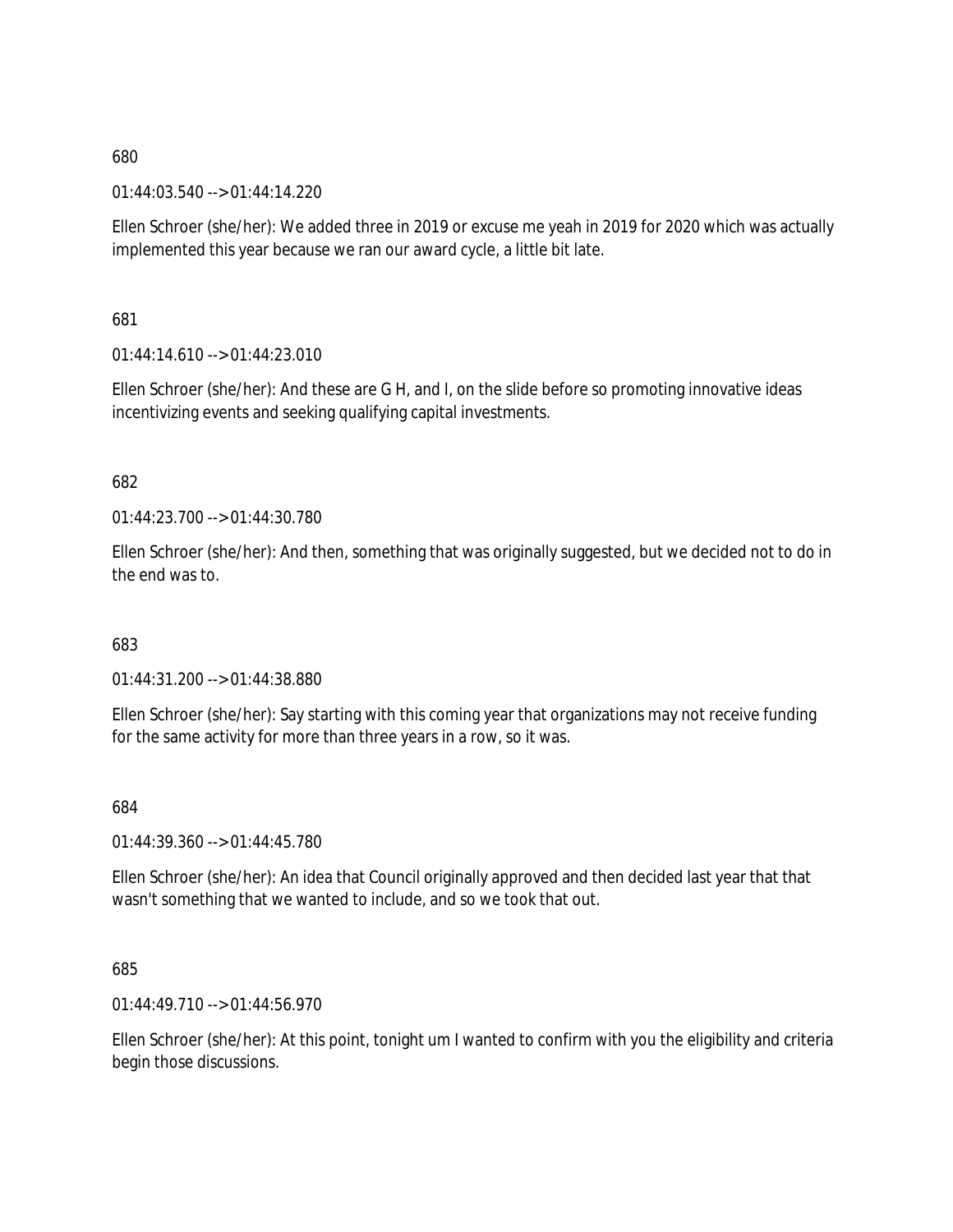680

01:44:03.540 --> 01:44:14.220

Ellen Schroer (she/her): We added three in 2019 or excuse me yeah in 2019 for 2020 which was actually implemented this year because we ran our award cycle, a little bit late.

681

01:44:14.610 --> 01:44:23.010

Ellen Schroer (she/her): And these are G H, and I, on the slide before so promoting innovative ideas incentivizing events and seeking qualifying capital investments.

682

01:44:23.700 --> 01:44:30.780

Ellen Schroer (she/her): And then, something that was originally suggested, but we decided not to do in the end was to.

683

01:44:31.200 --> 01:44:38.880

Ellen Schroer (she/her): Say starting with this coming year that organizations may not receive funding for the same activity for more than three years in a row, so it was.

684

01:44:39.360 --> 01:44:45.780

Ellen Schroer (she/her): An idea that Council originally approved and then decided last year that that wasn't something that we wanted to include, and so we took that out.

685

01:44:49.710 --> 01:44:56.970

Ellen Schroer (she/her): At this point, tonight um I wanted to confirm with you the eligibility and criteria begin those discussions.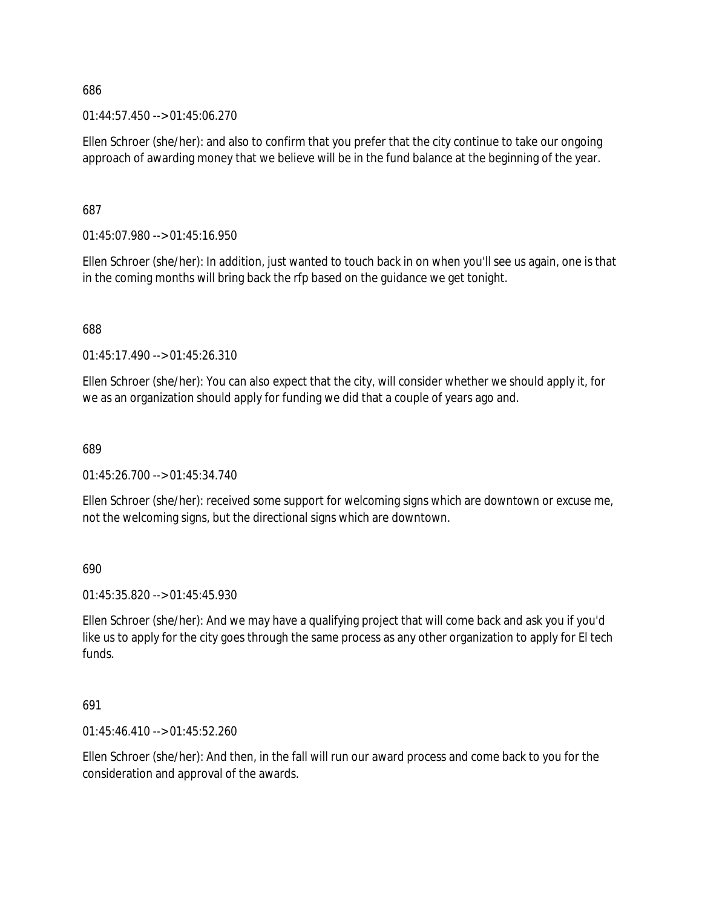686

01:44:57.450 --> 01:45:06.270

Ellen Schroer (she/her): and also to confirm that you prefer that the city continue to take our ongoing approach of awarding money that we believe will be in the fund balance at the beginning of the year.

687

01:45:07.980 --> 01:45:16.950

Ellen Schroer (she/her): In addition, just wanted to touch back in on when you'll see us again, one is that in the coming months will bring back the rfp based on the guidance we get tonight.

688

01:45:17.490 --> 01:45:26.310

Ellen Schroer (she/her): You can also expect that the city, will consider whether we should apply it, for we as an organization should apply for funding we did that a couple of years ago and.

689

01:45:26.700 --> 01:45:34.740

Ellen Schroer (she/her): received some support for welcoming signs which are downtown or excuse me, not the welcoming signs, but the directional signs which are downtown.

690

01:45:35.820 --> 01:45:45.930

Ellen Schroer (she/her): And we may have a qualifying project that will come back and ask you if you'd like us to apply for the city goes through the same process as any other organization to apply for El tech funds.

691

01:45:46.410 --> 01:45:52.260

Ellen Schroer (she/her): And then, in the fall will run our award process and come back to you for the consideration and approval of the awards.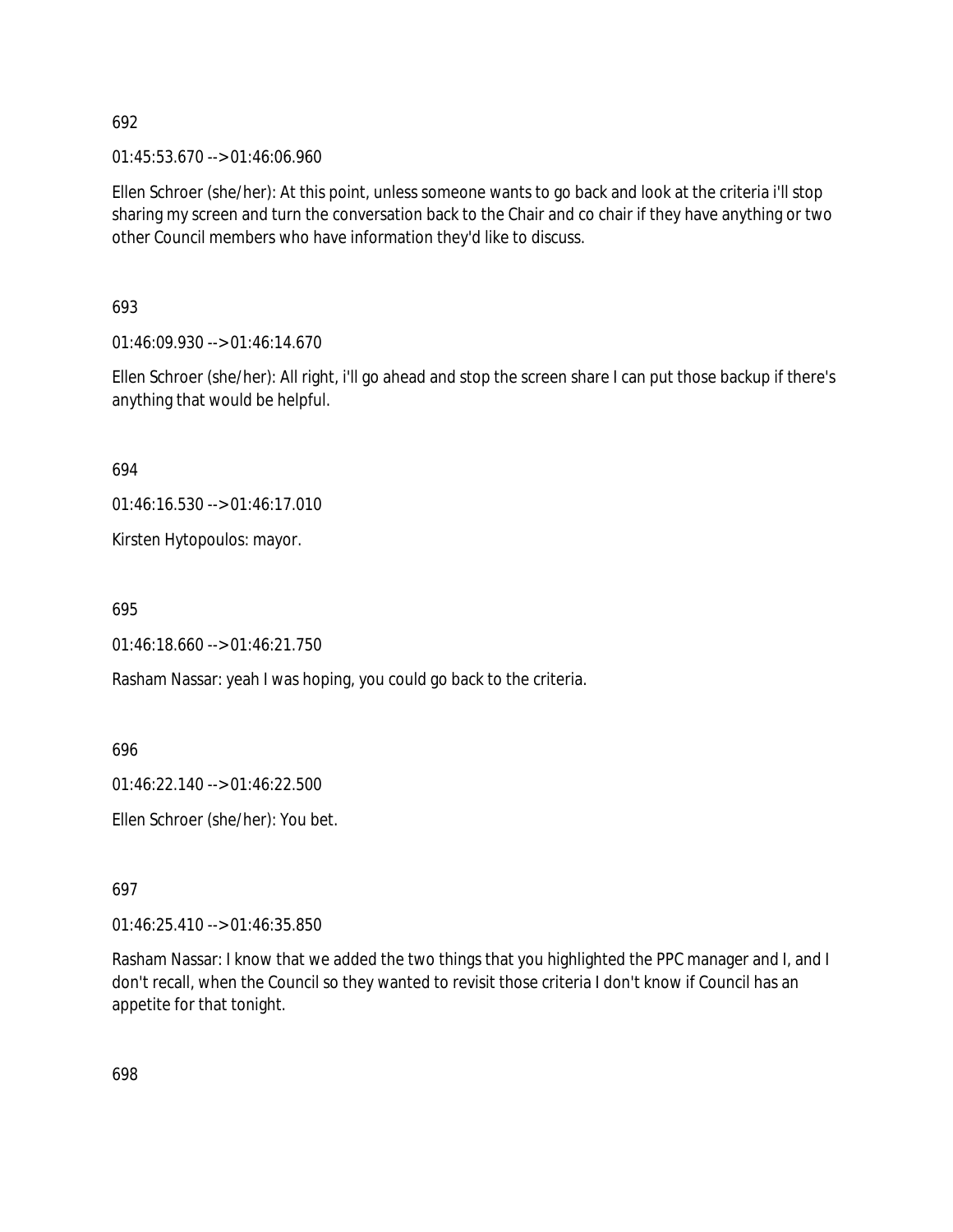692

01:45:53.670 --> 01:46:06.960

Ellen Schroer (she/her): At this point, unless someone wants to go back and look at the criteria i'll stop sharing my screen and turn the conversation back to the Chair and co chair if they have anything or two other Council members who have information they'd like to discuss.

693

01:46:09.930 --> 01:46:14.670

Ellen Schroer (she/her): All right, i'll go ahead and stop the screen share I can put those backup if there's anything that would be helpful.

694

01:46:16.530 --> 01:46:17.010

Kirsten Hytopoulos: mayor.

695

01:46:18.660 --> 01:46:21.750

Rasham Nassar: yeah I was hoping, you could go back to the criteria.

696

01:46:22.140 --> 01:46:22.500

Ellen Schroer (she/her): You bet.

697

01:46:25.410 --> 01:46:35.850

Rasham Nassar: I know that we added the two things that you highlighted the PPC manager and I, and I don't recall, when the Council so they wanted to revisit those criteria I don't know if Council has an appetite for that tonight.

698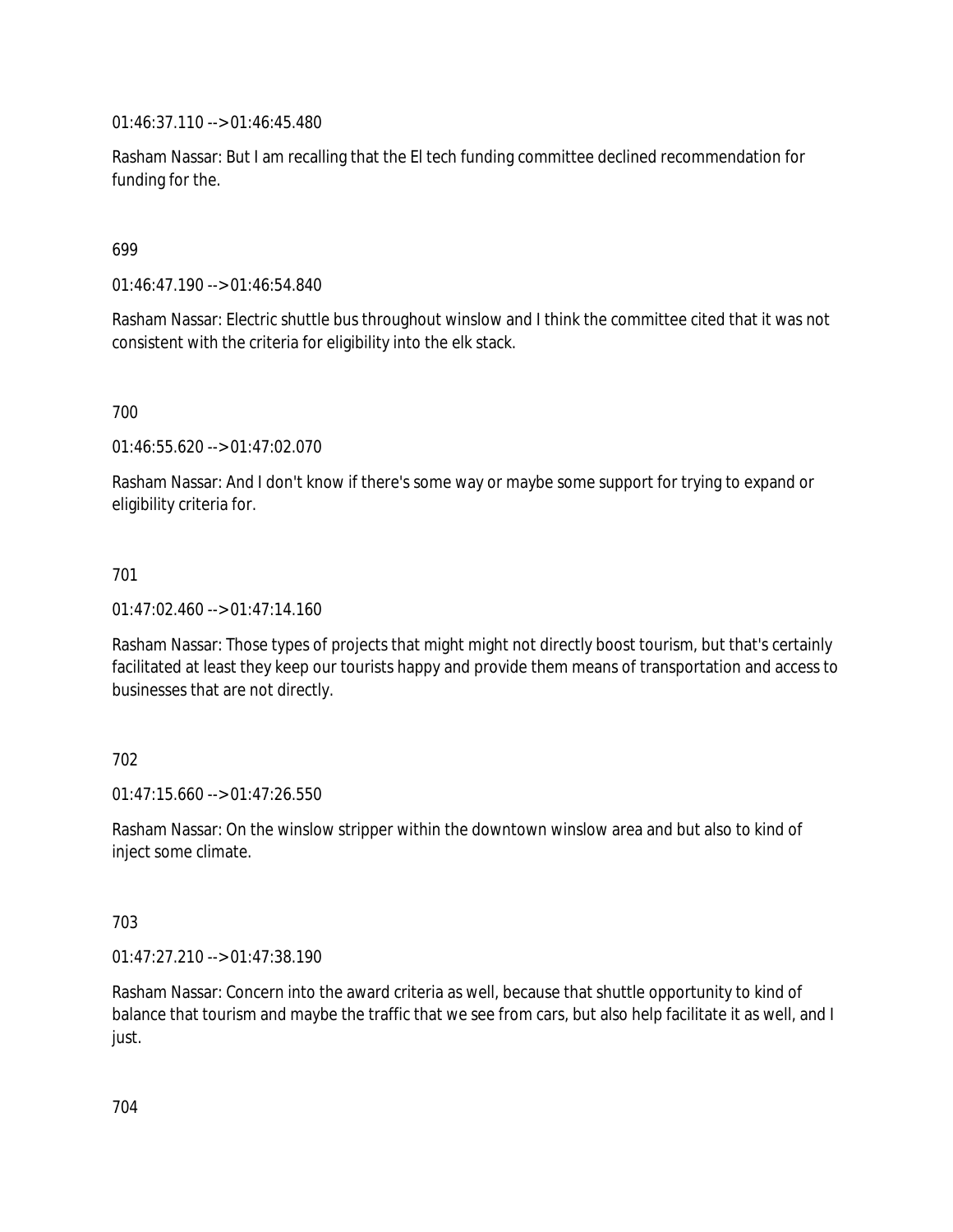01:46:37.110 --> 01:46:45.480

Rasham Nassar: But I am recalling that the El tech funding committee declined recommendation for funding for the.

699

01:46:47.190 --> 01:46:54.840

Rasham Nassar: Electric shuttle bus throughout winslow and I think the committee cited that it was not consistent with the criteria for eligibility into the elk stack.

700

01:46:55.620 --> 01:47:02.070

Rasham Nassar: And I don't know if there's some way or maybe some support for trying to expand or eligibility criteria for.

701

01:47:02.460 --> 01:47:14.160

Rasham Nassar: Those types of projects that might might not directly boost tourism, but that's certainly facilitated at least they keep our tourists happy and provide them means of transportation and access to businesses that are not directly.

702

01:47:15.660 --> 01:47:26.550

Rasham Nassar: On the winslow stripper within the downtown winslow area and but also to kind of inject some climate.

703

01:47:27.210 --> 01:47:38.190

Rasham Nassar: Concern into the award criteria as well, because that shuttle opportunity to kind of balance that tourism and maybe the traffic that we see from cars, but also help facilitate it as well, and I just.

704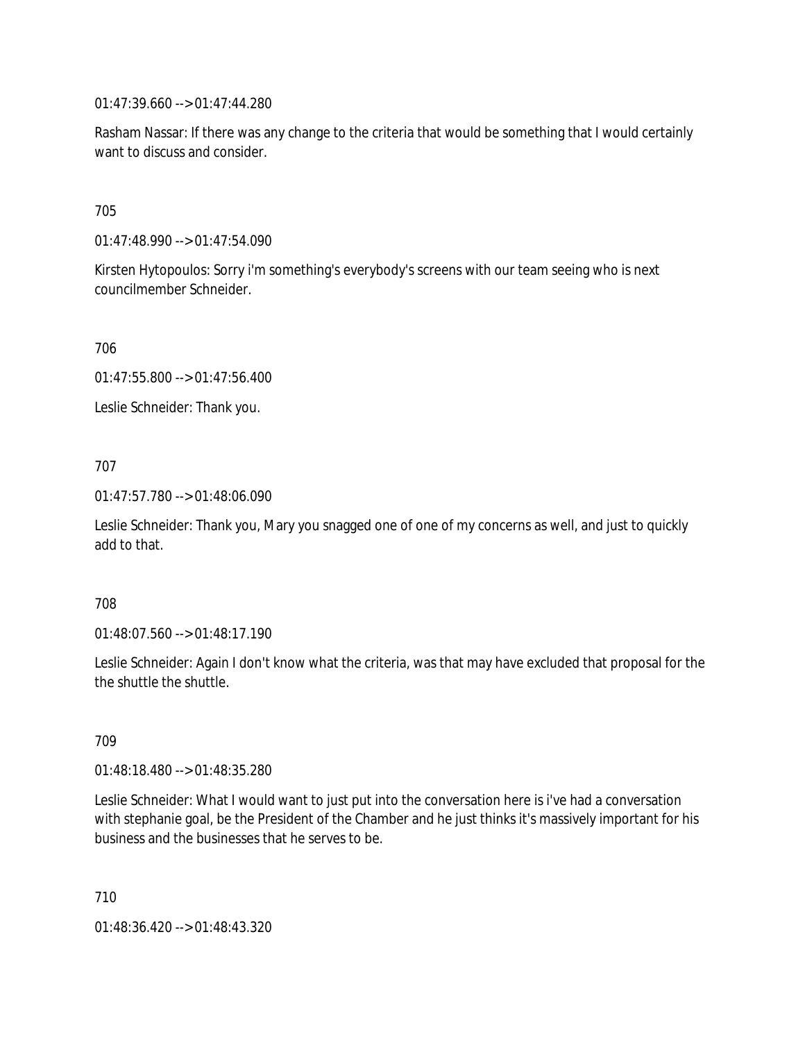01:47:39.660 --> 01:47:44.280

Rasham Nassar: If there was any change to the criteria that would be something that I would certainly want to discuss and consider.

705

01:47:48.990 --> 01:47:54.090

Kirsten Hytopoulos: Sorry i'm something's everybody's screens with our team seeing who is next councilmember Schneider.

706

01:47:55.800 --> 01:47:56.400

Leslie Schneider: Thank you.

707

01:47:57.780 --> 01:48:06.090

Leslie Schneider: Thank you, Mary you snagged one of one of my concerns as well, and just to quickly add to that.

708

01:48:07.560 --> 01:48:17.190

Leslie Schneider: Again I don't know what the criteria, was that may have excluded that proposal for the the shuttle the shuttle.

709

01:48:18.480 --> 01:48:35.280

Leslie Schneider: What I would want to just put into the conversation here is i've had a conversation with stephanie goal, be the President of the Chamber and he just thinks it's massively important for his business and the businesses that he serves to be.

710

01:48:36.420 --> 01:48:43.320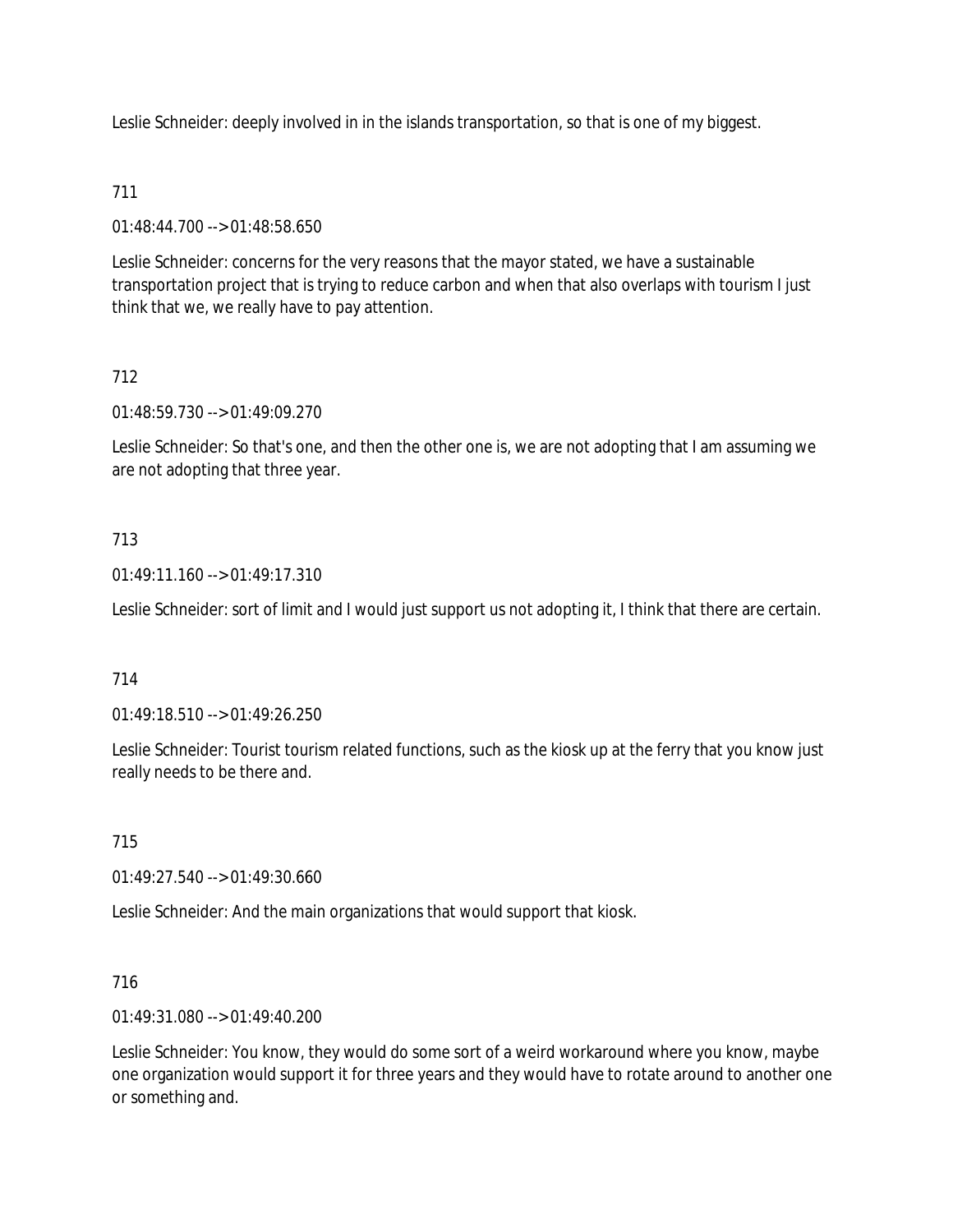Leslie Schneider: deeply involved in in the islands transportation, so that is one of my biggest.

711

01:48:44.700 --> 01:48:58.650

Leslie Schneider: concerns for the very reasons that the mayor stated, we have a sustainable transportation project that is trying to reduce carbon and when that also overlaps with tourism I just think that we, we really have to pay attention.

712

01:48:59.730 --> 01:49:09.270

Leslie Schneider: So that's one, and then the other one is, we are not adopting that I am assuming we are not adopting that three year.

713

01:49:11.160 --> 01:49:17.310

Leslie Schneider: sort of limit and I would just support us not adopting it, I think that there are certain.

714

01:49:18.510 --> 01:49:26.250

Leslie Schneider: Tourist tourism related functions, such as the kiosk up at the ferry that you know just really needs to be there and.

715

01:49:27.540 --> 01:49:30.660

Leslie Schneider: And the main organizations that would support that kiosk.

716

01:49:31.080 --> 01:49:40.200

Leslie Schneider: You know, they would do some sort of a weird workaround where you know, maybe one organization would support it for three years and they would have to rotate around to another one or something and.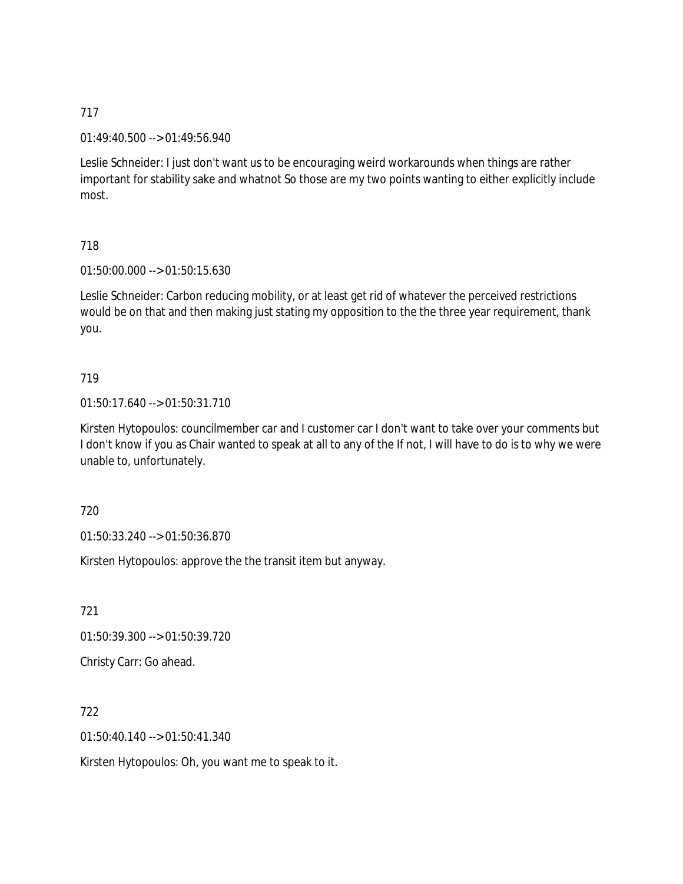717

01:49:40.500 --> 01:49:56.940

Leslie Schneider: I just don't want us to be encouraging weird workarounds when things are rather important for stability sake and whatnot So those are my two points wanting to either explicitly include most.

718

01:50:00.000 --> 01:50:15.630

Leslie Schneider: Carbon reducing mobility, or at least get rid of whatever the perceived restrictions would be on that and then making just stating my opposition to the the three year requirement, thank you.

719

01:50:17.640 --> 01:50:31.710

Kirsten Hytopoulos: councilmember car and I customer car I don't want to take over your comments but I don't know if you as Chair wanted to speak at all to any of the If not, I will have to do is to why we were unable to, unfortunately.

720

01:50:33.240 --> 01:50:36.870

Kirsten Hytopoulos: approve the the transit item but anyway.

721

01:50:39.300 --> 01:50:39.720

Christy Carr: Go ahead.

722

01:50:40.140 --> 01:50:41.340

Kirsten Hytopoulos: Oh, you want me to speak to it.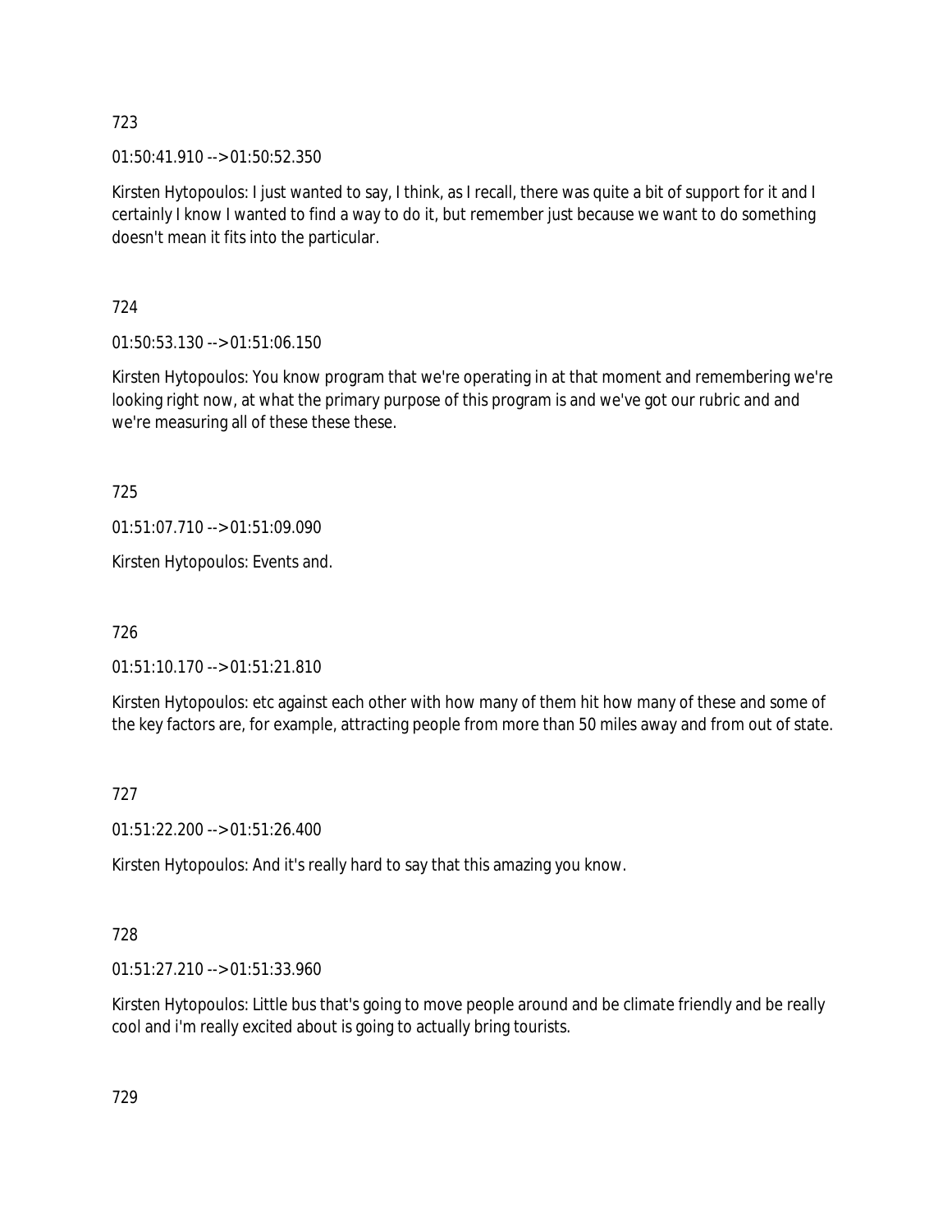723

01:50:41.910 --> 01:50:52.350

Kirsten Hytopoulos: I just wanted to say, I think, as I recall, there was quite a bit of support for it and I certainly I know I wanted to find a way to do it, but remember just because we want to do something doesn't mean it fits into the particular.

724

01:50:53.130 --> 01:51:06.150

Kirsten Hytopoulos: You know program that we're operating in at that moment and remembering we're looking right now, at what the primary purpose of this program is and we've got our rubric and and we're measuring all of these these these.

725

01:51:07.710 --> 01:51:09.090

Kirsten Hytopoulos: Events and.

726

01:51:10.170 --> 01:51:21.810

Kirsten Hytopoulos: etc against each other with how many of them hit how many of these and some of the key factors are, for example, attracting people from more than 50 miles away and from out of state.

727

01:51:22.200 --> 01:51:26.400

Kirsten Hytopoulos: And it's really hard to say that this amazing you know.

728

01:51:27.210 --> 01:51:33.960

Kirsten Hytopoulos: Little bus that's going to move people around and be climate friendly and be really cool and i'm really excited about is going to actually bring tourists.

729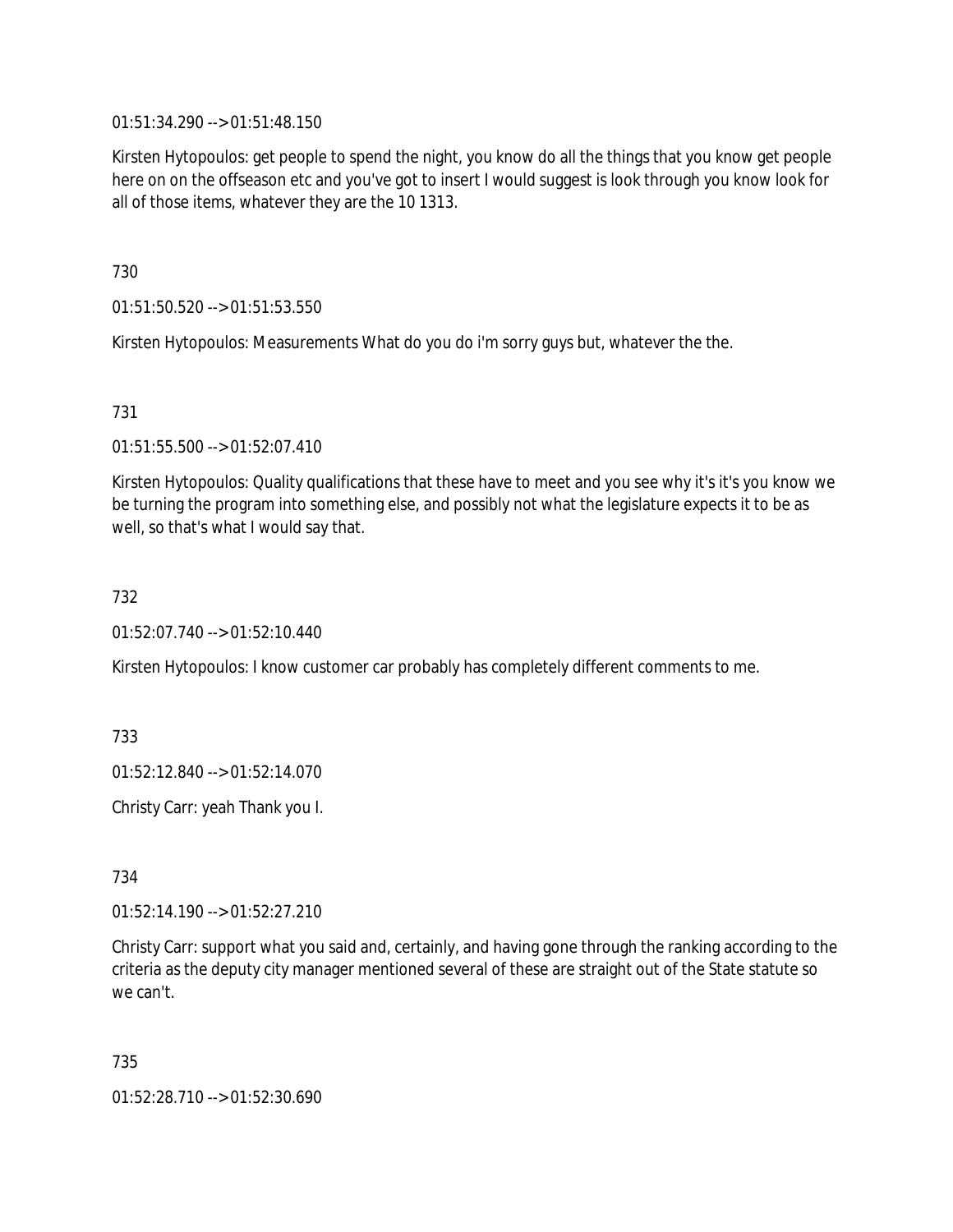01:51:34.290 --> 01:51:48.150

Kirsten Hytopoulos: get people to spend the night, you know do all the things that you know get people here on on the offseason etc and you've got to insert I would suggest is look through you know look for all of those items, whatever they are the 10 1313.

730

01:51:50.520 --> 01:51:53.550

Kirsten Hytopoulos: Measurements What do you do i'm sorry guys but, whatever the the.

731

01:51:55.500 --> 01:52:07.410

Kirsten Hytopoulos: Quality qualifications that these have to meet and you see why it's it's you know we be turning the program into something else, and possibly not what the legislature expects it to be as well, so that's what I would say that.

732

01:52:07.740 --> 01:52:10.440

Kirsten Hytopoulos: I know customer car probably has completely different comments to me.

733

01:52:12.840 --> 01:52:14.070

Christy Carr: yeah Thank you I.

734

01:52:14.190 --> 01:52:27.210

Christy Carr: support what you said and, certainly, and having gone through the ranking according to the criteria as the deputy city manager mentioned several of these are straight out of the State statute so we can't.

735

01:52:28.710 --> 01:52:30.690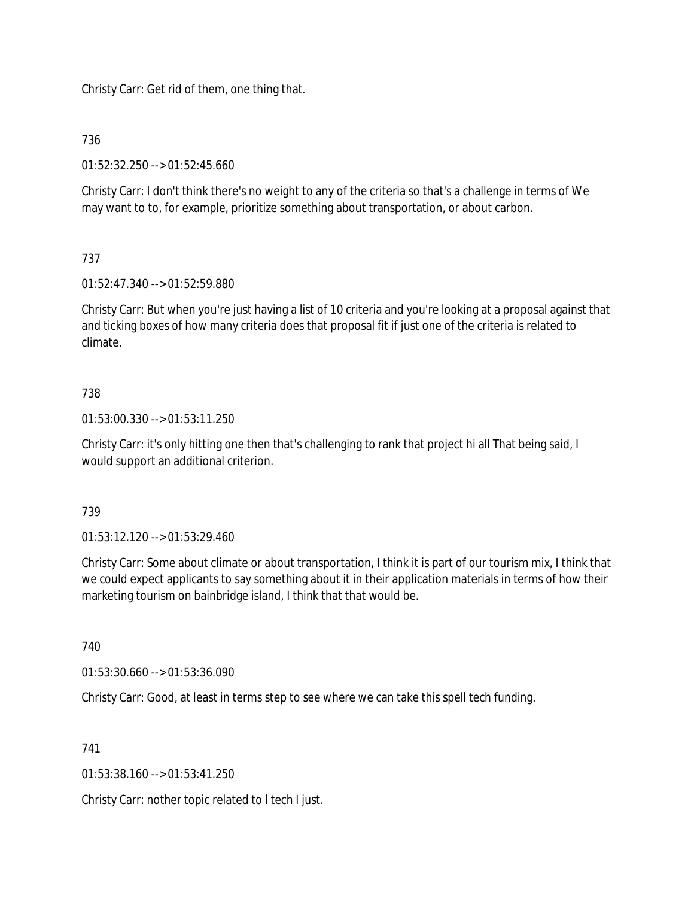Christy Carr: Get rid of them, one thing that.

736

01:52:32.250 --> 01:52:45.660

Christy Carr: I don't think there's no weight to any of the criteria so that's a challenge in terms of We may want to to, for example, prioritize something about transportation, or about carbon.

737

01:52:47.340 --> 01:52:59.880

Christy Carr: But when you're just having a list of 10 criteria and you're looking at a proposal against that and ticking boxes of how many criteria does that proposal fit if just one of the criteria is related to climate.

738

01:53:00.330 --> 01:53:11.250

Christy Carr: it's only hitting one then that's challenging to rank that project hi all That being said, I would support an additional criterion.

739

01:53:12.120 --> 01:53:29.460

Christy Carr: Some about climate or about transportation, I think it is part of our tourism mix, I think that we could expect applicants to say something about it in their application materials in terms of how their marketing tourism on bainbridge island, I think that that would be.

740

01:53:30.660 --> 01:53:36.090

Christy Carr: Good, at least in terms step to see where we can take this spell tech funding.

741

01:53:38.160 --> 01:53:41.250

Christy Carr: nother topic related to l tech I just.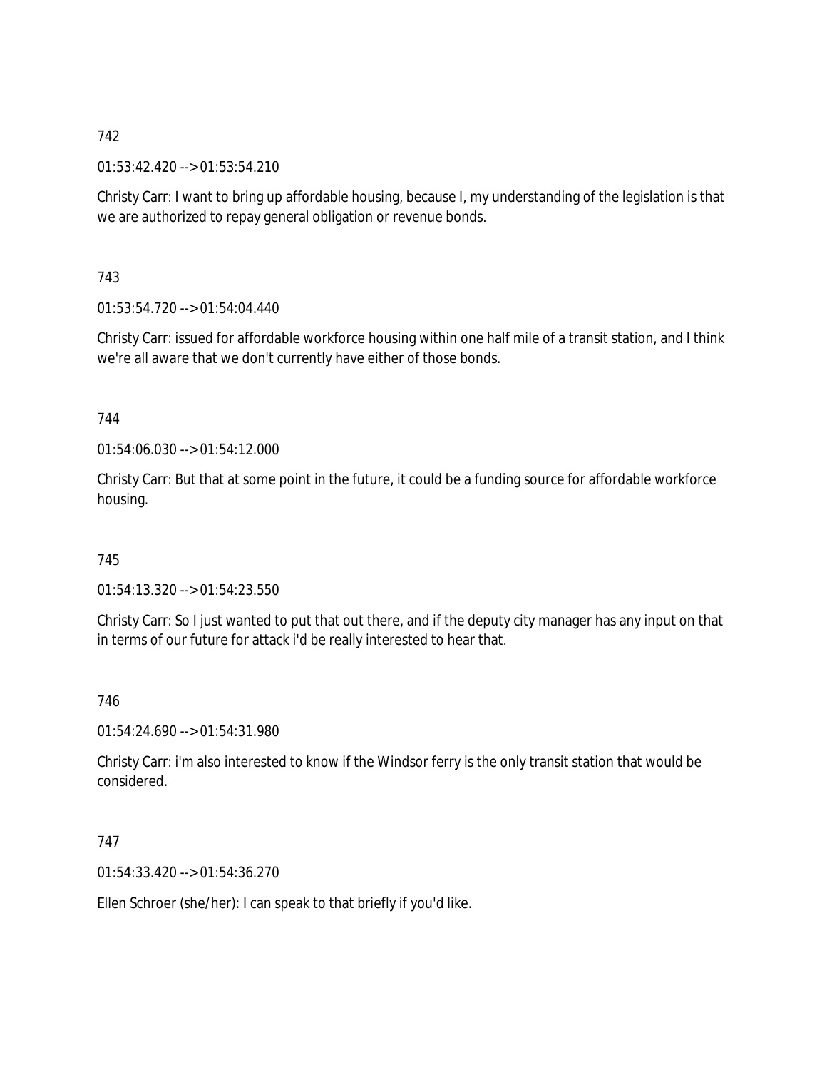742

01:53:42.420 --> 01:53:54.210

Christy Carr: I want to bring up affordable housing, because I, my understanding of the legislation is that we are authorized to repay general obligation or revenue bonds.

743

01:53:54.720 --> 01:54:04.440

Christy Carr: issued for affordable workforce housing within one half mile of a transit station, and I think we're all aware that we don't currently have either of those bonds.

744

01:54:06.030 --> 01:54:12.000

Christy Carr: But that at some point in the future, it could be a funding source for affordable workforce housing.

745

01:54:13.320 --> 01:54:23.550

Christy Carr: So I just wanted to put that out there, and if the deputy city manager has any input on that in terms of our future for attack i'd be really interested to hear that.

746

01:54:24.690 --> 01:54:31.980

Christy Carr: i'm also interested to know if the Windsor ferry is the only transit station that would be considered.

747

01:54:33.420 --> 01:54:36.270

Ellen Schroer (she/her): I can speak to that briefly if you'd like.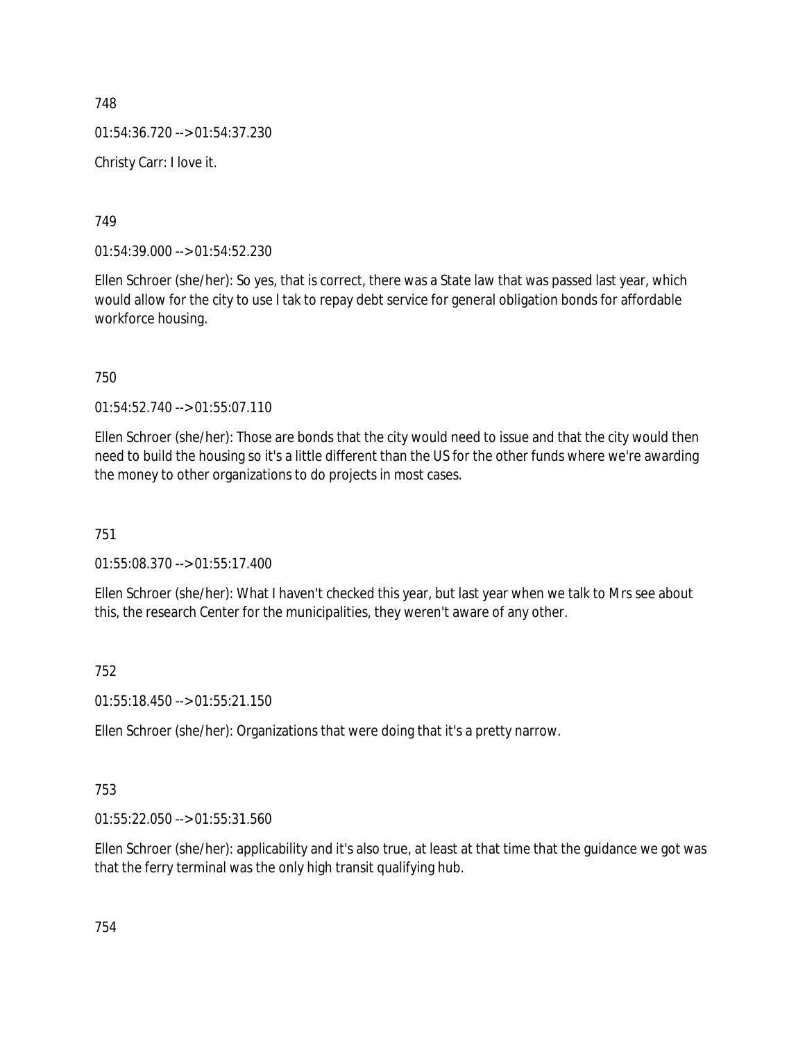748

01:54:36.720 --> 01:54:37.230

Christy Carr: I love it.

749

01:54:39.000 --> 01:54:52.230

Ellen Schroer (she/her): So yes, that is correct, there was a State law that was passed last year, which would allow for the city to use l tak to repay debt service for general obligation bonds for affordable workforce housing.

750

01:54:52.740 --> 01:55:07.110

Ellen Schroer (she/her): Those are bonds that the city would need to issue and that the city would then need to build the housing so it's a little different than the US for the other funds where we're awarding the money to other organizations to do projects in most cases.

751

01:55:08.370 --> 01:55:17.400

Ellen Schroer (she/her): What I haven't checked this year, but last year when we talk to Mrs see about this, the research Center for the municipalities, they weren't aware of any other.

752

01:55:18.450 --> 01:55:21.150

Ellen Schroer (she/her): Organizations that were doing that it's a pretty narrow.

753

01:55:22.050 --> 01:55:31.560

Ellen Schroer (she/her): applicability and it's also true, at least at that time that the guidance we got was that the ferry terminal was the only high transit qualifying hub.

754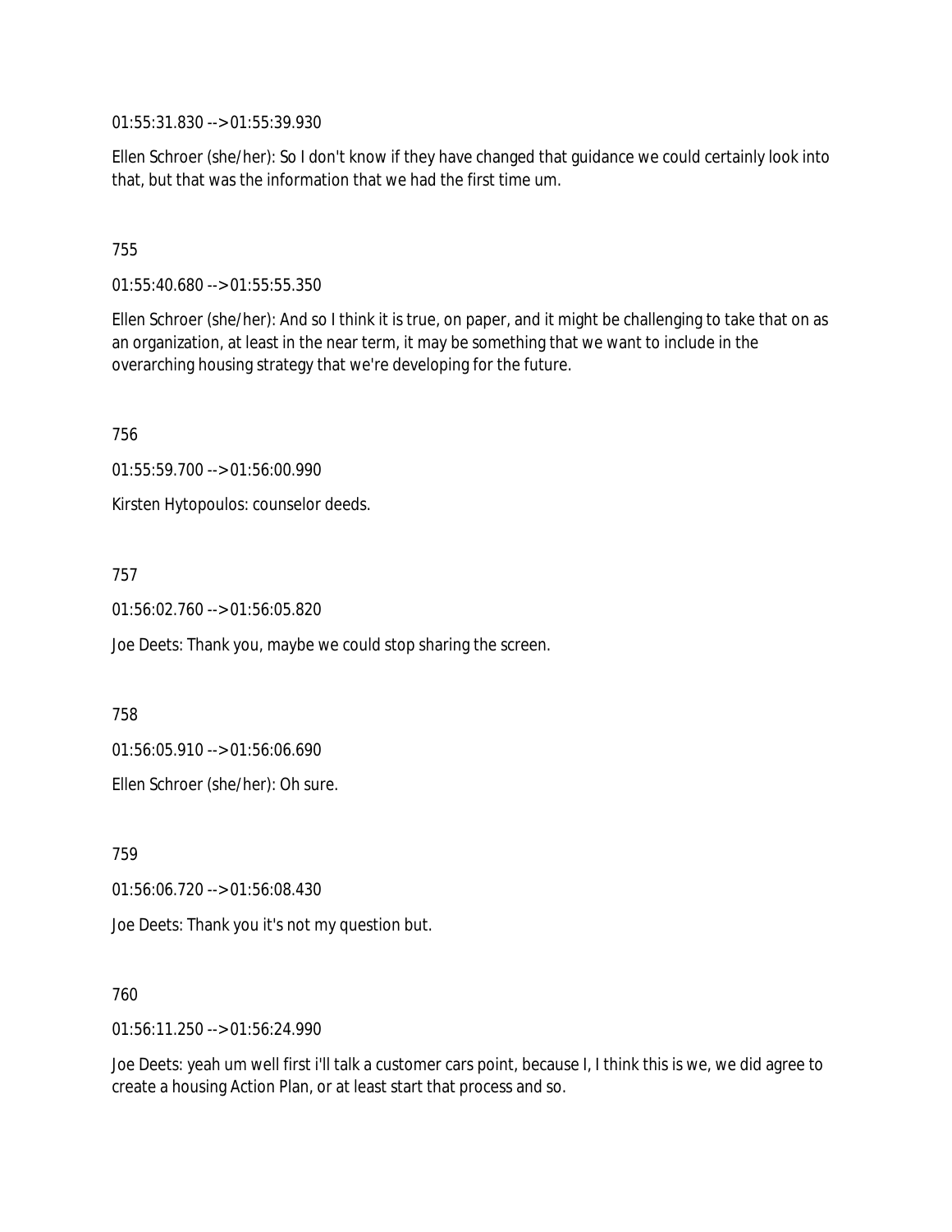01:55:31.830 --> 01:55:39.930

Ellen Schroer (she/her): So I don't know if they have changed that guidance we could certainly look into that, but that was the information that we had the first time um.

755

01:55:40.680 --> 01:55:55.350

Ellen Schroer (she/her): And so I think it is true, on paper, and it might be challenging to take that on as an organization, at least in the near term, it may be something that we want to include in the overarching housing strategy that we're developing for the future.

756

01:55:59.700 --> 01:56:00.990

Kirsten Hytopoulos: counselor deeds.

757

01:56:02.760 --> 01:56:05.820

Joe Deets: Thank you, maybe we could stop sharing the screen.

758

01:56:05.910 --> 01:56:06.690

Ellen Schroer (she/her): Oh sure.

759

01:56:06.720 --> 01:56:08.430

Joe Deets: Thank you it's not my question but.

760

01:56:11.250 --> 01:56:24.990

Joe Deets: yeah um well first i'll talk a customer cars point, because I, I think this is we, we did agree to create a housing Action Plan, or at least start that process and so.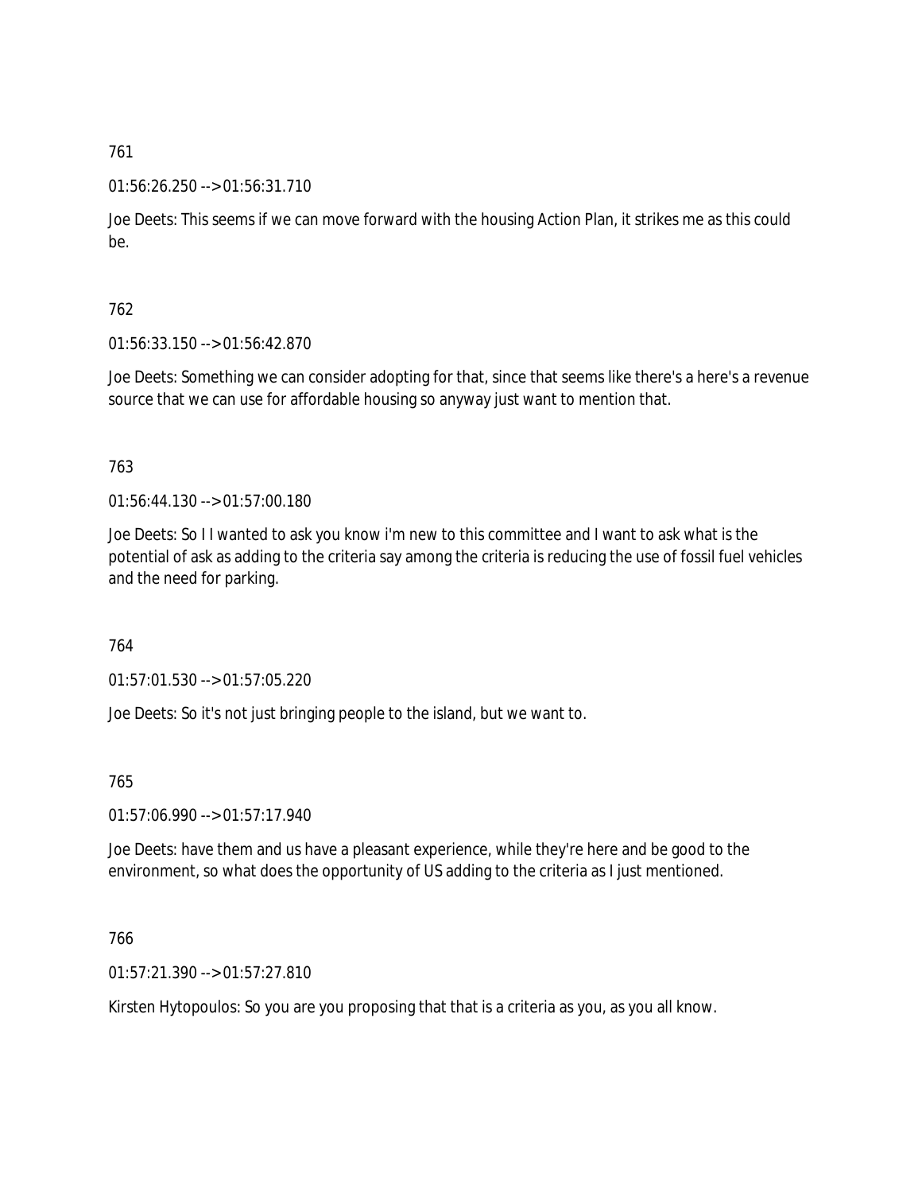761

01:56:26.250 --> 01:56:31.710

Joe Deets: This seems if we can move forward with the housing Action Plan, it strikes me as this could be.

762

01:56:33.150 --> 01:56:42.870

Joe Deets: Something we can consider adopting for that, since that seems like there's a here's a revenue source that we can use for affordable housing so anyway just want to mention that.

763

01:56:44.130 --> 01:57:00.180

Joe Deets: So I I wanted to ask you know i'm new to this committee and I want to ask what is the potential of ask as adding to the criteria say among the criteria is reducing the use of fossil fuel vehicles and the need for parking.

764

01:57:01.530 --> 01:57:05.220

Joe Deets: So it's not just bringing people to the island, but we want to.

765

01:57:06.990 --> 01:57:17.940

Joe Deets: have them and us have a pleasant experience, while they're here and be good to the environment, so what does the opportunity of US adding to the criteria as I just mentioned.

766

01:57:21.390 --> 01:57:27.810

Kirsten Hytopoulos: So you are you proposing that that is a criteria as you, as you all know.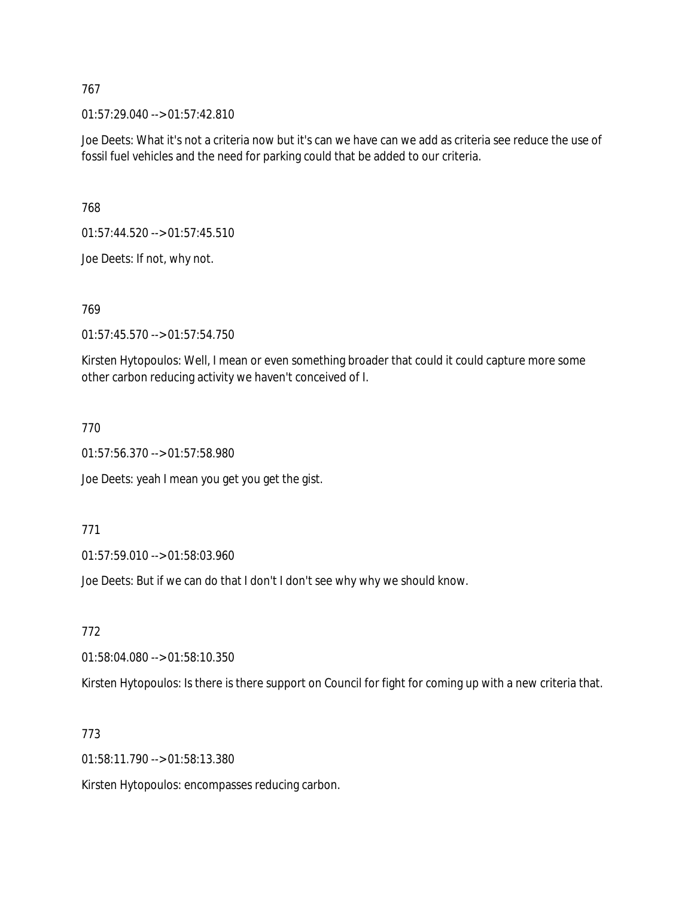767

01:57:29.040 --> 01:57:42.810

Joe Deets: What it's not a criteria now but it's can we have can we add as criteria see reduce the use of fossil fuel vehicles and the need for parking could that be added to our criteria.

768

01:57:44.520 --> 01:57:45.510

Joe Deets: If not, why not.

769

01:57:45.570 --> 01:57:54.750

Kirsten Hytopoulos: Well, I mean or even something broader that could it could capture more some other carbon reducing activity we haven't conceived of I.

770

01:57:56.370 --> 01:57:58.980

Joe Deets: yeah I mean you get you get the gist.

771

01:57:59.010 --> 01:58:03.960

Joe Deets: But if we can do that I don't I don't see why why we should know.

772

01:58:04.080 --> 01:58:10.350

Kirsten Hytopoulos: Is there is there support on Council for fight for coming up with a new criteria that.

773

01:58:11.790 --> 01:58:13.380

Kirsten Hytopoulos: encompasses reducing carbon.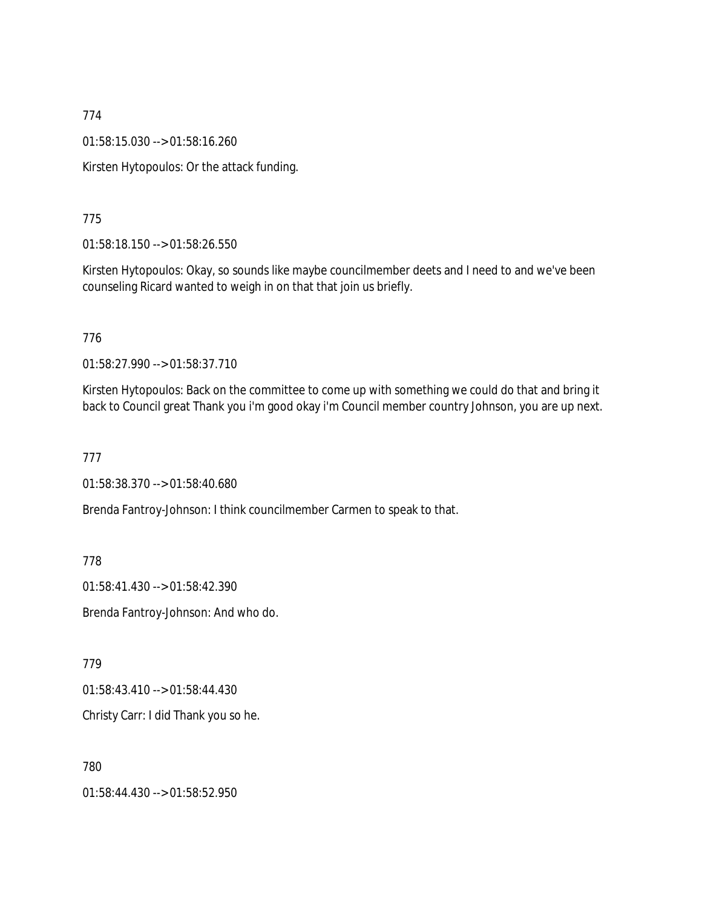774

01:58:15.030 --> 01:58:16.260

Kirsten Hytopoulos: Or the attack funding.

775

01:58:18.150 --> 01:58:26.550

Kirsten Hytopoulos: Okay, so sounds like maybe councilmember deets and I need to and we've been counseling Ricard wanted to weigh in on that that join us briefly.

776

01:58:27.990 --> 01:58:37.710

Kirsten Hytopoulos: Back on the committee to come up with something we could do that and bring it back to Council great Thank you i'm good okay i'm Council member country Johnson, you are up next.

777

01:58:38.370 --> 01:58:40.680

Brenda Fantroy-Johnson: I think councilmember Carmen to speak to that.

778

01:58:41.430 --> 01:58:42.390

Brenda Fantroy-Johnson: And who do.

779

01:58:43.410 --> 01:58:44.430

Christy Carr: I did Thank you so he.

780

01:58:44.430 --> 01:58:52.950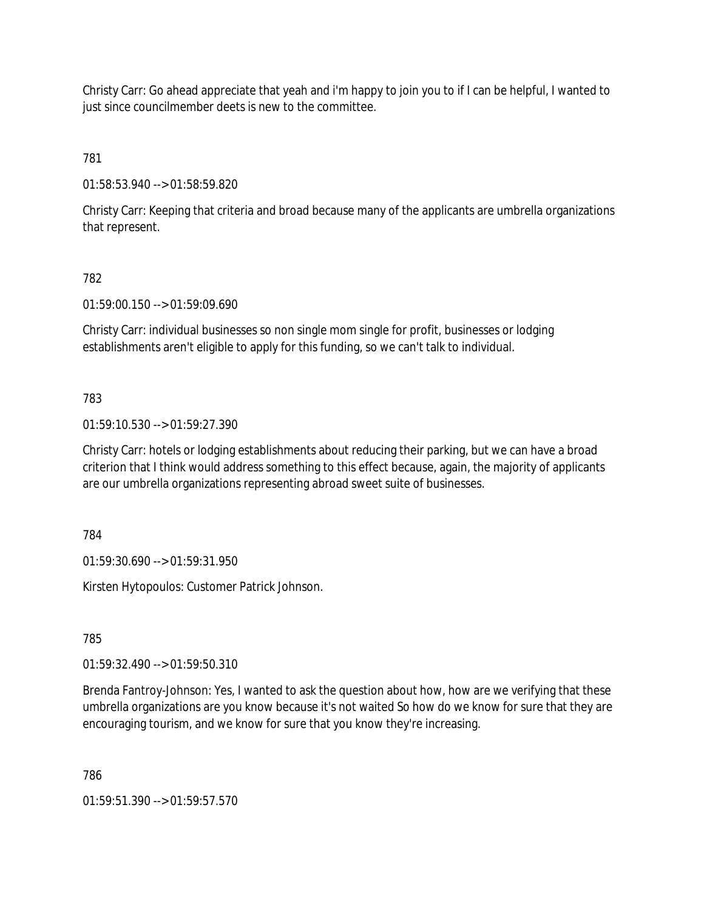Christy Carr: Go ahead appreciate that yeah and i'm happy to join you to if I can be helpful, I wanted to just since councilmember deets is new to the committee.

781

01:58:53.940 --> 01:58:59.820

Christy Carr: Keeping that criteria and broad because many of the applicants are umbrella organizations that represent.

782

01:59:00.150 --> 01:59:09.690

Christy Carr: individual businesses so non single mom single for profit, businesses or lodging establishments aren't eligible to apply for this funding, so we can't talk to individual.

783

01:59:10.530 --> 01:59:27.390

Christy Carr: hotels or lodging establishments about reducing their parking, but we can have a broad criterion that I think would address something to this effect because, again, the majority of applicants are our umbrella organizations representing abroad sweet suite of businesses.

784

01:59:30.690 --> 01:59:31.950

Kirsten Hytopoulos: Customer Patrick Johnson.

785

01:59:32.490 --> 01:59:50.310

Brenda Fantroy-Johnson: Yes, I wanted to ask the question about how, how are we verifying that these umbrella organizations are you know because it's not waited So how do we know for sure that they are encouraging tourism, and we know for sure that you know they're increasing.

786

01:59:51.390 --> 01:59:57.570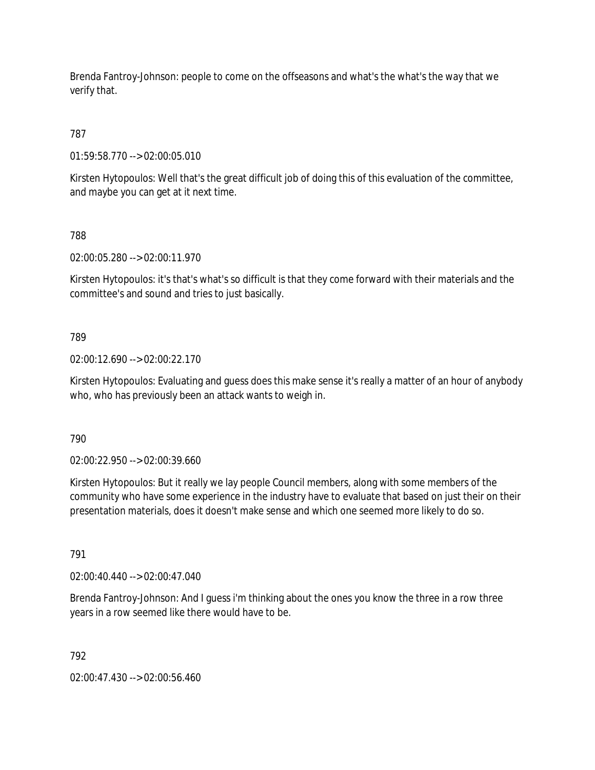Brenda Fantroy-Johnson: people to come on the offseasons and what's the what's the way that we verify that.

787

01:59:58.770 --> 02:00:05.010

Kirsten Hytopoulos: Well that's the great difficult job of doing this of this evaluation of the committee, and maybe you can get at it next time.

788

02:00:05.280 --> 02:00:11.970

Kirsten Hytopoulos: it's that's what's so difficult is that they come forward with their materials and the committee's and sound and tries to just basically.

789

02:00:12.690 --> 02:00:22.170

Kirsten Hytopoulos: Evaluating and guess does this make sense it's really a matter of an hour of anybody who, who has previously been an attack wants to weigh in.

790

02:00:22.950 --> 02:00:39.660

Kirsten Hytopoulos: But it really we lay people Council members, along with some members of the community who have some experience in the industry have to evaluate that based on just their on their presentation materials, does it doesn't make sense and which one seemed more likely to do so.

791

02:00:40.440 --> 02:00:47.040

Brenda Fantroy-Johnson: And I guess i'm thinking about the ones you know the three in a row three years in a row seemed like there would have to be.

792

02:00:47.430 --> 02:00:56.460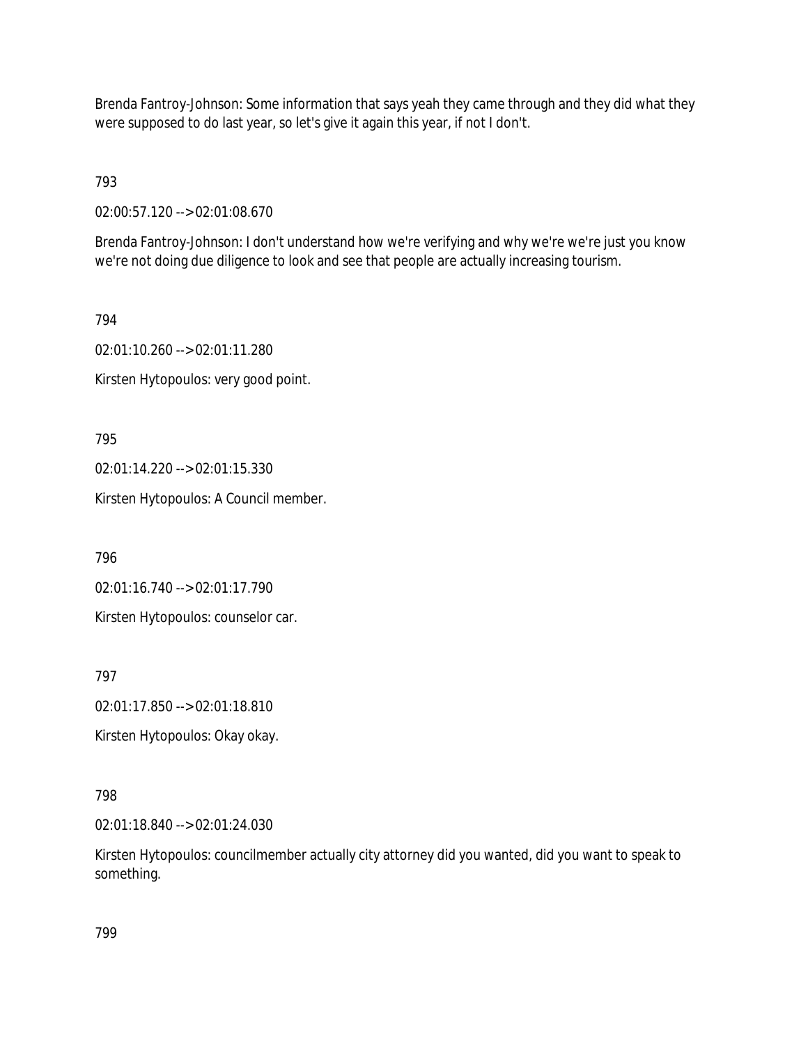Brenda Fantroy-Johnson: Some information that says yeah they came through and they did what they were supposed to do last year, so let's give it again this year, if not I don't.

793

02:00:57.120 --> 02:01:08.670

Brenda Fantroy-Johnson: I don't understand how we're verifying and why we're we're just you know we're not doing due diligence to look and see that people are actually increasing tourism.

794

02:01:10.260 --> 02:01:11.280

Kirsten Hytopoulos: very good point.

795

02:01:14.220 --> 02:01:15.330

Kirsten Hytopoulos: A Council member.

796

02:01:16.740 --> 02:01:17.790

Kirsten Hytopoulos: counselor car.

797

02:01:17.850 --> 02:01:18.810

Kirsten Hytopoulos: Okay okay.

798

02:01:18.840 --> 02:01:24.030

Kirsten Hytopoulos: councilmember actually city attorney did you wanted, did you want to speak to something.

799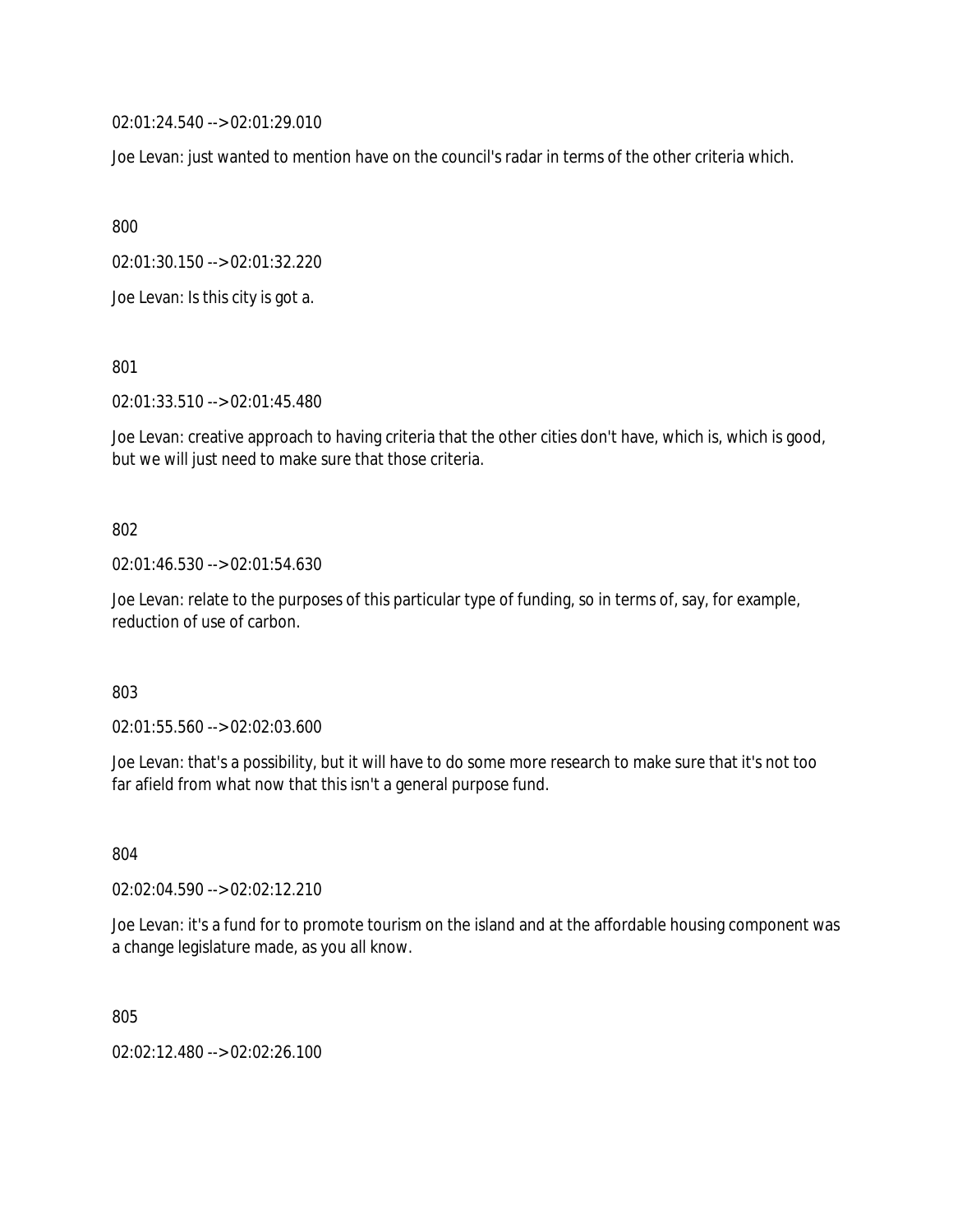02:01:24.540 --> 02:01:29.010

Joe Levan: just wanted to mention have on the council's radar in terms of the other criteria which.

800

02:01:30.150 --> 02:01:32.220

Joe Levan: Is this city is got a.

801

02:01:33.510 --> 02:01:45.480

Joe Levan: creative approach to having criteria that the other cities don't have, which is, which is good, but we will just need to make sure that those criteria.

802

02:01:46.530 --> 02:01:54.630

Joe Levan: relate to the purposes of this particular type of funding, so in terms of, say, for example, reduction of use of carbon.

803

02:01:55.560 --> 02:02:03.600

Joe Levan: that's a possibility, but it will have to do some more research to make sure that it's not too far afield from what now that this isn't a general purpose fund.

804

02:02:04.590 --> 02:02:12.210

Joe Levan: it's a fund for to promote tourism on the island and at the affordable housing component was a change legislature made, as you all know.

805

02:02:12.480 --> 02:02:26.100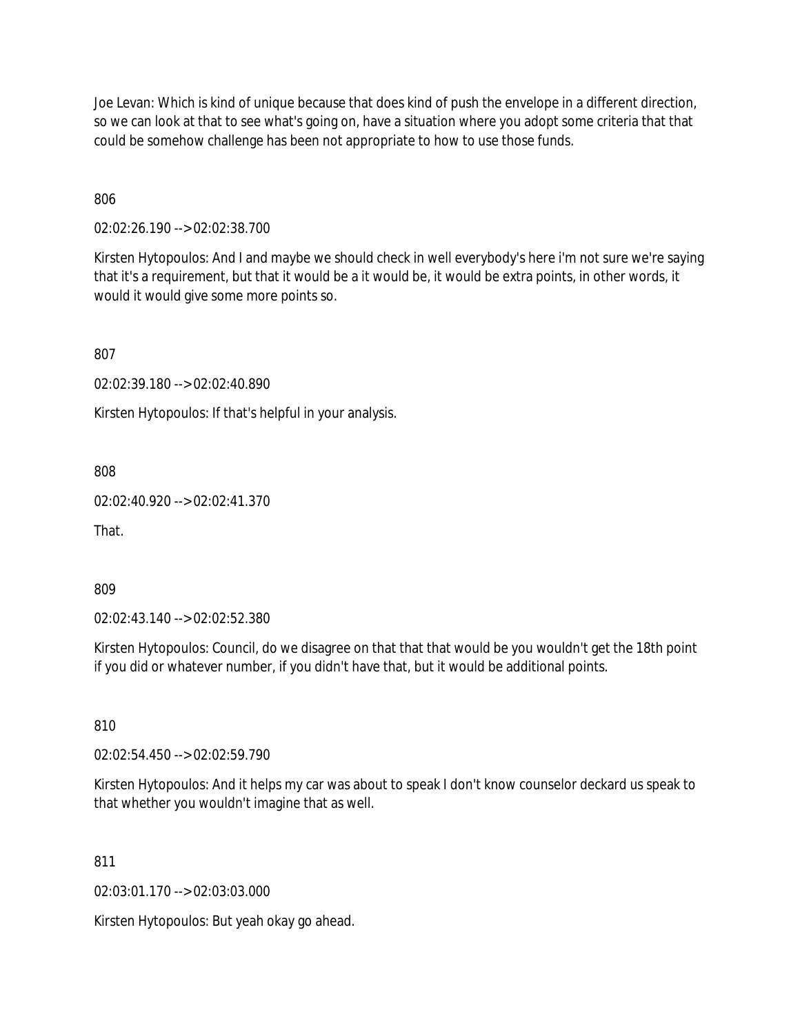Joe Levan: Which is kind of unique because that does kind of push the envelope in a different direction, so we can look at that to see what's going on, have a situation where you adopt some criteria that that could be somehow challenge has been not appropriate to how to use those funds.

806

02:02:26.190 --> 02:02:38.700

Kirsten Hytopoulos: And I and maybe we should check in well everybody's here i'm not sure we're saying that it's a requirement, but that it would be a it would be, it would be extra points, in other words, it would it would give some more points so.

807

02:02:39.180 --> 02:02:40.890

Kirsten Hytopoulos: If that's helpful in your analysis.

808

02:02:40.920 --> 02:02:41.370

That.

809

02:02:43.140 --> 02:02:52.380

Kirsten Hytopoulos: Council, do we disagree on that that that would be you wouldn't get the 18th point if you did or whatever number, if you didn't have that, but it would be additional points.

810

02:02:54.450 --> 02:02:59.790

Kirsten Hytopoulos: And it helps my car was about to speak I don't know counselor deckard us speak to that whether you wouldn't imagine that as well.

811

02:03:01.170 --> 02:03:03.000

Kirsten Hytopoulos: But yeah okay go ahead.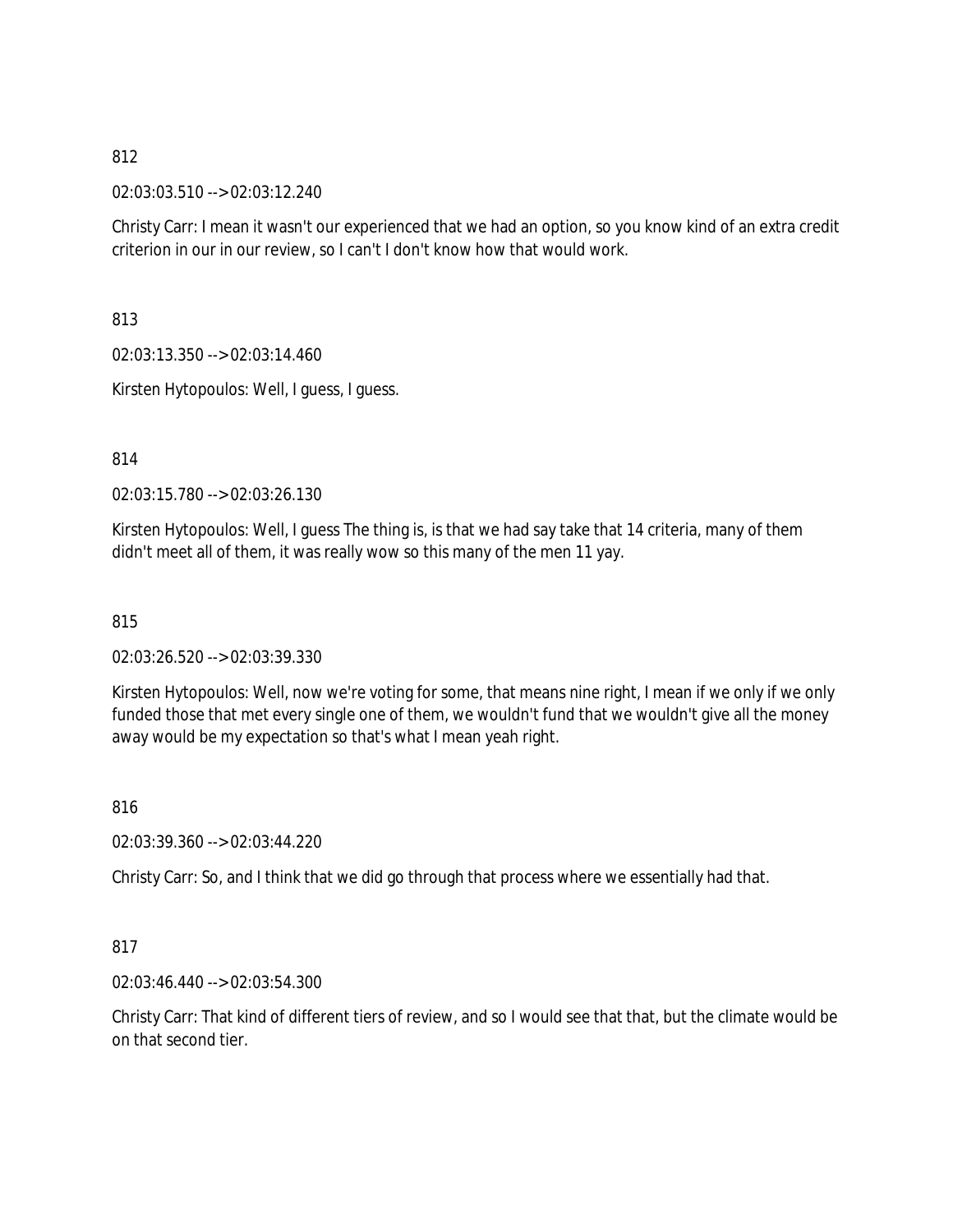812

02:03:03.510 --> 02:03:12.240

Christy Carr: I mean it wasn't our experienced that we had an option, so you know kind of an extra credit criterion in our in our review, so I can't I don't know how that would work.

813

02:03:13.350 --> 02:03:14.460

Kirsten Hytopoulos: Well, I guess, I guess.

814

02:03:15.780 --> 02:03:26.130

Kirsten Hytopoulos: Well, I guess The thing is, is that we had say take that 14 criteria, many of them didn't meet all of them, it was really wow so this many of the men 11 yay.

815

02:03:26.520 --> 02:03:39.330

Kirsten Hytopoulos: Well, now we're voting for some, that means nine right, I mean if we only if we only funded those that met every single one of them, we wouldn't fund that we wouldn't give all the money away would be my expectation so that's what I mean yeah right.

816

02:03:39.360 --> 02:03:44.220

Christy Carr: So, and I think that we did go through that process where we essentially had that.

817

02:03:46.440 --> 02:03:54.300

Christy Carr: That kind of different tiers of review, and so I would see that that, but the climate would be on that second tier.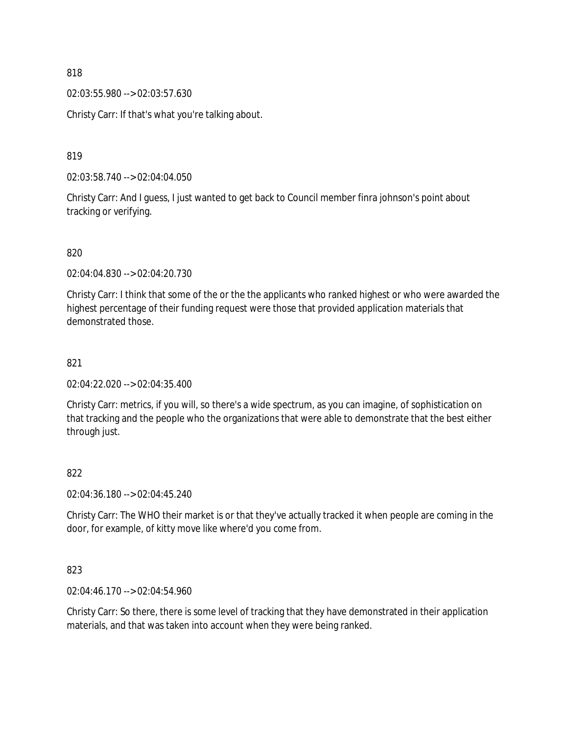818

02:03:55.980 --> 02:03:57.630

Christy Carr: If that's what you're talking about.

819

02:03:58.740 --> 02:04:04.050

Christy Carr: And I guess, I just wanted to get back to Council member finra johnson's point about tracking or verifying.

820

02:04:04.830 --> 02:04:20.730

Christy Carr: I think that some of the or the the applicants who ranked highest or who were awarded the highest percentage of their funding request were those that provided application materials that demonstrated those.

821

02:04:22.020 --> 02:04:35.400

Christy Carr: metrics, if you will, so there's a wide spectrum, as you can imagine, of sophistication on that tracking and the people who the organizations that were able to demonstrate that the best either through just.

822

02:04:36.180 --> 02:04:45.240

Christy Carr: The WHO their market is or that they've actually tracked it when people are coming in the door, for example, of kitty move like where'd you come from.

823

02:04:46.170 --> 02:04:54.960

Christy Carr: So there, there is some level of tracking that they have demonstrated in their application materials, and that was taken into account when they were being ranked.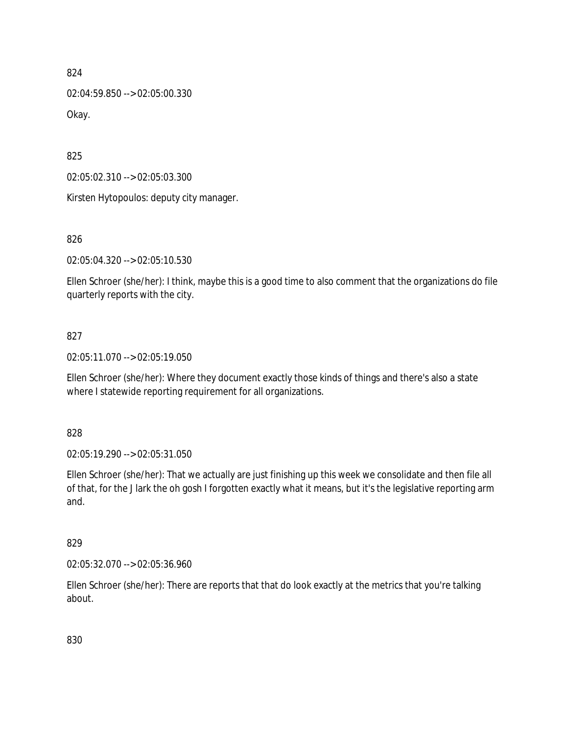824

02:04:59.850 --> 02:05:00.330

Okay.

825

02:05:02.310 --> 02:05:03.300

Kirsten Hytopoulos: deputy city manager.

826

02:05:04.320 --> 02:05:10.530

Ellen Schroer (she/her): I think, maybe this is a good time to also comment that the organizations do file quarterly reports with the city.

827

02:05:11.070 --> 02:05:19.050

Ellen Schroer (she/her): Where they document exactly those kinds of things and there's also a state where I statewide reporting requirement for all organizations.

828

02:05:19.290 --> 02:05:31.050

Ellen Schroer (she/her): That we actually are just finishing up this week we consolidate and then file all of that, for the J lark the oh gosh I forgotten exactly what it means, but it's the legislative reporting arm and.

829

02:05:32.070 --> 02:05:36.960

Ellen Schroer (she/her): There are reports that that do look exactly at the metrics that you're talking about.

830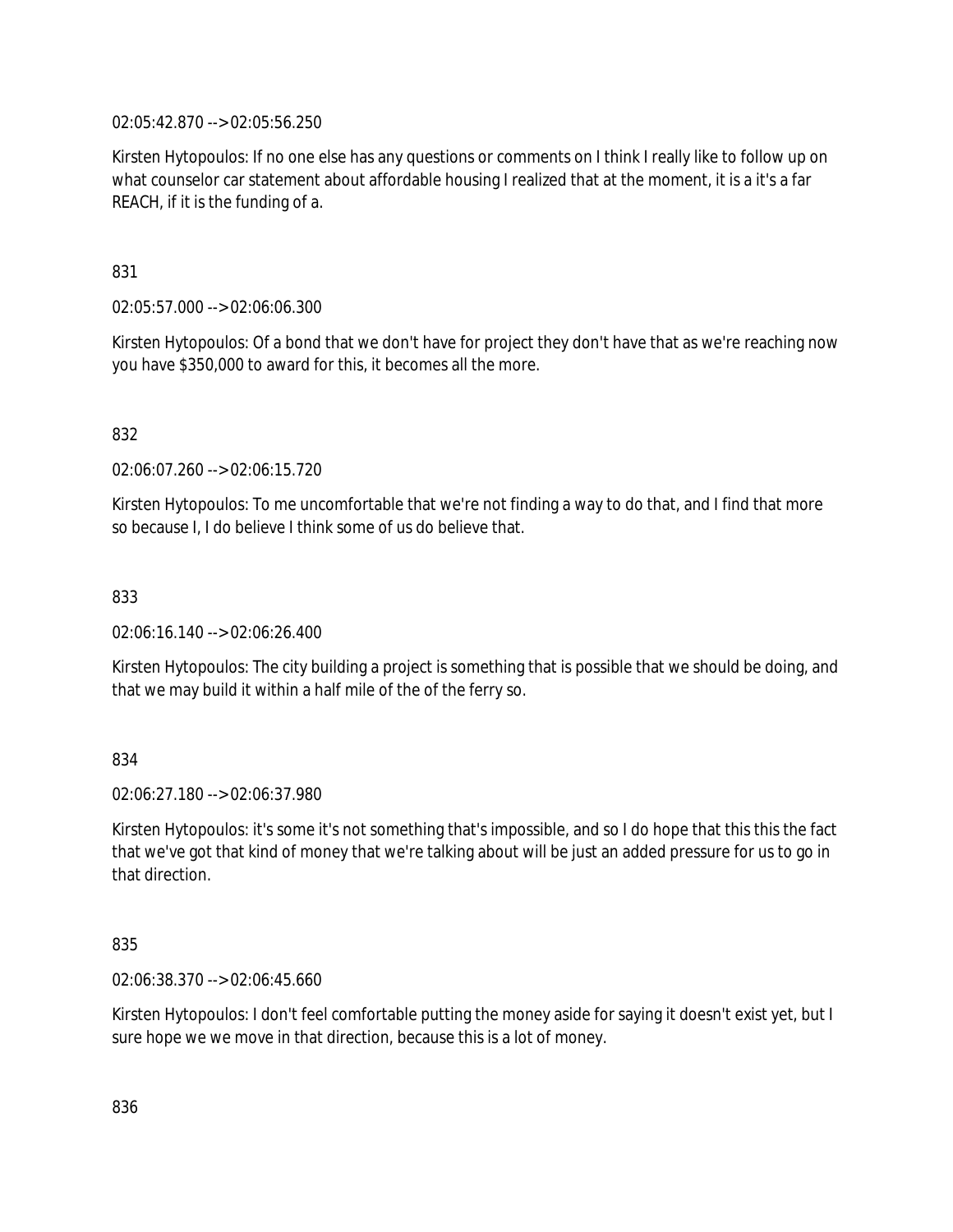02:05:42.870 --> 02:05:56.250

Kirsten Hytopoulos: If no one else has any questions or comments on I think I really like to follow up on what counselor car statement about affordable housing I realized that at the moment, it is a it's a far REACH, if it is the funding of a.

831

02:05:57.000 --> 02:06:06.300

Kirsten Hytopoulos: Of a bond that we don't have for project they don't have that as we're reaching now you have $350,000 to award for this, it becomes all the more.

832

02:06:07.260 --> 02:06:15.720

Kirsten Hytopoulos: To me uncomfortable that we're not finding a way to do that, and I find that more so because I, I do believe I think some of us do believe that.

833

02:06:16.140 --> 02:06:26.400

Kirsten Hytopoulos: The city building a project is something that is possible that we should be doing, and that we may build it within a half mile of the of the ferry so.

834

02:06:27.180 --> 02:06:37.980

Kirsten Hytopoulos: it's some it's not something that's impossible, and so I do hope that this this the fact that we've got that kind of money that we're talking about will be just an added pressure for us to go in that direction.

835

02:06:38.370 --> 02:06:45.660

Kirsten Hytopoulos: I don't feel comfortable putting the money aside for saying it doesn't exist yet, but I sure hope we we move in that direction, because this is a lot of money.

836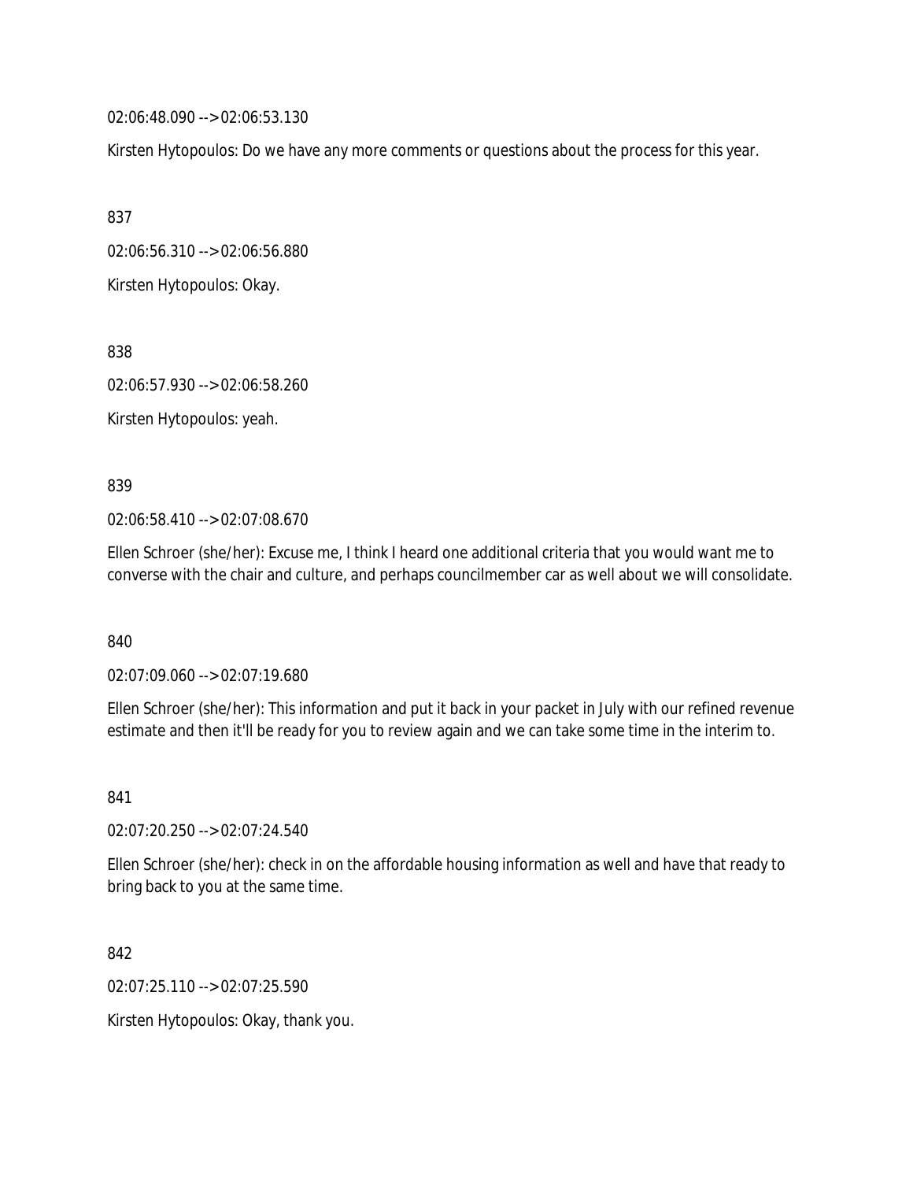02:06:48.090 --> 02:06:53.130

Kirsten Hytopoulos: Do we have any more comments or questions about the process for this year.

837

02:06:56.310 --> 02:06:56.880

Kirsten Hytopoulos: Okay.

838

02:06:57.930 --> 02:06:58.260

Kirsten Hytopoulos: yeah.

839

02:06:58.410 --> 02:07:08.670

Ellen Schroer (she/her): Excuse me, I think I heard one additional criteria that you would want me to converse with the chair and culture, and perhaps councilmember car as well about we will consolidate.

840

02:07:09.060 --> 02:07:19.680

Ellen Schroer (she/her): This information and put it back in your packet in July with our refined revenue estimate and then it'll be ready for you to review again and we can take some time in the interim to.

841

02:07:20.250 --> 02:07:24.540

Ellen Schroer (she/her): check in on the affordable housing information as well and have that ready to bring back to you at the same time.

842

02:07:25.110 --> 02:07:25.590

Kirsten Hytopoulos: Okay, thank you.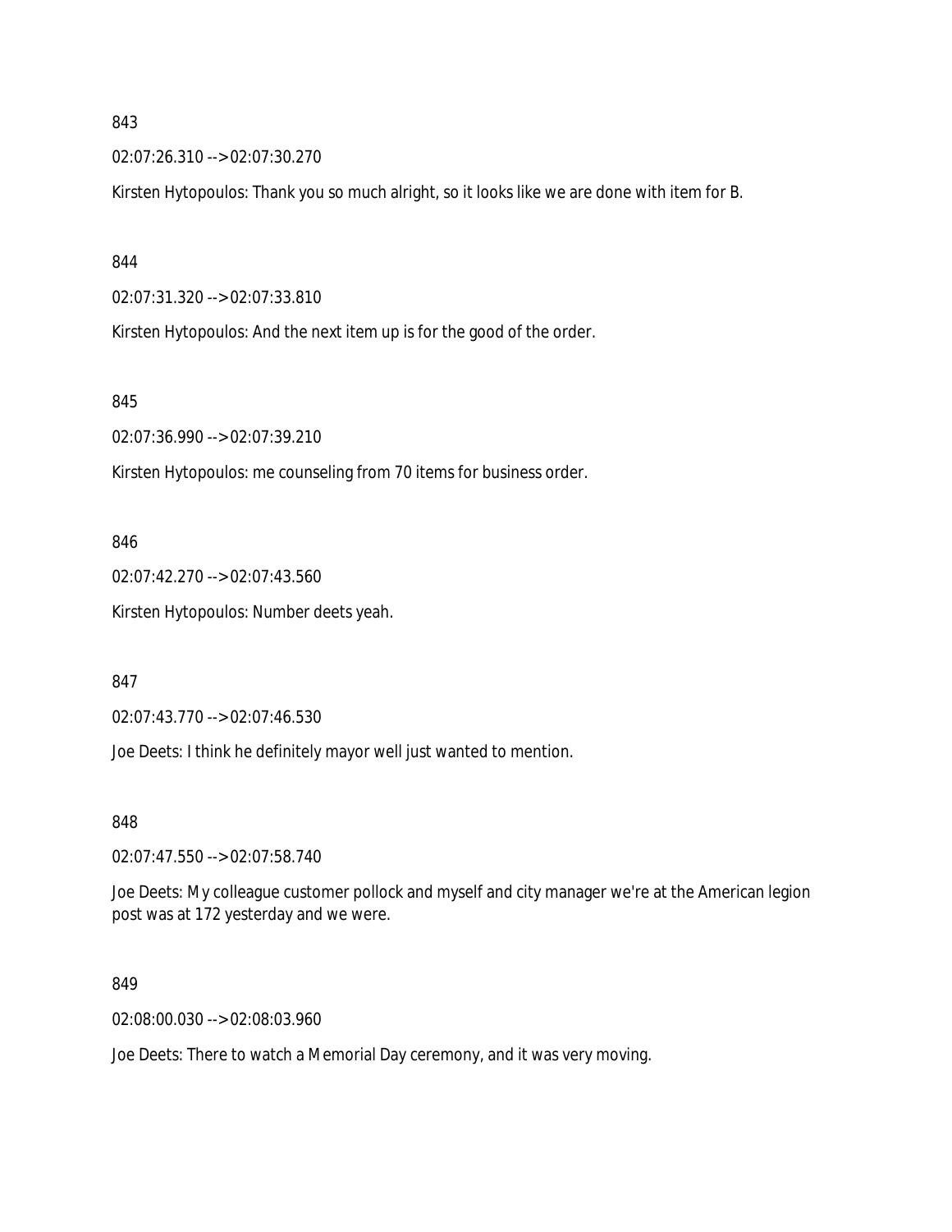843

02:07:26.310 --> 02:07:30.270

Kirsten Hytopoulos: Thank you so much alright, so it looks like we are done with item for B.

844

02:07:31.320 --> 02:07:33.810

Kirsten Hytopoulos: And the next item up is for the good of the order.

845

02:07:36.990 --> 02:07:39.210

Kirsten Hytopoulos: me counseling from 70 items for business order.

846

02:07:42.270 --> 02:07:43.560

Kirsten Hytopoulos: Number deets yeah.

847

02:07:43.770 --> 02:07:46.530

Joe Deets: I think he definitely mayor well just wanted to mention.

848

02:07:47.550 --> 02:07:58.740

Joe Deets: My colleague customer pollock and myself and city manager we're at the American legion post was at 172 yesterday and we were.

849

02:08:00.030 --> 02:08:03.960

Joe Deets: There to watch a Memorial Day ceremony, and it was very moving.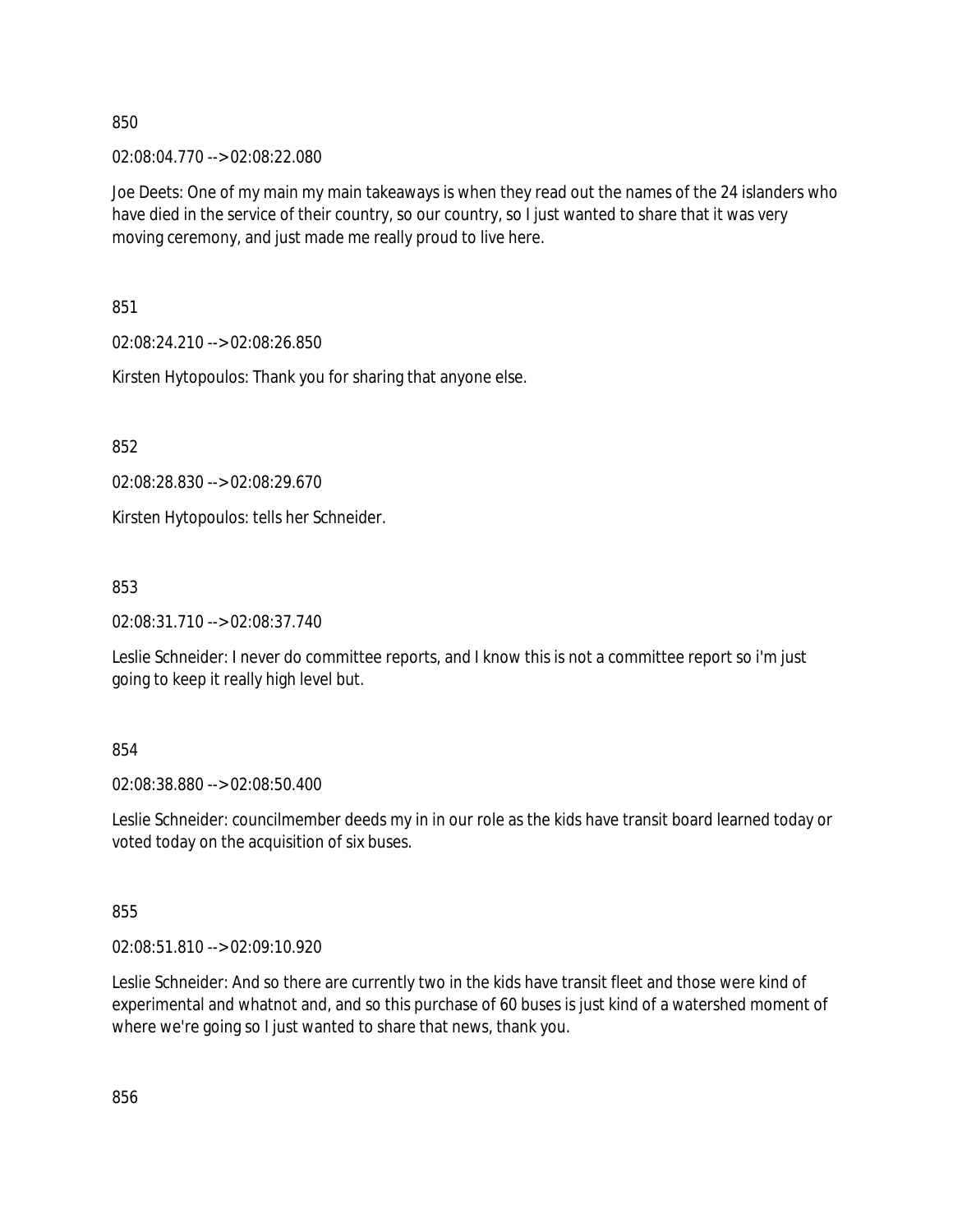850

02:08:04.770 --> 02:08:22.080

Joe Deets: One of my main my main takeaways is when they read out the names of the 24 islanders who have died in the service of their country, so our country, so I just wanted to share that it was very moving ceremony, and just made me really proud to live here.

851

02:08:24.210 --> 02:08:26.850

Kirsten Hytopoulos: Thank you for sharing that anyone else.

852

02:08:28.830 --> 02:08:29.670

Kirsten Hytopoulos: tells her Schneider.

853

02:08:31.710 --> 02:08:37.740

Leslie Schneider: I never do committee reports, and I know this is not a committee report so i'm just going to keep it really high level but.

854

02:08:38.880 --> 02:08:50.400

Leslie Schneider: councilmember deeds my in in our role as the kids have transit board learned today or voted today on the acquisition of six buses.

855

02:08:51.810 --> 02:09:10.920

Leslie Schneider: And so there are currently two in the kids have transit fleet and those were kind of experimental and whatnot and, and so this purchase of 60 buses is just kind of a watershed moment of where we're going so I just wanted to share that news, thank you.

856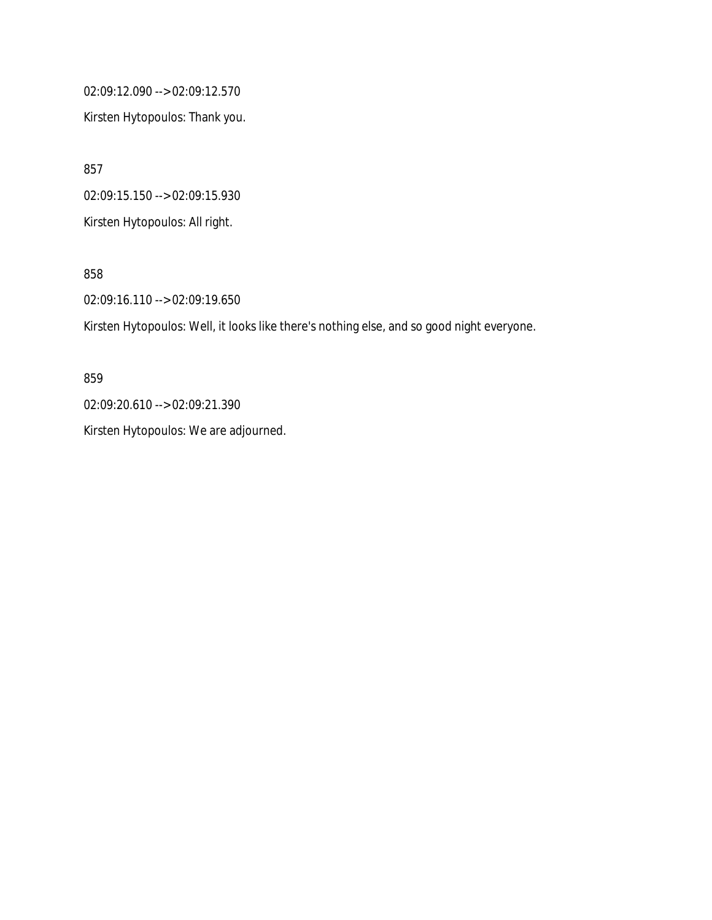02:09:12.090 --> 02:09:12.570

Kirsten Hytopoulos: Thank you.

857

02:09:15.150 --> 02:09:15.930

Kirsten Hytopoulos: All right.

858

02:09:16.110 --> 02:09:19.650

Kirsten Hytopoulos: Well, it looks like there's nothing else, and so good night everyone.

859

02:09:20.610 --> 02:09:21.390

Kirsten Hytopoulos: We are adjourned.